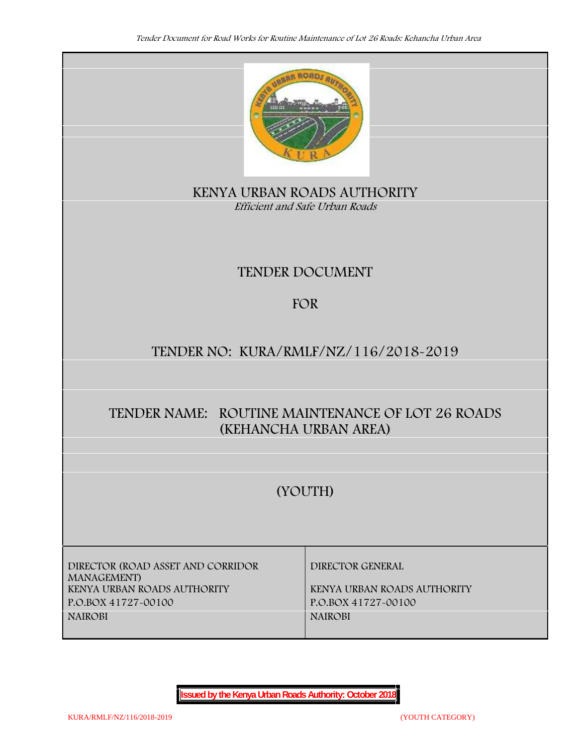# KENYA URBAN ROADS AUTHORITY

*Efficient and Safe Urban Roads*

## TENDER DOCUMENT

## FOR

## TENDER NO: KURA/RMLF/NZ/116/2018-2019

## TENDER NAME: ROUTINE MAINTENANCE OF LOT 26 ROADS (KEHANCHA URBAN AREA)

## (YOUTH)

| | |
|---|---|
| DIRECTOR (ROAD ASSET AND CORRIDOR MANAGEMENT) | DIRECTOR GENERAL |
| KENYA URBAN ROADS AUTHORITY | KENYA URBAN ROADS AUTHORITY |
| P.O.BOX 41727-00100 | P.O.BOX 41727-00100 |
| NAIROBI | NAIROBI |

**Issued by the Kenya Urban Roads Authority: October 2018**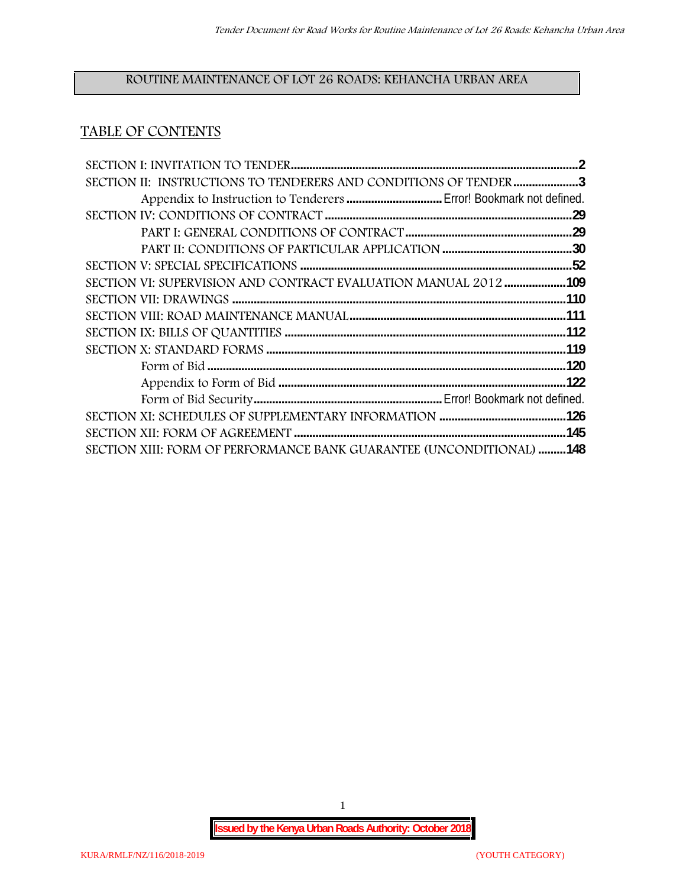ROUTINE MAINTENANCE OF LOT 26 ROADS: KEHANCHA URBAN AREA

## TABLE OF CONTENTS

SECTION I: INVITATION TO TENDER....................................................................................2

SECTION II: INSTRUCTIONS TO TENDERERS AND CONDITIONS OF TENDER....................3

- Appendix to Instruction to Tenderers ............................. Error! Bookmark not defined.

SECTION IV: CONDITIONS OF CONTRACT .........................................................................29

- PART I: GENERAL CONDITIONS OF CONTRACT.................................................29
- PART II: CONDITIONS OF PARTICULAR APPLICATION ......................................30

SECTION V: SPECIAL SPECIFICATIONS ..............................................................................52

SECTION VI: SUPERVISION AND CONTRACT EVALUATION MANUAL 2012 ...................109

SECTION VII: DRAWINGS ...................................................................................................110

SECTION VIII: ROAD MAINTENANCE MANUAL..................................................................111

SECTION IX: BILLS OF QUANTITIES ..................................................................................112

SECTION X: STANDARD FORMS ........................................................................................119

- Form of Bid ................................................................................................120
- Appendix to Form of Bid ...........................................................................122
- Form of Bid Security.......................................................... Error! Bookmark not defined.

SECTION XI: SCHEDULES OF SUPPLEMENTARY INFORMATION ......................................126

SECTION XII: FORM OF AGREEMENT .................................................................................145

SECTION XIII: FORM OF PERFORMANCE BANK GUARANTEE (UNCONDITIONAL) .........148

**Issued by the Kenya Urban Roads Authority: October 2018**

KURA/RMLF/NZ/116/2018-2019 (YOUTH CATEGORY)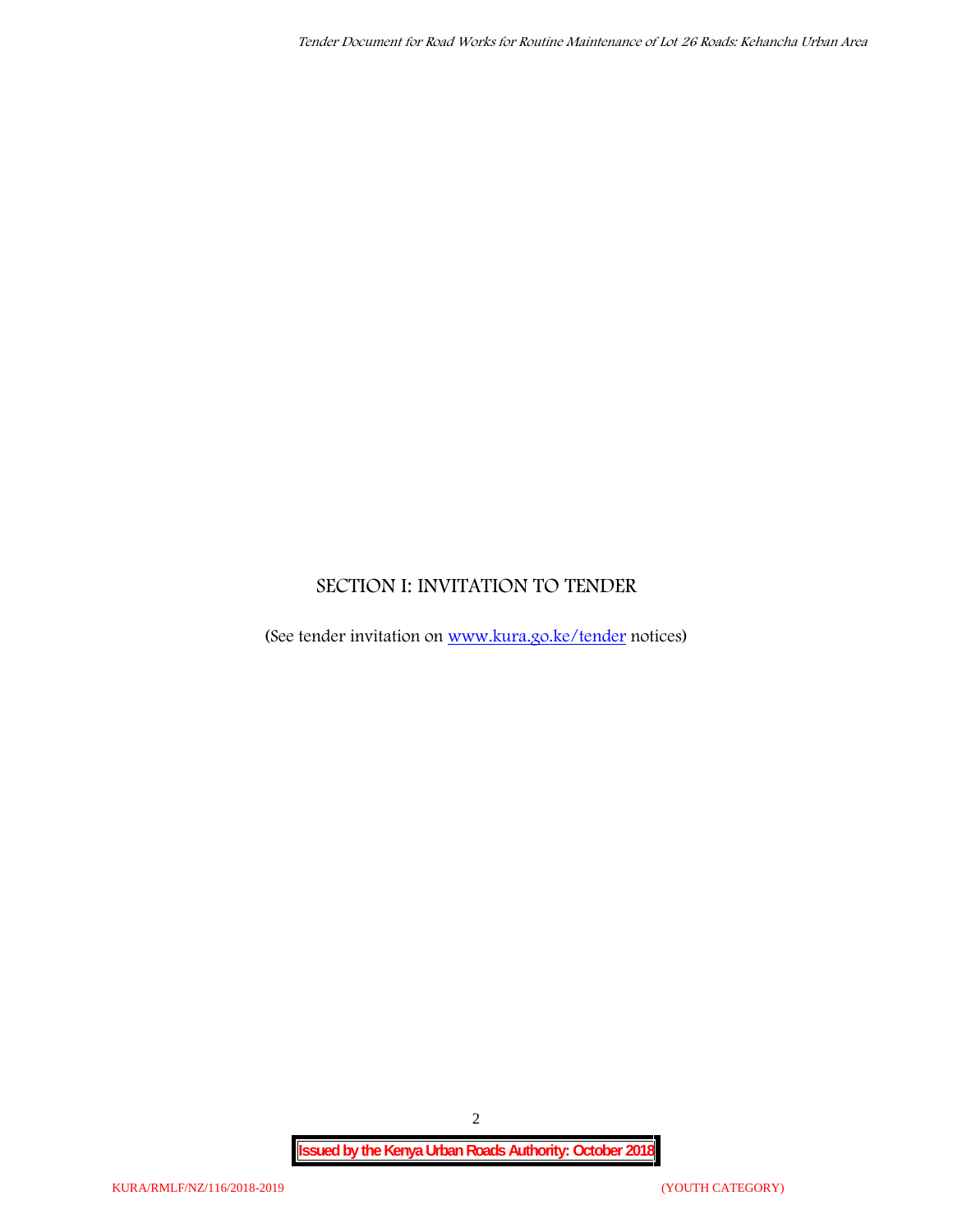# SECTION I: INVITATION TO TENDER

(See tender invitation on [www.kura.go.ke/tender](www.kura.go.ke/tender) notices)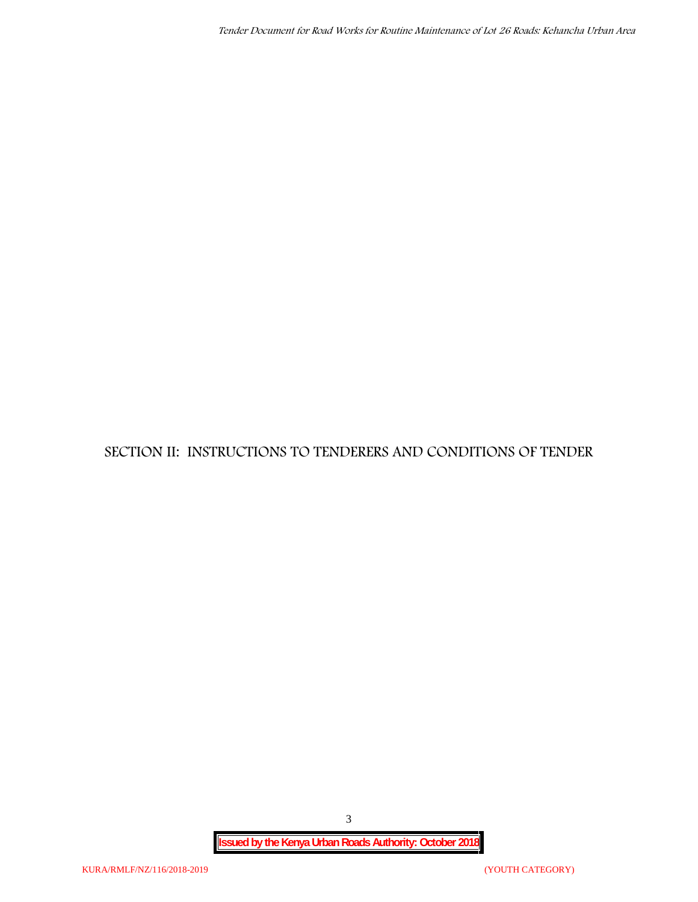# SECTION II: INSTRUCTIONS TO TENDERERS AND CONDITIONS OF TENDER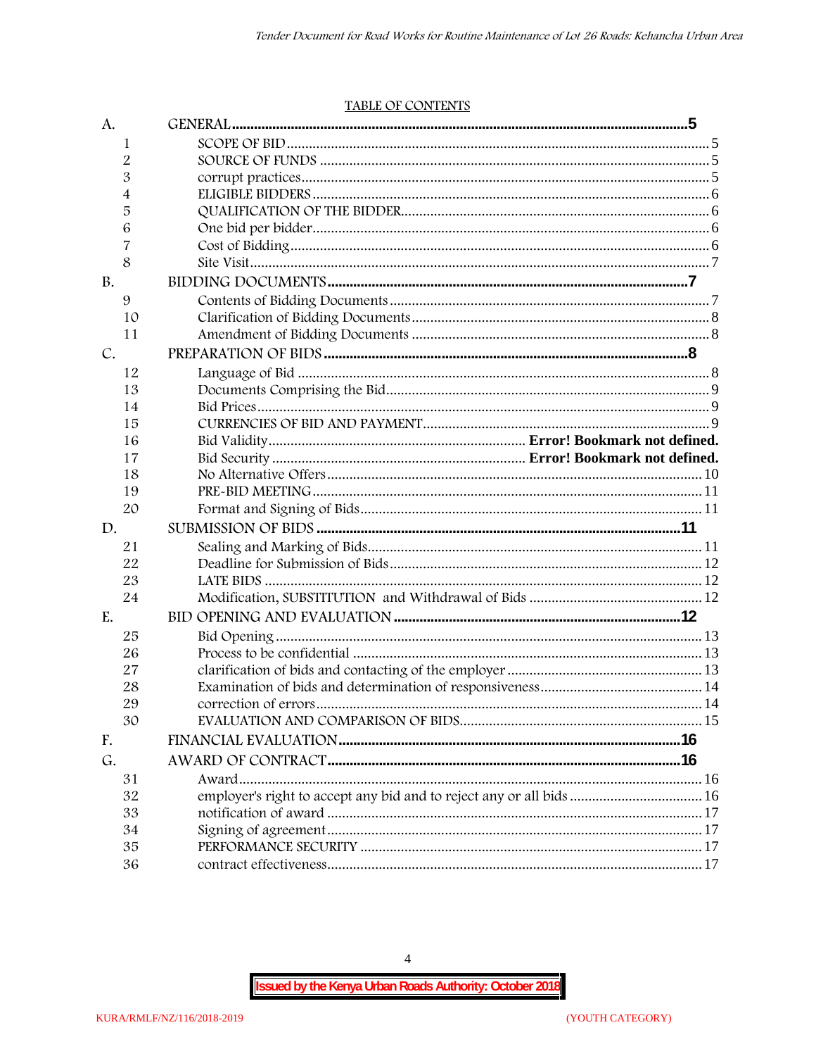TABLE OF CONTENTS

| | | |
|---|---|---|
| A. | GENERAL | 5 |
| 1 | SCOPE OF BID | 5 |
| 2 | SOURCE OF FUNDS | 5 |
| 3 | corrupt practices | 5 |
| 4 | ELIGIBLE BIDDERS | 6 |
| 5 | QUALIFICATION OF THE BIDDER | 6 |
| 6 | One bid per bidder | 6 |
| 7 | Cost of Bidding | 6 |
| 8 | Site Visit | 7 |
| B. | BIDDING DOCUMENTS | 7 |
| 9 | Contents of Bidding Documents | 7 |
| 10 | Clarification of Bidding Documents | 8 |
| 11 | Amendment of Bidding Documents | 8 |
| C. | PREPARATION OF BIDS | 8 |
| 12 | Language of Bid | 8 |
| 13 | Documents Comprising the Bid | 9 |
| 14 | Bid Prices | 9 |
| 15 | CURRENCIES OF BID AND PAYMENT | 9 |
| 16 | Bid Validity | **Error! Bookmark not defined.** |
| 17 | Bid Security | **Error! Bookmark not defined.** |
| 18 | No Alternative Offers | 10 |
| 19 | PRE-BID MEETING | 11 |
| 20 | Format and Signing of Bids | 11 |
| D. | SUBMISSION OF BIDS | 11 |
| 21 | Sealing and Marking of Bids | 11 |
| 22 | Deadline for Submission of Bids | 12 |
| 23 | LATE BIDS | 12 |
| 24 | Modification, SUBSTITUTION and Withdrawal of Bids | 12 |
| E. | BID OPENING AND EVALUATION | 12 |
| 25 | Bid Opening | 13 |
| 26 | Process to be confidential | 13 |
| 27 | clarification of bids and contacting of the employer | 13 |
| 28 | Examination of bids and determination of responsiveness | 14 |
| 29 | correction of errors | 14 |
| 30 | EVALUATION AND COMPARISON OF BIDS | 15 |
| F. | FINANCIAL EVALUATION | 16 |
| G. | AWARD OF CONTRACT | 16 |
| 31 | Award | 16 |
| 32 | employer's right to accept any bid and to reject any or all bids | 16 |
| 33 | notification of award | 17 |
| 34 | Signing of agreement | 17 |
| 35 | PERFORMANCE SECURITY | 17 |
| 36 | contract effectiveness | 17 |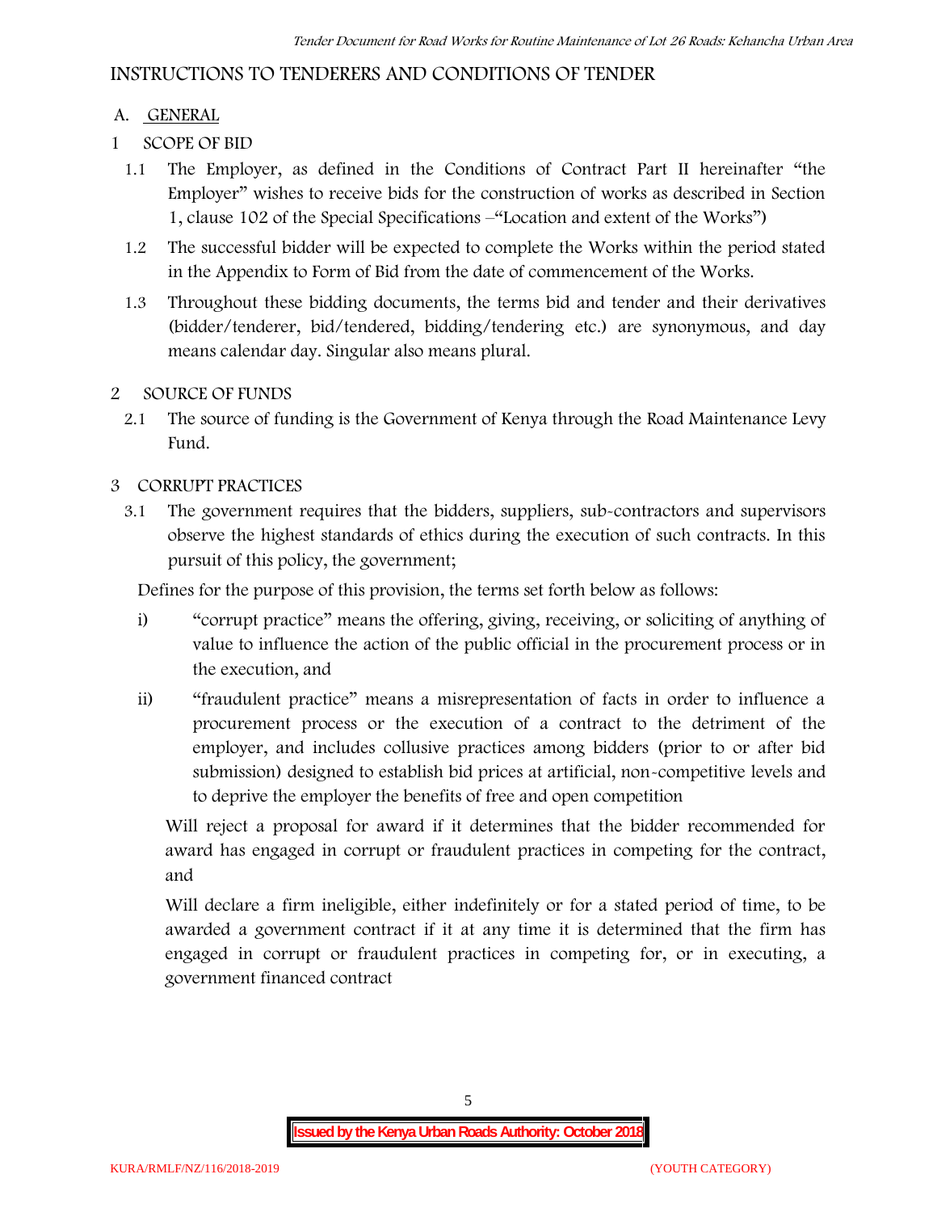# INSTRUCTIONS TO TENDERERS AND CONDITIONS OF TENDER

## A. GENERAL

### 1 SCOPE OF BID

1.1 The Employer, as defined in the Conditions of Contract Part II hereinafter "the Employer" wishes to receive bids for the construction of works as described in Section 1, clause 102 of the Special Specifications –"Location and extent of the Works")

1.2 The successful bidder will be expected to complete the Works within the period stated in the Appendix to Form of Bid from the date of commencement of the Works.

1.3 Throughout these bidding documents, the terms bid and tender and their derivatives (bidder/tenderer, bid/tendered, bidding/tendering etc.) are synonymous, and day means calendar day. Singular also means plural.

### 2 SOURCE OF FUNDS

2.1 The source of funding is the Government of Kenya through the Road Maintenance Levy Fund.

### 3 CORRUPT PRACTICES

3.1 The government requires that the bidders, suppliers, sub-contractors and supervisors observe the highest standards of ethics during the execution of such contracts. In this pursuit of this policy, the government;

Defines for the purpose of this provision, the terms set forth below as follows:

i) "corrupt practice" means the offering, giving, receiving, or soliciting of anything of value to influence the action of the public official in the procurement process or in the execution, and

ii) "fraudulent practice" means a misrepresentation of facts in order to influence a procurement process or the execution of a contract to the detriment of the employer, and includes collusive practices among bidders (prior to or after bid submission) designed to establish bid prices at artificial, non-competitive levels and to deprive the employer the benefits of free and open competition

Will reject a proposal for award if it determines that the bidder recommended for award has engaged in corrupt or fraudulent practices in competing for the contract, and

Will declare a firm ineligible, either indefinitely or for a stated period of time, to be awarded a government contract if it at any time it is determined that the firm has engaged in corrupt or fraudulent practices in competing for, or in executing, a government financed contract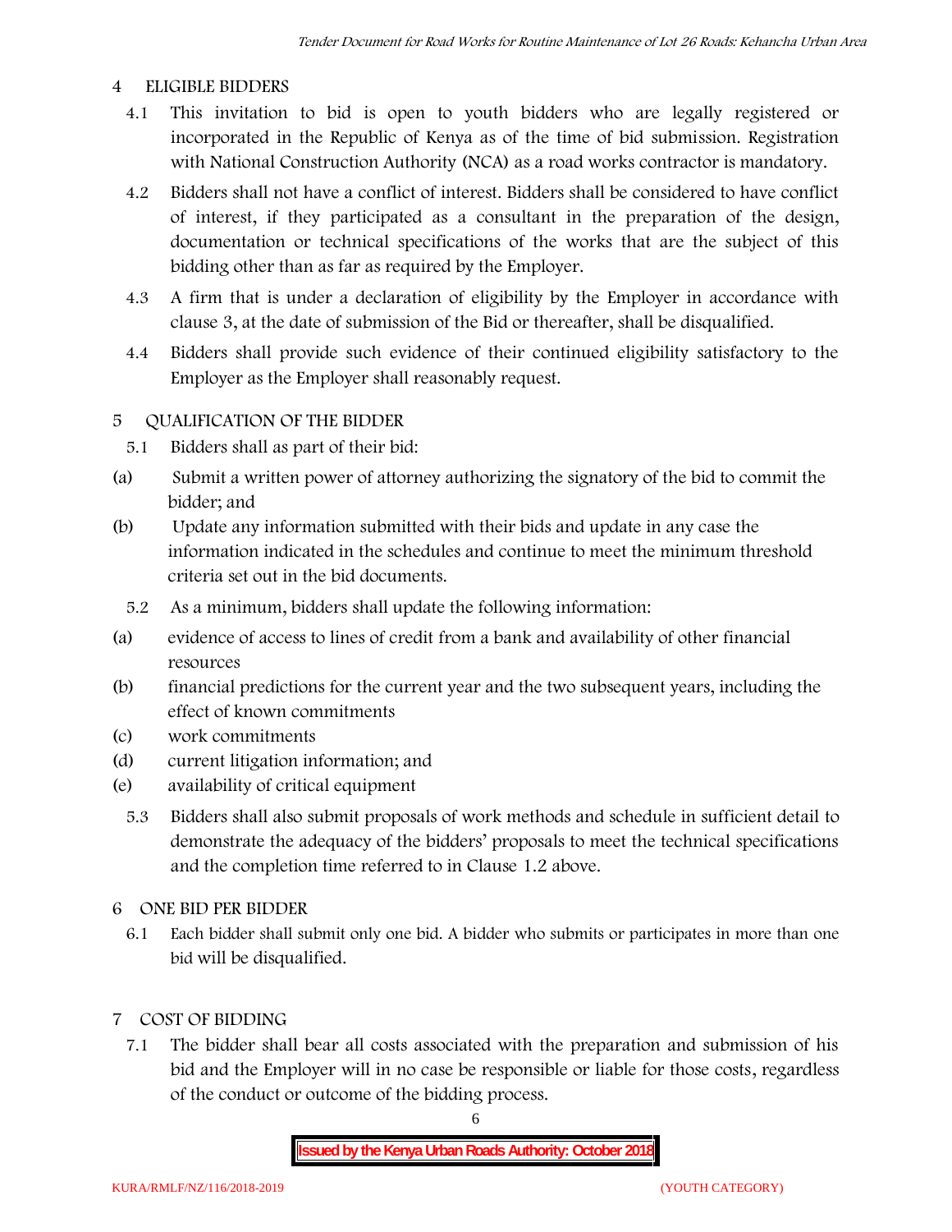## 4 ELIGIBLE BIDDERS

4.1 This invitation to bid is open to youth bidders who are legally registered or incorporated in the Republic of Kenya as of the time of bid submission. Registration with National Construction Authority (NCA) as a road works contractor is mandatory.

4.2 Bidders shall not have a conflict of interest. Bidders shall be considered to have conflict of interest, if they participated as a consultant in the preparation of the design, documentation or technical specifications of the works that are the subject of this bidding other than as far as required by the Employer.

4.3 A firm that is under a declaration of eligibility by the Employer in accordance with clause 3, at the date of submission of the Bid or thereafter, shall be disqualified.

4.4 Bidders shall provide such evidence of their continued eligibility satisfactory to the Employer as the Employer shall reasonably request.

## 5 QUALIFICATION OF THE BIDDER

5.1 Bidders shall as part of their bid:

(a) Submit a written power of attorney authorizing the signatory of the bid to commit the bidder; and

(b) Update any information submitted with their bids and update in any case the information indicated in the schedules and continue to meet the minimum threshold criteria set out in the bid documents.

5.2 As a minimum, bidders shall update the following information:

(a) evidence of access to lines of credit from a bank and availability of other financial resources

(b) financial predictions for the current year and the two subsequent years, including the effect of known commitments

(c) work commitments

(d) current litigation information; and

(e) availability of critical equipment

5.3 Bidders shall also submit proposals of work methods and schedule in sufficient detail to demonstrate the adequacy of the bidders' proposals to meet the technical specifications and the completion time referred to in Clause 1.2 above.

## 6 ONE BID PER BIDDER

6.1 Each bidder shall submit only one bid. A bidder who submits or participates in more than one bid will be disqualified.

## 7 COST OF BIDDING

7.1 The bidder shall bear all costs associated with the preparation and submission of his bid and the Employer will in no case be responsible or liable for those costs, regardless of the conduct or outcome of the bidding process.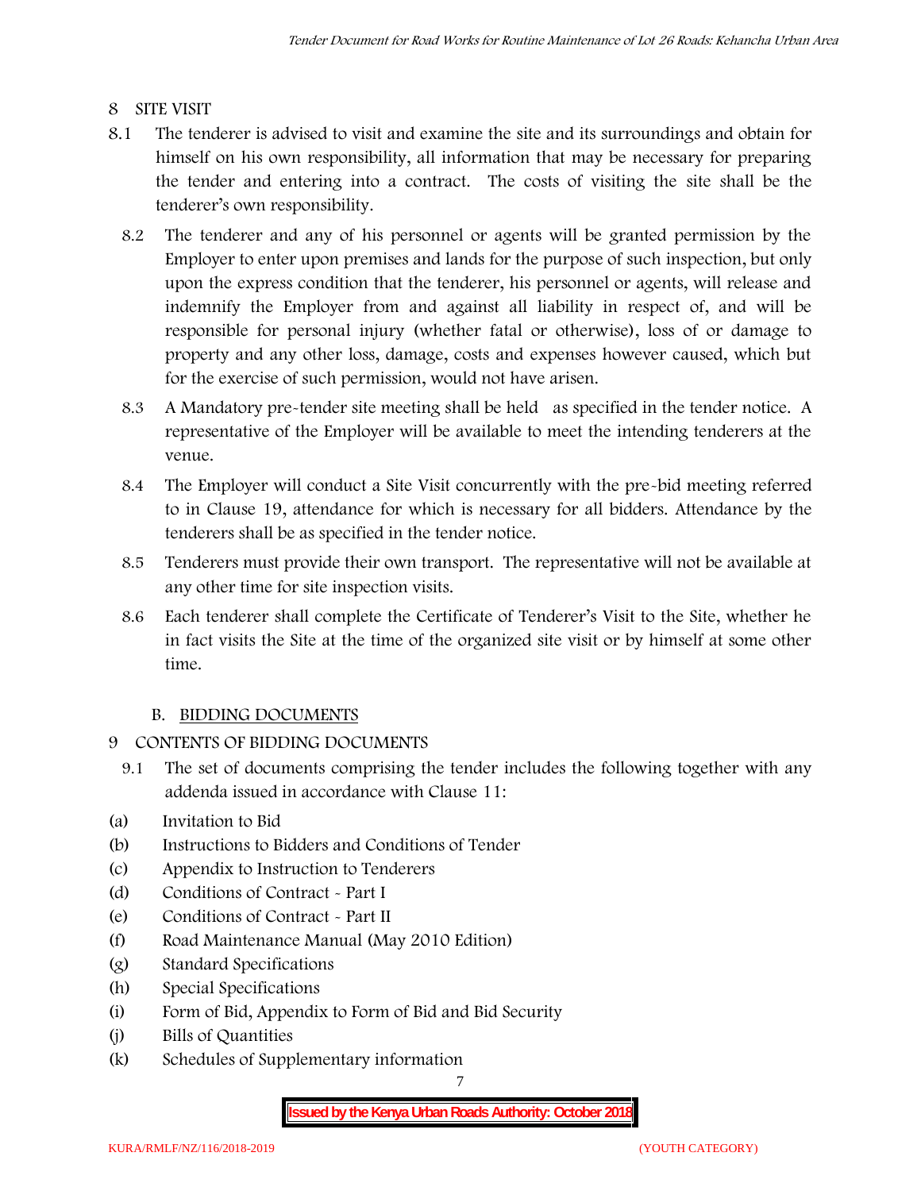## 8 SITE VISIT

8.1 The tenderer is advised to visit and examine the site and its surroundings and obtain for himself on his own responsibility, all information that may be necessary for preparing the tender and entering into a contract. The costs of visiting the site shall be the tenderer's own responsibility.

8.2 The tenderer and any of his personnel or agents will be granted permission by the Employer to enter upon premises and lands for the purpose of such inspection, but only upon the express condition that the tenderer, his personnel or agents, will release and indemnify the Employer from and against all liability in respect of, and will be responsible for personal injury (whether fatal or otherwise), loss of or damage to property and any other loss, damage, costs and expenses however caused, which but for the exercise of such permission, would not have arisen.

8.3 A Mandatory pre-tender site meeting shall be held as specified in the tender notice. A representative of the Employer will be available to meet the intending tenderers at the venue.

8.4 The Employer will conduct a Site Visit concurrently with the pre-bid meeting referred to in Clause 19, attendance for which is necessary for all bidders. Attendance by the tenderers shall be as specified in the tender notice.

8.5 Tenderers must provide their own transport. The representative will not be available at any other time for site inspection visits.

8.6 Each tenderer shall complete the Certificate of Tenderer's Visit to the Site, whether he in fact visits the Site at the time of the organized site visit or by himself at some other time.

### B. BIDDING DOCUMENTS

## 9 CONTENTS OF BIDDING DOCUMENTS

9.1 The set of documents comprising the tender includes the following together with any addenda issued in accordance with Clause 11:

(a) Invitation to Bid
(b) Instructions to Bidders and Conditions of Tender
(c) Appendix to Instruction to Tenderers
(d) Conditions of Contract - Part I
(e) Conditions of Contract - Part II
(f) Road Maintenance Manual (May 2010 Edition)
(g) Standard Specifications
(h) Special Specifications
(i) Form of Bid, Appendix to Form of Bid and Bid Security
(j) Bills of Quantities
(k) Schedules of Supplementary information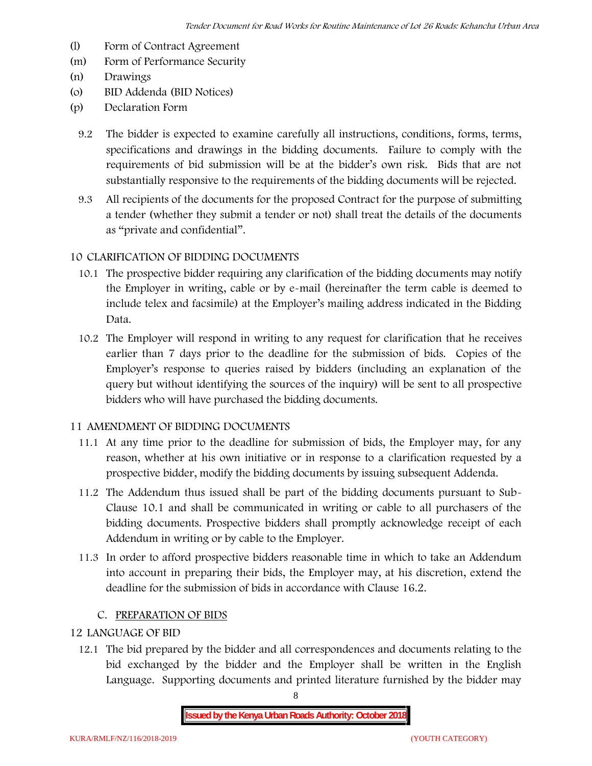- (l) Form of Contract Agreement
- (m) Form of Performance Security
- (n) Drawings
- (o) BID Addenda (BID Notices)
- (p) Declaration Form

9.2 The bidder is expected to examine carefully all instructions, conditions, forms, terms, specifications and drawings in the bidding documents. Failure to comply with the requirements of bid submission will be at the bidder's own risk. Bids that are not substantially responsive to the requirements of the bidding documents will be rejected.

9.3 All recipients of the documents for the proposed Contract for the purpose of submitting a tender (whether they submit a tender or not) shall treat the details of the documents as "private and confidential".

## 10 CLARIFICATION OF BIDDING DOCUMENTS

10.1 The prospective bidder requiring any clarification of the bidding documents may notify the Employer in writing, cable or by e-mail (hereinafter the term cable is deemed to include telex and facsimile) at the Employer's mailing address indicated in the Bidding Data.

10.2 The Employer will respond in writing to any request for clarification that he receives earlier than 7 days prior to the deadline for the submission of bids. Copies of the Employer's response to queries raised by bidders (including an explanation of the query but without identifying the sources of the inquiry) will be sent to all prospective bidders who will have purchased the bidding documents.

## 11 AMENDMENT OF BIDDING DOCUMENTS

11.1 At any time prior to the deadline for submission of bids, the Employer may, for any reason, whether at his own initiative or in response to a clarification requested by a prospective bidder, modify the bidding documents by issuing subsequent Addenda.

11.2 The Addendum thus issued shall be part of the bidding documents pursuant to Sub-Clause 10.1 and shall be communicated in writing or cable to all purchasers of the bidding documents. Prospective bidders shall promptly acknowledge receipt of each Addendum in writing or by cable to the Employer.

11.3 In order to afford prospective bidders reasonable time in which to take an Addendum into account in preparing their bids, the Employer may, at his discretion, extend the deadline for the submission of bids in accordance with Clause 16.2.

## C. PREPARATION OF BIDS

## 12 LANGUAGE OF BID

12.1 The bid prepared by the bidder and all correspondences and documents relating to the bid exchanged by the bidder and the Employer shall be written in the English Language. Supporting documents and printed literature furnished by the bidder may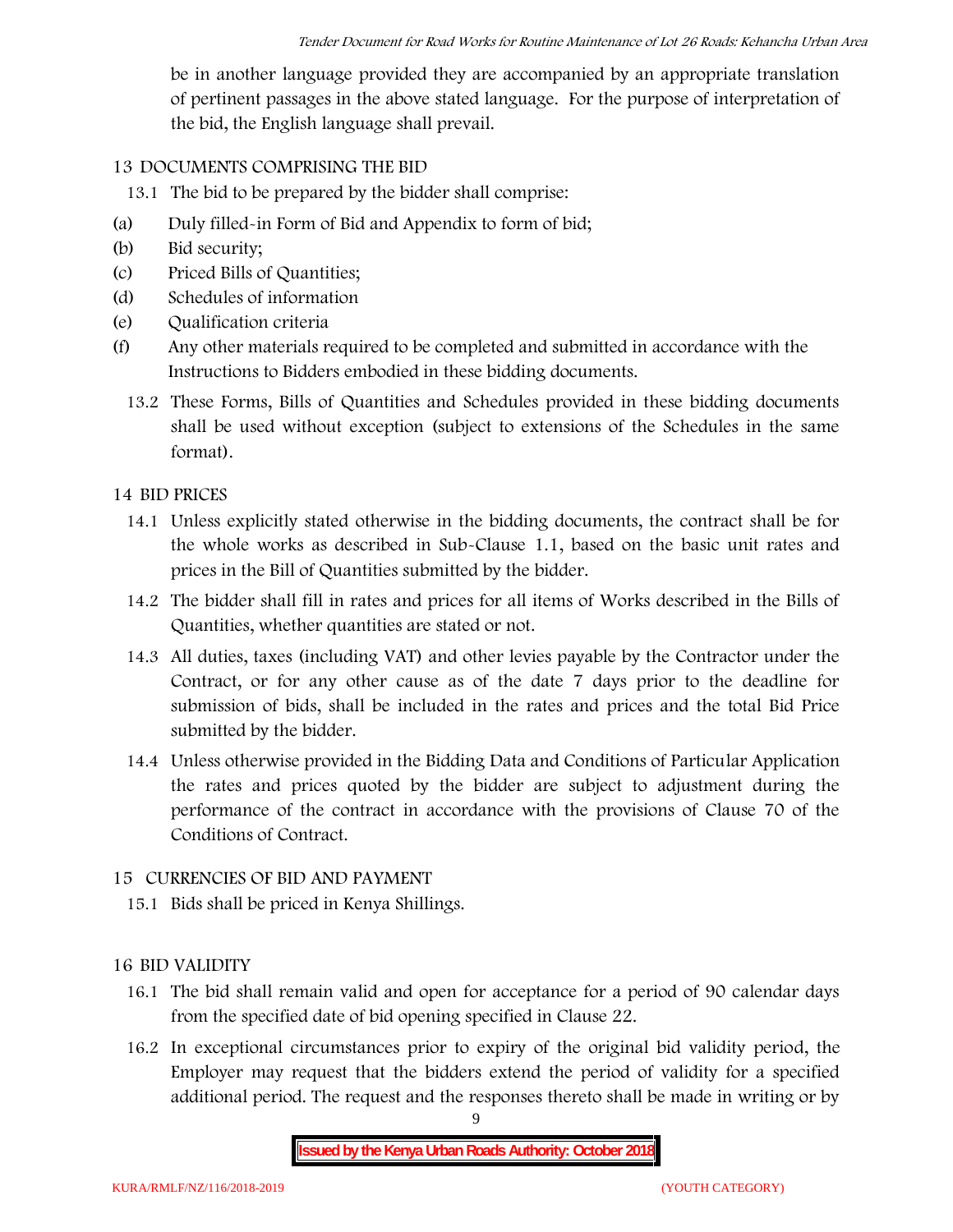be in another language provided they are accompanied by an appropriate translation of pertinent passages in the above stated language. For the purpose of interpretation of the bid, the English language shall prevail.

## 13 DOCUMENTS COMPRISING THE BID

13.1 The bid to be prepared by the bidder shall comprise:

(a) Duly filled-in Form of Bid and Appendix to form of bid;

(b) Bid security;

(c) Priced Bills of Quantities;

(d) Schedules of information

(e) Qualification criteria

(f) Any other materials required to be completed and submitted in accordance with the Instructions to Bidders embodied in these bidding documents.

13.2 These Forms, Bills of Quantities and Schedules provided in these bidding documents shall be used without exception (subject to extensions of the Schedules in the same format).

## 14 BID PRICES

14.1 Unless explicitly stated otherwise in the bidding documents, the contract shall be for the whole works as described in Sub-Clause 1.1, based on the basic unit rates and prices in the Bill of Quantities submitted by the bidder.

14.2 The bidder shall fill in rates and prices for all items of Works described in the Bills of Quantities, whether quantities are stated or not.

14.3 All duties, taxes (including VAT) and other levies payable by the Contractor under the Contract, or for any other cause as of the date 7 days prior to the deadline for submission of bids, shall be included in the rates and prices and the total Bid Price submitted by the bidder.

14.4 Unless otherwise provided in the Bidding Data and Conditions of Particular Application the rates and prices quoted by the bidder are subject to adjustment during the performance of the contract in accordance with the provisions of Clause 70 of the Conditions of Contract.

## 15 CURRENCIES OF BID AND PAYMENT

15.1 Bids shall be priced in Kenya Shillings.

## 16 BID VALIDITY

16.1 The bid shall remain valid and open for acceptance for a period of 90 calendar days from the specified date of bid opening specified in Clause 22.

16.2 In exceptional circumstances prior to expiry of the original bid validity period, the Employer may request that the bidders extend the period of validity for a specified additional period. The request and the responses thereto shall be made in writing or by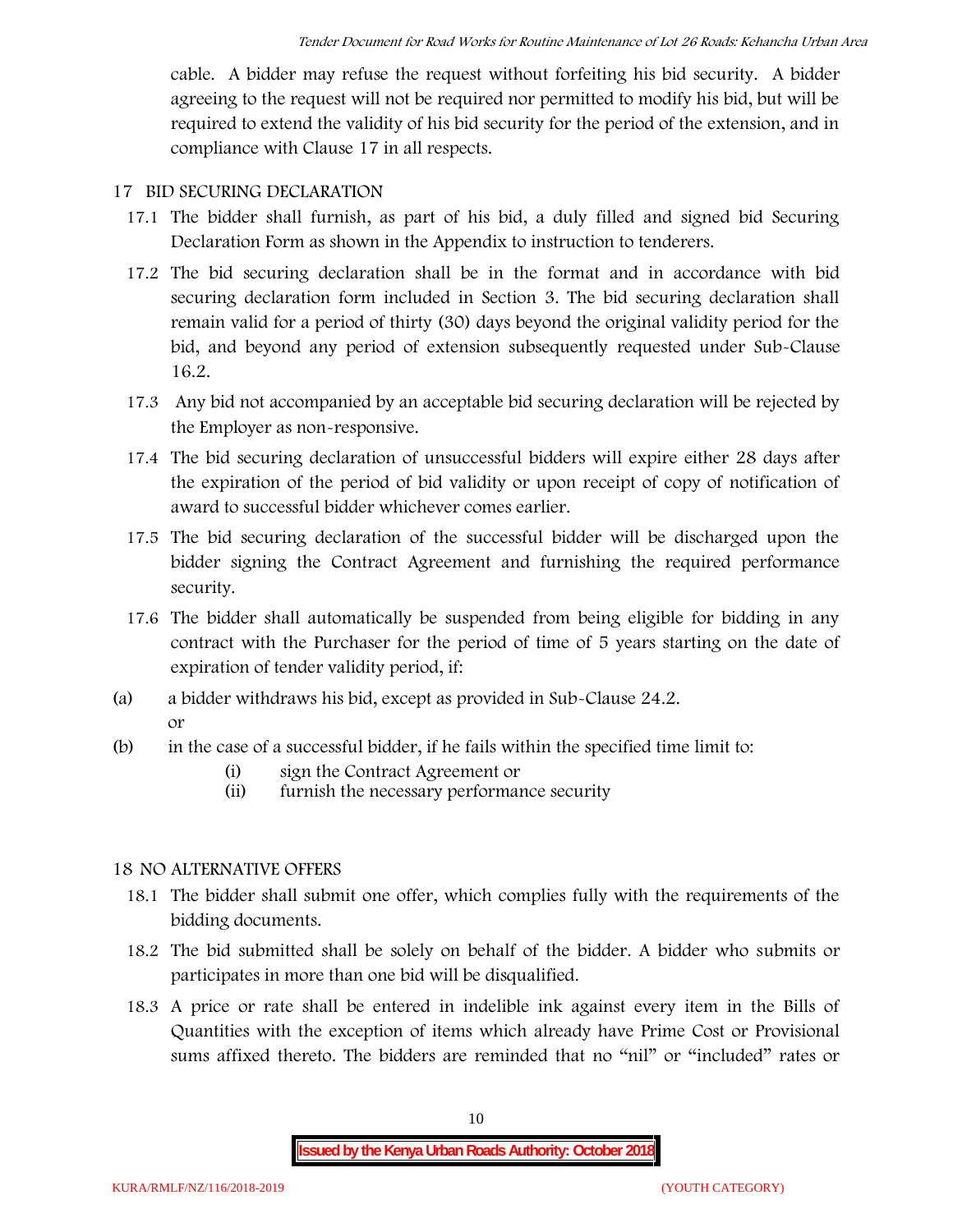cable. A bidder may refuse the request without forfeiting his bid security. A bidder agreeing to the request will not be required nor permitted to modify his bid, but will be required to extend the validity of his bid security for the period of the extension, and in compliance with Clause 17 in all respects.

## 17 BID SECURING DECLARATION

17.1 The bidder shall furnish, as part of his bid, a duly filled and signed bid Securing Declaration Form as shown in the Appendix to instruction to tenderers.

17.2 The bid securing declaration shall be in the format and in accordance with bid securing declaration form included in Section 3. The bid securing declaration shall remain valid for a period of thirty (30) days beyond the original validity period for the bid, and beyond any period of extension subsequently requested under Sub-Clause 16.2.

17.3 Any bid not accompanied by an acceptable bid securing declaration will be rejected by the Employer as non-responsive.

17.4 The bid securing declaration of unsuccessful bidders will expire either 28 days after the expiration of the period of bid validity or upon receipt of copy of notification of award to successful bidder whichever comes earlier.

17.5 The bid securing declaration of the successful bidder will be discharged upon the bidder signing the Contract Agreement and furnishing the required performance security.

17.6 The bidder shall automatically be suspended from being eligible for bidding in any contract with the Purchaser for the period of time of 5 years starting on the date of expiration of tender validity period, if:

(a) a bidder withdraws his bid, except as provided in Sub-Clause 24.2.
or

(b) in the case of a successful bidder, if he fails within the specified time limit to:
  (i) sign the Contract Agreement or
  (ii) furnish the necessary performance security

## 18 NO ALTERNATIVE OFFERS

18.1 The bidder shall submit one offer, which complies fully with the requirements of the bidding documents.

18.2 The bid submitted shall be solely on behalf of the bidder. A bidder who submits or participates in more than one bid will be disqualified.

18.3 A price or rate shall be entered in indelible ink against every item in the Bills of Quantities with the exception of items which already have Prime Cost or Provisional sums affixed thereto. The bidders are reminded that no "nil" or "included" rates or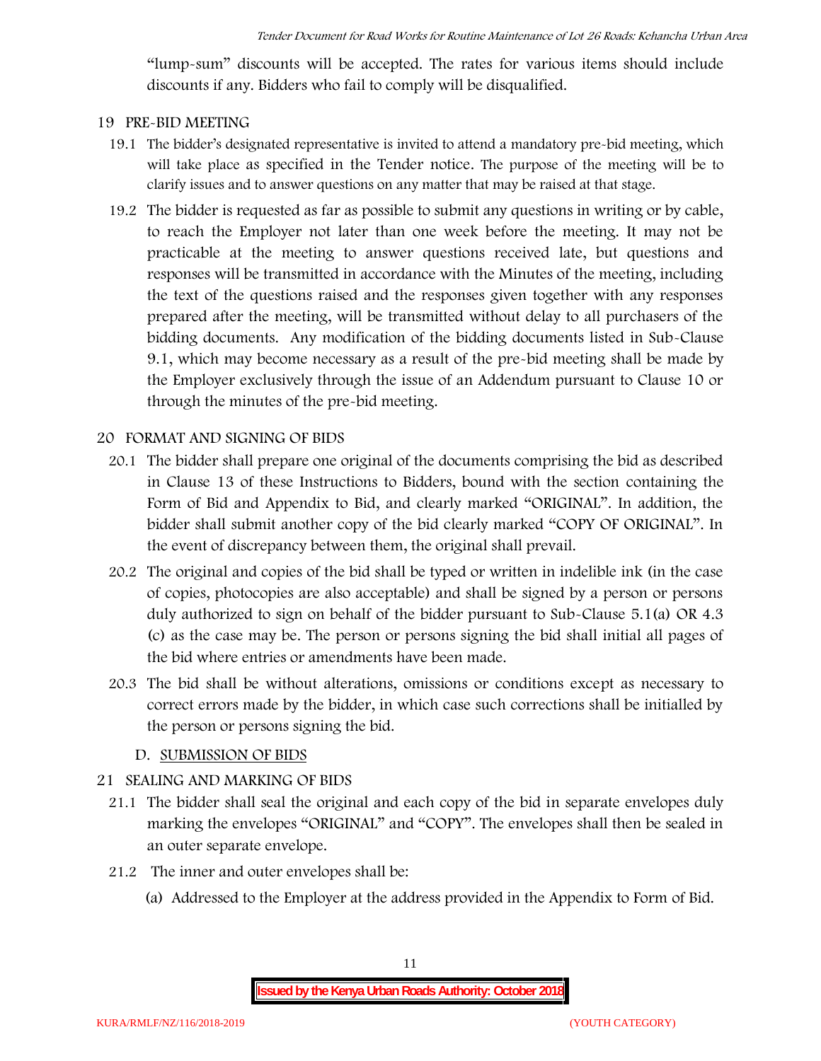"lump-sum" discounts will be accepted. The rates for various items should include discounts if any. Bidders who fail to comply will be disqualified.

## 19 PRE-BID MEETING

19.1 The bidder's designated representative is invited to attend a mandatory pre-bid meeting, which will take place as specified in the Tender notice. The purpose of the meeting will be to clarify issues and to answer questions on any matter that may be raised at that stage.

19.2 The bidder is requested as far as possible to submit any questions in writing or by cable, to reach the Employer not later than one week before the meeting. It may not be practicable at the meeting to answer questions received late, but questions and responses will be transmitted in accordance with the Minutes of the meeting, including the text of the questions raised and the responses given together with any responses prepared after the meeting, will be transmitted without delay to all purchasers of the bidding documents. Any modification of the bidding documents listed in Sub-Clause 9.1, which may become necessary as a result of the pre-bid meeting shall be made by the Employer exclusively through the issue of an Addendum pursuant to Clause 10 or through the minutes of the pre-bid meeting.

## 20 FORMAT AND SIGNING OF BIDS

20.1 The bidder shall prepare one original of the documents comprising the bid as described in Clause 13 of these Instructions to Bidders, bound with the section containing the Form of Bid and Appendix to Bid, and clearly marked "ORIGINAL". In addition, the bidder shall submit another copy of the bid clearly marked "COPY OF ORIGINAL". In the event of discrepancy between them, the original shall prevail.

20.2 The original and copies of the bid shall be typed or written in indelible ink (in the case of copies, photocopies are also acceptable) and shall be signed by a person or persons duly authorized to sign on behalf of the bidder pursuant to Sub-Clause 5.1(a) OR 4.3 (c) as the case may be. The person or persons signing the bid shall initial all pages of the bid where entries or amendments have been made.

20.3 The bid shall be without alterations, omissions or conditions except as necessary to correct errors made by the bidder, in which case such corrections shall be initialled by the person or persons signing the bid.

### D. SUBMISSION OF BIDS

## 21 SEALING AND MARKING OF BIDS

21.1 The bidder shall seal the original and each copy of the bid in separate envelopes duly marking the envelopes "ORIGINAL" and "COPY". The envelopes shall then be sealed in an outer separate envelope.

21.2 The inner and outer envelopes shall be:

(a) Addressed to the Employer at the address provided in the Appendix to Form of Bid.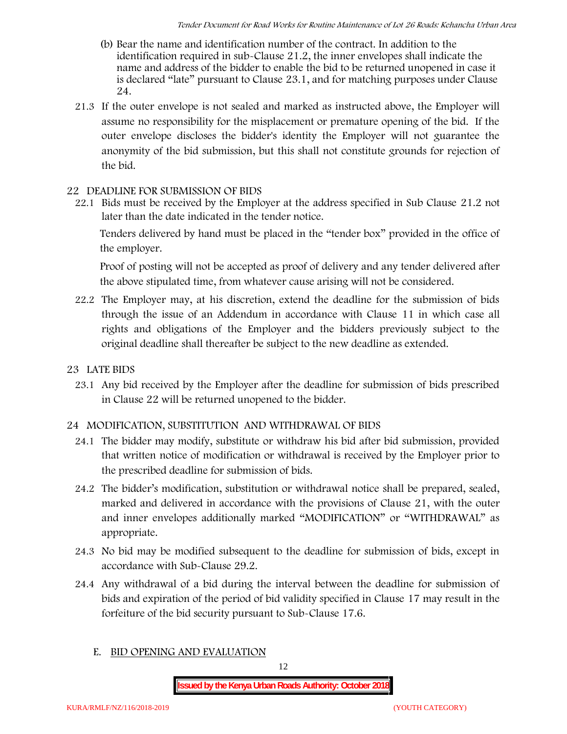(b) Bear the name and identification number of the contract. In addition to the identification required in sub-Clause 21.2, the inner envelopes shall indicate the name and address of the bidder to enable the bid to be returned unopened in case it is declared "late" pursuant to Clause 23.1, and for matching purposes under Clause 24.

21.3 If the outer envelope is not sealed and marked as instructed above, the Employer will assume no responsibility for the misplacement or premature opening of the bid. If the outer envelope discloses the bidder's identity the Employer will not guarantee the anonymity of the bid submission, but this shall not constitute grounds for rejection of the bid.

## 22 DEADLINE FOR SUBMISSION OF BIDS

22.1 Bids must be received by the Employer at the address specified in Sub Clause 21.2 not later than the date indicated in the tender notice.

Tenders delivered by hand must be placed in the "tender box" provided in the office of the employer.

Proof of posting will not be accepted as proof of delivery and any tender delivered after the above stipulated time, from whatever cause arising will not be considered.

22.2 The Employer may, at his discretion, extend the deadline for the submission of bids through the issue of an Addendum in accordance with Clause 11 in which case all rights and obligations of the Employer and the bidders previously subject to the original deadline shall thereafter be subject to the new deadline as extended.

## 23 LATE BIDS

23.1 Any bid received by the Employer after the deadline for submission of bids prescribed in Clause 22 will be returned unopened to the bidder.

## 24 MODIFICATION, SUBSTITUTION AND WITHDRAWAL OF BIDS

24.1 The bidder may modify, substitute or withdraw his bid after bid submission, provided that written notice of modification or withdrawal is received by the Employer prior to the prescribed deadline for submission of bids.

24.2 The bidder's modification, substitution or withdrawal notice shall be prepared, sealed, marked and delivered in accordance with the provisions of Clause 21, with the outer and inner envelopes additionally marked "MODIFICATION" or "WITHDRAWAL" as appropriate.

24.3 No bid may be modified subsequent to the deadline for submission of bids, except in accordance with Sub-Clause 29.2.

24.4 Any withdrawal of a bid during the interval between the deadline for submission of bids and expiration of the period of bid validity specified in Clause 17 may result in the forfeiture of the bid security pursuant to Sub-Clause 17.6.

## E. BID OPENING AND EVALUATION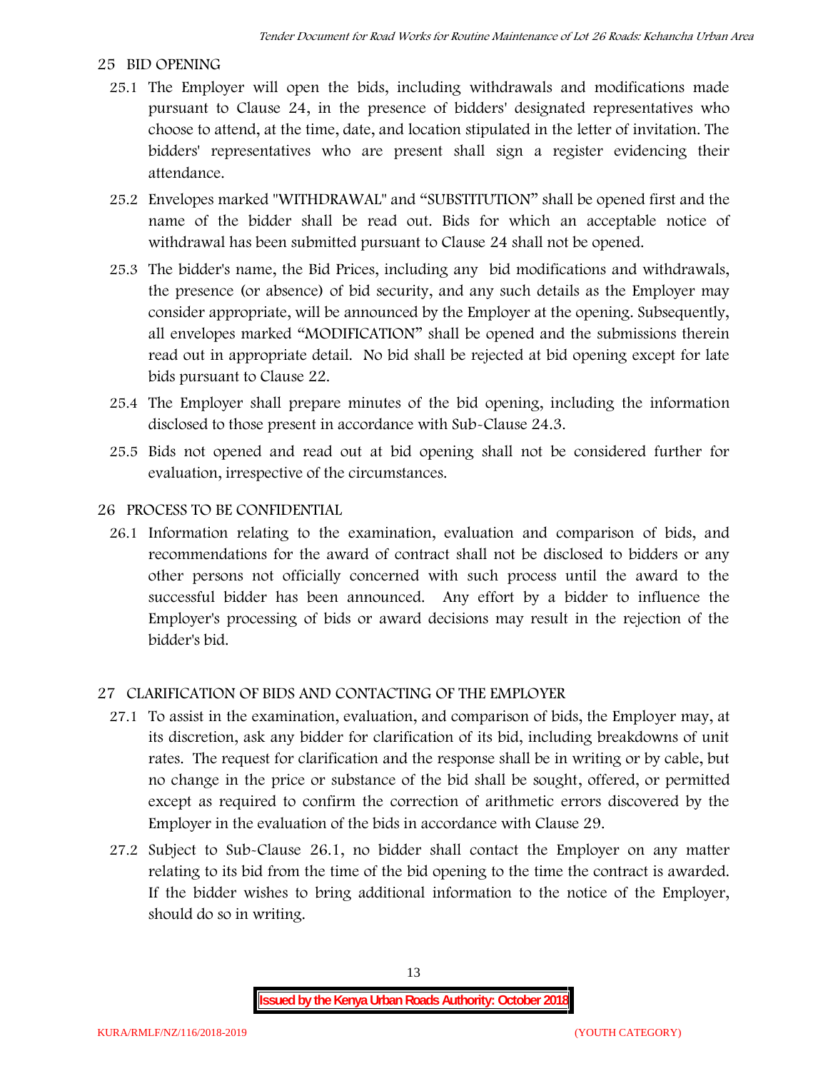## 25 BID OPENING

25.1 The Employer will open the bids, including withdrawals and modifications made pursuant to Clause 24, in the presence of bidders' designated representatives who choose to attend, at the time, date, and location stipulated in the letter of invitation. The bidders' representatives who are present shall sign a register evidencing their attendance.

25.2 Envelopes marked "WITHDRAWAL" and "SUBSTITUTION" shall be opened first and the name of the bidder shall be read out. Bids for which an acceptable notice of withdrawal has been submitted pursuant to Clause 24 shall not be opened.

25.3 The bidder's name, the Bid Prices, including any bid modifications and withdrawals, the presence (or absence) of bid security, and any such details as the Employer may consider appropriate, will be announced by the Employer at the opening. Subsequently, all envelopes marked "MODIFICATION" shall be opened and the submissions therein read out in appropriate detail. No bid shall be rejected at bid opening except for late bids pursuant to Clause 22.

25.4 The Employer shall prepare minutes of the bid opening, including the information disclosed to those present in accordance with Sub-Clause 24.3.

25.5 Bids not opened and read out at bid opening shall not be considered further for evaluation, irrespective of the circumstances.

## 26 PROCESS TO BE CONFIDENTIAL

26.1 Information relating to the examination, evaluation and comparison of bids, and recommendations for the award of contract shall not be disclosed to bidders or any other persons not officially concerned with such process until the award to the successful bidder has been announced. Any effort by a bidder to influence the Employer's processing of bids or award decisions may result in the rejection of the bidder's bid.

## 27 CLARIFICATION OF BIDS AND CONTACTING OF THE EMPLOYER

27.1 To assist in the examination, evaluation, and comparison of bids, the Employer may, at its discretion, ask any bidder for clarification of its bid, including breakdowns of unit rates. The request for clarification and the response shall be in writing or by cable, but no change in the price or substance of the bid shall be sought, offered, or permitted except as required to confirm the correction of arithmetic errors discovered by the Employer in the evaluation of the bids in accordance with Clause 29.

27.2 Subject to Sub-Clause 26.1, no bidder shall contact the Employer on any matter relating to its bid from the time of the bid opening to the time the contract is awarded. If the bidder wishes to bring additional information to the notice of the Employer, should do so in writing.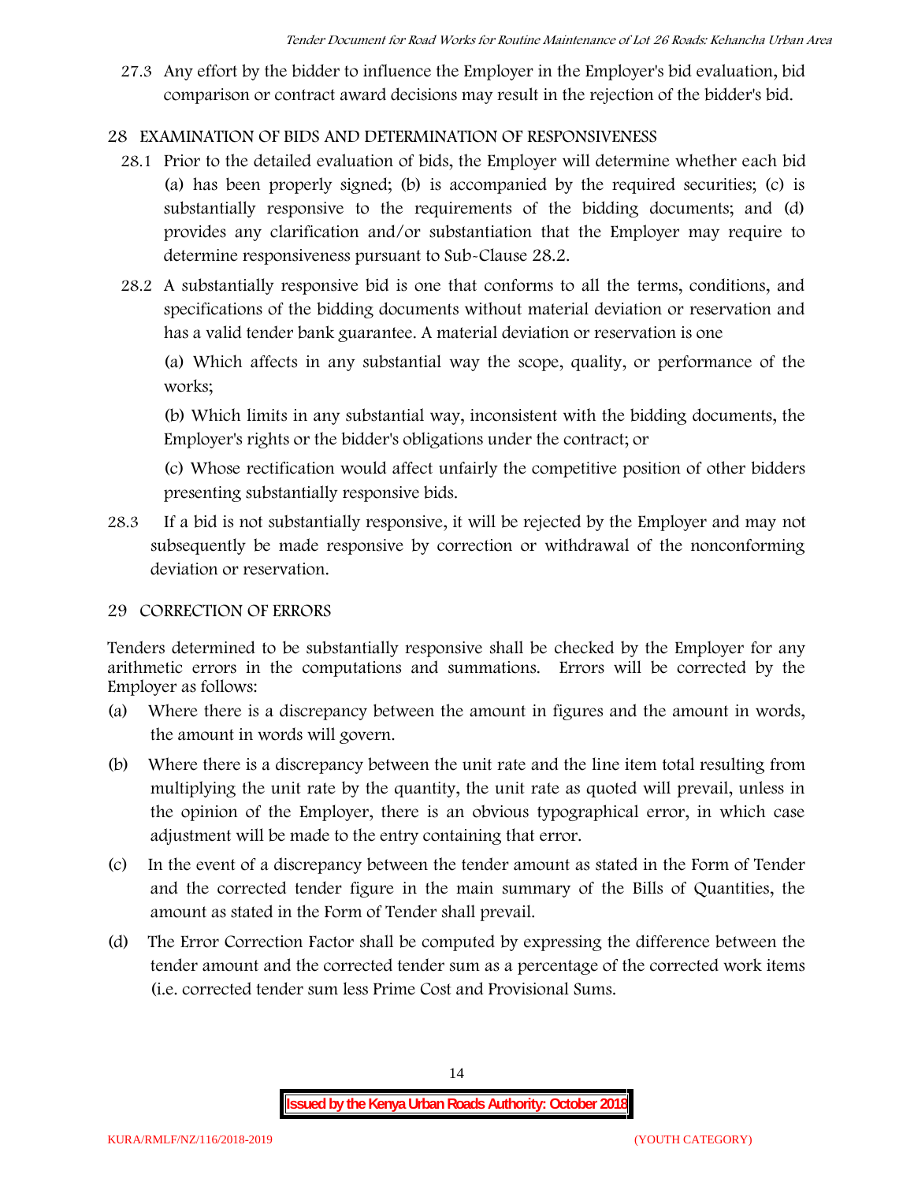27.3 Any effort by the bidder to influence the Employer in the Employer's bid evaluation, bid comparison or contract award decisions may result in the rejection of the bidder's bid.

## 28 EXAMINATION OF BIDS AND DETERMINATION OF RESPONSIVENESS

28.1 Prior to the detailed evaluation of bids, the Employer will determine whether each bid (a) has been properly signed; (b) is accompanied by the required securities; (c) is substantially responsive to the requirements of the bidding documents; and (d) provides any clarification and/or substantiation that the Employer may require to determine responsiveness pursuant to Sub-Clause 28.2.

28.2 A substantially responsive bid is one that conforms to all the terms, conditions, and specifications of the bidding documents without material deviation or reservation and has a valid tender bank guarantee. A material deviation or reservation is one

(a) Which affects in any substantial way the scope, quality, or performance of the works;

(b) Which limits in any substantial way, inconsistent with the bidding documents, the Employer's rights or the bidder's obligations under the contract; or

(c) Whose rectification would affect unfairly the competitive position of other bidders presenting substantially responsive bids.

28.3 If a bid is not substantially responsive, it will be rejected by the Employer and may not subsequently be made responsive by correction or withdrawal of the nonconforming deviation or reservation.

## 29 CORRECTION OF ERRORS

Tenders determined to be substantially responsive shall be checked by the Employer for any arithmetic errors in the computations and summations. Errors will be corrected by the Employer as follows:

(a) Where there is a discrepancy between the amount in figures and the amount in words, the amount in words will govern.

(b) Where there is a discrepancy between the unit rate and the line item total resulting from multiplying the unit rate by the quantity, the unit rate as quoted will prevail, unless in the opinion of the Employer, there is an obvious typographical error, in which case adjustment will be made to the entry containing that error.

(c) In the event of a discrepancy between the tender amount as stated in the Form of Tender and the corrected tender figure in the main summary of the Bills of Quantities, the amount as stated in the Form of Tender shall prevail.

(d) The Error Correction Factor shall be computed by expressing the difference between the tender amount and the corrected tender sum as a percentage of the corrected work items (i.e. corrected tender sum less Prime Cost and Provisional Sums.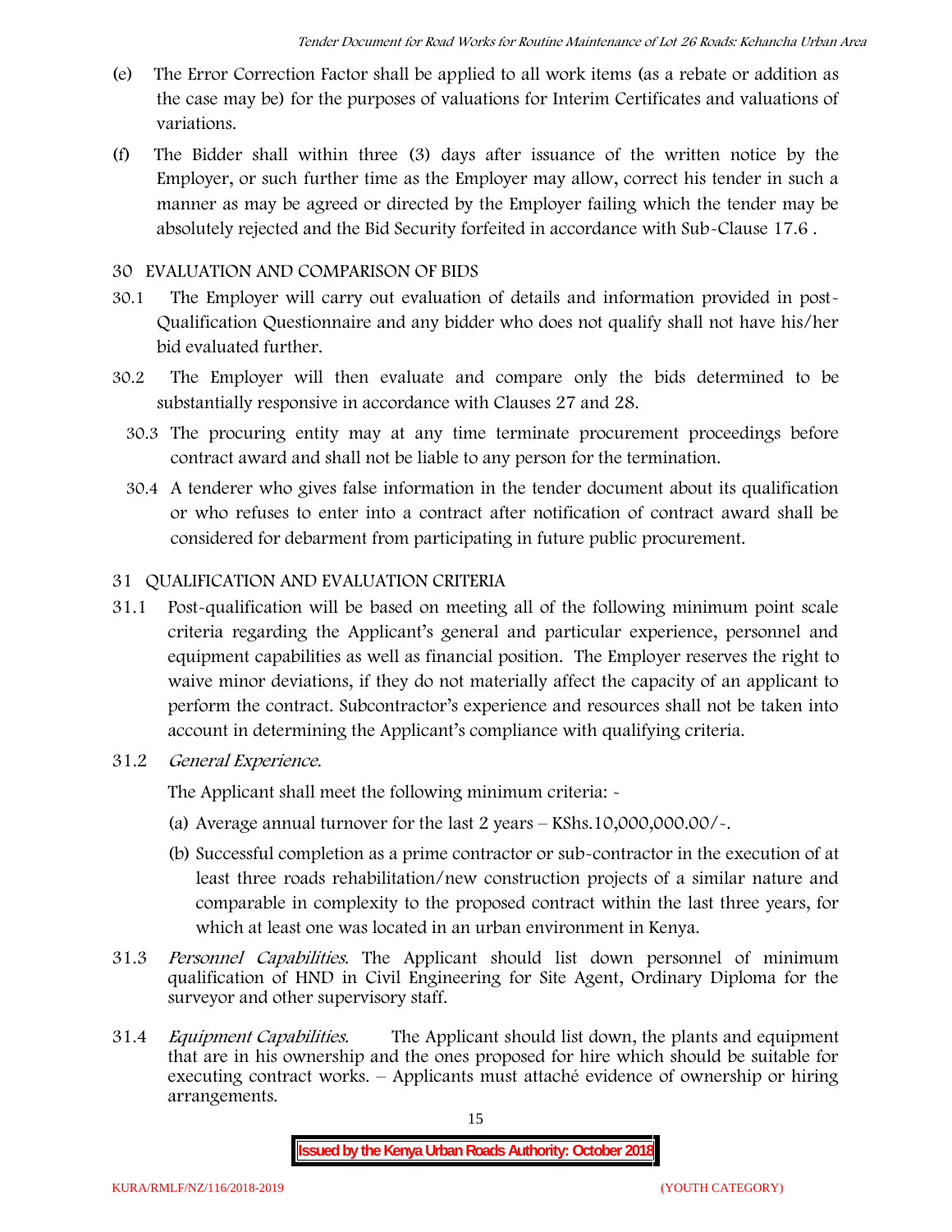(e) The Error Correction Factor shall be applied to all work items (as a rebate or addition as the case may be) for the purposes of valuations for Interim Certificates and valuations of variations.

(f) The Bidder shall within three (3) days after issuance of the written notice by the Employer, or such further time as the Employer may allow, correct his tender in such a manner as may be agreed or directed by the Employer failing which the tender may be absolutely rejected and the Bid Security forfeited in accordance with Sub-Clause 17.6 .

## 30 EVALUATION AND COMPARISON OF BIDS

30.1 The Employer will carry out evaluation of details and information provided in post-Qualification Questionnaire and any bidder who does not qualify shall not have his/her bid evaluated further.

30.2 The Employer will then evaluate and compare only the bids determined to be substantially responsive in accordance with Clauses 27 and 28.

30.3 The procuring entity may at any time terminate procurement proceedings before contract award and shall not be liable to any person for the termination.

30.4 A tenderer who gives false information in the tender document about its qualification or who refuses to enter into a contract after notification of contract award shall be considered for debarment from participating in future public procurement.

## 31 QUALIFICATION AND EVALUATION CRITERIA

31.1 Post-qualification will be based on meeting all of the following minimum point scale criteria regarding the Applicant's general and particular experience, personnel and equipment capabilities as well as financial position. The Employer reserves the right to waive minor deviations, if they do not materially affect the capacity of an applicant to perform the contract. Subcontractor's experience and resources shall not be taken into account in determining the Applicant's compliance with qualifying criteria.

31.2 *General Experience.*

The Applicant shall meet the following minimum criteria: -

(a) Average annual turnover for the last 2 years – KShs.10,000,000.00/-.

(b) Successful completion as a prime contractor or sub-contractor in the execution of at least three roads rehabilitation/new construction projects of a similar nature and comparable in complexity to the proposed contract within the last three years, for which at least one was located in an urban environment in Kenya.

31.3 *Personnel Capabilities.* The Applicant should list down personnel of minimum qualification of HND in Civil Engineering for Site Agent, Ordinary Diploma for the surveyor and other supervisory staff.

31.4 *Equipment Capabilities.* The Applicant should list down, the plants and equipment that are in his ownership and the ones proposed for hire which should be suitable for executing contract works. – Applicants must attaché evidence of ownership or hiring arrangements.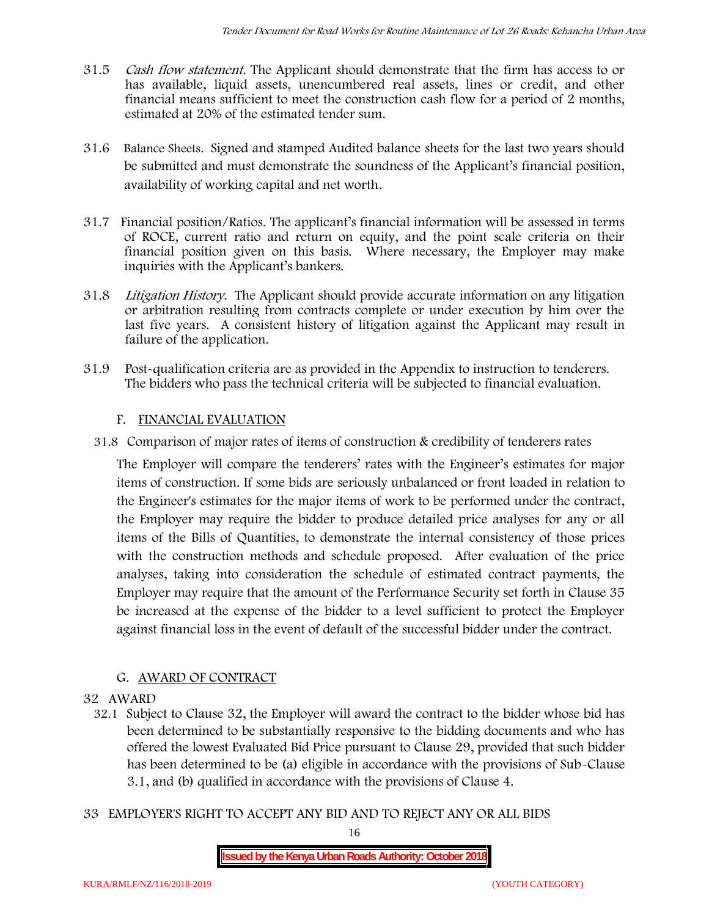31.5 *Cash flow statement.* The Applicant should demonstrate that the firm has access to or has available, liquid assets, unencumbered real assets, lines or credit, and other financial means sufficient to meet the construction cash flow for a period of 2 months, estimated at 20% of the estimated tender sum.

31.6 Balance Sheets. Signed and stamped Audited balance sheets for the last two years should be submitted and must demonstrate the soundness of the Applicant's financial position, availability of working capital and net worth.

31.7 Financial position/Ratios. The applicant's financial information will be assessed in terms of ROCE, current ratio and return on equity, and the point scale criteria on their financial position given on this basis. Where necessary, the Employer may make inquiries with the Applicant's bankers.

31.8 *Litigation History.* The Applicant should provide accurate information on any litigation or arbitration resulting from contracts complete or under execution by him over the last five years. A consistent history of litigation against the Applicant may result in failure of the application.

31.9 Post-qualification criteria are as provided in the Appendix to instruction to tenderers. The bidders who pass the technical criteria will be subjected to financial evaluation.

## F. FINANCIAL EVALUATION

31.8 Comparison of major rates of items of construction & credibility of tenderers rates

The Employer will compare the tenderers' rates with the Engineer's estimates for major items of construction. If some bids are seriously unbalanced or front loaded in relation to the Engineer's estimates for the major items of work to be performed under the contract, the Employer may require the bidder to produce detailed price analyses for any or all items of the Bills of Quantities, to demonstrate the internal consistency of those prices with the construction methods and schedule proposed. After evaluation of the price analyses, taking into consideration the schedule of estimated contract payments, the Employer may require that the amount of the Performance Security set forth in Clause 35 be increased at the expense of the bidder to a level sufficient to protect the Employer against financial loss in the event of default of the successful bidder under the contract.

## G. AWARD OF CONTRACT

### 32 AWARD

32.1 Subject to Clause 32, the Employer will award the contract to the bidder whose bid has been determined to be substantially responsive to the bidding documents and who has offered the lowest Evaluated Bid Price pursuant to Clause 29, provided that such bidder has been determined to be (a) eligible in accordance with the provisions of Sub-Clause 3.1, and (b) qualified in accordance with the provisions of Clause 4.

### 33 EMPLOYER'S RIGHT TO ACCEPT ANY BID AND TO REJECT ANY OR ALL BIDS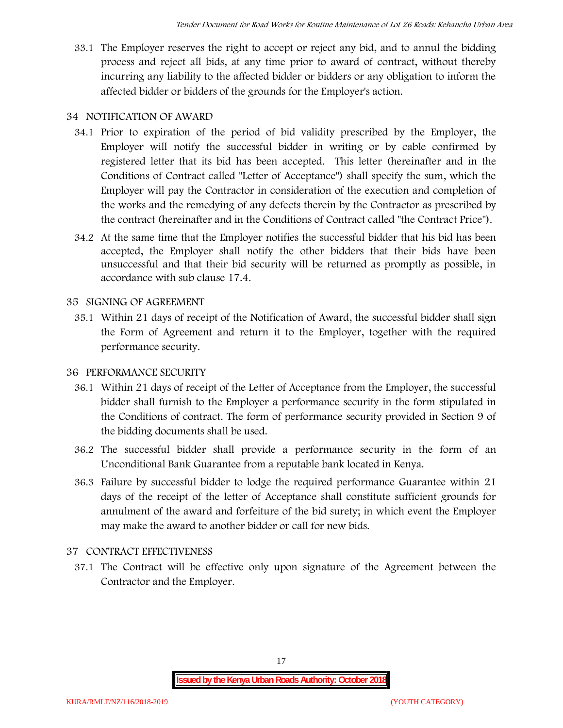33.1 The Employer reserves the right to accept or reject any bid, and to annul the bidding process and reject all bids, at any time prior to award of contract, without thereby incurring any liability to the affected bidder or bidders or any obligation to inform the affected bidder or bidders of the grounds for the Employer's action.

## 34 NOTIFICATION OF AWARD

34.1 Prior to expiration of the period of bid validity prescribed by the Employer, the Employer will notify the successful bidder in writing or by cable confirmed by registered letter that its bid has been accepted. This letter (hereinafter and in the Conditions of Contract called "Letter of Acceptance") shall specify the sum, which the Employer will pay the Contractor in consideration of the execution and completion of the works and the remedying of any defects therein by the Contractor as prescribed by the contract (hereinafter and in the Conditions of Contract called "the Contract Price").

34.2 At the same time that the Employer notifies the successful bidder that his bid has been accepted, the Employer shall notify the other bidders that their bids have been unsuccessful and that their bid security will be returned as promptly as possible, in accordance with sub clause 17.4.

## 35 SIGNING OF AGREEMENT

35.1 Within 21 days of receipt of the Notification of Award, the successful bidder shall sign the Form of Agreement and return it to the Employer, together with the required performance security.

## 36 PERFORMANCE SECURITY

36.1 Within 21 days of receipt of the Letter of Acceptance from the Employer, the successful bidder shall furnish to the Employer a performance security in the form stipulated in the Conditions of contract. The form of performance security provided in Section 9 of the bidding documents shall be used.

36.2 The successful bidder shall provide a performance security in the form of an Unconditional Bank Guarantee from a reputable bank located in Kenya.

36.3 Failure by successful bidder to lodge the required performance Guarantee within 21 days of the receipt of the letter of Acceptance shall constitute sufficient grounds for annulment of the award and forfeiture of the bid surety; in which event the Employer may make the award to another bidder or call for new bids.

## 37 CONTRACT EFFECTIVENESS

37.1 The Contract will be effective only upon signature of the Agreement between the Contractor and the Employer.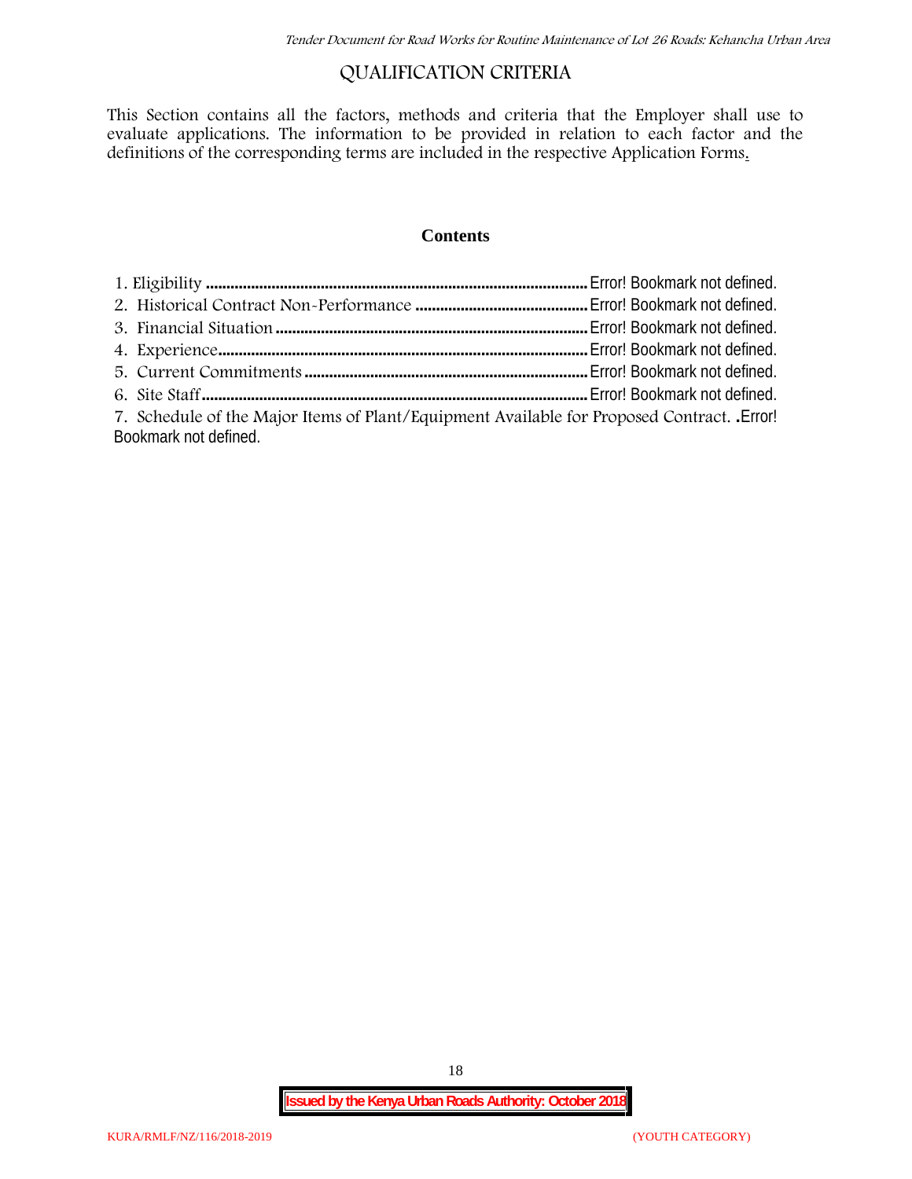# QUALIFICATION CRITERIA

This Section contains all the factors, methods and criteria that the Employer shall use to evaluate applications. The information to be provided in relation to each factor and the definitions of the corresponding terms are included in the respective Application Forms.

**Contents**

1. Eligibility ............................................................................................ Error! Bookmark not defined.
2. Historical Contract Non-Performance ........................................... Error! Bookmark not defined.
3. Financial Situation ........................................................................... Error! Bookmark not defined.
4. Experience......................................................................................... Error! Bookmark not defined.
5. Current Commitments .................................................................... Error! Bookmark not defined.
6. Site Staff ............................................................................................. Error! Bookmark not defined.
7. Schedule of the Major Items of Plant/Equipment Available for Proposed Contract. .Error! Bookmark not defined.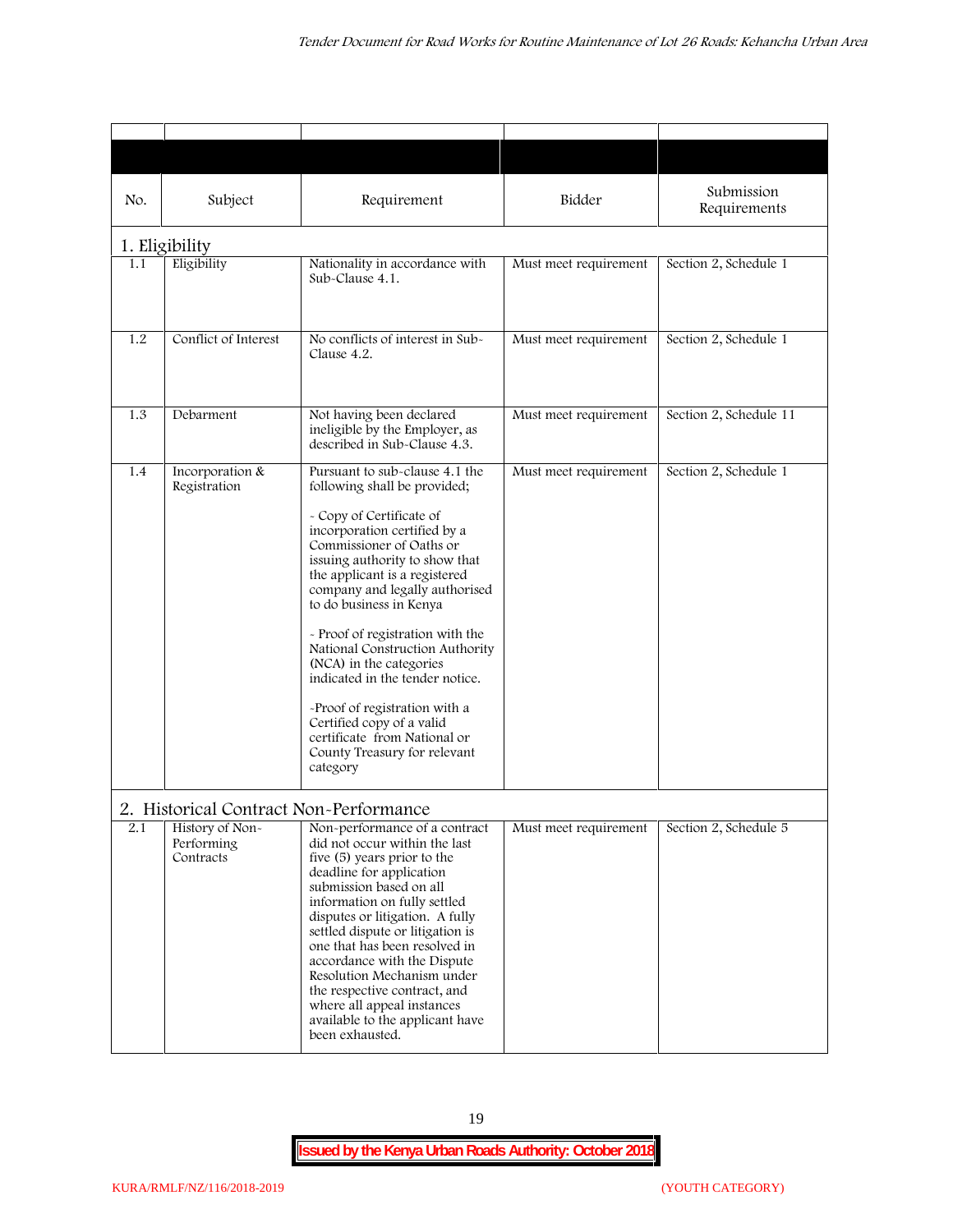| No. | Subject | Requirement | Bidder | Submission Requirements |
|---|---|---|---|---|
| **1. Eligibility** | | | | |
| 1.1 | Eligibility | Nationality in accordance with Sub-Clause 4.1. | Must meet requirement | Section 2, Schedule 1 |
| 1.2 | Conflict of Interest | No conflicts of interest in Sub-Clause 4.2. | Must meet requirement | Section 2, Schedule 1 |
| 1.3 | Debarment | Not having been declared ineligible by the Employer, as described in Sub-Clause 4.3. | Must meet requirement | Section 2, Schedule 11 |
| 1.4 | Incorporation & Registration | Pursuant to sub-clause 4.1 the following shall be provided;<br><br>- Copy of Certificate of incorporation certified by a Commissioner of Oaths or issuing authority to show that the applicant is a registered company and legally authorised to do business in Kenya<br><br>- Proof of registration with the National Construction Authority (NCA) in the categories indicated in the tender notice.<br><br>-Proof of registration with a Certified copy of a valid certificate from National or County Treasury for relevant category | Must meet requirement | Section 2, Schedule 1 |
| **2. Historical Contract Non-Performance** | | | | |
| 2.1 | History of Non-Performing Contracts | Non-performance of a contract did not occur within the last five (5) years prior to the deadline for application submission based on all information on fully settled disputes or litigation. A fully settled dispute or litigation is one that has been resolved in accordance with the Dispute Resolution Mechanism under the respective contract, and where all appeal instances available to the applicant have been exhausted. | Must meet requirement | Section 2, Schedule 5 |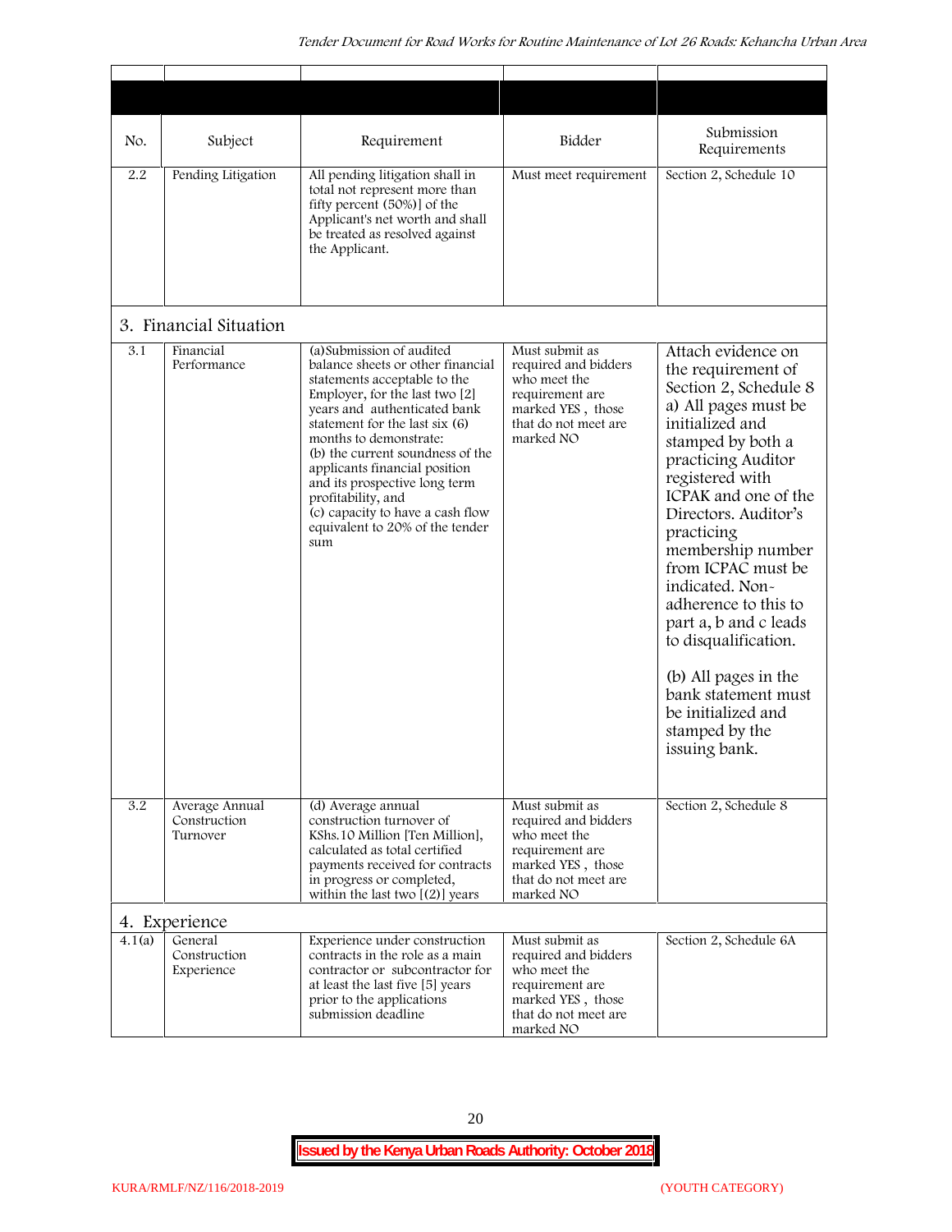| No. | Subject | Requirement | Bidder | Submission Requirements |
|---|---|---|---|---|
| 2.2 | Pending Litigation | All pending litigation shall in total not represent more than fifty percent (50%)] of the Applicant's net worth and shall be treated as resolved against the Applicant. | Must meet requirement | Section 2, Schedule 10 |
| **3. Financial Situation** | | | | |
| 3.1 | Financial Performance | (a)Submission of audited balance sheets or other financial statements acceptable to the Employer, for the last two [2] years and authenticated bank statement for the last six (6) months to demonstrate: (b) the current soundness of the applicants financial position and its prospective long term profitability, and (c) capacity to have a cash flow equivalent to 20% of the tender sum | Must submit as required and bidders who meet the requirement are marked YES , those that do not meet are marked NO | Attach evidence on the requirement of Section 2, Schedule 8 a) All pages must be initialized and stamped by both a practicing Auditor registered with ICPAK and one of the Directors. Auditor's practicing membership number from ICPAC must be indicated. Non-adherence to this to part a, b and c leads to disqualification. (b) All pages in the bank statement must be initialized and stamped by the issuing bank. |
| 3.2 | Average Annual Construction Turnover | (d) Average annual construction turnover of KShs.10 Million [Ten Million], calculated as total certified payments received for contracts in progress or completed, within the last two [(2)] years | Must submit as required and bidders who meet the requirement are marked YES , those that do not meet are marked NO | Section 2, Schedule 8 |
| **4. Experience** | | | | |
| 4.1(a) | General Construction Experience | Experience under construction contracts in the role as a main contractor or subcontractor for at least the last five [5] years prior to the applications submission deadline | Must submit as required and bidders who meet the requirement are marked YES , those that do not meet are marked NO | Section 2, Schedule 6A |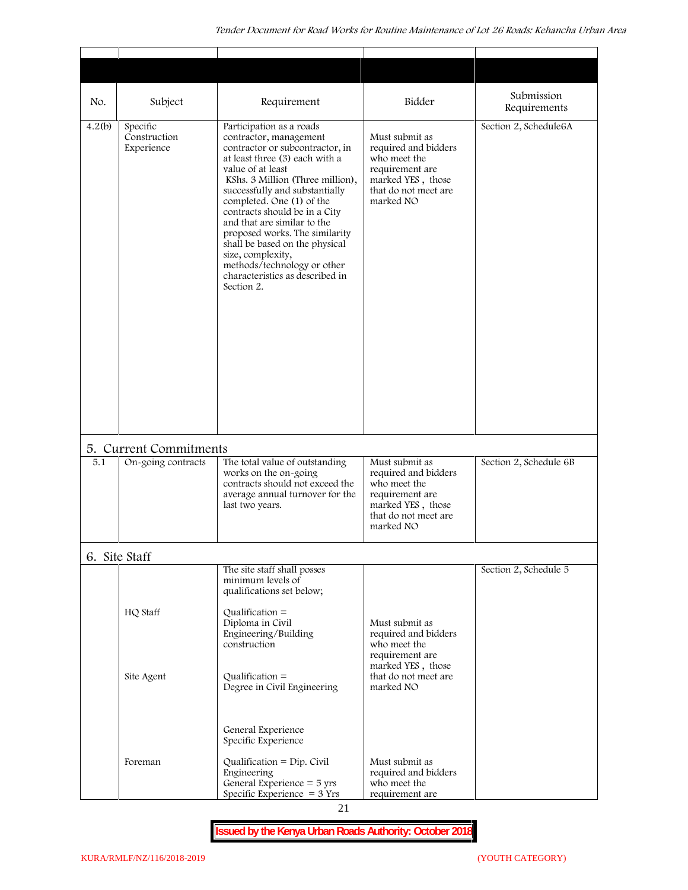| No. | Subject | Requirement | Bidder | Submission Requirements |
|---|---|---|---|---|
| 4.2(b) | Specific Construction Experience | Participation as a roads contractor, management contractor or subcontractor, in at least three (3) each with a value of at least KShs. 3 Million (Three million), successfully and substantially completed. One (1) of the contracts should be in a City and that are similar to the proposed works. The similarity shall be based on the physical size, complexity, methods/technology or other characteristics as described in Section 2. | Must submit as required and bidders who meet the requirement are marked YES , those that do not meet are marked NO | Section 2, Schedule6A |
| **5. Current Commitments** | | | | |
| 5.1 | On-going contracts | The total value of outstanding works on the on-going contracts should not exceed the average annual turnover for the last two years. | Must submit as required and bidders who meet the requirement are marked YES , those that do not meet are marked NO | Section 2, Schedule 6B |
| **6. Site Staff** | | | | |
| | | The site staff shall posses minimum levels of qualifications set below; | | Section 2, Schedule 5 |
| | HQ Staff | Qualification = Diploma in Civil Engineering/Building construction | Must submit as required and bidders who meet the requirement are marked YES , those that do not meet are marked NO | |
| | Site Agent | Qualification = Degree in Civil Engineering<br><br>General Experience<br>Specific Experience | | |
| | Foreman | Qualification = Dip. Civil Engineering<br>General Experience = 5 yrs<br>Specific Experience = 3 Yrs | Must submit as required and bidders who meet the requirement are | |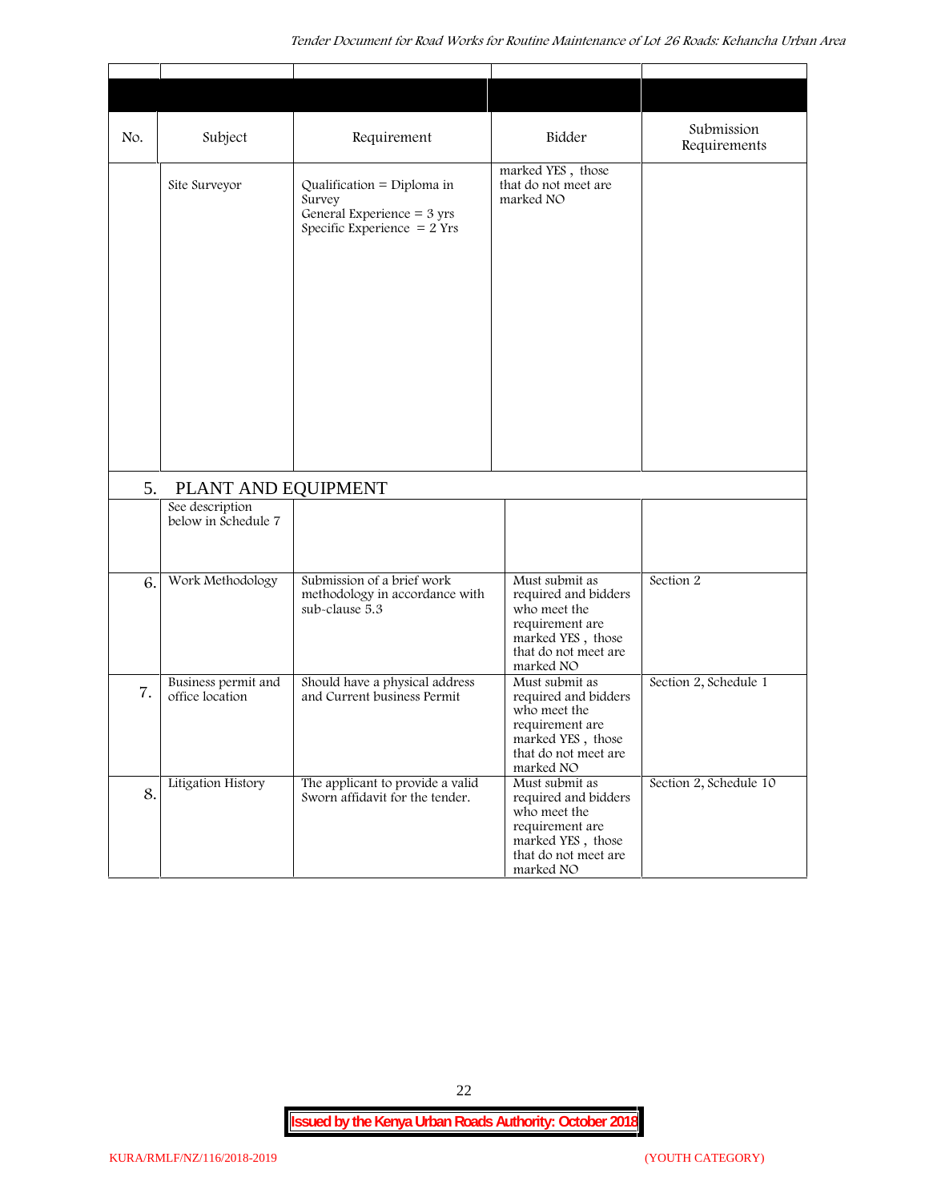| No. | Subject | Requirement | Bidder | Submission Requirements |
|---|---|---|---|---|
| | Site Surveyor | Qualification = Diploma in Survey<br>General Experience = 3 yrs<br>Specific Experience = 2 Yrs | marked YES , those that do not meet are marked NO | |
| 5. | PLANT AND EQUIPMENT | | | |
| | See description below in Schedule 7 | | | |
| 6. | Work Methodology | Submission of a brief work methodology in accordance with sub-clause 5.3 | Must submit as required and bidders who meet the requirement are marked YES , those that do not meet are marked NO | Section 2 |
| 7. | Business permit and office location | Should have a physical address and Current business Permit | Must submit as required and bidders who meet the requirement are marked YES , those that do not meet are marked NO | Section 2, Schedule 1 |
| 8. | Litigation History | The applicant to provide a valid Sworn affidavit for the tender. | Must submit as required and bidders who meet the requirement are marked YES , those that do not meet are marked NO | Section 2, Schedule 10 |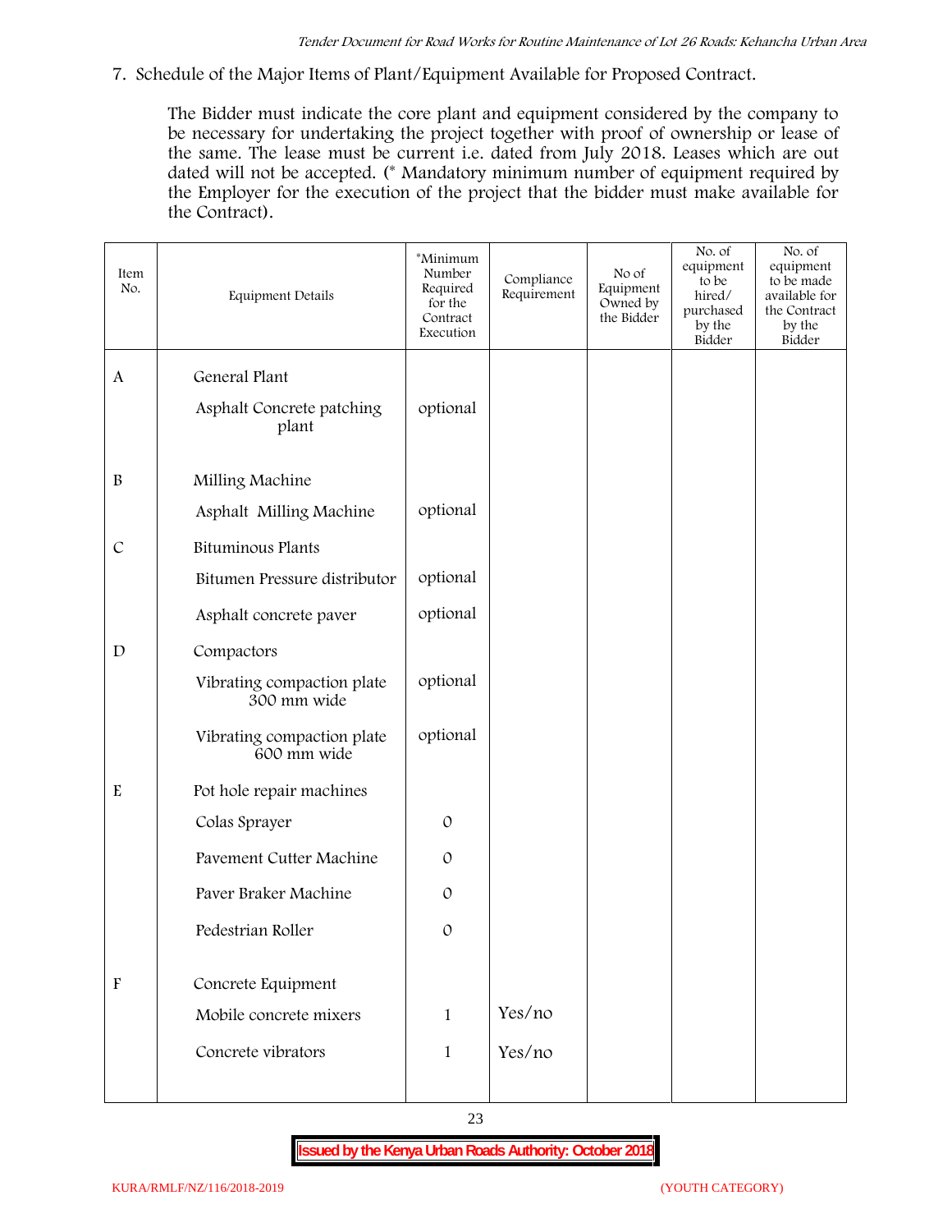7. Schedule of the Major Items of Plant/Equipment Available for Proposed Contract.

The Bidder must indicate the core plant and equipment considered by the company to be necessary for undertaking the project together with proof of ownership or lease of the same. The lease must be current i.e. dated from July 2018. Leases which are out dated will not be accepted. (* Mandatory minimum number of equipment required by the Employer for the execution of the project that the bidder must make available for the Contract).

| Item No. | Equipment Details | *Minimum Number Required for the Contract Execution | Compliance Requirement | No of Equipment Owned by the Bidder | No. of equipment to be hired/ purchased by the Bidder | No. of equipment to be made available for the Contract by the Bidder |
|---|---|---|---|---|---|---|
| A | General Plant | | | | | |
| | Asphalt Concrete patching plant | optional | | | | |
| B | Milling Machine | | | | | |
| | Asphalt Milling Machine | optional | | | | |
| C | Bituminous Plants | | | | | |
| | Bitumen Pressure distributor | optional | | | | |
| | Asphalt concrete paver | optional | | | | |
| D | Compactors | | | | | |
| | Vibrating compaction plate 300 mm wide | optional | | | | |
| | Vibrating compaction plate 600 mm wide | optional | | | | |
| E | Pot hole repair machines | | | | | |
| | Colas Sprayer | 0 | | | | |
| | Pavement Cutter Machine | 0 | | | | |
| | Paver Braker Machine | 0 | | | | |
| | Pedestrian Roller | 0 | | | | |
| F | Concrete Equipment | | | | | |
| | Mobile concrete mixers | 1 | Yes/no | | | |
| | Concrete vibrators | 1 | Yes/no | | | |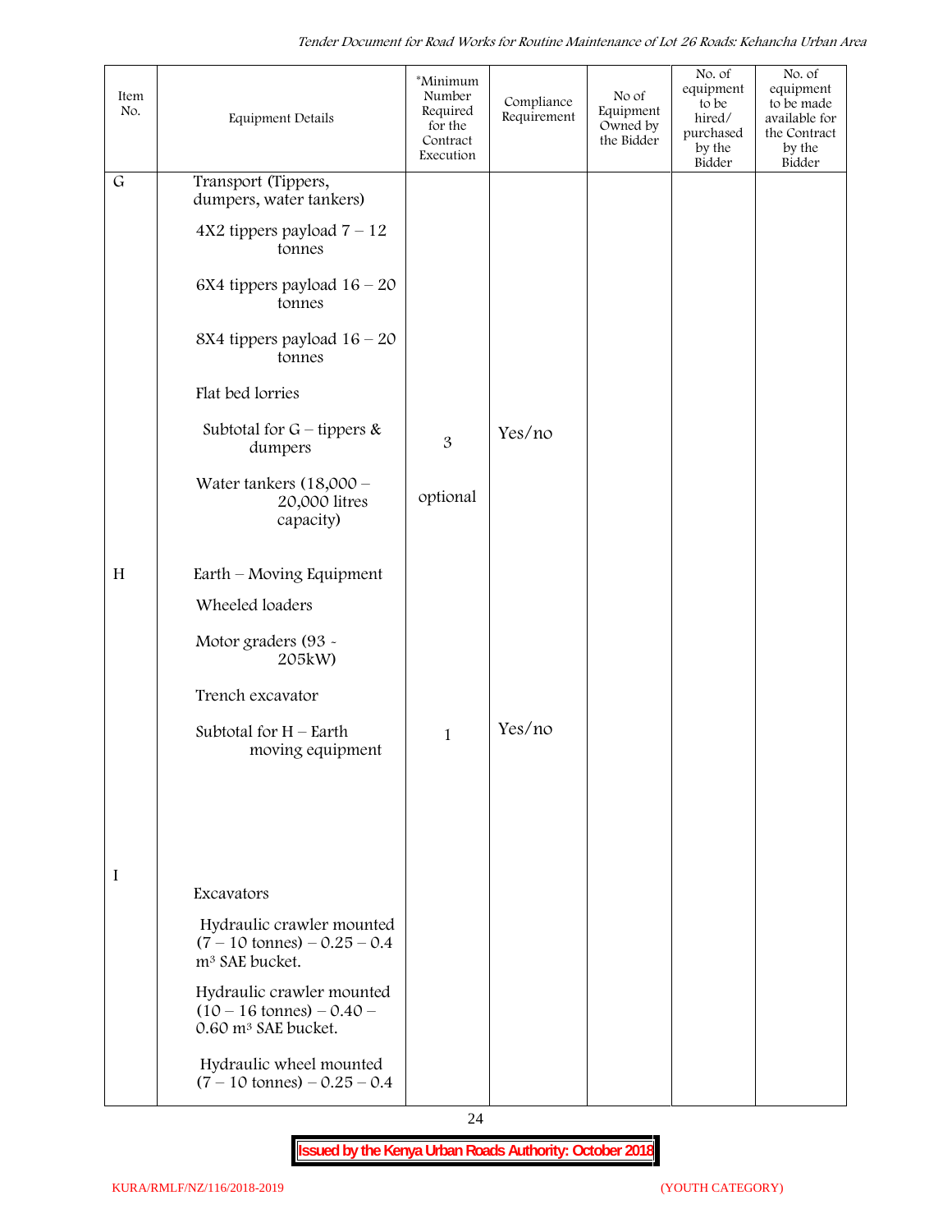| Item No. | Equipment Details | *Minimum Number Required for the Contract Execution | Compliance Requirement | No of Equipment Owned by the Bidder | No. of equipment to be hired/ purchased by the Bidder | No. of equipment to be made available for the Contract by the Bidder |
|---|---|---|---|---|---|---|
| G | Transport (Tippers, dumpers, water tankers) | | | | | |
| | 4X2 tippers payload 7 – 12 tonnes | | | | | |
| | 6X4 tippers payload 16 – 20 tonnes | | | | | |
| | 8X4 tippers payload 16 – 20 tonnes | | | | | |
| | Flat bed lorries | | | | | |
| | Subtotal for G – tippers & dumpers | 3 | Yes/no | | | |
| | Water tankers (18,000 – 20,000 litres capacity) | optional | | | | |
| H | Earth – Moving Equipment | | | | | |
| | Wheeled loaders | | | | | |
| | Motor graders (93 - 205kW) | | | | | |
| | Trench excavator | | | | | |
| | Subtotal for H – Earth moving equipment | 1 | Yes/no | | | |
| I | Excavators | | | | | |
| | Hydraulic crawler mounted (7 – 10 tonnes) – 0.25 – 0.4 m³ SAE bucket. | | | | | |
| | Hydraulic crawler mounted (10 – 16 tonnes) – 0.40 – 0.60 m³ SAE bucket. | | | | | |
| | Hydraulic wheel mounted (7 – 10 tonnes) – 0.25 – 0.4 | | | | | |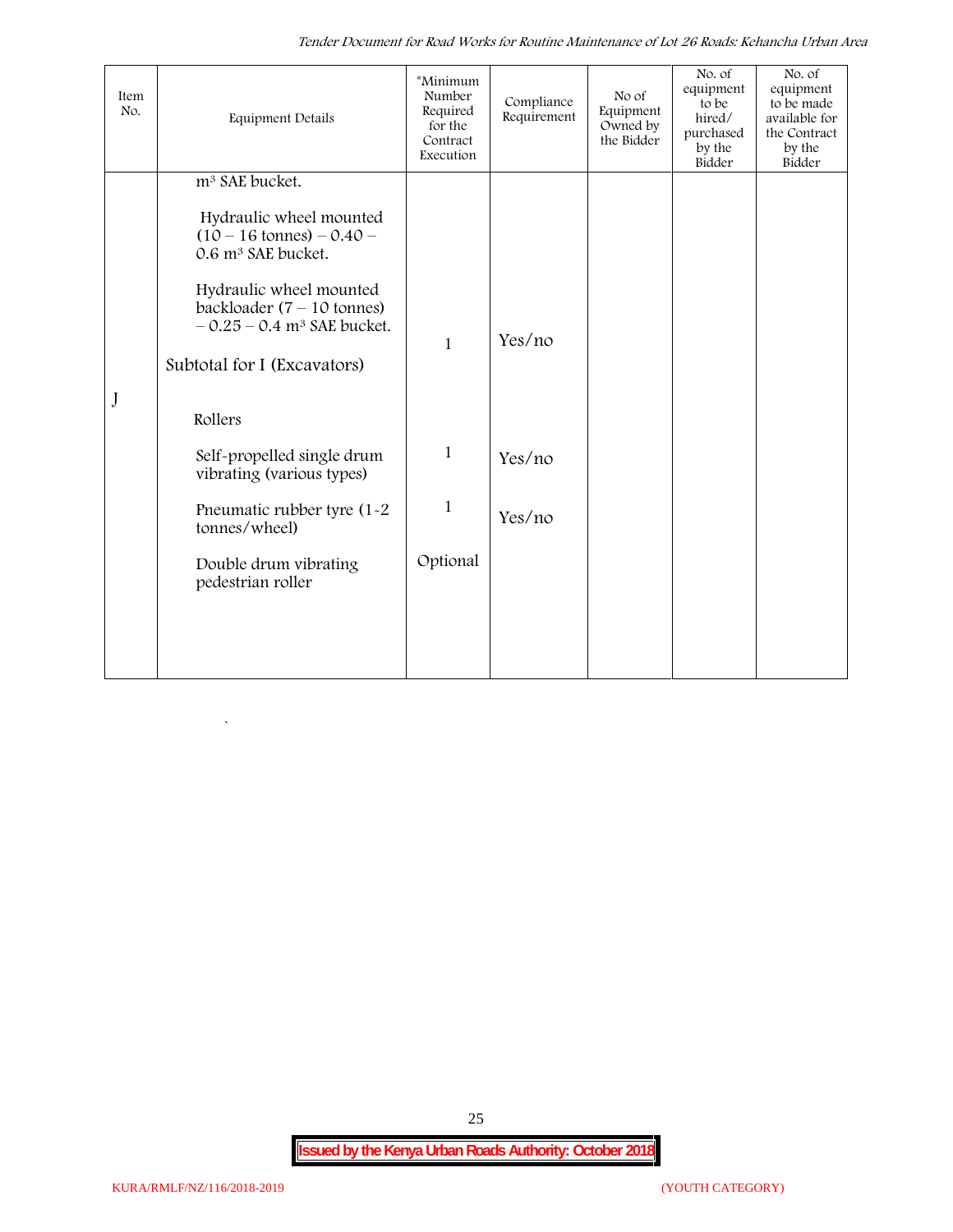| Item No. | Equipment Details | *Minimum Number Required for the Contract Execution | Compliance Requirement | No of Equipment Owned by the Bidder | No. of equipment to be hired/ purchased by the Bidder | No. of equipment to be made available for the Contract by the Bidder |
|---|---|---|---|---|---|---|
| | $m^3$ SAE bucket. | | | | | |
| | Hydraulic wheel mounted (10 – 16 tonnes) – 0.40 – 0.6 $m^3$ SAE bucket. | | | | | |
| | Hydraulic wheel mounted backloader (7 – 10 tonnes) – 0.25 – 0.4 $m^3$ SAE bucket. | 1 | Yes/no | | | |
| | Subtotal for I (Excavators) | | | | | |
| J | Rollers | | | | | |
| | Self-propelled single drum vibrating (various types) | 1 | Yes/no | | | |
| | Pneumatic rubber tyre (1-2 tonnes/wheel) | 1 | Yes/no | | | |
| | Double drum vibrating pedestrian roller | Optional | | | | |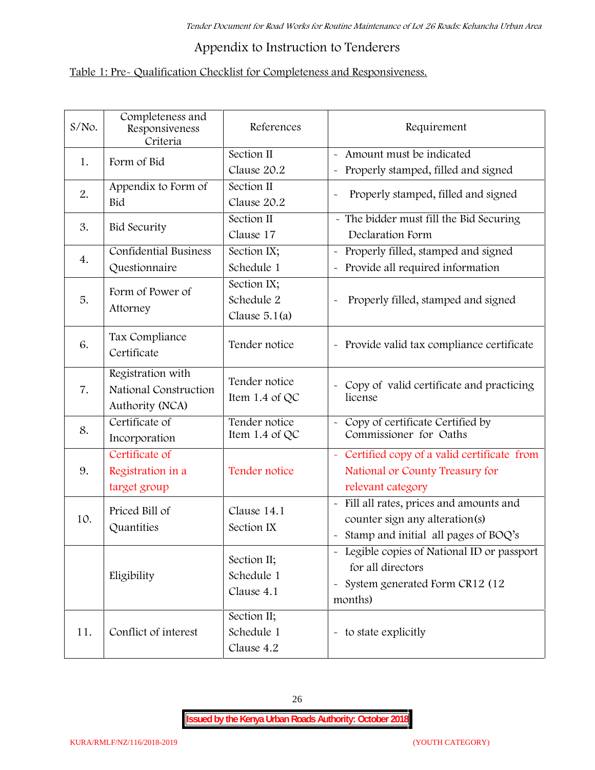## Appendix to Instruction to Tenderers

Table 1: Pre- Qualification Checklist for Completeness and Responsiveness.

| S/No. | Completeness and Responsiveness Criteria | References | Requirement |
|---|---|---|---|
| 1. | Form of Bid | Section II<br>Clause 20.2 | - Amount must be indicated<br>- Properly stamped, filled and signed |
| 2. | Appendix to Form of Bid | Section II<br>Clause 20.2 | - Properly stamped, filled and signed |
| 3. | Bid Security | Section II<br>Clause 17 | - The bidder must fill the Bid Securing Declaration Form |
| 4. | Confidential Business Questionnaire | Section IX;<br>Schedule 1 | - Properly filled, stamped and signed<br>- Provide all required information |
| 5. | Form of Power of Attorney | Section IX;<br>Schedule 2<br>Clause 5.1(a) | - Properly filled, stamped and signed |
| 6. | Tax Compliance Certificate | Tender notice | - Provide valid tax compliance certificate |
| 7. | Registration with National Construction Authority (NCA) | Tender notice<br>Item 1.4 of QC | - Copy of valid certificate and practicing license |
| 8. | Certificate of Incorporation | Tender notice<br>Item 1.4 of QC | - Copy of certificate Certified by Commissioner for Oaths |
| 9. | Certificate of Registration in a target group | Tender notice | - Certified copy of a valid certificate from National or County Treasury for relevant category |
| 10. | Priced Bill of Quantities | Clause 14.1<br>Section IX | - Fill all rates, prices and amounts and counter sign any alteration(s)<br>- Stamp and initial all pages of BOQ's |
| | Eligibility | Section II;<br>Schedule 1<br>Clause 4.1 | - Legible copies of National ID or passport for all directors<br>- System generated Form CR12 (12 months) |
| 11. | Conflict of interest | Section II;<br>Schedule 1<br>Clause 4.2 | - to state explicitly |

KURA/RMLF/NZ/116/2018-2019 (YOUTH CATEGORY)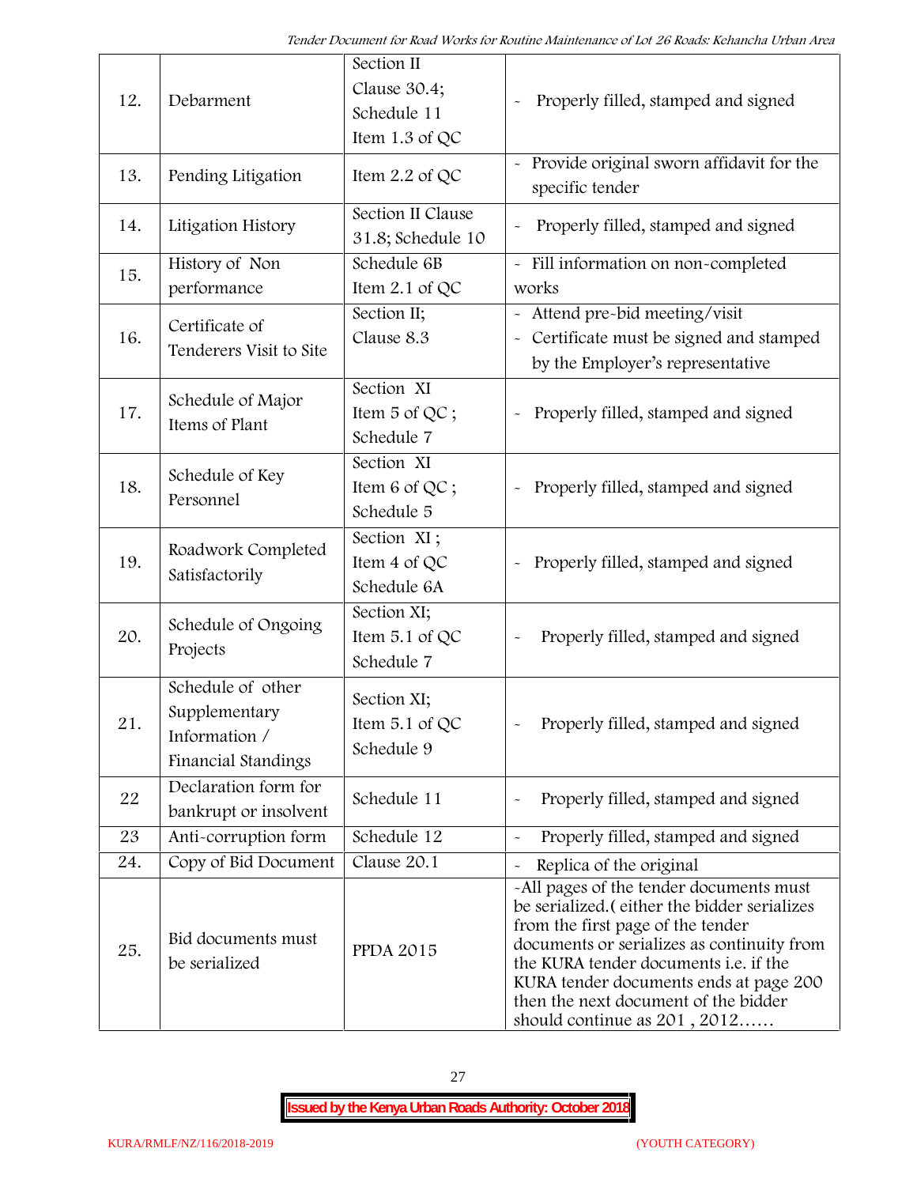| | | | |
|---|---|---|---|
| 12. | Debarment | Section II Clause 30.4; Schedule 11 Item 1.3 of QC | - Properly filled, stamped and signed |
| 13. | Pending Litigation | Item 2.2 of QC | - Provide original sworn affidavit for the specific tender |
| 14. | Litigation History | Section II Clause 31.8; Schedule 10 | - Properly filled, stamped and signed |
| 15. | History of Non performance | Schedule 6B Item 2.1 of QC | - Fill information on non-completed works |
| 16. | Certificate of Tenderers Visit to Site | Section II; Clause 8.3 | - Attend pre-bid meeting/visit<br>- Certificate must be signed and stamped by the Employer's representative |
| 17. | Schedule of Major Items of Plant | Section XI Item 5 of QC ; Schedule 7 | - Properly filled, stamped and signed |
| 18. | Schedule of Key Personnel | Section XI Item 6 of QC ; Schedule 5 | - Properly filled, stamped and signed |
| 19. | Roadwork Completed Satisfactorily | Section XI ; Item 4 of QC Schedule 6A | - Properly filled, stamped and signed |
| 20. | Schedule of Ongoing Projects | Section XI; Item 5.1 of QC Schedule 7 | - Properly filled, stamped and signed |
| 21. | Schedule of other Supplementary Information / Financial Standings | Section XI; Item 5.1 of QC Schedule 9 | - Properly filled, stamped and signed |
| 22 | Declaration form for bankrupt or insolvent | Schedule 11 | - Properly filled, stamped and signed |
| 23 | Anti-corruption form | Schedule 12 | - Properly filled, stamped and signed |
| 24. | Copy of Bid Document | Clause 20.1 | - Replica of the original |
| 25. | Bid documents must be serialized | PPDA 2015 | -All pages of the tender documents must be serialized.( either the bidder serializes from the first page of the tender documents or serializes as continuity from the KURA tender documents i.e. if the KURA tender documents ends at page 200 then the next document of the bidder should continue as 201 , 2012…… |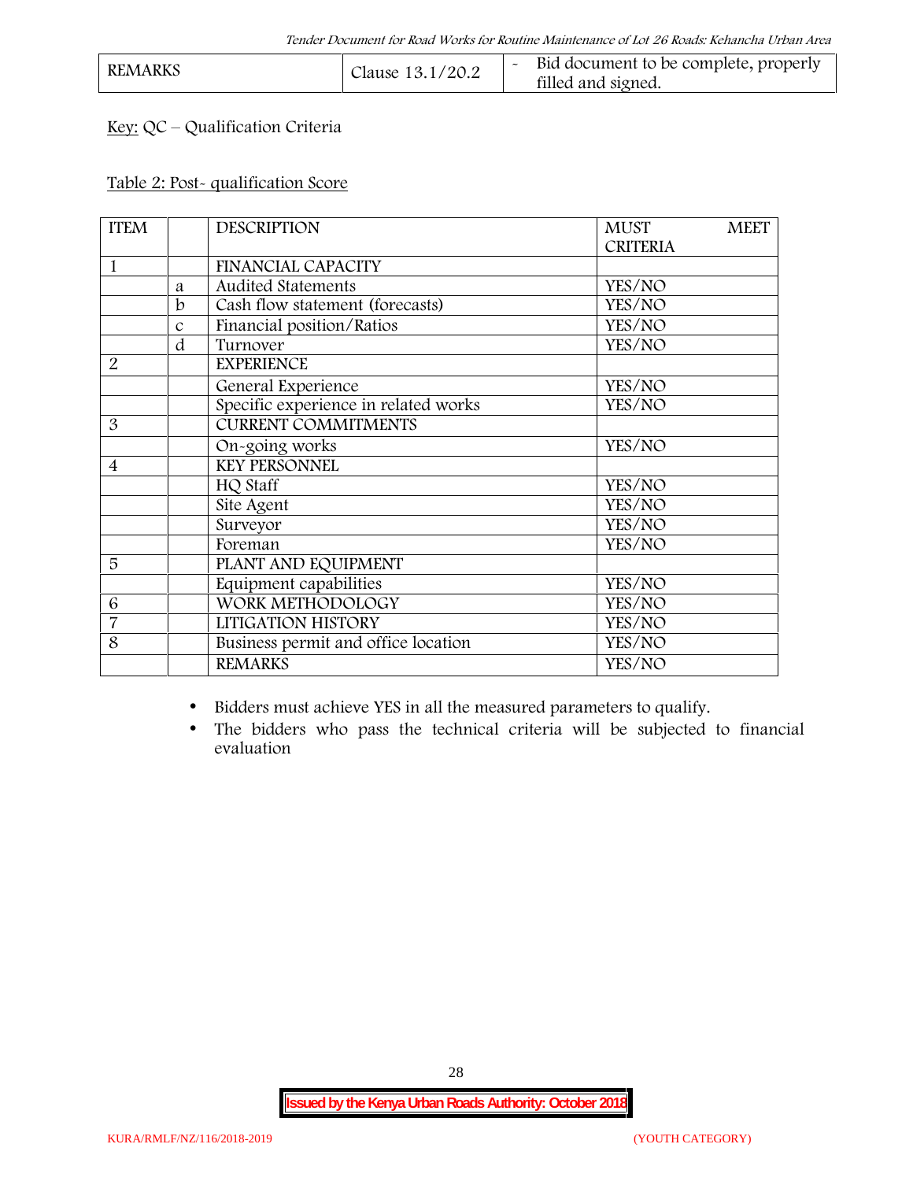| REMARKS | Clause 13.1/20.2 | - Bid document to be complete, properly filled and signed. |
|---|---|---|

Key: QC – Qualification Criteria

Table 2: Post- qualification Score

| ITEM | | DESCRIPTION | MUST MEET CRITERIA |
|---|---|---|---|
| 1 | | FINANCIAL CAPACITY | |
| | a | Audited Statements | YES/NO |
| | b | Cash flow statement (forecasts) | YES/NO |
| | c | Financial position/Ratios | YES/NO |
| | d | Turnover | YES/NO |
| 2 | | EXPERIENCE | |
| | | General Experience | YES/NO |
| | | Specific experience in related works | YES/NO |
| 3 | | CURRENT COMMITMENTS | |
| | | On-going works | YES/NO |
| 4 | | KEY PERSONNEL | |
| | | HQ Staff | YES/NO |
| | | Site Agent | YES/NO |
| | | Surveyor | YES/NO |
| | | Foreman | YES/NO |
| 5 | | PLANT AND EQUIPMENT | |
| | | Equipment capabilities | YES/NO |
| 6 | | WORK METHODOLOGY | YES/NO |
| 7 | | LITIGATION HISTORY | YES/NO |
| 8 | | Business permit and office location | YES/NO |
| | | REMARKS | YES/NO |

- Bidders must achieve YES in all the measured parameters to qualify.
- The bidders who pass the technical criteria will be subjected to financial evaluation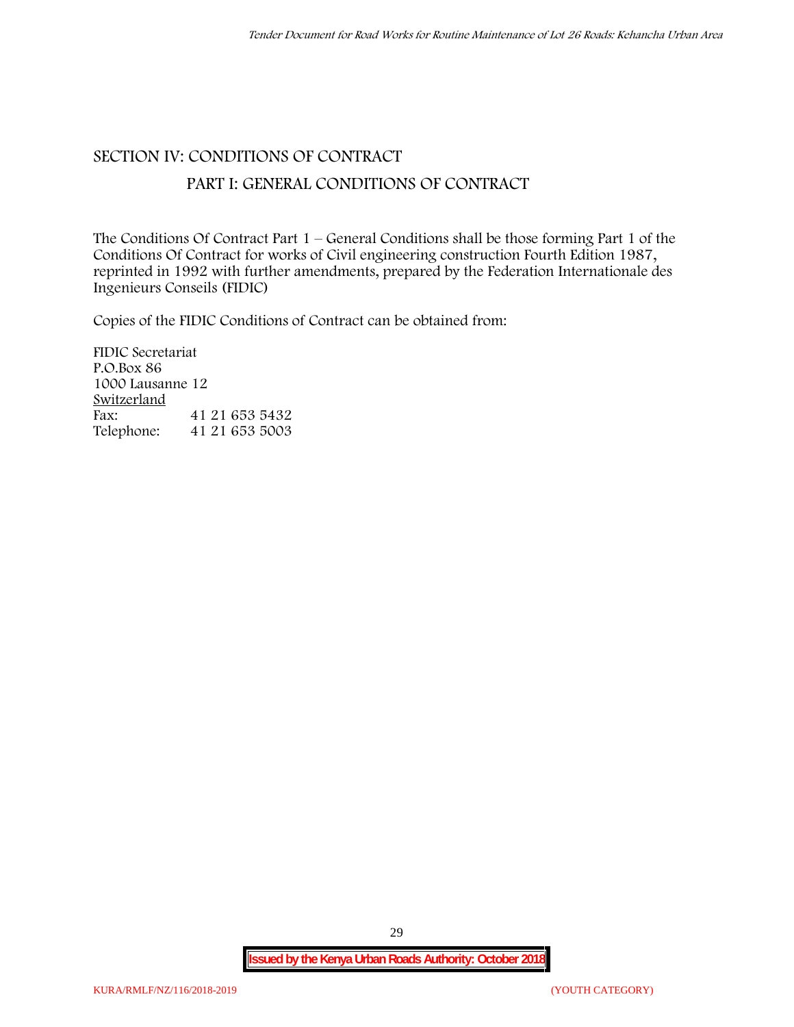# SECTION IV: CONDITIONS OF CONTRACT

## PART I: GENERAL CONDITIONS OF CONTRACT

The Conditions Of Contract Part 1 – General Conditions shall be those forming Part 1 of the Conditions Of Contract for works of Civil engineering construction Fourth Edition 1987, reprinted in 1992 with further amendments, prepared by the Federation Internationale des Ingenieurs Conseils (FIDIC)

Copies of the FIDIC Conditions of Contract can be obtained from:

FIDIC Secretariat
P.O.Box 86
1000 Lausanne 12
Switzerland

| | |
|---|---|
| Fax: | 41 21 653 5432 |
| Telephone: | 41 21 653 5003 |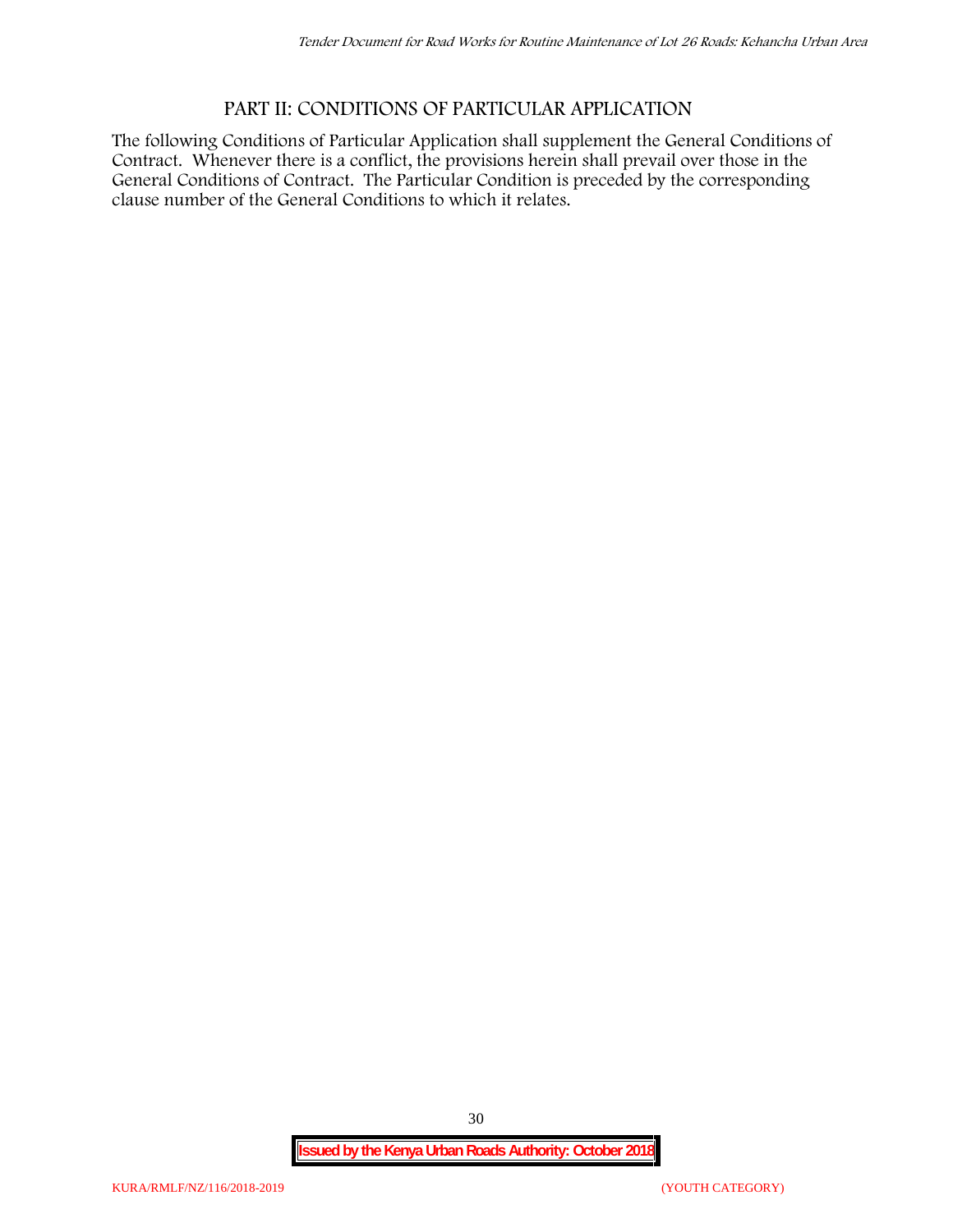## PART II: CONDITIONS OF PARTICULAR APPLICATION

The following Conditions of Particular Application shall supplement the General Conditions of Contract. Whenever there is a conflict, the provisions herein shall prevail over those in the General Conditions of Contract. The Particular Condition is preceded by the corresponding clause number of the General Conditions to which it relates.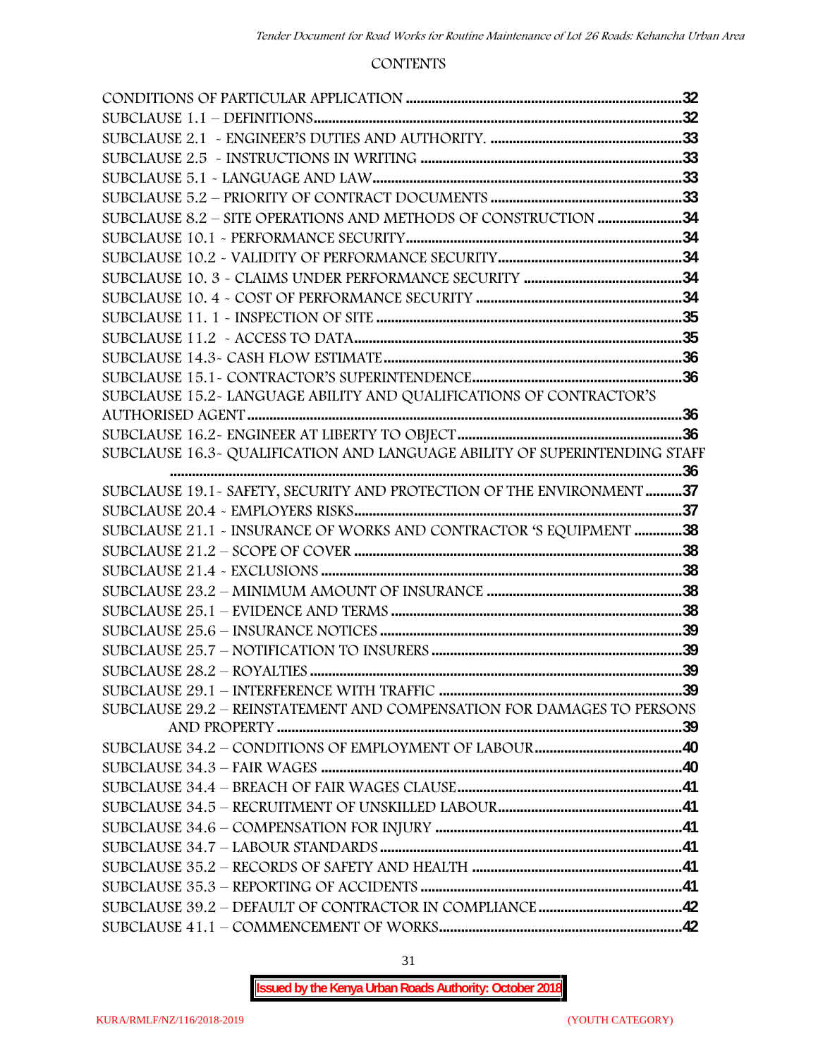CONTENTS

CONDITIONS OF PARTICULAR APPLICATION ...........................................................................32
SUBCLAUSE 1.1 – DEFINITIONS...................................................................................................32
SUBCLAUSE 2.1 - ENGINEER'S DUTIES AND AUTHORITY. ....................................................33
SUBCLAUSE 2.5 - INSTRUCTIONS IN WRITING .......................................................................33
SUBCLAUSE 5.1 - LANGUAGE AND LAW...................................................................................33
SUBCLAUSE 5.2 – PRIORITY OF CONTRACT DOCUMENTS ....................................................33
SUBCLAUSE 8.2 – SITE OPERATIONS AND METHODS OF CONSTRUCTION .......................34
SUBCLAUSE 10.1 - PERFORMANCE SECURITY...........................................................................34
SUBCLAUSE 10.2 - VALIDITY OF PERFORMANCE SECURITY..................................................34
SUBCLAUSE 10. 3 - CLAIMS UNDER PERFORMANCE SECURITY ............................................34
SUBCLAUSE 10. 4 - COST OF PERFORMANCE SECURITY ........................................................34
SUBCLAUSE 11. 1 - INSPECTION OF SITE ..................................................................................35
SUBCLAUSE 11.2 - ACCESS TO DATA.........................................................................................35
SUBCLAUSE 14.3- CASH FLOW ESTIMATE.................................................................................36
SUBCLAUSE 15.1- CONTRACTOR'S SUPERINTENDENCE.........................................................36
SUBCLAUSE 15.2- LANGUAGE ABILITY AND QUALIFICATIONS OF CONTRACTOR'S AUTHORISED AGENT ....................................................................................................................36
SUBCLAUSE 16.2- ENGINEER AT LIBERTY TO OBJECT.............................................................36
SUBCLAUSE 16.3- QUALIFICATION AND LANGUAGE ABILITY OF SUPERINTENDING STAFF ........................................................................................................................................36
SUBCLAUSE 19.1- SAFETY, SECURITY AND PROTECTION OF THE ENVIRONMENT ...........37
SUBCLAUSE 20.4 - EMPLOYERS RISKS........................................................................................37
SUBCLAUSE 21.1 - INSURANCE OF WORKS AND CONTRACTOR 'S EQUIPMENT .............38
SUBCLAUSE 21.2 – SCOPE OF COVER ........................................................................................38
SUBCLAUSE 21.4 - EXCLUSIONS .................................................................................................38
SUBCLAUSE 23.2 – MINIMUM AMOUNT OF INSURANCE .....................................................38
SUBCLAUSE 25.1 – EVIDENCE AND TERMS ..............................................................................38
SUBCLAUSE 25.6 – INSURANCE NOTICES ..................................................................................39
SUBCLAUSE 25.7 – NOTIFICATION TO INSURERS ....................................................................39
SUBCLAUSE 28.2 – ROYALTIES ....................................................................................................39
SUBCLAUSE 29.1 – INTERFERENCE WITH TRAFFIC ..................................................................39
SUBCLAUSE 29.2 – REINSTATEMENT AND COMPENSATION FOR DAMAGES TO PERSONS AND PROPERTY .............................................................................................................39
SUBCLAUSE 34.2 – CONDITIONS OF EMPLOYMENT OF LABOUR.........................................40
SUBCLAUSE 34.3 – FAIR WAGES .................................................................................................40
SUBCLAUSE 34.4 – BREACH OF FAIR WAGES CLAUSE.............................................................41
SUBCLAUSE 34.5 – RECRUITMENT OF UNSKILLED LABOUR..................................................41
SUBCLAUSE 34.6 – COMPENSATION FOR INJURY ...................................................................41
SUBCLAUSE 34.7 – LABOUR STANDARDS..................................................................................41
SUBCLAUSE 35.2 – RECORDS OF SAFETY AND HEALTH .........................................................41
SUBCLAUSE 35.3 – REPORTING OF ACCIDENTS .......................................................................41
SUBCLAUSE 39.2 – DEFAULT OF CONTRACTOR IN COMPLIANCE .......................................42
SUBCLAUSE 41.1 – COMMENCEMENT OF WORKS..................................................................42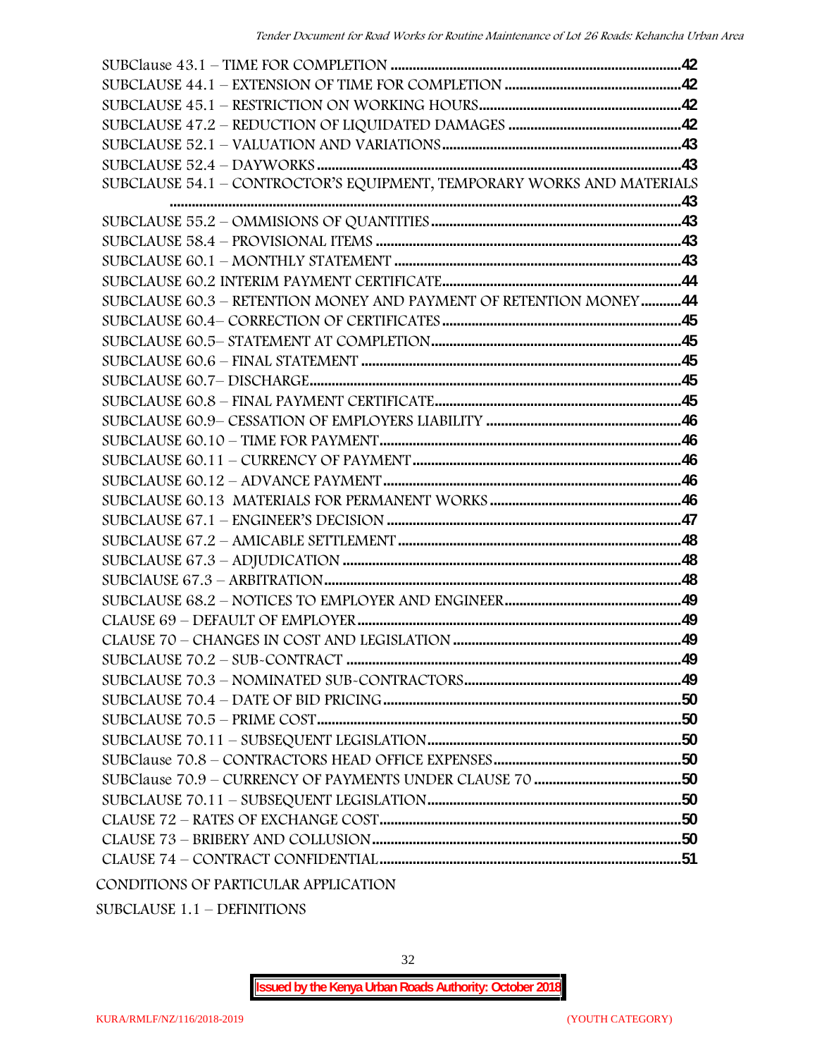SUBClause 43.1 – TIME FOR COMPLETION .....42
SUBCLAUSE 44.1 – EXTENSION OF TIME FOR COMPLETION .....42
SUBCLAUSE 45.1 – RESTRICTION ON WORKING HOURS.....42
SUBCLAUSE 47.2 – REDUCTION OF LIQUIDATED DAMAGES .....42
SUBCLAUSE 52.1 – VALUATION AND VARIATIONS.....43
SUBCLAUSE 52.4 – DAYWORKS.....43
SUBCLAUSE 54.1 – CONTROCTOR'S EQUIPMENT, TEMPORARY WORKS AND MATERIALS .....43
SUBCLAUSE 55.2 – OMMISIONS OF QUANTITIES.....43
SUBCLAUSE 58.4 – PROVISIONAL ITEMS .....43
SUBCLAUSE 60.1 – MONTHLY STATEMENT .....43
SUBCLAUSE 60.2 INTERIM PAYMENT CERTIFICATE.....44
SUBCLAUSE 60.3 – RETENTION MONEY AND PAYMENT OF RETENTION MONEY.....44
SUBCLAUSE 60.4– CORRECTION OF CERTIFICATES.....45
SUBCLAUSE 60.5– STATEMENT AT COMPLETION.....45
SUBCLAUSE 60.6 – FINAL STATEMENT .....45
SUBCLAUSE 60.7– DISCHARGE.....45
SUBCLAUSE 60.8 – FINAL PAYMENT CERTIFICATE.....45
SUBCLAUSE 60.9– CESSATION OF EMPLOYERS LIABILITY .....46
SUBCLAUSE 60.10 – TIME FOR PAYMENT.....46
SUBCLAUSE 60.11 – CURRENCY OF PAYMENT.....46
SUBCLAUSE 60.12 – ADVANCE PAYMENT.....46
SUBCLAUSE 60.13 MATERIALS FOR PERMANENT WORKS .....46
SUBCLAUSE 67.1 – ENGINEER'S DECISION .....47
SUBCLAUSE 67.2 – AMICABLE SETTLEMENT.....48
SUBCLAUSE 67.3 – ADJUDICATION .....48
SUBClAUSE 67.3 – ARBITRATION.....48
SUBCLAUSE 68.2 – NOTICES TO EMPLOYER AND ENGINEER.....49
CLAUSE 69 – DEFAULT OF EMPLOYER.....49
CLAUSE 70 – CHANGES IN COST AND LEGISLATION .....49
SUBCLAUSE 70.2 – SUB-CONTRACT .....49
SUBCLAUSE 70.3 – NOMINATED SUB-CONTRACTORS.....49
SUBCLAUSE 70.4 – DATE OF BID PRICING.....50
SUBCLAUSE 70.5 – PRIME COST.....50
SUBCLAUSE 70.11 – SUBSEQUENT LEGISLATION.....50
SUBClause 70.8 – CONTRACTORS HEAD OFFICE EXPENSES.....50
SUBClause 70.9 – CURRENCY OF PAYMENTS UNDER CLAUSE 70 .....50
SUBCLAUSE 70.11 – SUBSEQUENT LEGISLATION.....50
CLAUSE 72 – RATES OF EXCHANGE COST.....50
CLAUSE 73 – BRIBERY AND COLLUSION.....50
CLAUSE 74 – CONTRACT CONFIDENTIAL.....51

CONDITIONS OF PARTICULAR APPLICATION

SUBCLAUSE 1.1 – DEFINITIONS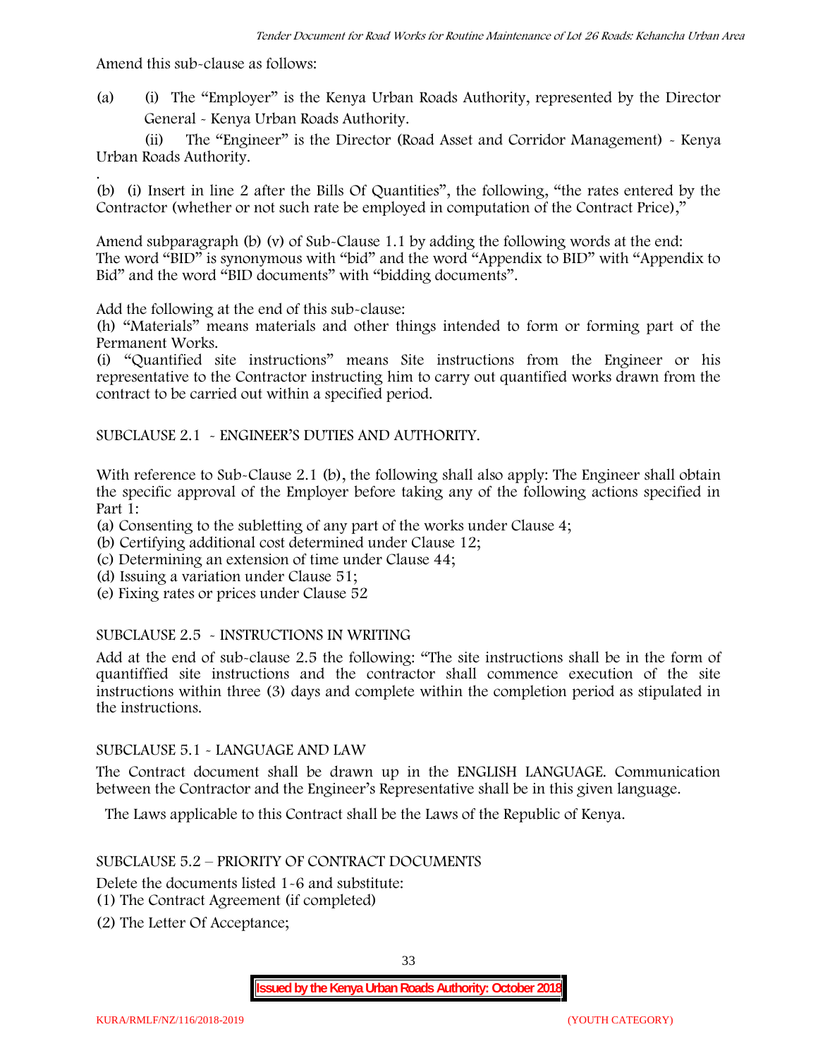Amend this sub-clause as follows:

(a) (i) The "Employer" is the Kenya Urban Roads Authority, represented by the Director General - Kenya Urban Roads Authority.

(ii) The "Engineer" is the Director (Road Asset and Corridor Management) - Kenya Urban Roads Authority.

.
(b) (i) Insert in line 2 after the Bills Of Quantities", the following, "the rates entered by the Contractor (whether or not such rate be employed in computation of the Contract Price),"

Amend subparagraph (b) (v) of Sub-Clause 1.1 by adding the following words at the end:
The word "BID" is synonymous with "bid" and the word "Appendix to BID" with "Appendix to Bid" and the word "BID documents" with "bidding documents".

Add the following at the end of this sub-clause:
(h) "Materials" means materials and other things intended to form or forming part of the Permanent Works.
(i) "Quantified site instructions" means Site instructions from the Engineer or his representative to the Contractor instructing him to carry out quantified works drawn from the contract to be carried out within a specified period.

SUBCLAUSE 2.1 - ENGINEER'S DUTIES AND AUTHORITY.

With reference to Sub-Clause 2.1 (b), the following shall also apply: The Engineer shall obtain the specific approval of the Employer before taking any of the following actions specified in Part 1:

(a) Consenting to the subletting of any part of the works under Clause 4;
(b) Certifying additional cost determined under Clause 12;
(c) Determining an extension of time under Clause 44;
(d) Issuing a variation under Clause 51;
(e) Fixing rates or prices under Clause 52

SUBCLAUSE 2.5 - INSTRUCTIONS IN WRITING

Add at the end of sub-clause 2.5 the following: "The site instructions shall be in the form of quantiffied site instructions and the contractor shall commence execution of the site instructions within three (3) days and complete within the completion period as stipulated in the instructions.

SUBCLAUSE 5.1 - LANGUAGE AND LAW

The Contract document shall be drawn up in the ENGLISH LANGUAGE. Communication between the Contractor and the Engineer's Representative shall be in this given language.

The Laws applicable to this Contract shall be the Laws of the Republic of Kenya.

SUBCLAUSE 5.2 – PRIORITY OF CONTRACT DOCUMENTS

Delete the documents listed 1-6 and substitute:
(1) The Contract Agreement (if completed)
(2) The Letter Of Acceptance;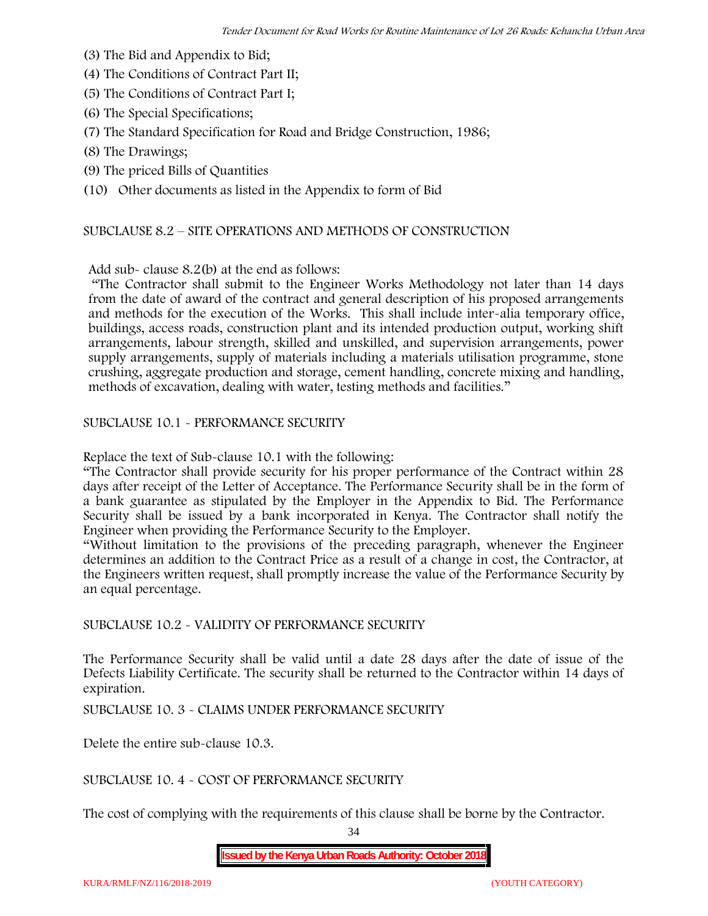(3) The Bid and Appendix to Bid;
(4) The Conditions of Contract Part II;
(5) The Conditions of Contract Part I;
(6) The Special Specifications;
(7) The Standard Specification for Road and Bridge Construction, 1986;
(8) The Drawings;
(9) The priced Bills of Quantities
(10) Other documents as listed in the Appendix to form of Bid

SUBCLAUSE 8.2 – SITE OPERATIONS AND METHODS OF CONSTRUCTION

Add sub- clause 8.2(b) at the end as follows:

"The Contractor shall submit to the Engineer Works Methodology not later than 14 days from the date of award of the contract and general description of his proposed arrangements and methods for the execution of the Works. This shall include inter-alia temporary office, buildings, access roads, construction plant and its intended production output, working shift arrangements, labour strength, skilled and unskilled, and supervision arrangements, power supply arrangements, supply of materials including a materials utilisation programme, stone crushing, aggregate production and storage, cement handling, concrete mixing and handling, methods of excavation, dealing with water, testing methods and facilities."

SUBCLAUSE 10.1 - PERFORMANCE SECURITY

Replace the text of Sub-clause 10.1 with the following:

"The Contractor shall provide security for his proper performance of the Contract within 28 days after receipt of the Letter of Acceptance. The Performance Security shall be in the form of a bank guarantee as stipulated by the Employer in the Appendix to Bid. The Performance Security shall be issued by a bank incorporated in Kenya. The Contractor shall notify the Engineer when providing the Performance Security to the Employer.

"Without limitation to the provisions of the preceding paragraph, whenever the Engineer determines an addition to the Contract Price as a result of a change in cost, the Contractor, at the Engineers written request, shall promptly increase the value of the Performance Security by an equal percentage.

SUBCLAUSE 10.2 - VALIDITY OF PERFORMANCE SECURITY

The Performance Security shall be valid until a date 28 days after the date of issue of the Defects Liability Certificate. The security shall be returned to the Contractor within 14 days of expiration.

SUBCLAUSE 10. 3 - CLAIMS UNDER PERFORMANCE SECURITY

Delete the entire sub-clause 10.3.

SUBCLAUSE 10. 4 - COST OF PERFORMANCE SECURITY

The cost of complying with the requirements of this clause shall be borne by the Contractor.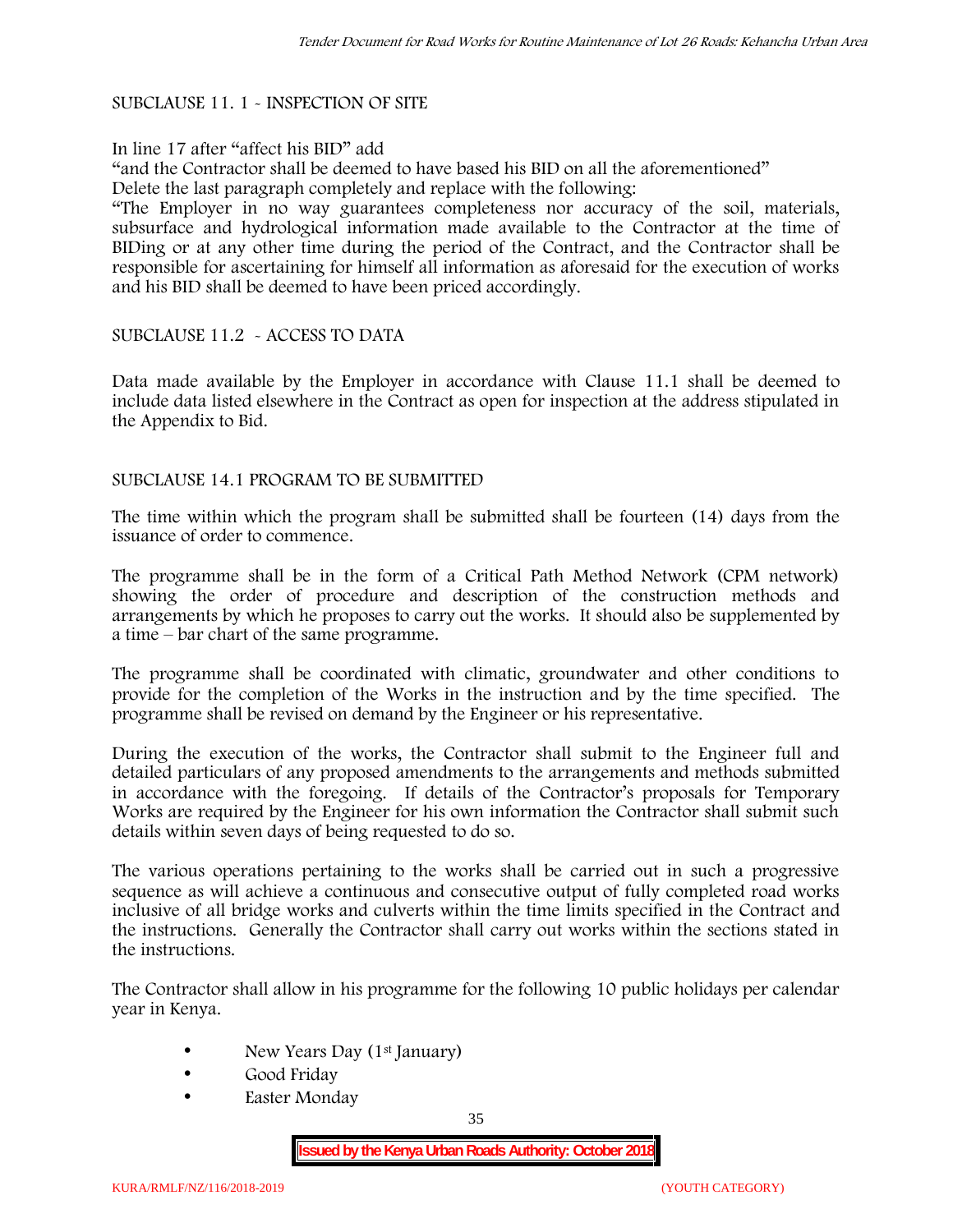SUBCLAUSE 11. 1 - INSPECTION OF SITE

In line 17 after "affect his BID" add

"and the Contractor shall be deemed to have based his BID on all the aforementioned"

Delete the last paragraph completely and replace with the following:

"The Employer in no way guarantees completeness nor accuracy of the soil, materials, subsurface and hydrological information made available to the Contractor at the time of BIDing or at any other time during the period of the Contract, and the Contractor shall be responsible for ascertaining for himself all information as aforesaid for the execution of works and his BID shall be deemed to have been priced accordingly.

SUBCLAUSE 11.2 - ACCESS TO DATA

Data made available by the Employer in accordance with Clause 11.1 shall be deemed to include data listed elsewhere in the Contract as open for inspection at the address stipulated in the Appendix to Bid.

SUBCLAUSE 14.1 PROGRAM TO BE SUBMITTED

The time within which the program shall be submitted shall be fourteen (14) days from the issuance of order to commence.

The programme shall be in the form of a Critical Path Method Network (CPM network) showing the order of procedure and description of the construction methods and arrangements by which he proposes to carry out the works. It should also be supplemented by a time – bar chart of the same programme.

The programme shall be coordinated with climatic, groundwater and other conditions to provide for the completion of the Works in the instruction and by the time specified. The programme shall be revised on demand by the Engineer or his representative.

During the execution of the works, the Contractor shall submit to the Engineer full and detailed particulars of any proposed amendments to the arrangements and methods submitted in accordance with the foregoing. If details of the Contractor's proposals for Temporary Works are required by the Engineer for his own information the Contractor shall submit such details within seven days of being requested to do so.

The various operations pertaining to the works shall be carried out in such a progressive sequence as will achieve a continuous and consecutive output of fully completed road works inclusive of all bridge works and culverts within the time limits specified in the Contract and the instructions. Generally the Contractor shall carry out works within the sections stated in the instructions.

The Contractor shall allow in his programme for the following 10 public holidays per calendar year in Kenya.

- New Years Day (1st January)
- Good Friday
- Easter Monday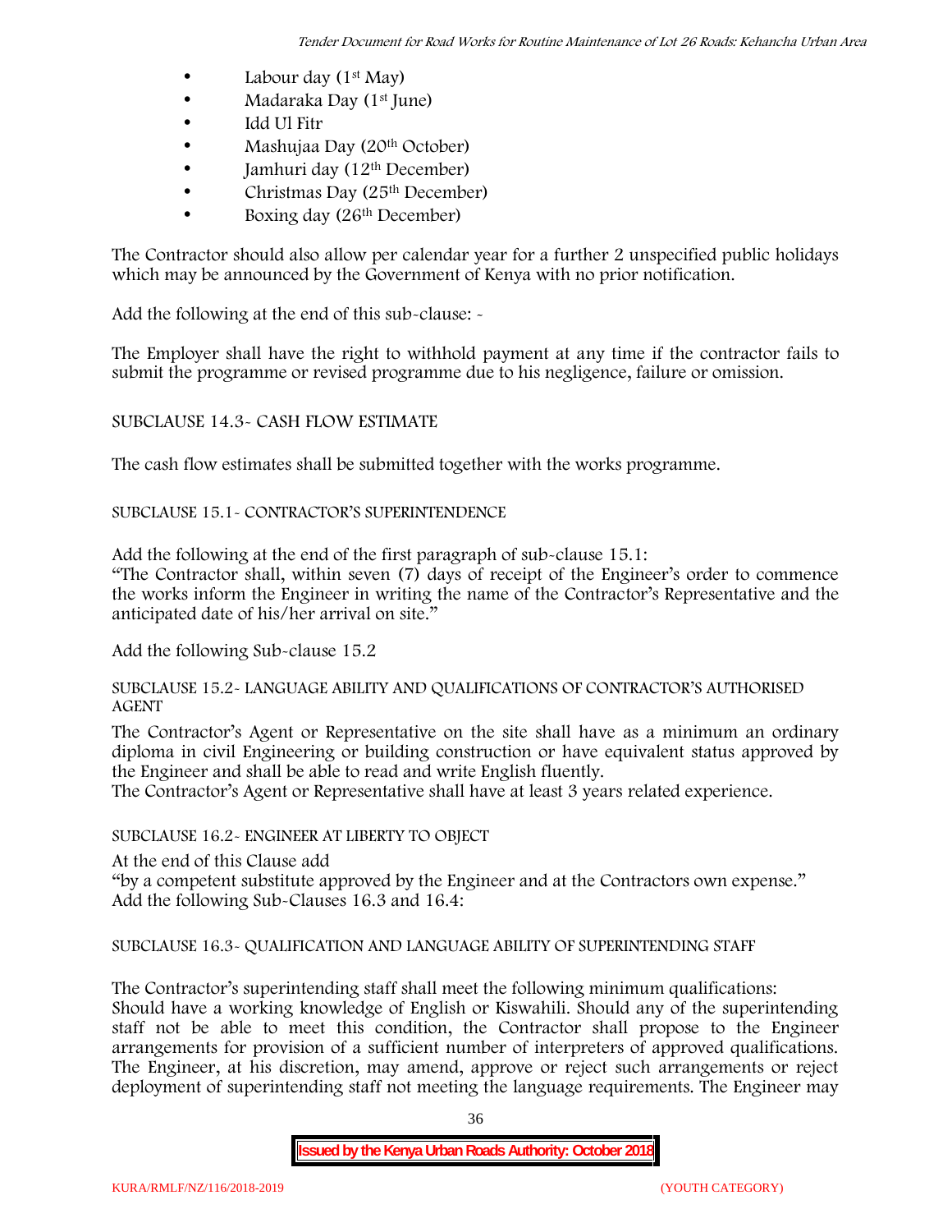- Labour day (1st May)
- Madaraka Day (1st June)
- Idd Ul Fitr
- Mashujaa Day (20th October)
- Jamhuri day (12th December)
- Christmas Day (25th December)
- Boxing day (26th December)

The Contractor should also allow per calendar year for a further 2 unspecified public holidays which may be announced by the Government of Kenya with no prior notification.

Add the following at the end of this sub-clause: -

The Employer shall have the right to withhold payment at any time if the contractor fails to submit the programme or revised programme due to his negligence, failure or omission.

SUBCLAUSE 14.3- CASH FLOW ESTIMATE

The cash flow estimates shall be submitted together with the works programme.

SUBCLAUSE 15.1- CONTRACTOR'S SUPERINTENDENCE

Add the following at the end of the first paragraph of sub-clause 15.1:
"The Contractor shall, within seven (7) days of receipt of the Engineer's order to commence the works inform the Engineer in writing the name of the Contractor's Representative and the anticipated date of his/her arrival on site."

Add the following Sub-clause 15.2

SUBCLAUSE 15.2- LANGUAGE ABILITY AND QUALIFICATIONS OF CONTRACTOR'S AUTHORISED AGENT

The Contractor's Agent or Representative on the site shall have as a minimum an ordinary diploma in civil Engineering or building construction or have equivalent status approved by the Engineer and shall be able to read and write English fluently.
The Contractor's Agent or Representative shall have at least 3 years related experience.

SUBCLAUSE 16.2- ENGINEER AT LIBERTY TO OBJECT

At the end of this Clause add
"by a competent substitute approved by the Engineer and at the Contractors own expense."
Add the following Sub-Clauses 16.3 and 16.4:

SUBCLAUSE 16.3- QUALIFICATION AND LANGUAGE ABILITY OF SUPERINTENDING STAFF

The Contractor's superintending staff shall meet the following minimum qualifications:
Should have a working knowledge of English or Kiswahili. Should any of the superintending staff not be able to meet this condition, the Contractor shall propose to the Engineer arrangements for provision of a sufficient number of interpreters of approved qualifications. The Engineer, at his discretion, may amend, approve or reject such arrangements or reject deployment of superintending staff not meeting the language requirements. The Engineer may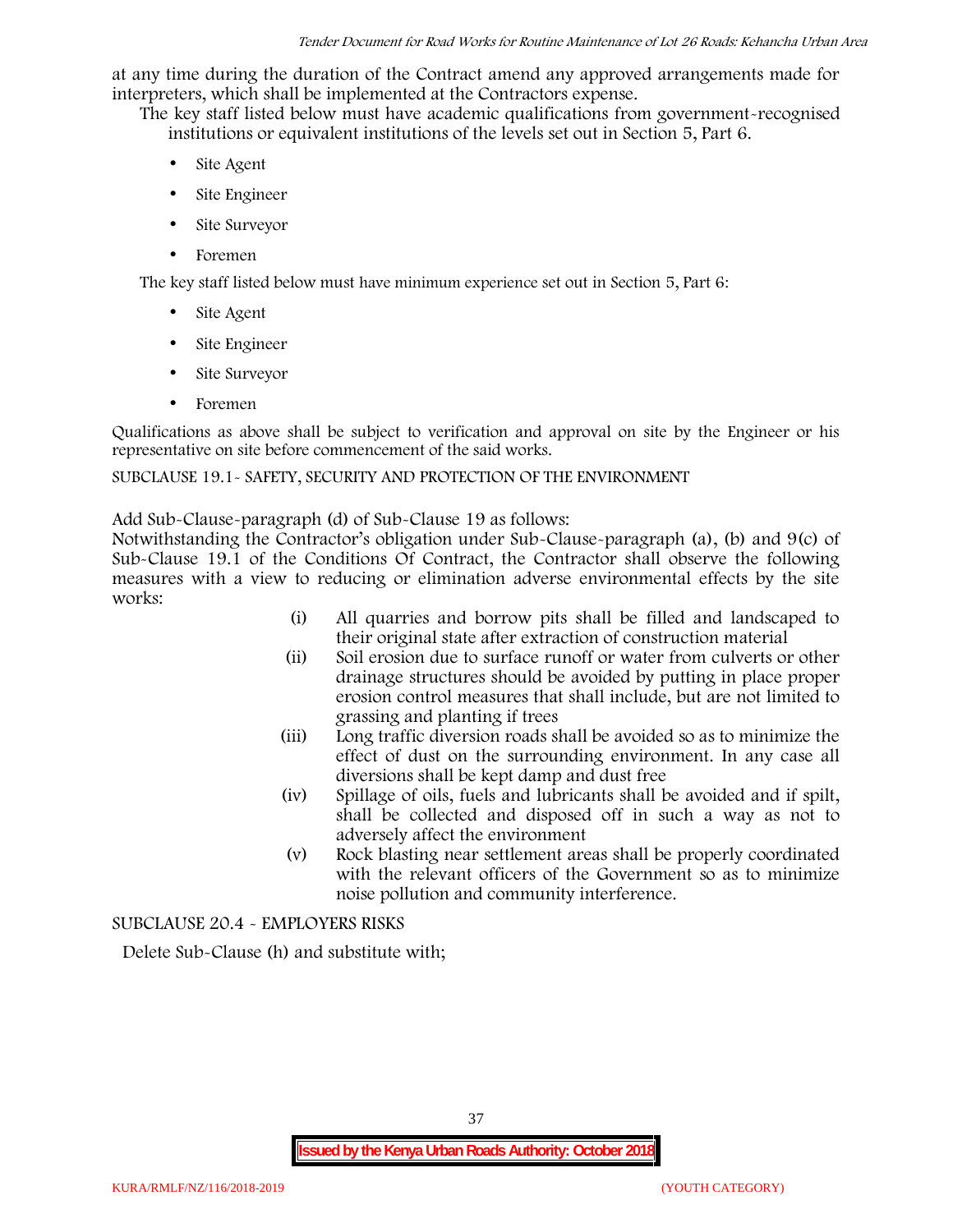at any time during the duration of the Contract amend any approved arrangements made for interpreters, which shall be implemented at the Contractors expense.

The key staff listed below must have academic qualifications from government-recognised institutions or equivalent institutions of the levels set out in Section 5, Part 6.

- Site Agent
- Site Engineer
- Site Surveyor
- Foremen

The key staff listed below must have minimum experience set out in Section 5, Part 6:

- Site Agent
- Site Engineer
- Site Surveyor
- Foremen

Qualifications as above shall be subject to verification and approval on site by the Engineer or his representative on site before commencement of the said works.

SUBCLAUSE 19.1- SAFETY, SECURITY AND PROTECTION OF THE ENVIRONMENT

Add Sub-Clause-paragraph (d) of Sub-Clause 19 as follows:

Notwithstanding the Contractor's obligation under Sub-Clause-paragraph (a), (b) and 9(c) of Sub-Clause 19.1 of the Conditions Of Contract, the Contractor shall observe the following measures with a view to reducing or elimination adverse environmental effects by the site works:

(i) All quarries and borrow pits shall be filled and landscaped to their original state after extraction of construction material

(ii) Soil erosion due to surface runoff or water from culverts or other drainage structures should be avoided by putting in place proper erosion control measures that shall include, but are not limited to grassing and planting if trees

(iii) Long traffic diversion roads shall be avoided so as to minimize the effect of dust on the surrounding environment. In any case all diversions shall be kept damp and dust free

(iv) Spillage of oils, fuels and lubricants shall be avoided and if spilt, shall be collected and disposed off in such a way as not to adversely affect the environment

(v) Rock blasting near settlement areas shall be properly coordinated with the relevant officers of the Government so as to minimize noise pollution and community interference.

SUBCLAUSE 20.4 - EMPLOYERS RISKS

Delete Sub-Clause (h) and substitute with;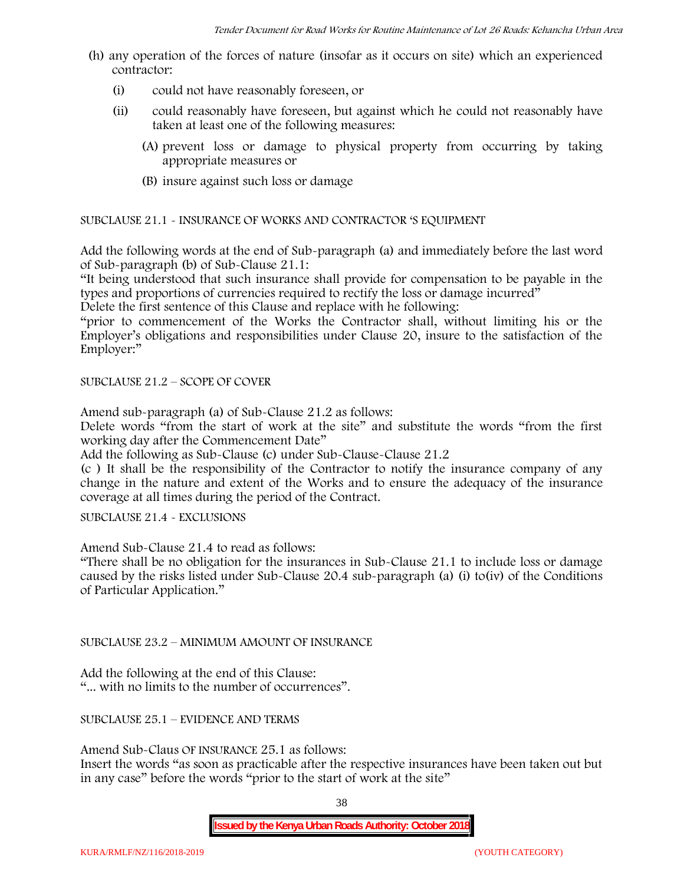(h) any operation of the forces of nature (insofar as it occurs on site) which an experienced contractor:

   (i) could not have reasonably foreseen, or

   (ii) could reasonably have foreseen, but against which he could not reasonably have taken at least one of the following measures:

      (A) prevent loss or damage to physical property from occurring by taking appropriate measures or

      (B) insure against such loss or damage

SUBCLAUSE 21.1 - INSURANCE OF WORKS AND CONTRACTOR 'S EQUIPMENT

Add the following words at the end of Sub-paragraph (a) and immediately before the last word of Sub-paragraph (b) of Sub-Clause 21.1:

"It being understood that such insurance shall provide for compensation to be payable in the types and proportions of currencies required to rectify the loss or damage incurred"

Delete the first sentence of this Clause and replace with he following:

"prior to commencement of the Works the Contractor shall, without limiting his or the Employer's obligations and responsibilities under Clause 20, insure to the satisfaction of the Employer:"

SUBCLAUSE 21.2 – SCOPE OF COVER

Amend sub-paragraph (a) of Sub-Clause 21.2 as follows:

Delete words "from the start of work at the site" and substitute the words "from the first working day after the Commencement Date"

Add the following as Sub-Clause (c) under Sub-Clause-Clause 21.2

(c ) It shall be the responsibility of the Contractor to notify the insurance company of any change in the nature and extent of the Works and to ensure the adequacy of the insurance coverage at all times during the period of the Contract.

SUBCLAUSE 21.4 - EXCLUSIONS

Amend Sub-Clause 21.4 to read as follows:

"There shall be no obligation for the insurances in Sub-Clause 21.1 to include loss or damage caused by the risks listed under Sub-Clause 20.4 sub-paragraph (a) (i) to(iv) of the Conditions of Particular Application."

SUBCLAUSE 23.2 – MINIMUM AMOUNT OF INSURANCE

Add the following at the end of this Clause:

"... with no limits to the number of occurrences".

SUBCLAUSE 25.1 – EVIDENCE AND TERMS

Amend Sub-Claus OF INSURANCE 25.1 as follows:

Insert the words "as soon as practicable after the respective insurances have been taken out but in any case" before the words "prior to the start of work at the site"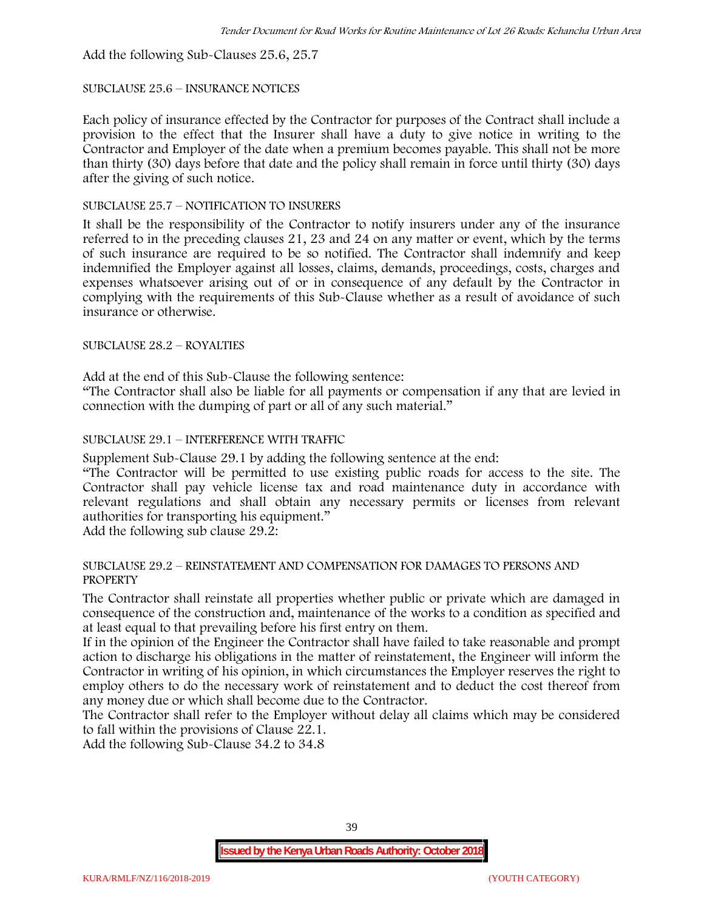Add the following Sub-Clauses 25.6, 25.7

SUBCLAUSE 25.6 – INSURANCE NOTICES

Each policy of insurance effected by the Contractor for purposes of the Contract shall include a provision to the effect that the Insurer shall have a duty to give notice in writing to the Contractor and Employer of the date when a premium becomes payable. This shall not be more than thirty (30) days before that date and the policy shall remain in force until thirty (30) days after the giving of such notice.

SUBCLAUSE 25.7 – NOTIFICATION TO INSURERS

It shall be the responsibility of the Contractor to notify insurers under any of the insurance referred to in the preceding clauses 21, 23 and 24 on any matter or event, which by the terms of such insurance are required to be so notified. The Contractor shall indemnify and keep indemnified the Employer against all losses, claims, demands, proceedings, costs, charges and expenses whatsoever arising out of or in consequence of any default by the Contractor in complying with the requirements of this Sub-Clause whether as a result of avoidance of such insurance or otherwise.

SUBCLAUSE 28.2 – ROYALTIES

Add at the end of this Sub-Clause the following sentence:

"The Contractor shall also be liable for all payments or compensation if any that are levied in connection with the dumping of part or all of any such material."

SUBCLAUSE 29.1 – INTERFERENCE WITH TRAFFIC

Supplement Sub-Clause 29.1 by adding the following sentence at the end:

"The Contractor will be permitted to use existing public roads for access to the site. The Contractor shall pay vehicle license tax and road maintenance duty in accordance with relevant regulations and shall obtain any necessary permits or licenses from relevant authorities for transporting his equipment."

Add the following sub clause 29.2:

SUBCLAUSE 29.2 – REINSTATEMENT AND COMPENSATION FOR DAMAGES TO PERSONS AND PROPERTY

The Contractor shall reinstate all properties whether public or private which are damaged in consequence of the construction and, maintenance of the works to a condition as specified and at least equal to that prevailing before his first entry on them.

If in the opinion of the Engineer the Contractor shall have failed to take reasonable and prompt action to discharge his obligations in the matter of reinstatement, the Engineer will inform the Contractor in writing of his opinion, in which circumstances the Employer reserves the right to employ others to do the necessary work of reinstatement and to deduct the cost thereof from any money due or which shall become due to the Contractor.

The Contractor shall refer to the Employer without delay all claims which may be considered to fall within the provisions of Clause 22.1.

Add the following Sub-Clause 34.2 to 34.8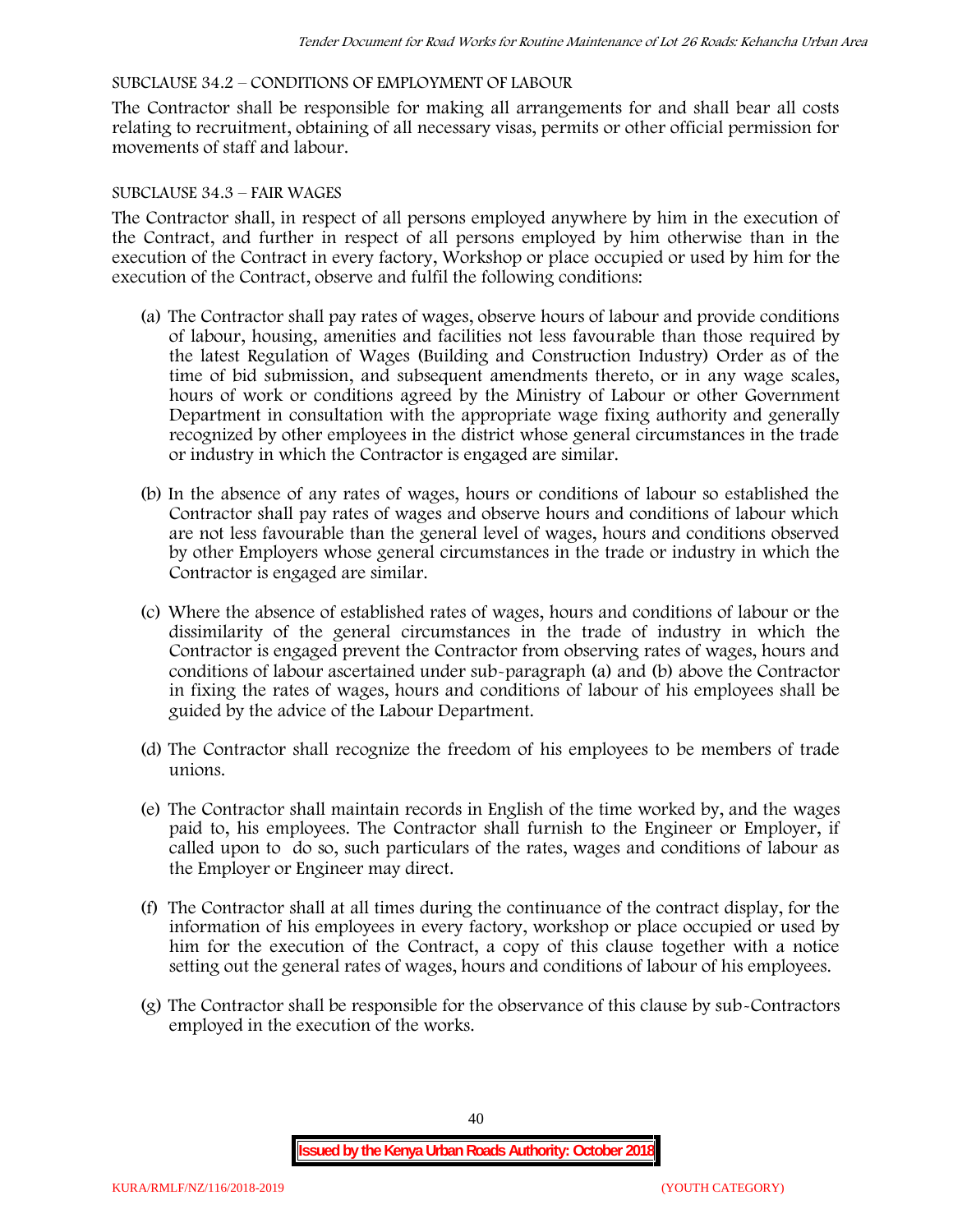SUBCLAUSE 34.2 – CONDITIONS OF EMPLOYMENT OF LABOUR

The Contractor shall be responsible for making all arrangements for and shall bear all costs relating to recruitment, obtaining of all necessary visas, permits or other official permission for movements of staff and labour.

SUBCLAUSE 34.3 – FAIR WAGES

The Contractor shall, in respect of all persons employed anywhere by him in the execution of the Contract, and further in respect of all persons employed by him otherwise than in the execution of the Contract in every factory, Workshop or place occupied or used by him for the execution of the Contract, observe and fulfil the following conditions:

(a) The Contractor shall pay rates of wages, observe hours of labour and provide conditions of labour, housing, amenities and facilities not less favourable than those required by the latest Regulation of Wages (Building and Construction Industry) Order as of the time of bid submission, and subsequent amendments thereto, or in any wage scales, hours of work or conditions agreed by the Ministry of Labour or other Government Department in consultation with the appropriate wage fixing authority and generally recognized by other employees in the district whose general circumstances in the trade or industry in which the Contractor is engaged are similar.

(b) In the absence of any rates of wages, hours or conditions of labour so established the Contractor shall pay rates of wages and observe hours and conditions of labour which are not less favourable than the general level of wages, hours and conditions observed by other Employers whose general circumstances in the trade or industry in which the Contractor is engaged are similar.

(c) Where the absence of established rates of wages, hours and conditions of labour or the dissimilarity of the general circumstances in the trade of industry in which the Contractor is engaged prevent the Contractor from observing rates of wages, hours and conditions of labour ascertained under sub-paragraph (a) and (b) above the Contractor in fixing the rates of wages, hours and conditions of labour of his employees shall be guided by the advice of the Labour Department.

(d) The Contractor shall recognize the freedom of his employees to be members of trade unions.

(e) The Contractor shall maintain records in English of the time worked by, and the wages paid to, his employees. The Contractor shall furnish to the Engineer or Employer, if called upon to do so, such particulars of the rates, wages and conditions of labour as the Employer or Engineer may direct.

(f) The Contractor shall at all times during the continuance of the contract display, for the information of his employees in every factory, workshop or place occupied or used by him for the execution of the Contract, a copy of this clause together with a notice setting out the general rates of wages, hours and conditions of labour of his employees.

(g) The Contractor shall be responsible for the observance of this clause by sub-Contractors employed in the execution of the works.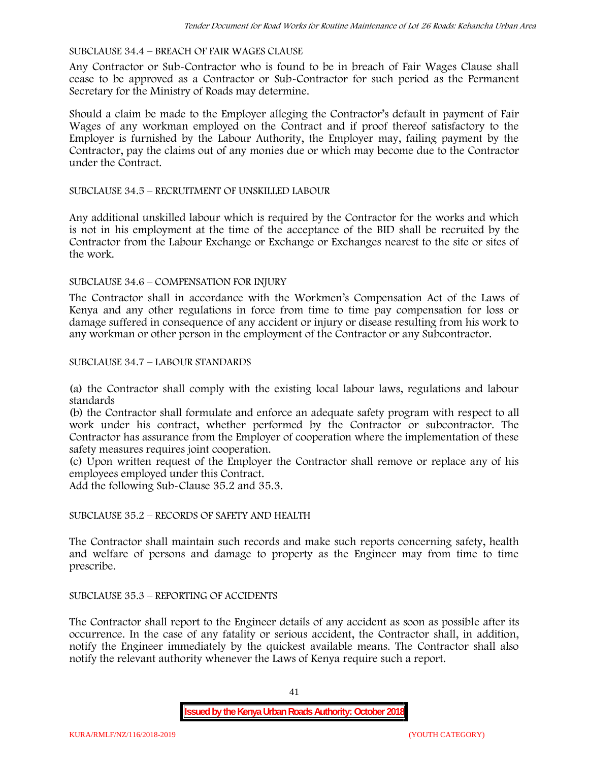SUBCLAUSE 34.4 – BREACH OF FAIR WAGES CLAUSE

Any Contractor or Sub-Contractor who is found to be in breach of Fair Wages Clause shall cease to be approved as a Contractor or Sub-Contractor for such period as the Permanent Secretary for the Ministry of Roads may determine.

Should a claim be made to the Employer alleging the Contractor's default in payment of Fair Wages of any workman employed on the Contract and if proof thereof satisfactory to the Employer is furnished by the Labour Authority, the Employer may, failing payment by the Contractor, pay the claims out of any monies due or which may become due to the Contractor under the Contract.

SUBCLAUSE 34.5 – RECRUITMENT OF UNSKILLED LABOUR

Any additional unskilled labour which is required by the Contractor for the works and which is not in his employment at the time of the acceptance of the BID shall be recruited by the Contractor from the Labour Exchange or Exchange or Exchanges nearest to the site or sites of the work.

SUBCLAUSE 34.6 – COMPENSATION FOR INJURY

The Contractor shall in accordance with the Workmen's Compensation Act of the Laws of Kenya and any other regulations in force from time to time pay compensation for loss or damage suffered in consequence of any accident or injury or disease resulting from his work to any workman or other person in the employment of the Contractor or any Subcontractor.

SUBCLAUSE 34.7 – LABOUR STANDARDS

(a) the Contractor shall comply with the existing local labour laws, regulations and labour standards

(b) the Contractor shall formulate and enforce an adequate safety program with respect to all work under his contract, whether performed by the Contractor or subcontractor. The Contractor has assurance from the Employer of cooperation where the implementation of these safety measures requires joint cooperation.

(c) Upon written request of the Employer the Contractor shall remove or replace any of his employees employed under this Contract.

Add the following Sub-Clause 35.2 and 35.3.

SUBCLAUSE 35.2 – RECORDS OF SAFETY AND HEALTH

The Contractor shall maintain such records and make such reports concerning safety, health and welfare of persons and damage to property as the Engineer may from time to time prescribe.

SUBCLAUSE 35.3 – REPORTING OF ACCIDENTS

The Contractor shall report to the Engineer details of any accident as soon as possible after its occurrence. In the case of any fatality or serious accident, the Contractor shall, in addition, notify the Engineer immediately by the quickest available means. The Contractor shall also notify the relevant authority whenever the Laws of Kenya require such a report.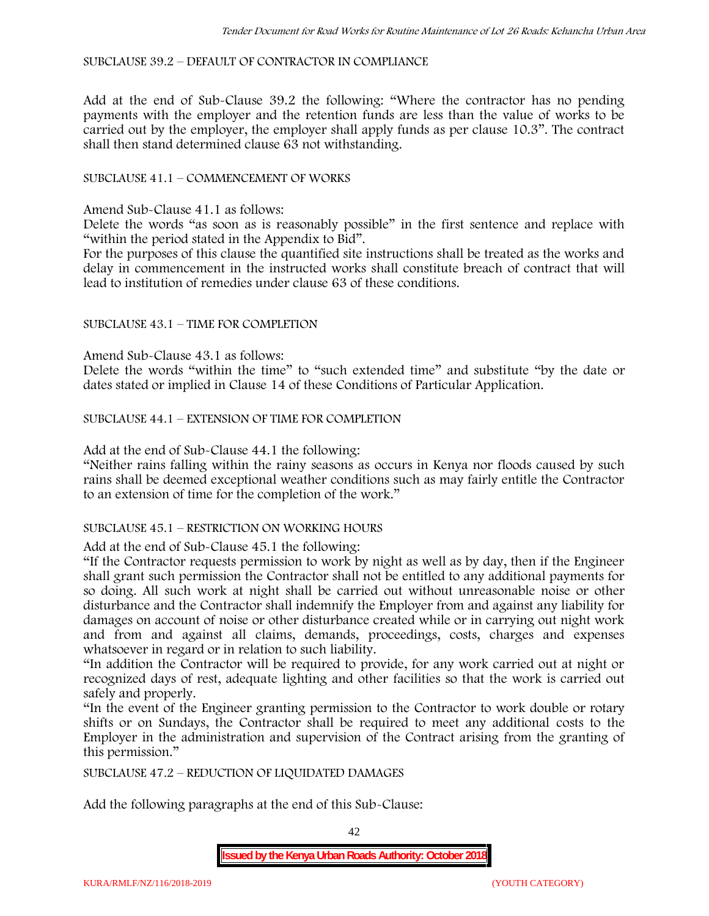SUBCLAUSE 39.2 – DEFAULT OF CONTRACTOR IN COMPLIANCE

Add at the end of Sub-Clause 39.2 the following: "Where the contractor has no pending payments with the employer and the retention funds are less than the value of works to be carried out by the employer, the employer shall apply funds as per clause 10.3". The contract shall then stand determined clause 63 not withstanding.

SUBCLAUSE 41.1 – COMMENCEMENT OF WORKS

Amend Sub-Clause 41.1 as follows:
Delete the words "as soon as is reasonably possible" in the first sentence and replace with "within the period stated in the Appendix to Bid".
For the purposes of this clause the quantified site instructions shall be treated as the works and delay in commencement in the instructed works shall constitute breach of contract that will lead to institution of remedies under clause 63 of these conditions.

SUBCLAUSE 43.1 – TIME FOR COMPLETION

Amend Sub-Clause 43.1 as follows:
Delete the words "within the time" to "such extended time" and substitute "by the date or dates stated or implied in Clause 14 of these Conditions of Particular Application.

SUBCLAUSE 44.1 – EXTENSION OF TIME FOR COMPLETION

Add at the end of Sub-Clause 44.1 the following:
"Neither rains falling within the rainy seasons as occurs in Kenya nor floods caused by such rains shall be deemed exceptional weather conditions such as may fairly entitle the Contractor to an extension of time for the completion of the work."

SUBCLAUSE 45.1 – RESTRICTION ON WORKING HOURS

Add at the end of Sub-Clause 45.1 the following:
"If the Contractor requests permission to work by night as well as by day, then if the Engineer shall grant such permission the Contractor shall not be entitled to any additional payments for so doing. All such work at night shall be carried out without unreasonable noise or other disturbance and the Contractor shall indemnify the Employer from and against any liability for damages on account of noise or other disturbance created while or in carrying out night work and from and against all claims, demands, proceedings, costs, charges and expenses whatsoever in regard or in relation to such liability.
"In addition the Contractor will be required to provide, for any work carried out at night or recognized days of rest, adequate lighting and other facilities so that the work is carried out safely and properly.
"In the event of the Engineer granting permission to the Contractor to work double or rotary shifts or on Sundays, the Contractor shall be required to meet any additional costs to the Employer in the administration and supervision of the Contract arising from the granting of this permission."

SUBCLAUSE 47.2 – REDUCTION OF LIQUIDATED DAMAGES

Add the following paragraphs at the end of this Sub-Clause: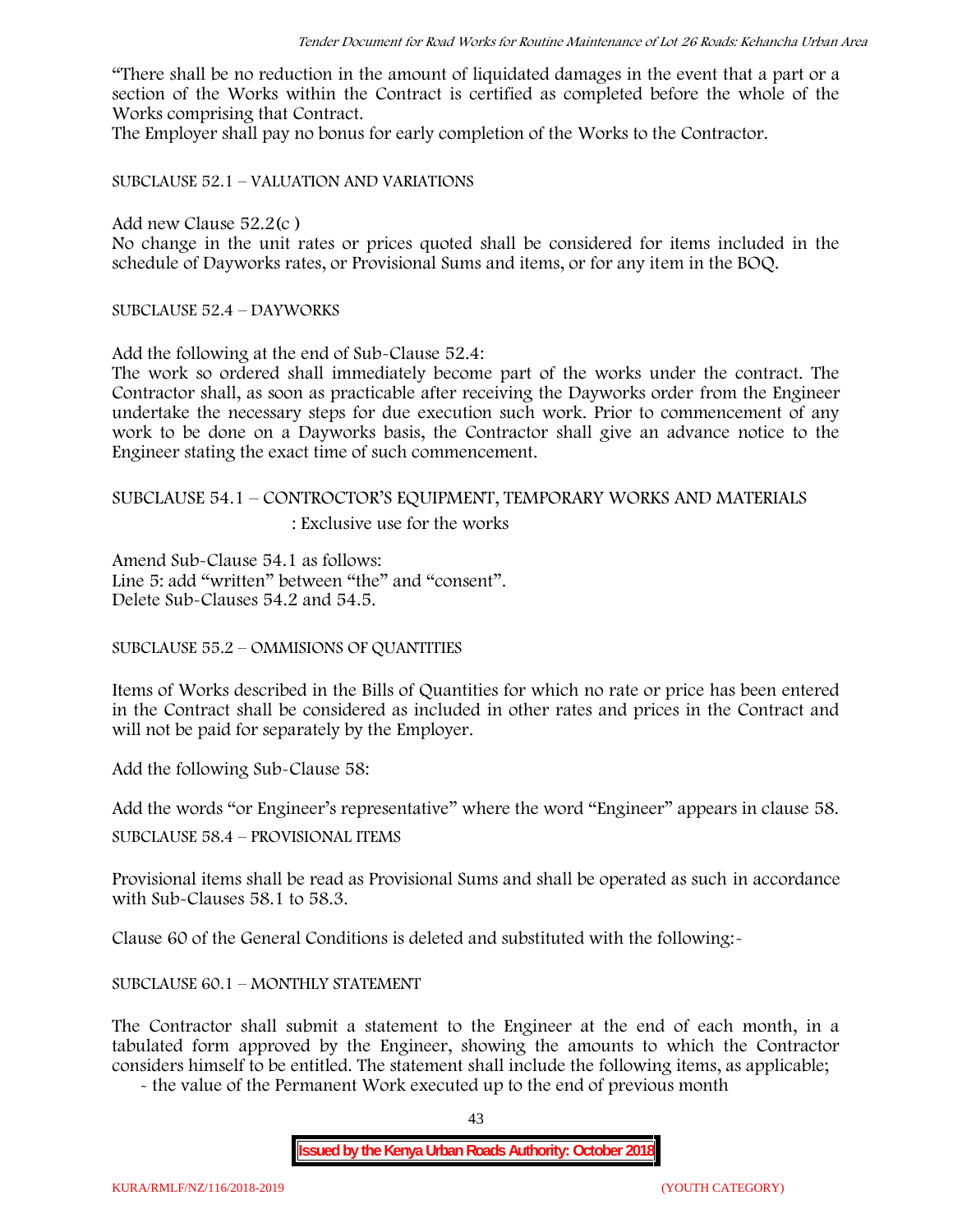"There shall be no reduction in the amount of liquidated damages in the event that a part or a section of the Works within the Contract is certified as completed before the whole of the Works comprising that Contract.

The Employer shall pay no bonus for early completion of the Works to the Contractor.

SUBCLAUSE 52.1 – VALUATION AND VARIATIONS

Add new Clause 52.2(c )

No change in the unit rates or prices quoted shall be considered for items included in the schedule of Dayworks rates, or Provisional Sums and items, or for any item in the BOQ.

SUBCLAUSE 52.4 – DAYWORKS

Add the following at the end of Sub-Clause 52.4:

The work so ordered shall immediately become part of the works under the contract. The Contractor shall, as soon as practicable after receiving the Dayworks order from the Engineer undertake the necessary steps for due execution such work. Prior to commencement of any work to be done on a Dayworks basis, the Contractor shall give an advance notice to the Engineer stating the exact time of such commencement.

SUBCLAUSE 54.1 – CONTROCTOR'S EQUIPMENT, TEMPORARY WORKS AND MATERIALS
: Exclusive use for the works

Amend Sub-Clause 54.1 as follows:
Line 5: add "written" between "the" and "consent".
Delete Sub-Clauses 54.2 and 54.5.

SUBCLAUSE 55.2 – OMMISIONS OF QUANTITIES

Items of Works described in the Bills of Quantities for which no rate or price has been entered in the Contract shall be considered as included in other rates and prices in the Contract and will not be paid for separately by the Employer.

Add the following Sub-Clause 58:

Add the words "or Engineer's representative" where the word "Engineer" appears in clause 58.

SUBCLAUSE 58.4 – PROVISIONAL ITEMS

Provisional items shall be read as Provisional Sums and shall be operated as such in accordance with Sub-Clauses 58.1 to 58.3.

Clause 60 of the General Conditions is deleted and substituted with the following:-

SUBCLAUSE 60.1 – MONTHLY STATEMENT

The Contractor shall submit a statement to the Engineer at the end of each month, in a tabulated form approved by the Engineer, showing the amounts to which the Contractor considers himself to be entitled. The statement shall include the following items, as applicable;

- the value of the Permanent Work executed up to the end of previous month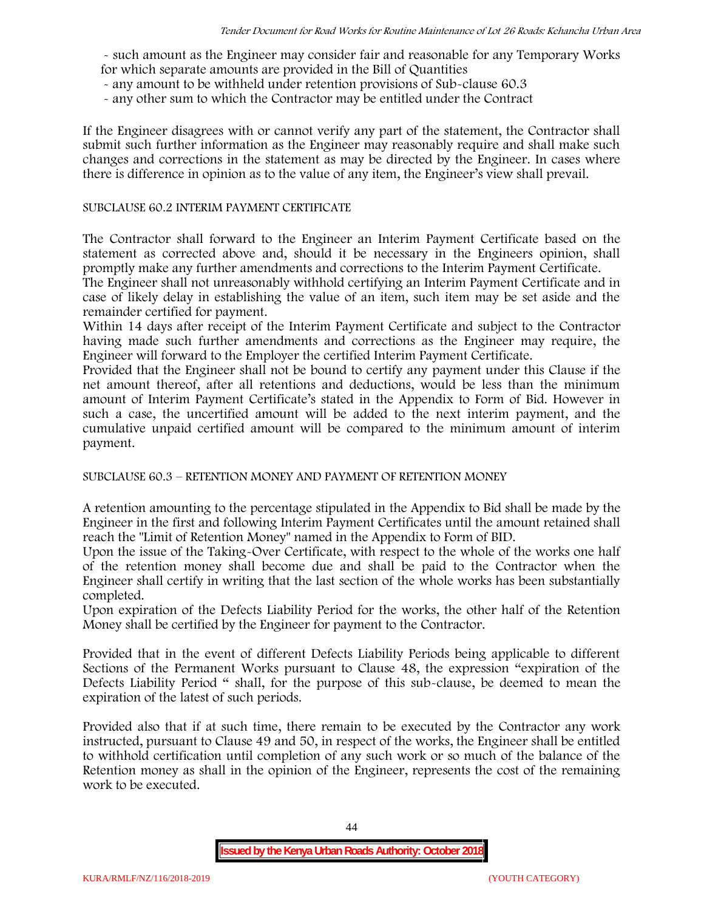- such amount as the Engineer may consider fair and reasonable for any Temporary Works for which separate amounts are provided in the Bill of Quantities
- any amount to be withheld under retention provisions of Sub-clause 60.3
- any other sum to which the Contractor may be entitled under the Contract

If the Engineer disagrees with or cannot verify any part of the statement, the Contractor shall submit such further information as the Engineer may reasonably require and shall make such changes and corrections in the statement as may be directed by the Engineer. In cases where there is difference in opinion as to the value of any item, the Engineer's view shall prevail.

SUBCLAUSE 60.2 INTERIM PAYMENT CERTIFICATE

The Contractor shall forward to the Engineer an Interim Payment Certificate based on the statement as corrected above and, should it be necessary in the Engineers opinion, shall promptly make any further amendments and corrections to the Interim Payment Certificate.

The Engineer shall not unreasonably withhold certifying an Interim Payment Certificate and in case of likely delay in establishing the value of an item, such item may be set aside and the remainder certified for payment.

Within 14 days after receipt of the Interim Payment Certificate and subject to the Contractor having made such further amendments and corrections as the Engineer may require, the Engineer will forward to the Employer the certified Interim Payment Certificate.

Provided that the Engineer shall not be bound to certify any payment under this Clause if the net amount thereof, after all retentions and deductions, would be less than the minimum amount of Interim Payment Certificate's stated in the Appendix to Form of Bid. However in such a case, the uncertified amount will be added to the next interim payment, and the cumulative unpaid certified amount will be compared to the minimum amount of interim payment.

SUBCLAUSE 60.3 – RETENTION MONEY AND PAYMENT OF RETENTION MONEY

A retention amounting to the percentage stipulated in the Appendix to Bid shall be made by the Engineer in the first and following Interim Payment Certificates until the amount retained shall reach the "Limit of Retention Money" named in the Appendix to Form of BID.

Upon the issue of the Taking-Over Certificate, with respect to the whole of the works one half of the retention money shall become due and shall be paid to the Contractor when the Engineer shall certify in writing that the last section of the whole works has been substantially completed.

Upon expiration of the Defects Liability Period for the works, the other half of the Retention Money shall be certified by the Engineer for payment to the Contractor.

Provided that in the event of different Defects Liability Periods being applicable to different Sections of the Permanent Works pursuant to Clause 48, the expression "expiration of the Defects Liability Period " shall, for the purpose of this sub-clause, be deemed to mean the expiration of the latest of such periods.

Provided also that if at such time, there remain to be executed by the Contractor any work instructed, pursuant to Clause 49 and 50, in respect of the works, the Engineer shall be entitled to withhold certification until completion of any such work or so much of the balance of the Retention money as shall in the opinion of the Engineer, represents the cost of the remaining work to be executed.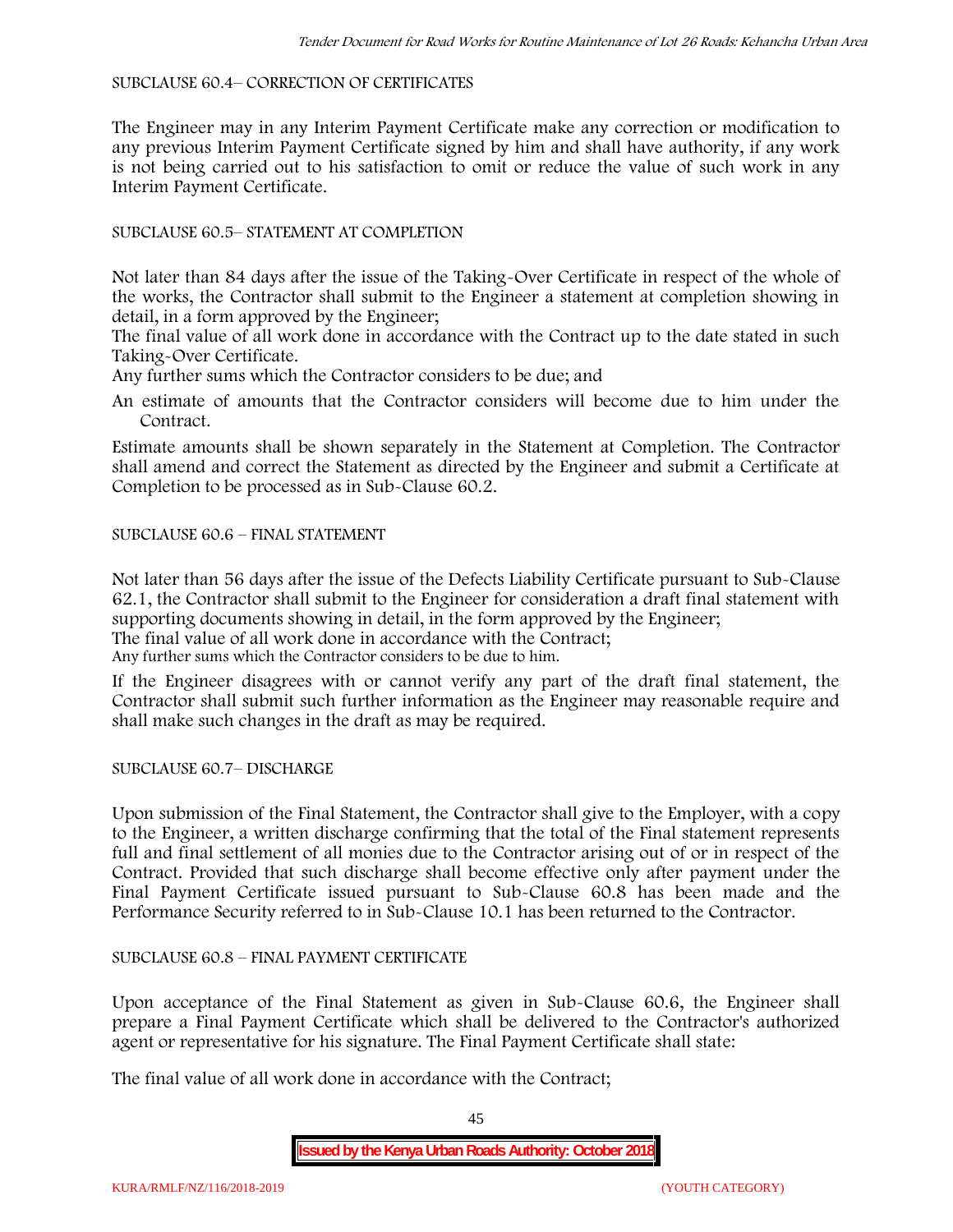SUBCLAUSE 60.4– CORRECTION OF CERTIFICATES

The Engineer may in any Interim Payment Certificate make any correction or modification to any previous Interim Payment Certificate signed by him and shall have authority, if any work is not being carried out to his satisfaction to omit or reduce the value of such work in any Interim Payment Certificate.

SUBCLAUSE 60.5– STATEMENT AT COMPLETION

Not later than 84 days after the issue of the Taking-Over Certificate in respect of the whole of the works, the Contractor shall submit to the Engineer a statement at completion showing in detail, in a form approved by the Engineer;

The final value of all work done in accordance with the Contract up to the date stated in such Taking-Over Certificate.

Any further sums which the Contractor considers to be due; and

An estimate of amounts that the Contractor considers will become due to him under the Contract.

Estimate amounts shall be shown separately in the Statement at Completion. The Contractor shall amend and correct the Statement as directed by the Engineer and submit a Certificate at Completion to be processed as in Sub-Clause 60.2.

SUBCLAUSE 60.6 – FINAL STATEMENT

Not later than 56 days after the issue of the Defects Liability Certificate pursuant to Sub-Clause 62.1, the Contractor shall submit to the Engineer for consideration a draft final statement with supporting documents showing in detail, in the form approved by the Engineer;

The final value of all work done in accordance with the Contract;

Any further sums which the Contractor considers to be due to him.

If the Engineer disagrees with or cannot verify any part of the draft final statement, the Contractor shall submit such further information as the Engineer may reasonable require and shall make such changes in the draft as may be required.

SUBCLAUSE 60.7– DISCHARGE

Upon submission of the Final Statement, the Contractor shall give to the Employer, with a copy to the Engineer, a written discharge confirming that the total of the Final statement represents full and final settlement of all monies due to the Contractor arising out of or in respect of the Contract. Provided that such discharge shall become effective only after payment under the Final Payment Certificate issued pursuant to Sub-Clause 60.8 has been made and the Performance Security referred to in Sub-Clause 10.1 has been returned to the Contractor.

SUBCLAUSE 60.8 – FINAL PAYMENT CERTIFICATE

Upon acceptance of the Final Statement as given in Sub-Clause 60.6, the Engineer shall prepare a Final Payment Certificate which shall be delivered to the Contractor's authorized agent or representative for his signature. The Final Payment Certificate shall state:

The final value of all work done in accordance with the Contract;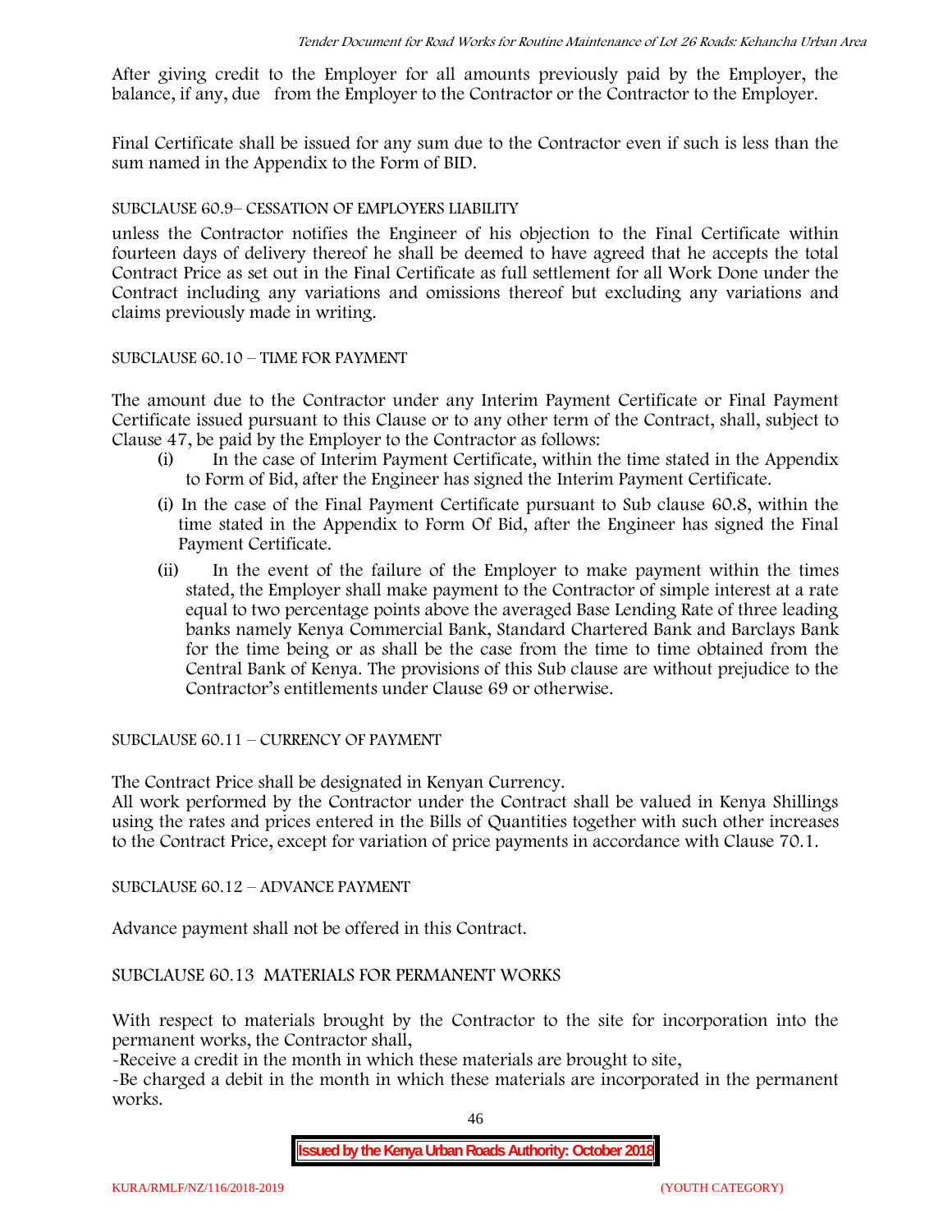After giving credit to the Employer for all amounts previously paid by the Employer, the balance, if any, due from the Employer to the Contractor or the Contractor to the Employer.

Final Certificate shall be issued for any sum due to the Contractor even if such is less than the sum named in the Appendix to the Form of BID.

SUBCLAUSE 60.9– CESSATION OF EMPLOYERS LIABILITY

unless the Contractor notifies the Engineer of his objection to the Final Certificate within fourteen days of delivery thereof he shall be deemed to have agreed that he accepts the total Contract Price as set out in the Final Certificate as full settlement for all Work Done under the Contract including any variations and omissions thereof but excluding any variations and claims previously made in writing.

SUBCLAUSE 60.10 – TIME FOR PAYMENT

The amount due to the Contractor under any Interim Payment Certificate or Final Payment Certificate issued pursuant to this Clause or to any other term of the Contract, shall, subject to Clause 47, be paid by the Employer to the Contractor as follows:

(i) In the case of Interim Payment Certificate, within the time stated in the Appendix to Form of Bid, after the Engineer has signed the Interim Payment Certificate.

(i) In the case of the Final Payment Certificate pursuant to Sub clause 60.8, within the time stated in the Appendix to Form Of Bid, after the Engineer has signed the Final Payment Certificate.

(ii) In the event of the failure of the Employer to make payment within the times stated, the Employer shall make payment to the Contractor of simple interest at a rate equal to two percentage points above the averaged Base Lending Rate of three leading banks namely Kenya Commercial Bank, Standard Chartered Bank and Barclays Bank for the time being or as shall be the case from the time to time obtained from the Central Bank of Kenya. The provisions of this Sub clause are without prejudice to the Contractor's entitlements under Clause 69 or otherwise.

SUBCLAUSE 60.11 – CURRENCY OF PAYMENT

The Contract Price shall be designated in Kenyan Currency.
All work performed by the Contractor under the Contract shall be valued in Kenya Shillings using the rates and prices entered in the Bills of Quantities together with such other increases to the Contract Price, except for variation of price payments in accordance with Clause 70.1.

SUBCLAUSE 60.12 – ADVANCE PAYMENT

Advance payment shall not be offered in this Contract.

SUBCLAUSE 60.13 MATERIALS FOR PERMANENT WORKS

With respect to materials brought by the Contractor to the site for incorporation into the permanent works, the Contractor shall,

-Receive a credit in the month in which these materials are brought to site,

-Be charged a debit in the month in which these materials are incorporated in the permanent works.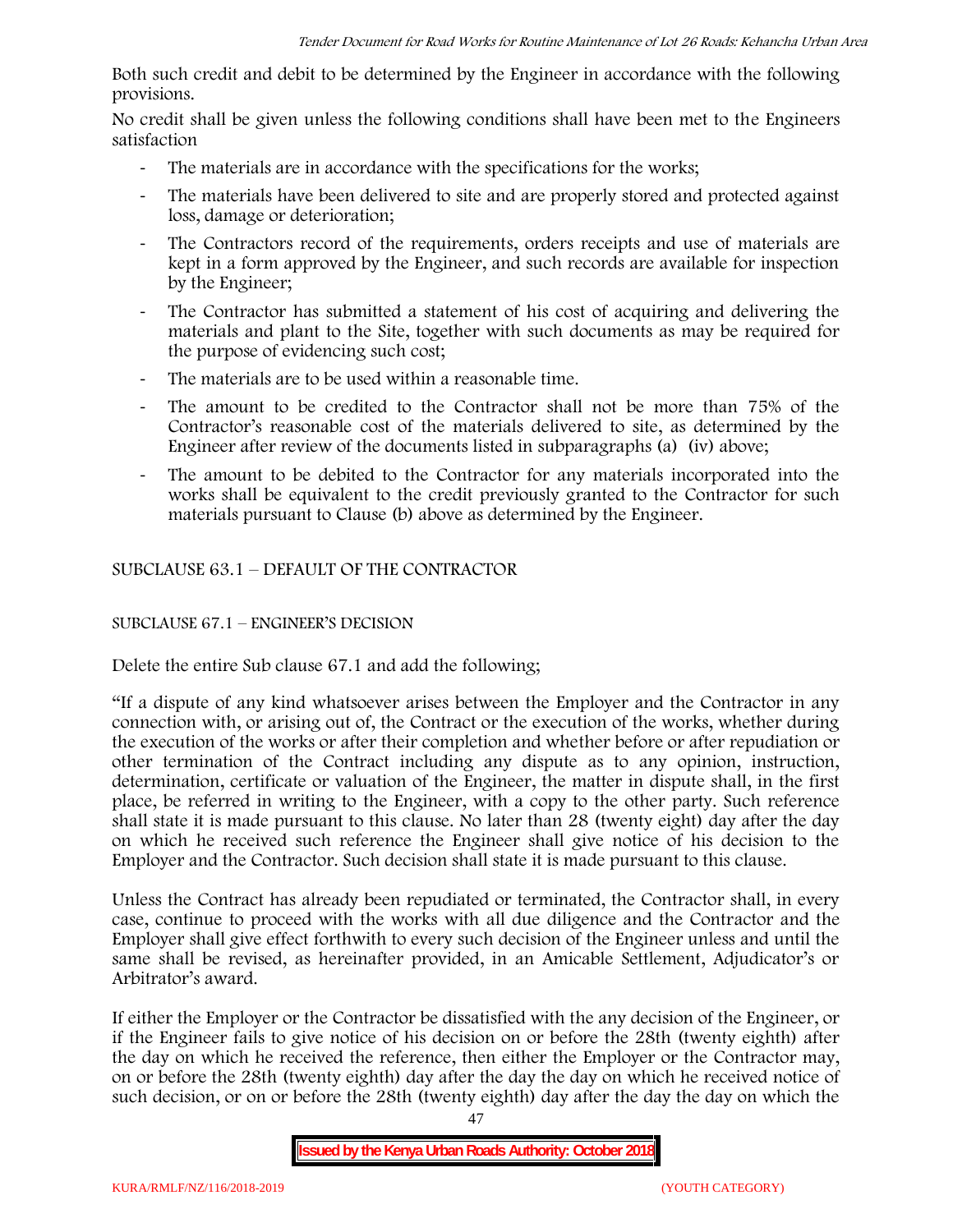Both such credit and debit to be determined by the Engineer in accordance with the following provisions.

No credit shall be given unless the following conditions shall have been met to the Engineers satisfaction

- The materials are in accordance with the specifications for the works;
- The materials have been delivered to site and are properly stored and protected against loss, damage or deterioration;
- The Contractors record of the requirements, orders receipts and use of materials are kept in a form approved by the Engineer, and such records are available for inspection by the Engineer;
- The Contractor has submitted a statement of his cost of acquiring and delivering the materials and plant to the Site, together with such documents as may be required for the purpose of evidencing such cost;
- The materials are to be used within a reasonable time.
- The amount to be credited to the Contractor shall not be more than 75% of the Contractor's reasonable cost of the materials delivered to site, as determined by the Engineer after review of the documents listed in subparagraphs (a) (iv) above;
- The amount to be debited to the Contractor for any materials incorporated into the works shall be equivalent to the credit previously granted to the Contractor for such materials pursuant to Clause (b) above as determined by the Engineer.

SUBCLAUSE 63.1 – DEFAULT OF THE CONTRACTOR

SUBCLAUSE 67.1 – ENGINEER'S DECISION

Delete the entire Sub clause 67.1 and add the following;

"If a dispute of any kind whatsoever arises between the Employer and the Contractor in any connection with, or arising out of, the Contract or the execution of the works, whether during the execution of the works or after their completion and whether before or after repudiation or other termination of the Contract including any dispute as to any opinion, instruction, determination, certificate or valuation of the Engineer, the matter in dispute shall, in the first place, be referred in writing to the Engineer, with a copy to the other party. Such reference shall state it is made pursuant to this clause. No later than 28 (twenty eight) day after the day on which he received such reference the Engineer shall give notice of his decision to the Employer and the Contractor. Such decision shall state it is made pursuant to this clause.

Unless the Contract has already been repudiated or terminated, the Contractor shall, in every case, continue to proceed with the works with all due diligence and the Contractor and the Employer shall give effect forthwith to every such decision of the Engineer unless and until the same shall be revised, as hereinafter provided, in an Amicable Settlement, Adjudicator's or Arbitrator's award.

If either the Employer or the Contractor be dissatisfied with the any decision of the Engineer, or if the Engineer fails to give notice of his decision on or before the 28th (twenty eighth) after the day on which he received the reference, then either the Employer or the Contractor may, on or before the 28th (twenty eighth) day after the day the day on which he received notice of such decision, or on or before the 28th (twenty eighth) day after the day the day on which the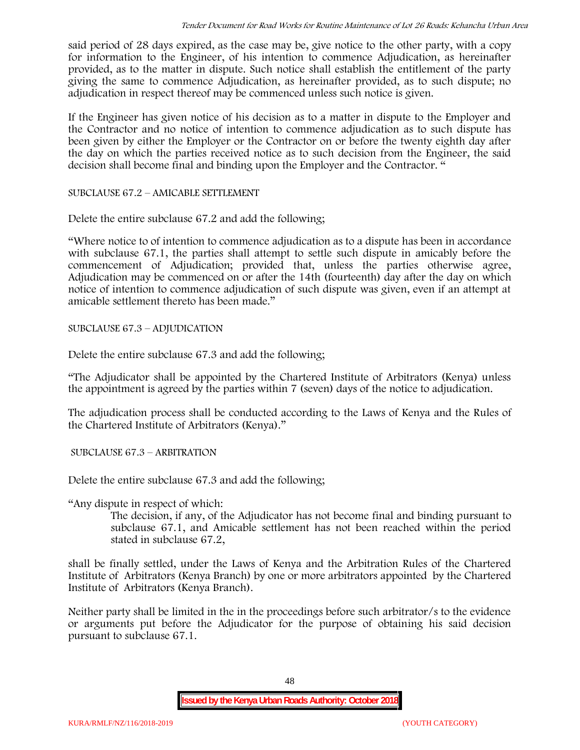said period of 28 days expired, as the case may be, give notice to the other party, with a copy for information to the Engineer, of his intention to commence Adjudication, as hereinafter provided, as to the matter in dispute. Such notice shall establish the entitlement of the party giving the same to commence Adjudication, as hereinafter provided, as to such dispute; no adjudication in respect thereof may be commenced unless such notice is given.

If the Engineer has given notice of his decision as to a matter in dispute to the Employer and the Contractor and no notice of intention to commence adjudication as to such dispute has been given by either the Employer or the Contractor on or before the twenty eighth day after the day on which the parties received notice as to such decision from the Engineer, the said decision shall become final and binding upon the Employer and the Contractor. "

SUBCLAUSE 67.2 – AMICABLE SETTLEMENT

Delete the entire subclause 67.2 and add the following;

"Where notice to of intention to commence adjudication as to a dispute has been in accordance with subclause 67.1, the parties shall attempt to settle such dispute in amicably before the commencement of Adjudication; provided that, unless the parties otherwise agree, Adjudication may be commenced on or after the 14th (fourteenth) day after the day on which notice of intention to commence adjudication of such dispute was given, even if an attempt at amicable settlement thereto has been made."

SUBCLAUSE 67.3 – ADJUDICATION

Delete the entire subclause 67.3 and add the following;

"The Adjudicator shall be appointed by the Chartered Institute of Arbitrators (Kenya) unless the appointment is agreed by the parties within 7 (seven) days of the notice to adjudication.

The adjudication process shall be conducted according to the Laws of Kenya and the Rules of the Chartered Institute of Arbitrators (Kenya)."

SUBCLAUSE 67.3 – ARBITRATION

Delete the entire subclause 67.3 and add the following;

"Any dispute in respect of which:

> The decision, if any, of the Adjudicator has not become final and binding pursuant to subclause 67.1, and Amicable settlement has not been reached within the period stated in subclause 67.2,

shall be finally settled, under the Laws of Kenya and the Arbitration Rules of the Chartered Institute of Arbitrators (Kenya Branch) by one or more arbitrators appointed by the Chartered Institute of Arbitrators (Kenya Branch).

Neither party shall be limited in the in the proceedings before such arbitrator/s to the evidence or arguments put before the Adjudicator for the purpose of obtaining his said decision pursuant to subclause 67.1.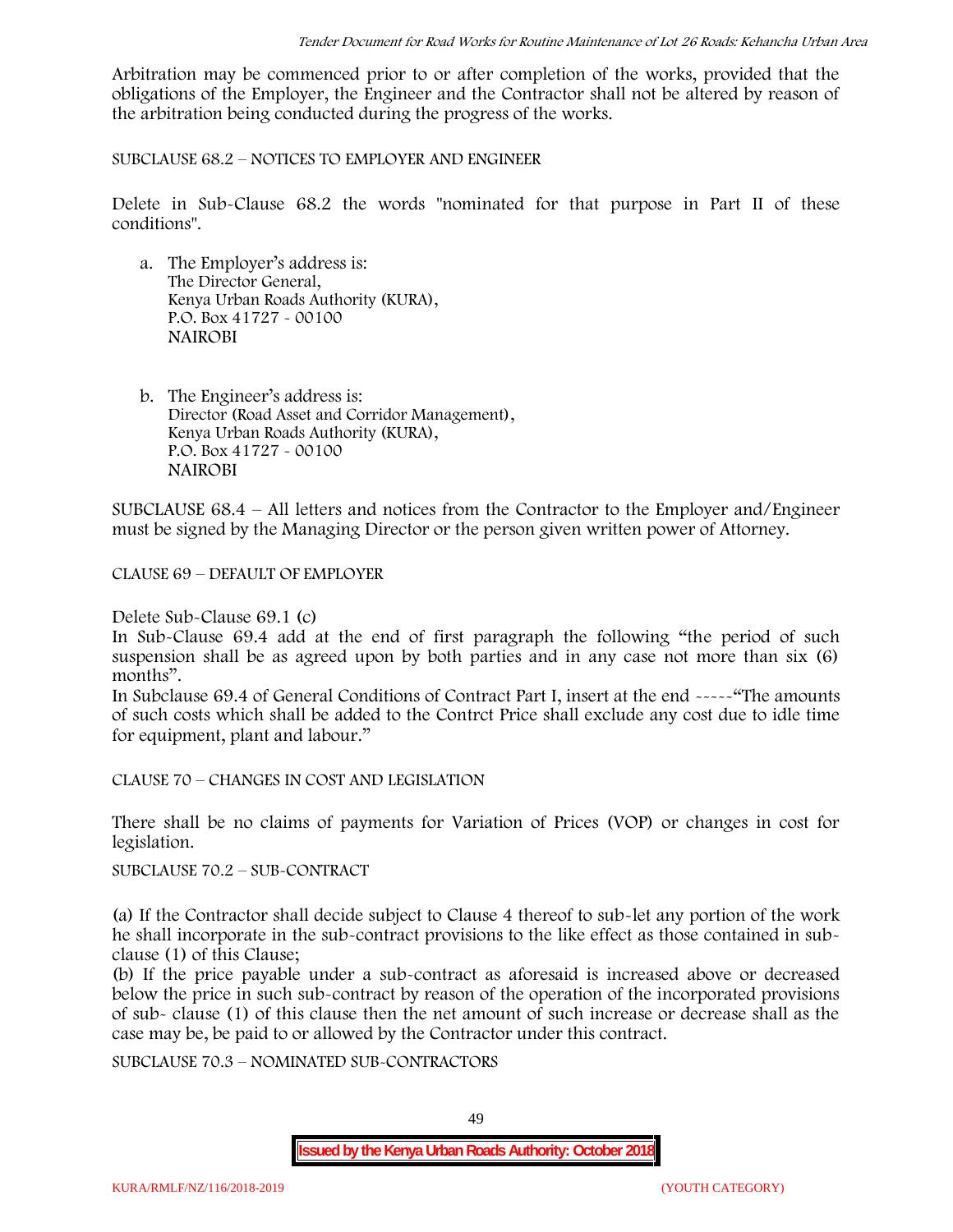Arbitration may be commenced prior to or after completion of the works, provided that the obligations of the Employer, the Engineer and the Contractor shall not be altered by reason of the arbitration being conducted during the progress of the works.

SUBCLAUSE 68.2 – NOTICES TO EMPLOYER AND ENGINEER

Delete in Sub-Clause 68.2 the words "nominated for that purpose in Part II of these conditions".

a. The Employer's address is:
   The Director General,
   Kenya Urban Roads Authority (KURA),
   P.O. Box 41727 - 00100
   NAIROBI

b. The Engineer's address is:
   Director (Road Asset and Corridor Management),
   Kenya Urban Roads Authority (KURA),
   P.O. Box 41727 - 00100
   NAIROBI

SUBCLAUSE 68.4 – All letters and notices from the Contractor to the Employer and/Engineer must be signed by the Managing Director or the person given written power of Attorney.

CLAUSE 69 – DEFAULT OF EMPLOYER

Delete Sub-Clause 69.1 (c)

In Sub-Clause 69.4 add at the end of first paragraph the following "the period of such suspension shall be as agreed upon by both parties and in any case not more than six (6) months".

In Subclause 69.4 of General Conditions of Contract Part I, insert at the end -----"The amounts of such costs which shall be added to the Contrct Price shall exclude any cost due to idle time for equipment, plant and labour."

CLAUSE 70 – CHANGES IN COST AND LEGISLATION

There shall be no claims of payments for Variation of Prices (VOP) or changes in cost for legislation.

SUBCLAUSE 70.2 – SUB-CONTRACT

(a) If the Contractor shall decide subject to Clause 4 thereof to sub-let any portion of the work he shall incorporate in the sub-contract provisions to the like effect as those contained in sub-clause (1) of this Clause;

(b) If the price payable under a sub-contract as aforesaid is increased above or decreased below the price in such sub-contract by reason of the operation of the incorporated provisions of sub- clause (1) of this clause then the net amount of such increase or decrease shall as the case may be, be paid to or allowed by the Contractor under this contract.

SUBCLAUSE 70.3 – NOMINATED SUB-CONTRACTORS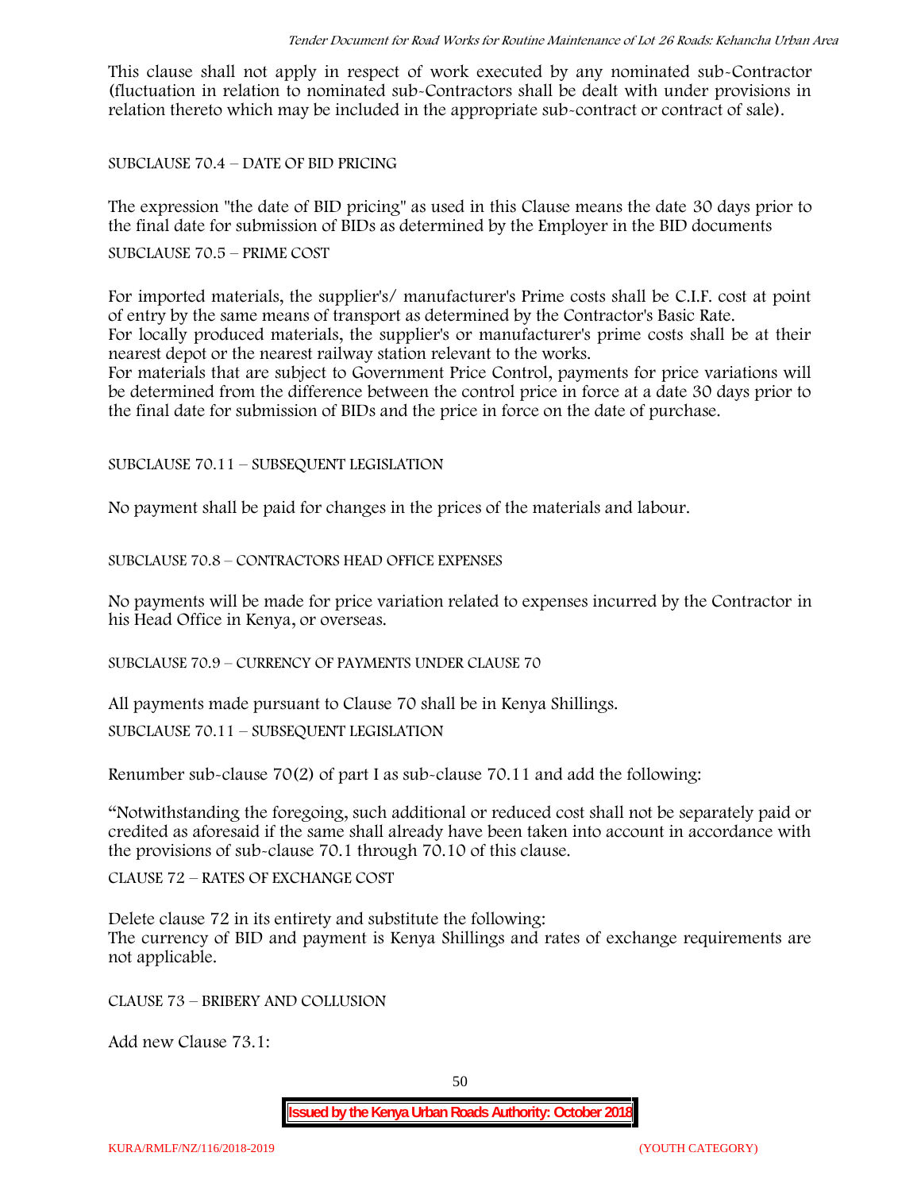This clause shall not apply in respect of work executed by any nominated sub-Contractor (fluctuation in relation to nominated sub-Contractors shall be dealt with under provisions in relation thereto which may be included in the appropriate sub-contract or contract of sale).

SUBCLAUSE 70.4 – DATE OF BID PRICING

The expression "the date of BID pricing" as used in this Clause means the date 30 days prior to the final date for submission of BIDs as determined by the Employer in the BID documents

SUBCLAUSE 70.5 – PRIME COST

For imported materials, the supplier's/ manufacturer's Prime costs shall be C.I.F. cost at point of entry by the same means of transport as determined by the Contractor's Basic Rate.
For locally produced materials, the supplier's or manufacturer's prime costs shall be at their nearest depot or the nearest railway station relevant to the works.
For materials that are subject to Government Price Control, payments for price variations will be determined from the difference between the control price in force at a date 30 days prior to the final date for submission of BIDs and the price in force on the date of purchase.

SUBCLAUSE 70.11 – SUBSEQUENT LEGISLATION

No payment shall be paid for changes in the prices of the materials and labour.

SUBCLAUSE 70.8 – CONTRACTORS HEAD OFFICE EXPENSES

No payments will be made for price variation related to expenses incurred by the Contractor in his Head Office in Kenya, or overseas.

SUBCLAUSE 70.9 – CURRENCY OF PAYMENTS UNDER CLAUSE 70

All payments made pursuant to Clause 70 shall be in Kenya Shillings.

SUBCLAUSE 70.11 – SUBSEQUENT LEGISLATION

Renumber sub-clause 70(2) of part I as sub-clause 70.11 and add the following:

"Notwithstanding the foregoing, such additional or reduced cost shall not be separately paid or credited as aforesaid if the same shall already have been taken into account in accordance with the provisions of sub-clause 70.1 through 70.10 of this clause.

CLAUSE 72 – RATES OF EXCHANGE COST

Delete clause 72 in its entirety and substitute the following:
The currency of BID and payment is Kenya Shillings and rates of exchange requirements are not applicable.

CLAUSE 73 – BRIBERY AND COLLUSION

Add new Clause 73.1: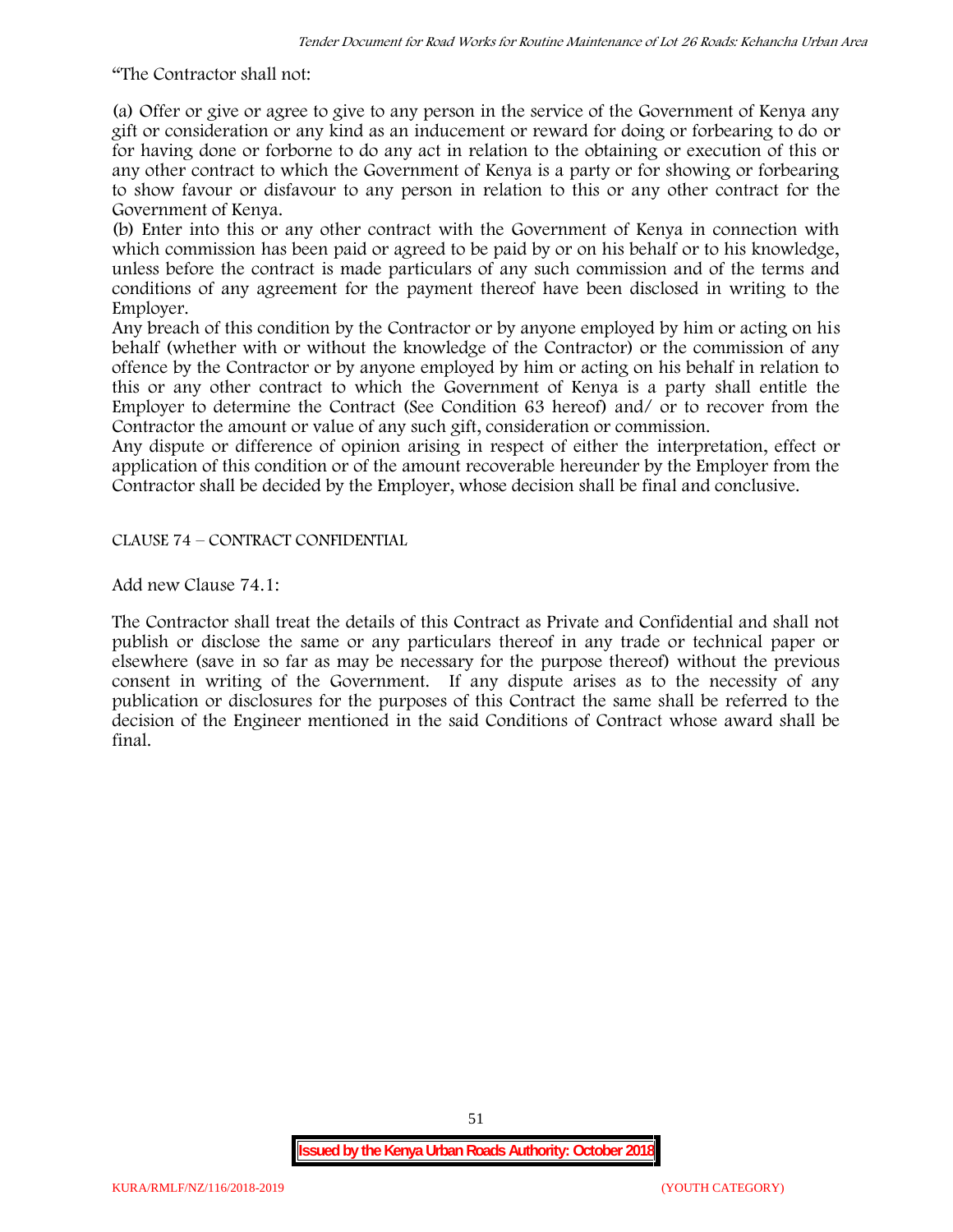"The Contractor shall not:

(a) Offer or give or agree to give to any person in the service of the Government of Kenya any gift or consideration or any kind as an inducement or reward for doing or forbearing to do or for having done or forborne to do any act in relation to the obtaining or execution of this or any other contract to which the Government of Kenya is a party or for showing or forbearing to show favour or disfavour to any person in relation to this or any other contract for the Government of Kenya.

(b) Enter into this or any other contract with the Government of Kenya in connection with which commission has been paid or agreed to be paid by or on his behalf or to his knowledge, unless before the contract is made particulars of any such commission and of the terms and conditions of any agreement for the payment thereof have been disclosed in writing to the Employer.

Any breach of this condition by the Contractor or by anyone employed by him or acting on his behalf (whether with or without the knowledge of the Contractor) or the commission of any offence by the Contractor or by anyone employed by him or acting on his behalf in relation to this or any other contract to which the Government of Kenya is a party shall entitle the Employer to determine the Contract (See Condition 63 hereof) and/ or to recover from the Contractor the amount or value of any such gift, consideration or commission.

Any dispute or difference of opinion arising in respect of either the interpretation, effect or application of this condition or of the amount recoverable hereunder by the Employer from the Contractor shall be decided by the Employer, whose decision shall be final and conclusive.

CLAUSE 74 – CONTRACT CONFIDENTIAL

Add new Clause 74.1:

The Contractor shall treat the details of this Contract as Private and Confidential and shall not publish or disclose the same or any particulars thereof in any trade or technical paper or elsewhere (save in so far as may be necessary for the purpose thereof) without the previous consent in writing of the Government. If any dispute arises as to the necessity of any publication or disclosures for the purposes of this Contract the same shall be referred to the decision of the Engineer mentioned in the said Conditions of Contract whose award shall be final.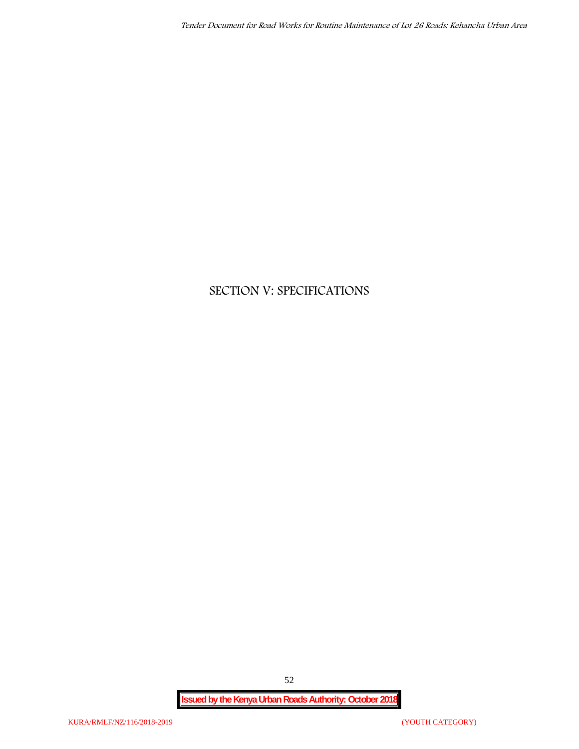# SECTION V: SPECIFICATIONS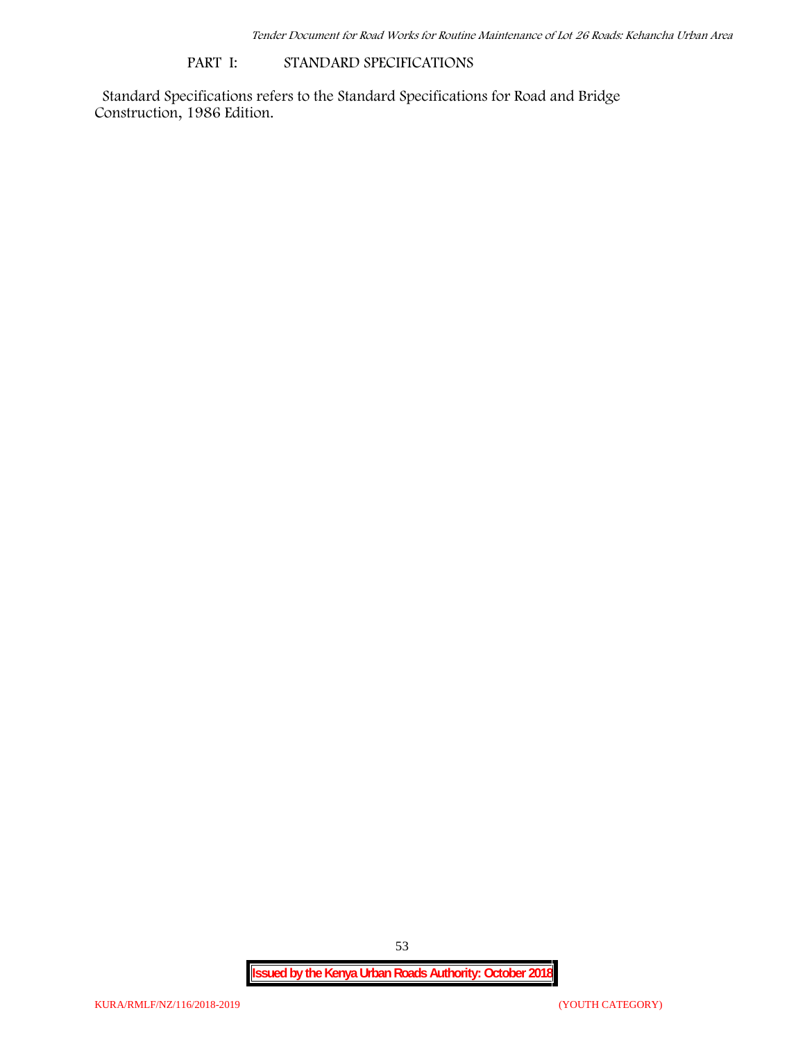## PART I: STANDARD SPECIFICATIONS

Standard Specifications refers to the Standard Specifications for Road and Bridge Construction, 1986 Edition.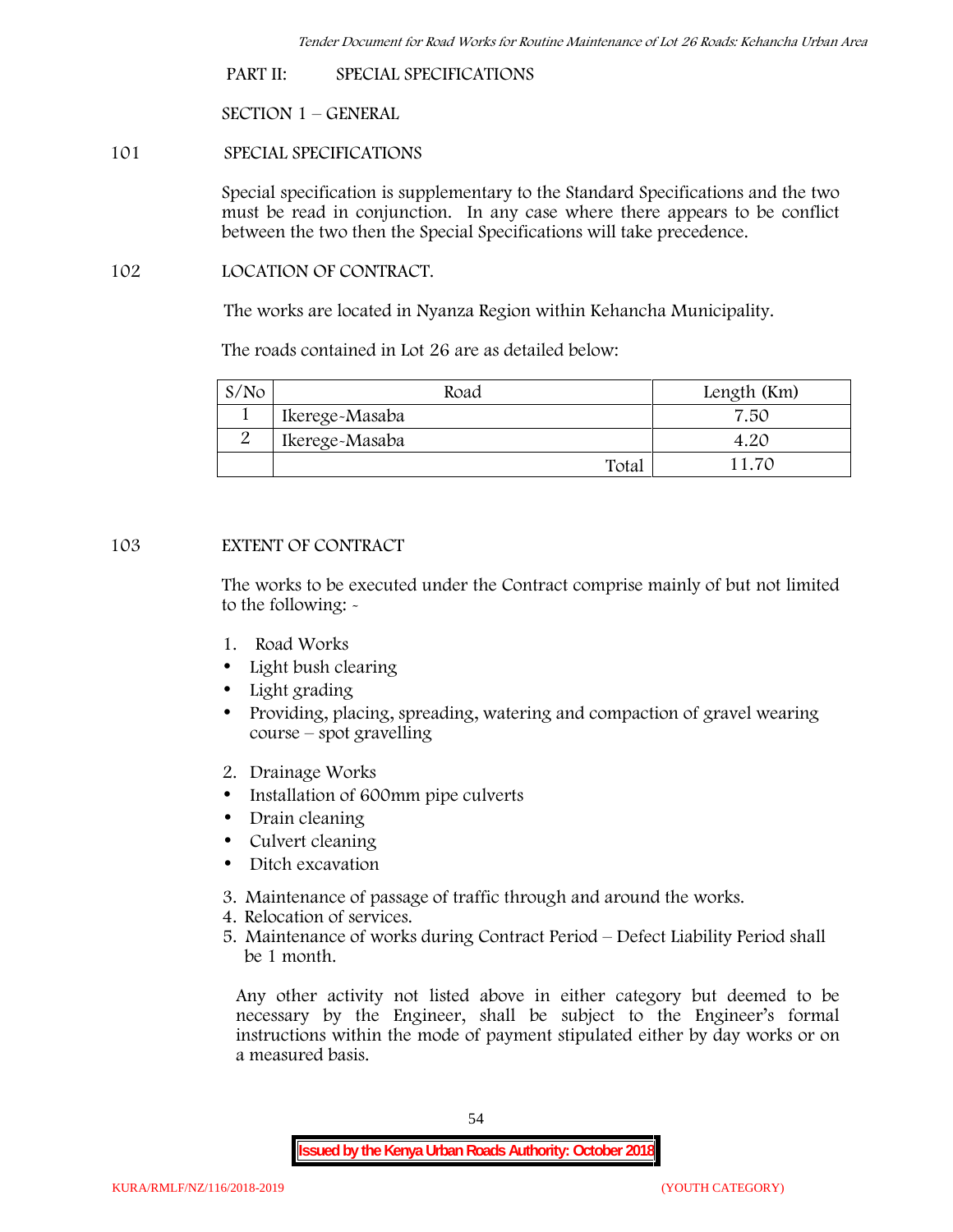PART II: SPECIAL SPECIFICATIONS

SECTION 1 – GENERAL

## 101 SPECIAL SPECIFICATIONS

Special specification is supplementary to the Standard Specifications and the two must be read in conjunction. In any case where there appears to be conflict between the two then the Special Specifications will take precedence.

## 102 LOCATION OF CONTRACT.

The works are located in Nyanza Region within Kehancha Municipality.

The roads contained in Lot 26 are as detailed below:

| S/No | Road | Length (Km) |
|---|---|---|
| 1 | Ikerege-Masaba | 7.50 |
| 2 | Ikerege-Masaba | 4.20 |
| | Total | 11.70 |

## 103 EXTENT OF CONTRACT

The works to be executed under the Contract comprise mainly of but not limited to the following: -

1. Road Works
   - Light bush clearing
   - Light grading
   - Providing, placing, spreading, watering and compaction of gravel wearing course – spot gravelling
2. Drainage Works
   - Installation of 600mm pipe culverts
   - Drain cleaning
   - Culvert cleaning
   - Ditch excavation
3. Maintenance of passage of traffic through and around the works.
4. Relocation of services.
5. Maintenance of works during Contract Period – Defect Liability Period shall be 1 month.

Any other activity not listed above in either category but deemed to be necessary by the Engineer, shall be subject to the Engineer's formal instructions within the mode of payment stipulated either by day works or on a measured basis.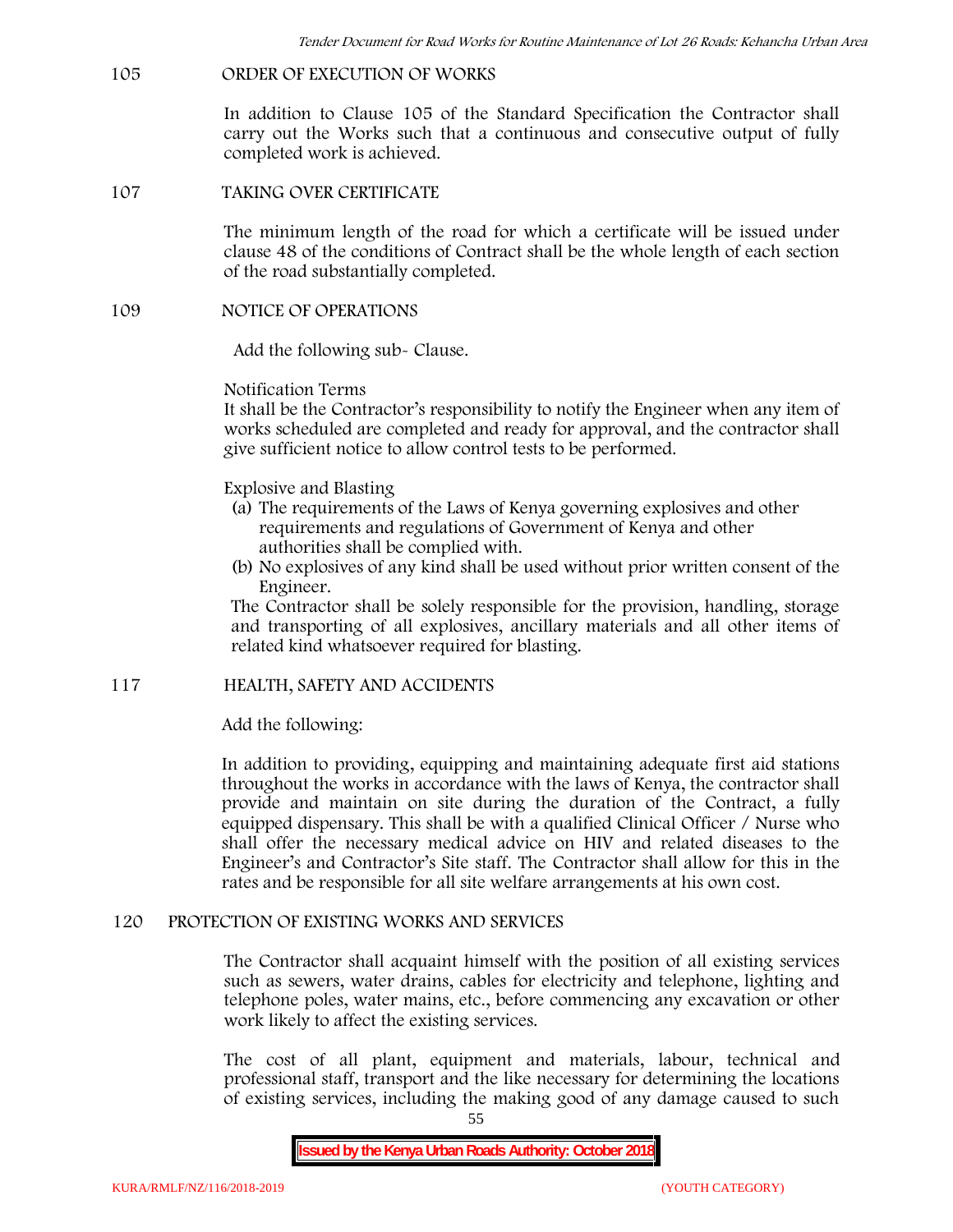### 105 ORDER OF EXECUTION OF WORKS

In addition to Clause 105 of the Standard Specification the Contractor shall carry out the Works such that a continuous and consecutive output of fully completed work is achieved.

### 107 TAKING OVER CERTIFICATE

The minimum length of the road for which a certificate will be issued under clause 48 of the conditions of Contract shall be the whole length of each section of the road substantially completed.

### 109 NOTICE OF OPERATIONS

Add the following sub- Clause.

Notification Terms
It shall be the Contractor's responsibility to notify the Engineer when any item of works scheduled are completed and ready for approval, and the contractor shall give sufficient notice to allow control tests to be performed.

Explosive and Blasting

(a) The requirements of the Laws of Kenya governing explosives and other requirements and regulations of Government of Kenya and other authorities shall be complied with.
(b) No explosives of any kind shall be used without prior written consent of the Engineer.

The Contractor shall be solely responsible for the provision, handling, storage and transporting of all explosives, ancillary materials and all other items of related kind whatsoever required for blasting.

### 117 HEALTH, SAFETY AND ACCIDENTS

Add the following:

In addition to providing, equipping and maintaining adequate first aid stations throughout the works in accordance with the laws of Kenya, the contractor shall provide and maintain on site during the duration of the Contract, a fully equipped dispensary. This shall be with a qualified Clinical Officer / Nurse who shall offer the necessary medical advice on HIV and related diseases to the Engineer's and Contractor's Site staff. The Contractor shall allow for this in the rates and be responsible for all site welfare arrangements at his own cost.

### 120 PROTECTION OF EXISTING WORKS AND SERVICES

The Contractor shall acquaint himself with the position of all existing services such as sewers, water drains, cables for electricity and telephone, lighting and telephone poles, water mains, etc., before commencing any excavation or other work likely to affect the existing services.

The cost of all plant, equipment and materials, labour, technical and professional staff, transport and the like necessary for determining the locations of existing services, including the making good of any damage caused to such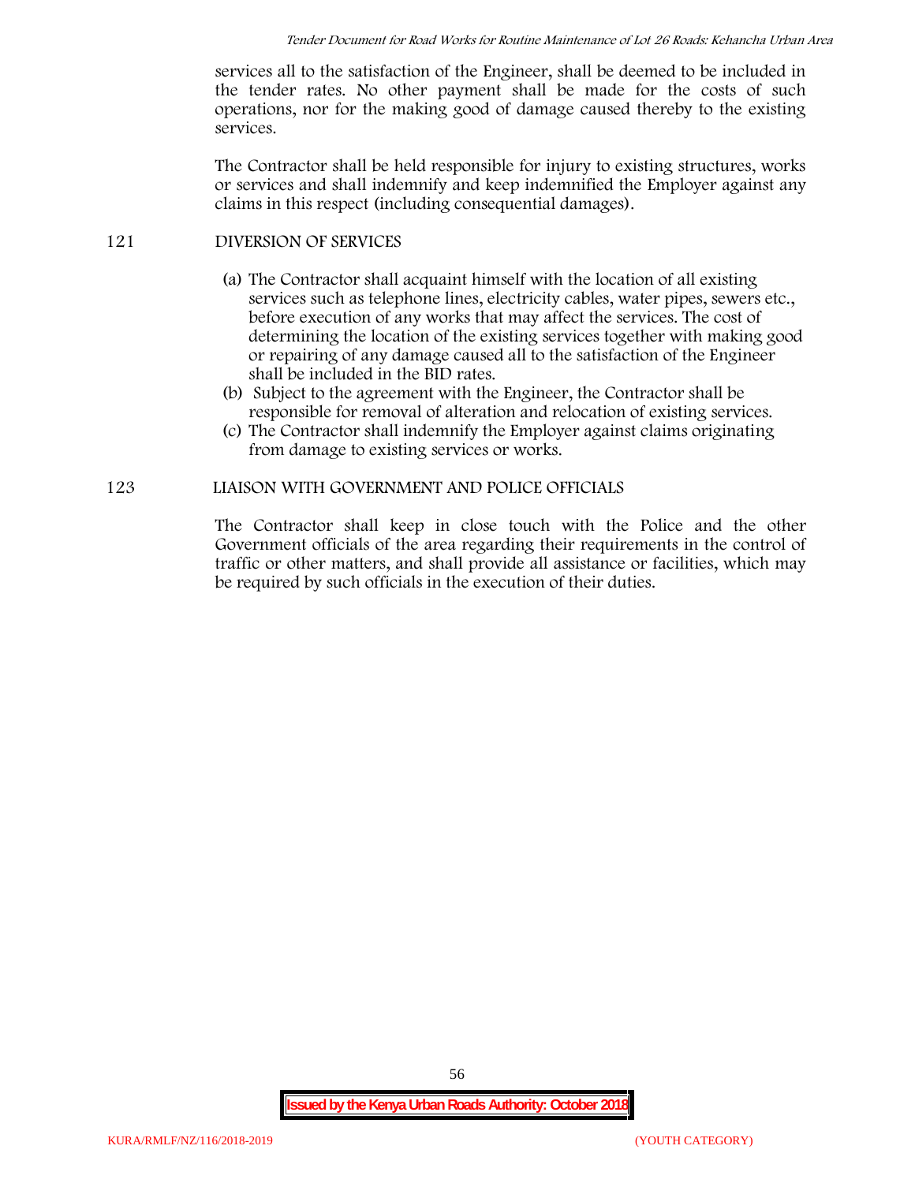services all to the satisfaction of the Engineer, shall be deemed to be included in the tender rates. No other payment shall be made for the costs of such operations, nor for the making good of damage caused thereby to the existing services.

The Contractor shall be held responsible for injury to existing structures, works or services and shall indemnify and keep indemnified the Employer against any claims in this respect (including consequential damages).

## 121 DIVERSION OF SERVICES

(a) The Contractor shall acquaint himself with the location of all existing services such as telephone lines, electricity cables, water pipes, sewers etc., before execution of any works that may affect the services. The cost of determining the location of the existing services together with making good or repairing of any damage caused all to the satisfaction of the Engineer shall be included in the BID rates.

(b) Subject to the agreement with the Engineer, the Contractor shall be responsible for removal of alteration and relocation of existing services.

(c) The Contractor shall indemnify the Employer against claims originating from damage to existing services or works.

## 123 LIAISON WITH GOVERNMENT AND POLICE OFFICIALS

The Contractor shall keep in close touch with the Police and the other Government officials of the area regarding their requirements in the control of traffic or other matters, and shall provide all assistance or facilities, which may be required by such officials in the execution of their duties.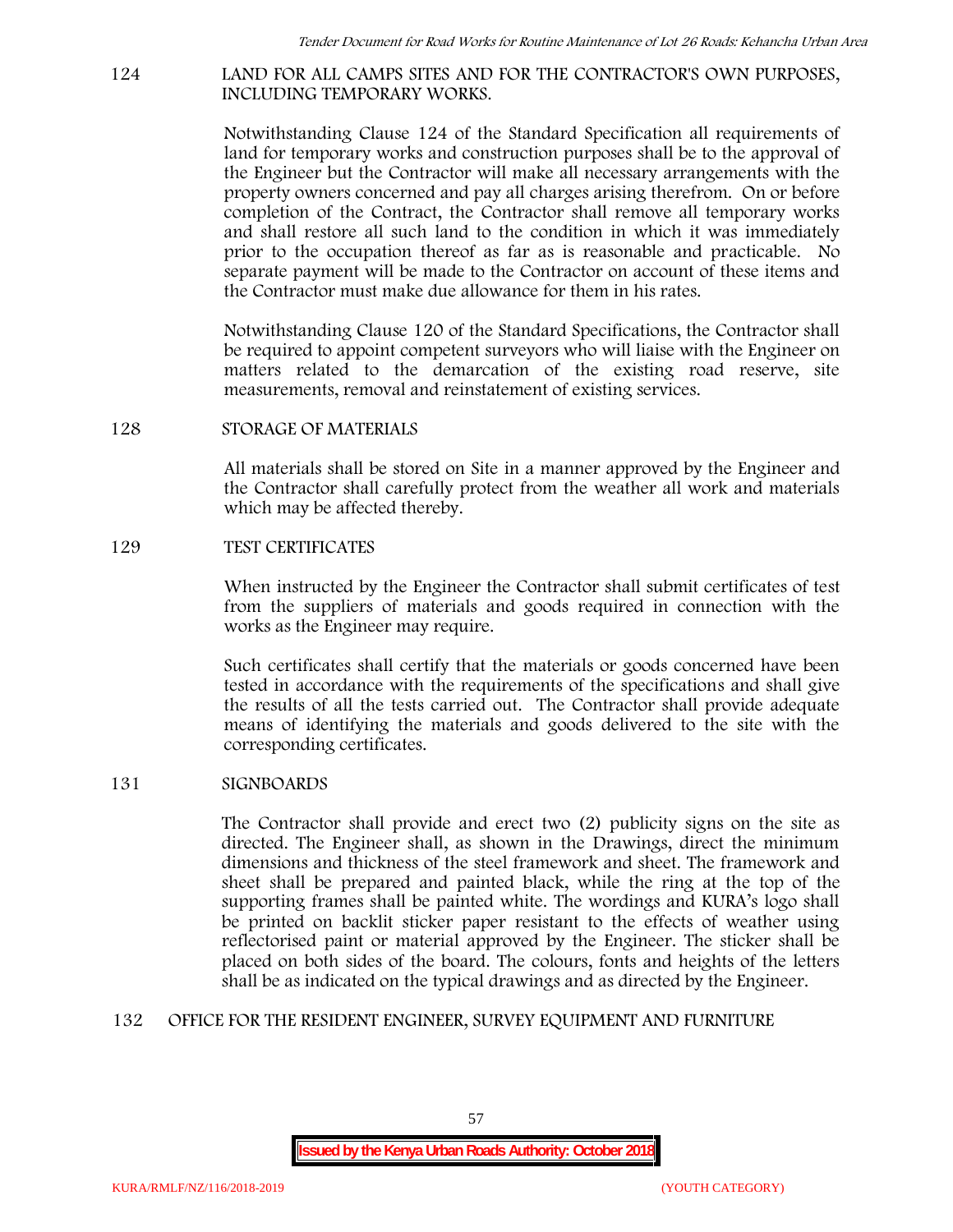## 124 LAND FOR ALL CAMPS SITES AND FOR THE CONTRACTOR'S OWN PURPOSES, INCLUDING TEMPORARY WORKS.

Notwithstanding Clause 124 of the Standard Specification all requirements of land for temporary works and construction purposes shall be to the approval of the Engineer but the Contractor will make all necessary arrangements with the property owners concerned and pay all charges arising therefrom. On or before completion of the Contract, the Contractor shall remove all temporary works and shall restore all such land to the condition in which it was immediately prior to the occupation thereof as far as is reasonable and practicable. No separate payment will be made to the Contractor on account of these items and the Contractor must make due allowance for them in his rates.

Notwithstanding Clause 120 of the Standard Specifications, the Contractor shall be required to appoint competent surveyors who will liaise with the Engineer on matters related to the demarcation of the existing road reserve, site measurements, removal and reinstatement of existing services.

## 128 STORAGE OF MATERIALS

All materials shall be stored on Site in a manner approved by the Engineer and the Contractor shall carefully protect from the weather all work and materials which may be affected thereby.

## 129 TEST CERTIFICATES

When instructed by the Engineer the Contractor shall submit certificates of test from the suppliers of materials and goods required in connection with the works as the Engineer may require.

Such certificates shall certify that the materials or goods concerned have been tested in accordance with the requirements of the specifications and shall give the results of all the tests carried out. The Contractor shall provide adequate means of identifying the materials and goods delivered to the site with the corresponding certificates.

## 131 SIGNBOARDS

The Contractor shall provide and erect two (2) publicity signs on the site as directed. The Engineer shall, as shown in the Drawings, direct the minimum dimensions and thickness of the steel framework and sheet. The framework and sheet shall be prepared and painted black, while the ring at the top of the supporting frames shall be painted white. The wordings and KURA's logo shall be printed on backlit sticker paper resistant to the effects of weather using reflectorised paint or material approved by the Engineer. The sticker shall be placed on both sides of the board. The colours, fonts and heights of the letters shall be as indicated on the typical drawings and as directed by the Engineer.

## 132 OFFICE FOR THE RESIDENT ENGINEER, SURVEY EQUIPMENT AND FURNITURE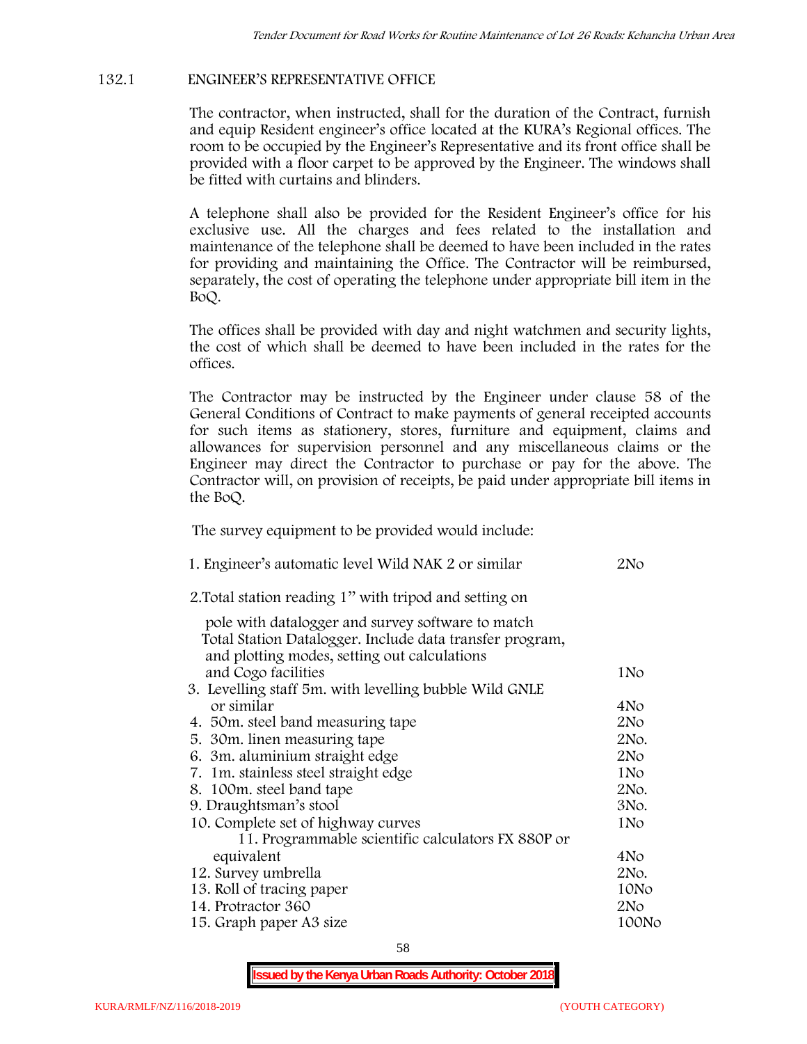### 132.1 ENGINEER'S REPRESENTATIVE OFFICE

The contractor, when instructed, shall for the duration of the Contract, furnish and equip Resident engineer's office located at the KURA's Regional offices. The room to be occupied by the Engineer's Representative and its front office shall be provided with a floor carpet to be approved by the Engineer. The windows shall be fitted with curtains and blinders.

A telephone shall also be provided for the Resident Engineer's office for his exclusive use. All the charges and fees related to the installation and maintenance of the telephone shall be deemed to have been included in the rates for providing and maintaining the Office. The Contractor will be reimbursed, separately, the cost of operating the telephone under appropriate bill item in the BoQ.

The offices shall be provided with day and night watchmen and security lights, the cost of which shall be deemed to have been included in the rates for the offices.

The Contractor may be instructed by the Engineer under clause 58 of the General Conditions of Contract to make payments of general receipted accounts for such items as stationery, stores, furniture and equipment, claims and allowances for supervision personnel and any miscellaneous claims or the Engineer may direct the Contractor to purchase or pay for the above. The Contractor will, on provision of receipts, be paid under appropriate bill items in the BoQ.

The survey equipment to be provided would include:

| | |
|---|---|
| 1. Engineer's automatic level Wild NAK 2 or similar | 2No |
| 2. Total station reading 1" with tripod and setting on pole with datalogger and survey software to match Total Station Datalogger. Include data transfer program, and plotting modes, setting out calculations and Cogo facilities | 1No |
| 3. Levelling staff 5m. with levelling bubble Wild GNLE or similar | 4No |
| 4. 50m. steel band measuring tape | 2No |
| 5. 30m. linen measuring tape | 2No. |
| 6. 3m. aluminium straight edge | 2No |
| 7. 1m. stainless steel straight edge | 1No |
| 8. 100m. steel band tape | 2No. |
| 9. Draughtsman's stool | 3No. |
| 10. Complete set of highway curves | 1No |
| 11. Programmable scientific calculators FX 880P or equivalent | 4No |
| 12. Survey umbrella | 2No. |
| 13. Roll of tracing paper | 10No |
| 14. Protractor 360 | 2No |
| 15. Graph paper A3 size | 100No |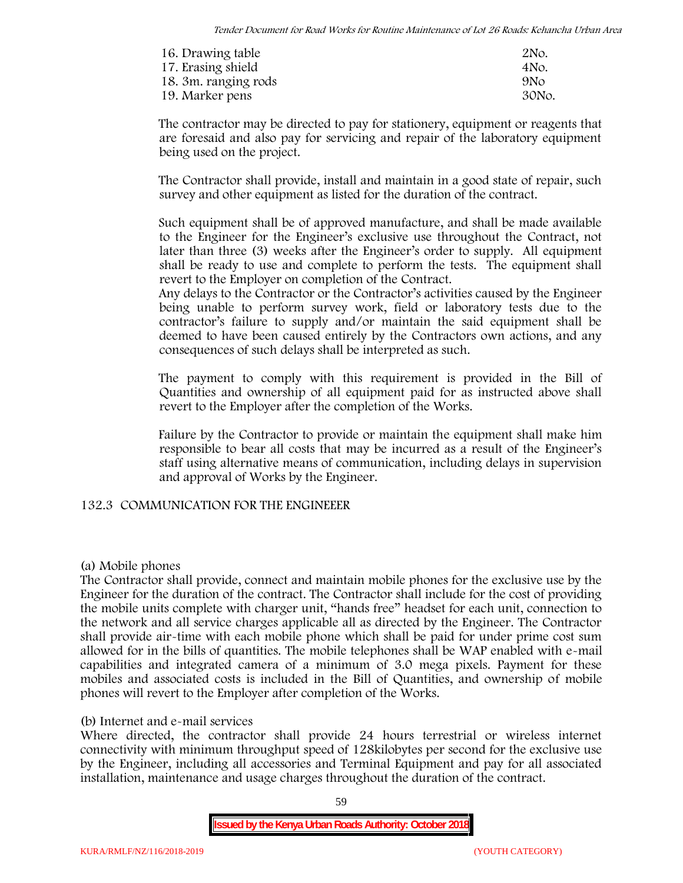| | |
|---|---|
| 16. Drawing table | 2No. |
| 17. Erasing shield | 4No. |
| 18. 3m. ranging rods | 9No |
| 19. Marker pens | 30No. |

The contractor may be directed to pay for stationery, equipment or reagents that are foresaid and also pay for servicing and repair of the laboratory equipment being used on the project.

The Contractor shall provide, install and maintain in a good state of repair, such survey and other equipment as listed for the duration of the contract.

Such equipment shall be of approved manufacture, and shall be made available to the Engineer for the Engineer's exclusive use throughout the Contract, not later than three (3) weeks after the Engineer's order to supply. All equipment shall be ready to use and complete to perform the tests. The equipment shall revert to the Employer on completion of the Contract.
Any delays to the Contractor or the Contractor's activities caused by the Engineer being unable to perform survey work, field or laboratory tests due to the contractor's failure to supply and/or maintain the said equipment shall be deemed to have been caused entirely by the Contractors own actions, and any consequences of such delays shall be interpreted as such.

The payment to comply with this requirement is provided in the Bill of Quantities and ownership of all equipment paid for as instructed above shall revert to the Employer after the completion of the Works.

Failure by the Contractor to provide or maintain the equipment shall make him responsible to bear all costs that may be incurred as a result of the Engineer's staff using alternative means of communication, including delays in supervision and approval of Works by the Engineer.

### 132.3 COMMUNICATION FOR THE ENGINEEER

(a) Mobile phones
The Contractor shall provide, connect and maintain mobile phones for the exclusive use by the Engineer for the duration of the contract. The Contractor shall include for the cost of providing the mobile units complete with charger unit, "hands free" headset for each unit, connection to the network and all service charges applicable all as directed by the Engineer. The Contractor shall provide air-time with each mobile phone which shall be paid for under prime cost sum allowed for in the bills of quantities. The mobile telephones shall be WAP enabled with e-mail capabilities and integrated camera of a minimum of 3.0 mega pixels. Payment for these mobiles and associated costs is included in the Bill of Quantities, and ownership of mobile phones will revert to the Employer after completion of the Works.

(b) Internet and e-mail services
Where directed, the contractor shall provide 24 hours terrestrial or wireless internet connectivity with minimum throughput speed of 128kilobytes per second for the exclusive use by the Engineer, including all accessories and Terminal Equipment and pay for all associated installation, maintenance and usage charges throughout the duration of the contract.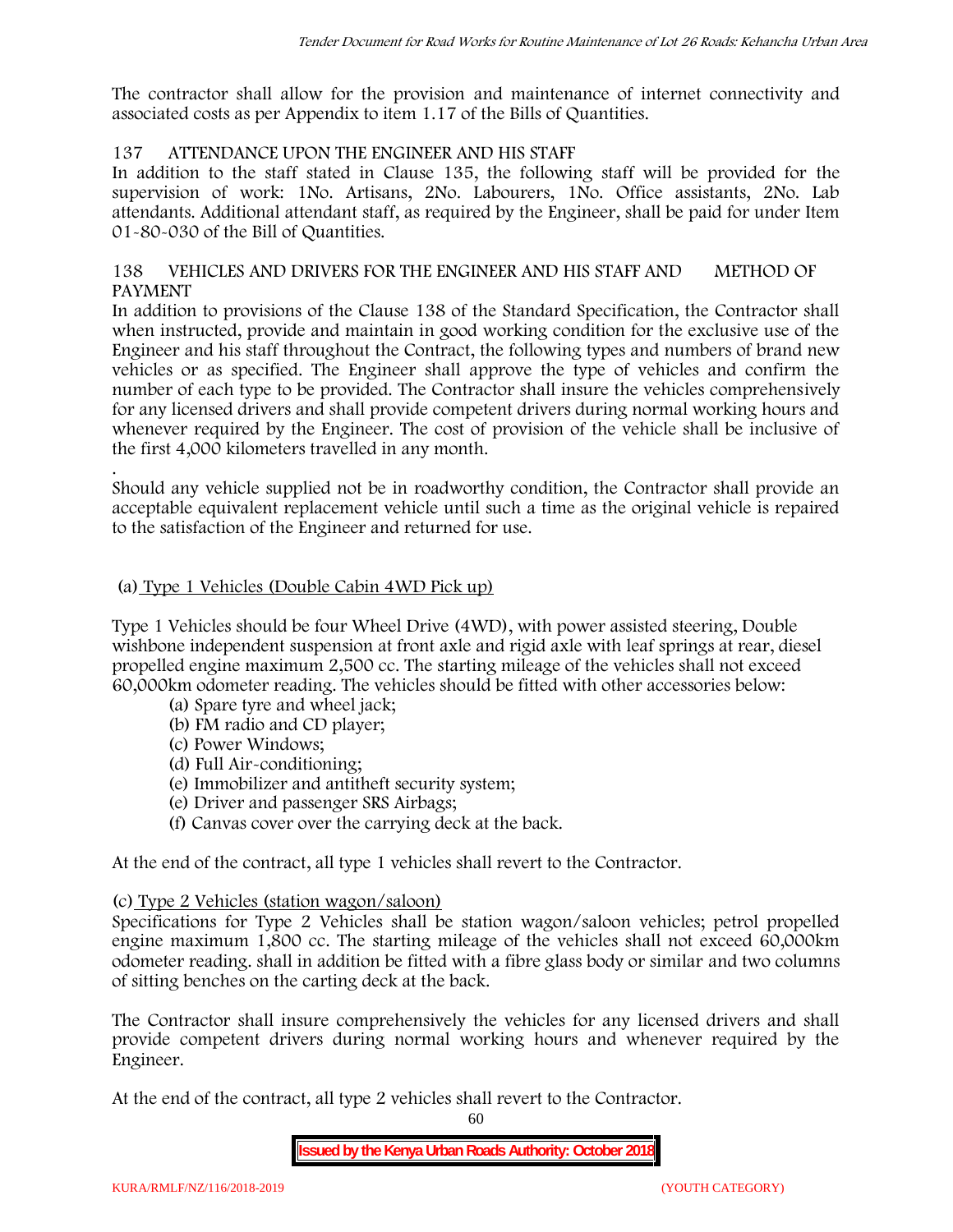The contractor shall allow for the provision and maintenance of internet connectivity and associated costs as per Appendix to item 1.17 of the Bills of Quantities.

## 137 ATTENDANCE UPON THE ENGINEER AND HIS STAFF

In addition to the staff stated in Clause 135, the following staff will be provided for the supervision of work: 1No. Artisans, 2No. Labourers, 1No. Office assistants, 2No. Lab attendants. Additional attendant staff, as required by the Engineer, shall be paid for under Item 01-80-030 of the Bill of Quantities.

## 138 VEHICLES AND DRIVERS FOR THE ENGINEER AND HIS STAFF AND METHOD OF PAYMENT

In addition to provisions of the Clause 138 of the Standard Specification, the Contractor shall when instructed, provide and maintain in good working condition for the exclusive use of the Engineer and his staff throughout the Contract, the following types and numbers of brand new vehicles or as specified. The Engineer shall approve the type of vehicles and confirm the number of each type to be provided. The Contractor shall insure the vehicles comprehensively for any licensed drivers and shall provide competent drivers during normal working hours and whenever required by the Engineer. The cost of provision of the vehicle shall be inclusive of the first 4,000 kilometers travelled in any month.

.

Should any vehicle supplied not be in roadworthy condition, the Contractor shall provide an acceptable equivalent replacement vehicle until such a time as the original vehicle is repaired to the satisfaction of the Engineer and returned for use.

(a) Type 1 Vehicles (Double Cabin 4WD Pick up)

Type 1 Vehicles should be four Wheel Drive (4WD), with power assisted steering, Double wishbone independent suspension at front axle and rigid axle with leaf springs at rear, diesel propelled engine maximum 2,500 cc. The starting mileage of the vehicles shall not exceed 60,000km odometer reading. The vehicles should be fitted with other accessories below:

(a) Spare tyre and wheel jack;
(b) FM radio and CD player;
(c) Power Windows;
(d) Full Air-conditioning;
(e) Immobilizer and antitheft security system;
(e) Driver and passenger SRS Airbags;
(f) Canvas cover over the carrying deck at the back.

At the end of the contract, all type 1 vehicles shall revert to the Contractor.

(c) Type 2 Vehicles (station wagon/saloon)

Specifications for Type 2 Vehicles shall be station wagon/saloon vehicles; petrol propelled engine maximum 1,800 cc. The starting mileage of the vehicles shall not exceed 60,000km odometer reading. shall in addition be fitted with a fibre glass body or similar and two columns of sitting benches on the carting deck at the back.

The Contractor shall insure comprehensively the vehicles for any licensed drivers and shall provide competent drivers during normal working hours and whenever required by the Engineer.

At the end of the contract, all type 2 vehicles shall revert to the Contractor.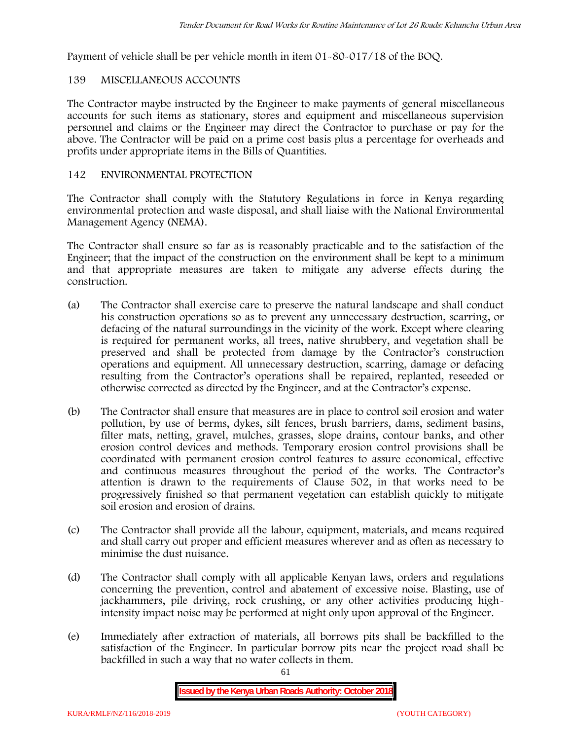Payment of vehicle shall be per vehicle month in item 01-80-017/18 of the BOQ.

## 139 MISCELLANEOUS ACCOUNTS

The Contractor maybe instructed by the Engineer to make payments of general miscellaneous accounts for such items as stationary, stores and equipment and miscellaneous supervision personnel and claims or the Engineer may direct the Contractor to purchase or pay for the above. The Contractor will be paid on a prime cost basis plus a percentage for overheads and profits under appropriate items in the Bills of Quantities.

## 142 ENVIRONMENTAL PROTECTION

The Contractor shall comply with the Statutory Regulations in force in Kenya regarding environmental protection and waste disposal, and shall liaise with the National Environmental Management Agency (NEMA).

The Contractor shall ensure so far as is reasonably practicable and to the satisfaction of the Engineer; that the impact of the construction on the environment shall be kept to a minimum and that appropriate measures are taken to mitigate any adverse effects during the construction.

(a) The Contractor shall exercise care to preserve the natural landscape and shall conduct his construction operations so as to prevent any unnecessary destruction, scarring, or defacing of the natural surroundings in the vicinity of the work. Except where clearing is required for permanent works, all trees, native shrubbery, and vegetation shall be preserved and shall be protected from damage by the Contractor's construction operations and equipment. All unnecessary destruction, scarring, damage or defacing resulting from the Contractor's operations shall be repaired, replanted, reseeded or otherwise corrected as directed by the Engineer, and at the Contractor's expense.

(b) The Contractor shall ensure that measures are in place to control soil erosion and water pollution, by use of berms, dykes, silt fences, brush barriers, dams, sediment basins, filter mats, netting, gravel, mulches, grasses, slope drains, contour banks, and other erosion control devices and methods. Temporary erosion control provisions shall be coordinated with permanent erosion control features to assure economical, effective and continuous measures throughout the period of the works. The Contractor's attention is drawn to the requirements of Clause 502, in that works need to be progressively finished so that permanent vegetation can establish quickly to mitigate soil erosion and erosion of drains.

(c) The Contractor shall provide all the labour, equipment, materials, and means required and shall carry out proper and efficient measures wherever and as often as necessary to minimise the dust nuisance.

(d) The Contractor shall comply with all applicable Kenyan laws, orders and regulations concerning the prevention, control and abatement of excessive noise. Blasting, use of jackhammers, pile driving, rock crushing, or any other activities producing high-intensity impact noise may be performed at night only upon approval of the Engineer.

(e) Immediately after extraction of materials, all borrows pits shall be backfilled to the satisfaction of the Engineer. In particular borrow pits near the project road shall be backfilled in such a way that no water collects in them.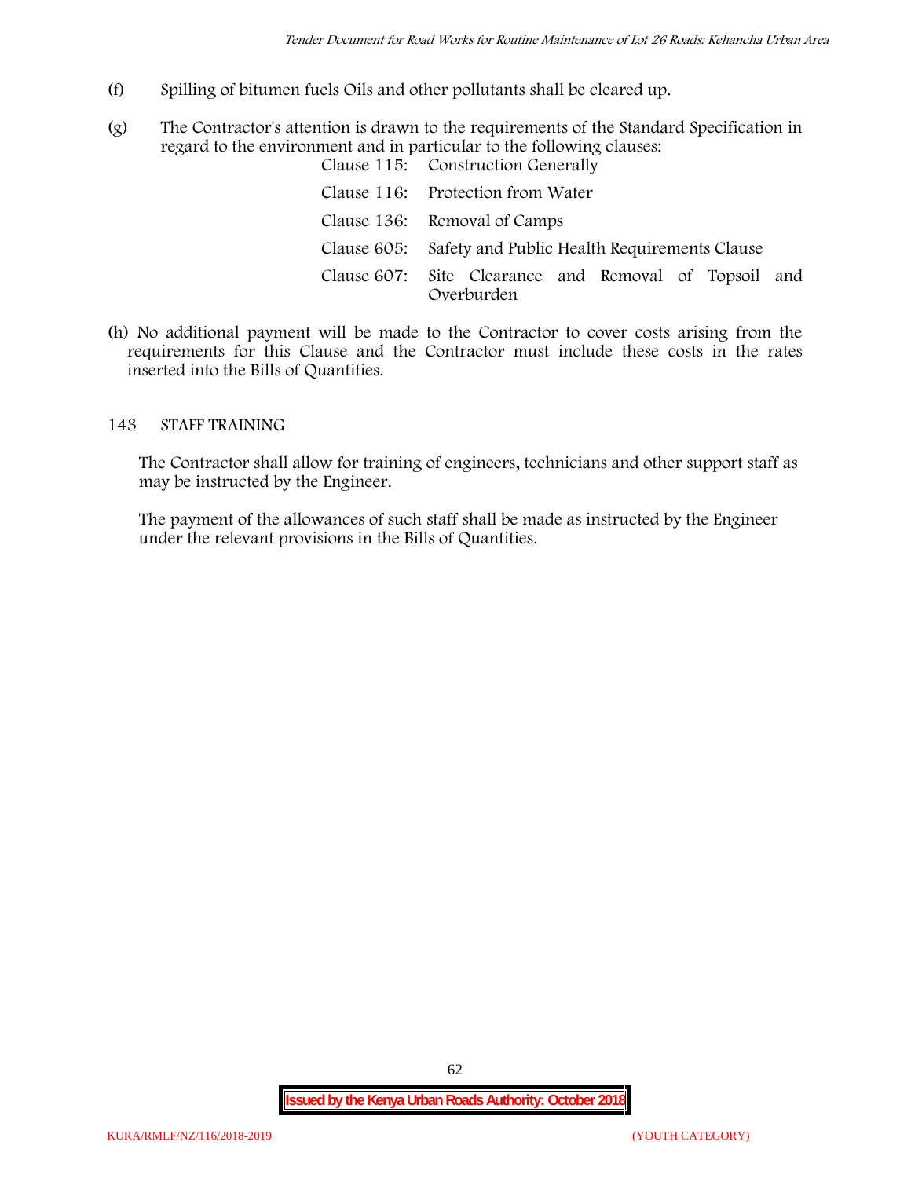(f) Spilling of bitumen fuels Oils and other pollutants shall be cleared up.

(g) The Contractor's attention is drawn to the requirements of the Standard Specification in regard to the environment and in particular to the following clauses:

| | |
|---|---|
| Clause 115: | Construction Generally |
| Clause 116: | Protection from Water |
| Clause 136: | Removal of Camps |
| Clause 605: | Safety and Public Health Requirements Clause |
| Clause 607: | Site Clearance and Removal of Topsoil and Overburden |

(h) No additional payment will be made to the Contractor to cover costs arising from the requirements for this Clause and the Contractor must include these costs in the rates inserted into the Bills of Quantities.

## 143 STAFF TRAINING

The Contractor shall allow for training of engineers, technicians and other support staff as may be instructed by the Engineer.

The payment of the allowances of such staff shall be made as instructed by the Engineer under the relevant provisions in the Bills of Quantities.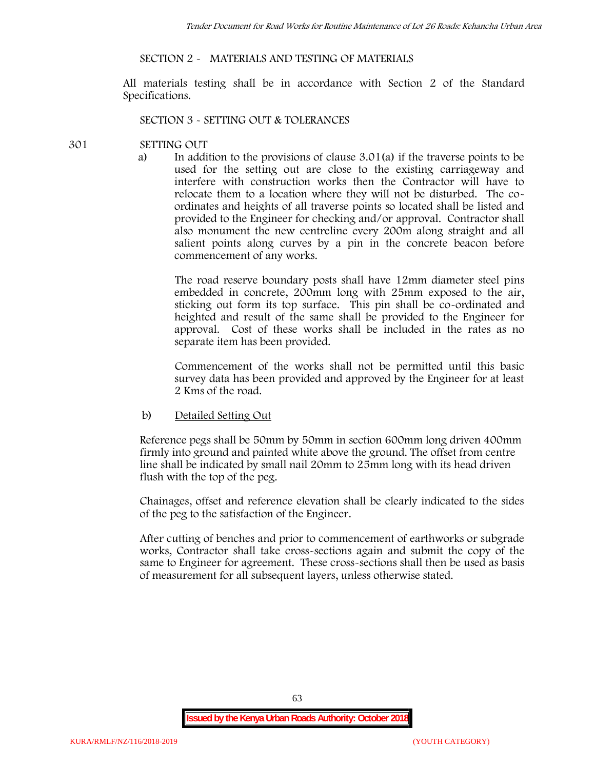SECTION 2 - MATERIALS AND TESTING OF MATERIALS

All materials testing shall be in accordance with Section 2 of the Standard Specifications.

SECTION 3 - SETTING OUT & TOLERANCES

301 SETTING OUT

a) In addition to the provisions of clause 3.01(a) if the traverse points to be used for the setting out are close to the existing carriageway and interfere with construction works then the Contractor will have to relocate them to a location where they will not be disturbed. The co-ordinates and heights of all traverse points so located shall be listed and provided to the Engineer for checking and/or approval. Contractor shall also monument the new centreline every 200m along straight and all salient points along curves by a pin in the concrete beacon before commencement of any works.

The road reserve boundary posts shall have 12mm diameter steel pins embedded in concrete, 200mm long with 25mm exposed to the air, sticking out form its top surface. This pin shall be co-ordinated and heighted and result of the same shall be provided to the Engineer for approval. Cost of these works shall be included in the rates as no separate item has been provided.

Commencement of the works shall not be permitted until this basic survey data has been provided and approved by the Engineer for at least 2 Kms of the road.

b) Detailed Setting Out

Reference pegs shall be 50mm by 50mm in section 600mm long driven 400mm firmly into ground and painted white above the ground. The offset from centre line shall be indicated by small nail 20mm to 25mm long with its head driven flush with the top of the peg.

Chainages, offset and reference elevation shall be clearly indicated to the sides of the peg to the satisfaction of the Engineer.

After cutting of benches and prior to commencement of earthworks or subgrade works, Contractor shall take cross-sections again and submit the copy of the same to Engineer for agreement. These cross-sections shall then be used as basis of measurement for all subsequent layers, unless otherwise stated.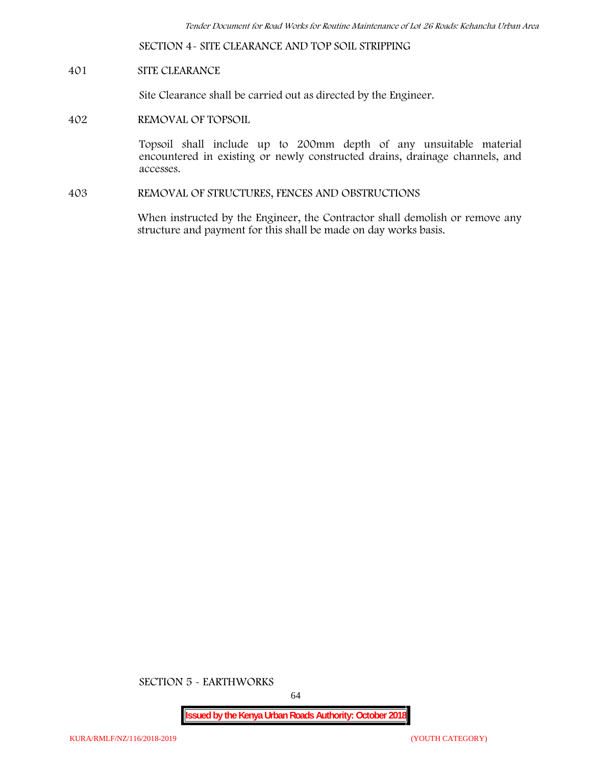## SECTION 4- SITE CLEARANCE AND TOP SOIL STRIPPING

### 401 SITE CLEARANCE

Site Clearance shall be carried out as directed by the Engineer.

### 402 REMOVAL OF TOPSOIL

Topsoil shall include up to 200mm depth of any unsuitable material encountered in existing or newly constructed drains, drainage channels, and accesses.

### 403 REMOVAL OF STRUCTURES, FENCES AND OBSTRUCTIONS

When instructed by the Engineer, the Contractor shall demolish or remove any structure and payment for this shall be made on day works basis.

## SECTION 5 - EARTHWORKS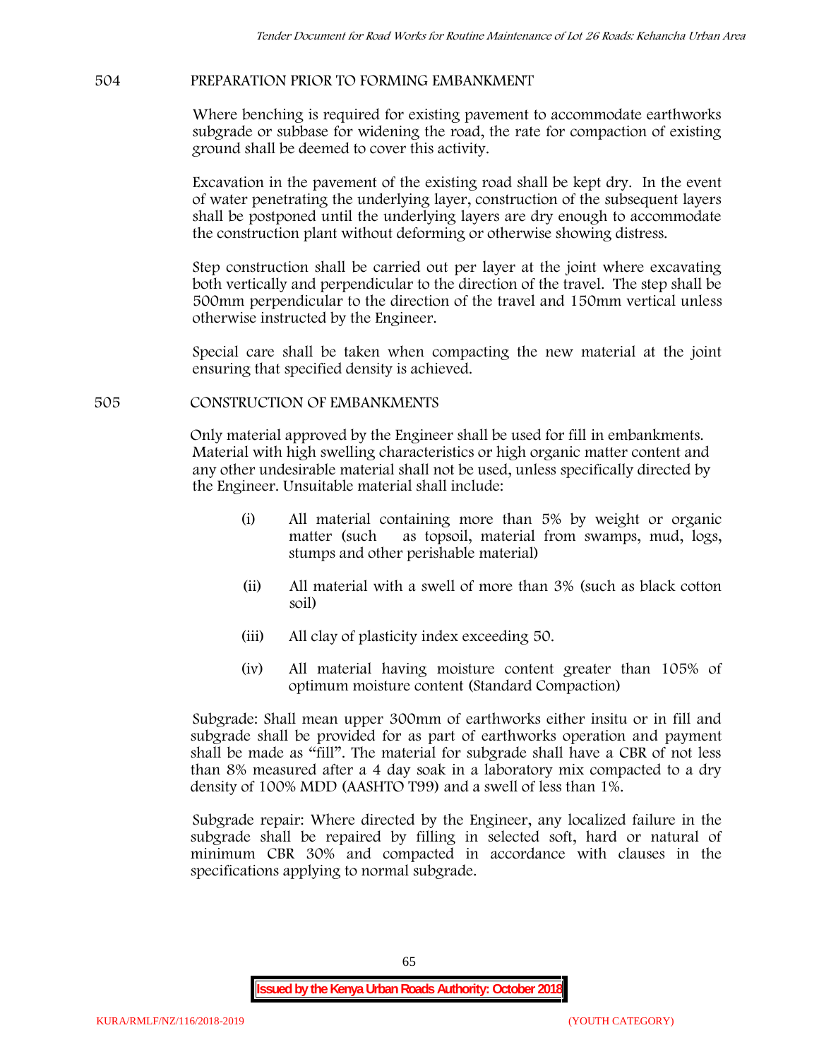## 504 PREPARATION PRIOR TO FORMING EMBANKMENT

Where benching is required for existing pavement to accommodate earthworks subgrade or subbase for widening the road, the rate for compaction of existing ground shall be deemed to cover this activity.

Excavation in the pavement of the existing road shall be kept dry. In the event of water penetrating the underlying layer, construction of the subsequent layers shall be postponed until the underlying layers are dry enough to accommodate the construction plant without deforming or otherwise showing distress.

Step construction shall be carried out per layer at the joint where excavating both vertically and perpendicular to the direction of the travel. The step shall be 500mm perpendicular to the direction of the travel and 150mm vertical unless otherwise instructed by the Engineer.

Special care shall be taken when compacting the new material at the joint ensuring that specified density is achieved.

## 505 CONSTRUCTION OF EMBANKMENTS

Only material approved by the Engineer shall be used for fill in embankments. Material with high swelling characteristics or high organic matter content and any other undesirable material shall not be used, unless specifically directed by the Engineer. Unsuitable material shall include:

(i) All material containing more than 5% by weight or organic matter (such as topsoil, material from swamps, mud, logs, stumps and other perishable material)

(ii) All material with a swell of more than 3% (such as black cotton soil)

(iii) All clay of plasticity index exceeding 50.

(iv) All material having moisture content greater than 105% of optimum moisture content (Standard Compaction)

Subgrade: Shall mean upper 300mm of earthworks either insitu or in fill and subgrade shall be provided for as part of earthworks operation and payment shall be made as "fill". The material for subgrade shall have a CBR of not less than 8% measured after a 4 day soak in a laboratory mix compacted to a dry density of 100% MDD (AASHTO T99) and a swell of less than 1%.

Subgrade repair: Where directed by the Engineer, any localized failure in the subgrade shall be repaired by filling in selected soft, hard or natural of minimum CBR 30% and compacted in accordance with clauses in the specifications applying to normal subgrade.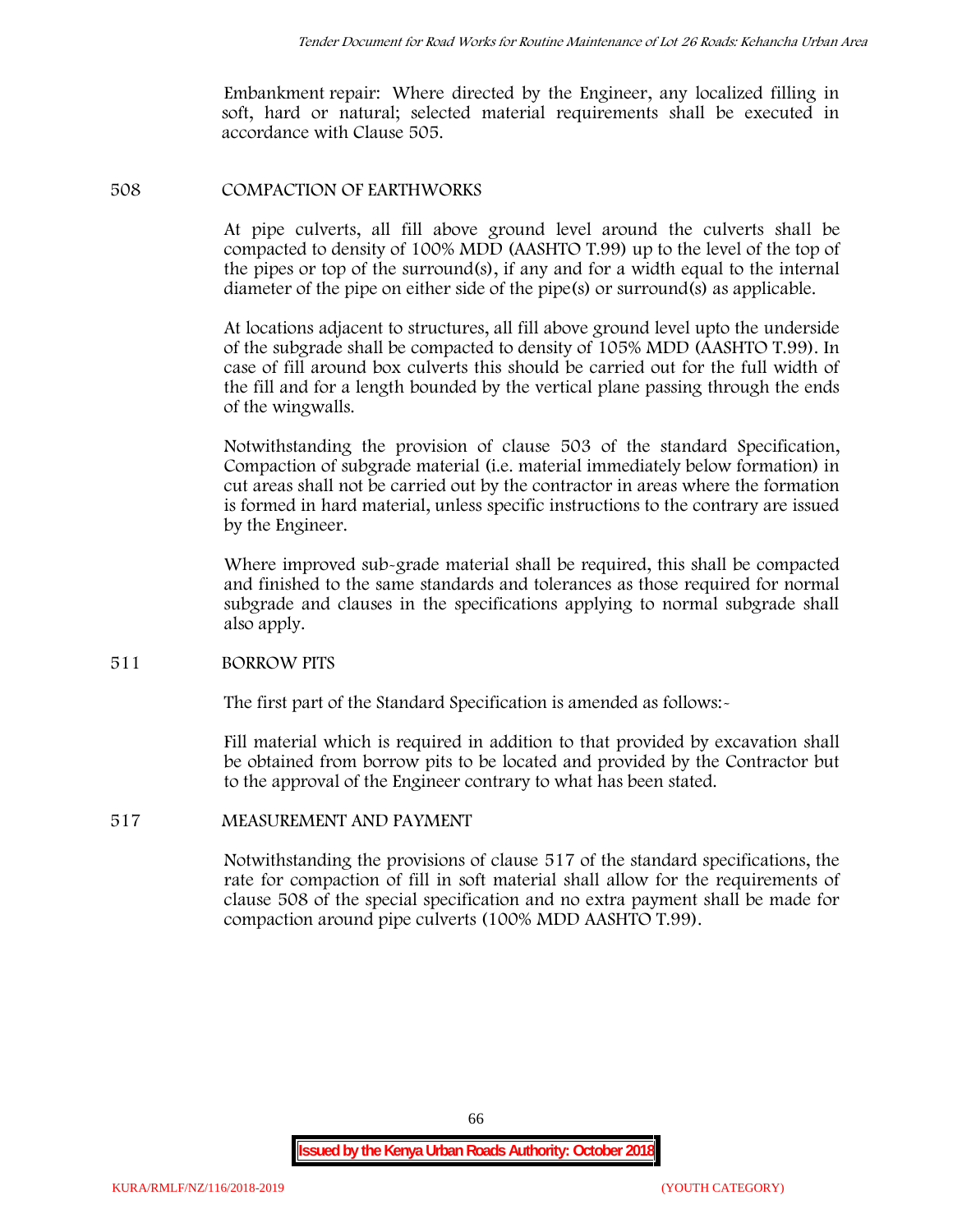Embankment repair: Where directed by the Engineer, any localized filling in soft, hard or natural; selected material requirements shall be executed in accordance with Clause 505.

## 508 COMPACTION OF EARTHWORKS

At pipe culverts, all fill above ground level around the culverts shall be compacted to density of 100% MDD (AASHTO T.99) up to the level of the top of the pipes or top of the surround(s), if any and for a width equal to the internal diameter of the pipe on either side of the pipe(s) or surround(s) as applicable.

At locations adjacent to structures, all fill above ground level upto the underside of the subgrade shall be compacted to density of 105% MDD (AASHTO T.99). In case of fill around box culverts this should be carried out for the full width of the fill and for a length bounded by the vertical plane passing through the ends of the wingwalls.

Notwithstanding the provision of clause 503 of the standard Specification, Compaction of subgrade material (i.e. material immediately below formation) in cut areas shall not be carried out by the contractor in areas where the formation is formed in hard material, unless specific instructions to the contrary are issued by the Engineer.

Where improved sub-grade material shall be required, this shall be compacted and finished to the same standards and tolerances as those required for normal subgrade and clauses in the specifications applying to normal subgrade shall also apply.

## 511 BORROW PITS

The first part of the Standard Specification is amended as follows:-

Fill material which is required in addition to that provided by excavation shall be obtained from borrow pits to be located and provided by the Contractor but to the approval of the Engineer contrary to what has been stated.

## 517 MEASUREMENT AND PAYMENT

Notwithstanding the provisions of clause 517 of the standard specifications, the rate for compaction of fill in soft material shall allow for the requirements of clause 508 of the special specification and no extra payment shall be made for compaction around pipe culverts (100% MDD AASHTO T.99).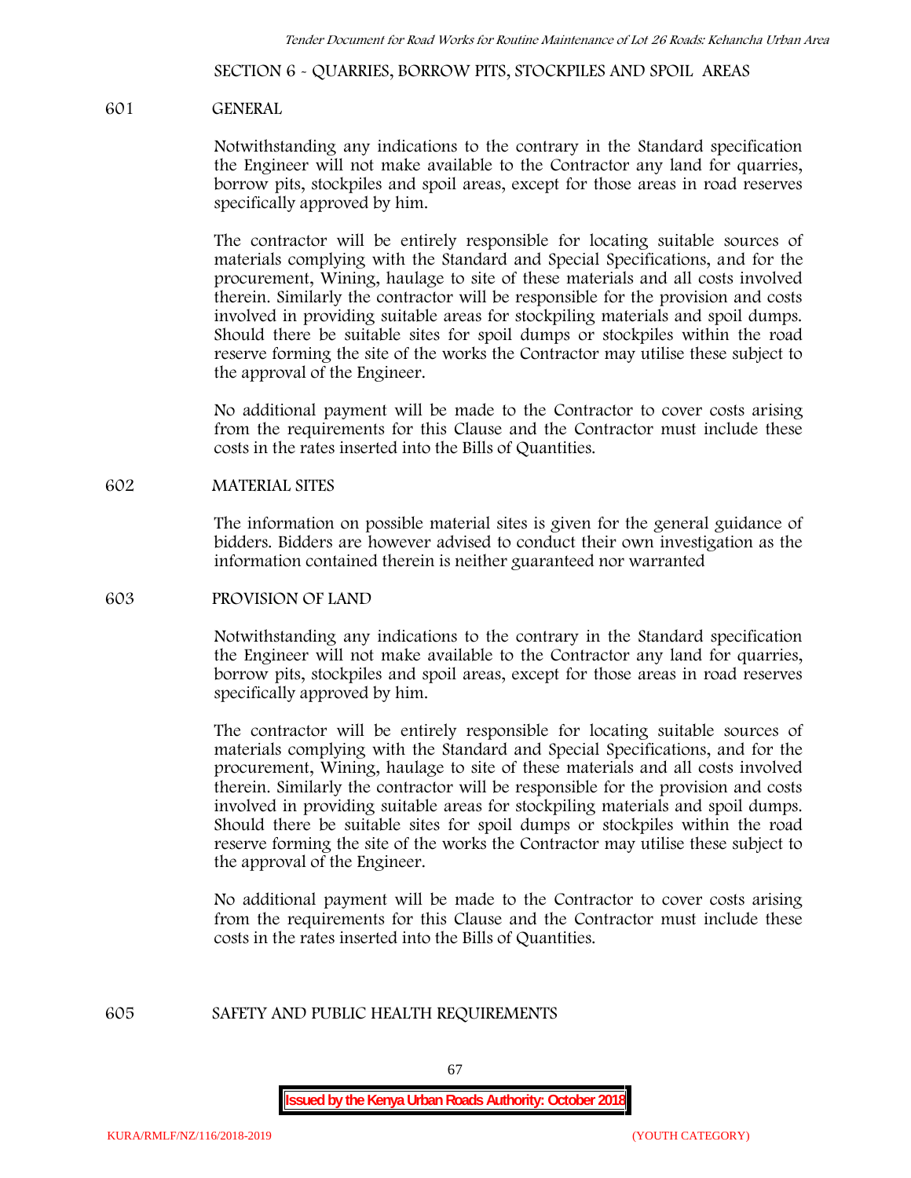## SECTION 6 - QUARRIES, BORROW PITS, STOCKPILES AND SPOIL AREAS

### 601 GENERAL

Notwithstanding any indications to the contrary in the Standard specification the Engineer will not make available to the Contractor any land for quarries, borrow pits, stockpiles and spoil areas, except for those areas in road reserves specifically approved by him.

The contractor will be entirely responsible for locating suitable sources of materials complying with the Standard and Special Specifications, and for the procurement, Wining, haulage to site of these materials and all costs involved therein. Similarly the contractor will be responsible for the provision and costs involved in providing suitable areas for stockpiling materials and spoil dumps. Should there be suitable sites for spoil dumps or stockpiles within the road reserve forming the site of the works the Contractor may utilise these subject to the approval of the Engineer.

No additional payment will be made to the Contractor to cover costs arising from the requirements for this Clause and the Contractor must include these costs in the rates inserted into the Bills of Quantities.

### 602 MATERIAL SITES

The information on possible material sites is given for the general guidance of bidders. Bidders are however advised to conduct their own investigation as the information contained therein is neither guaranteed nor warranted

### 603 PROVISION OF LAND

Notwithstanding any indications to the contrary in the Standard specification the Engineer will not make available to the Contractor any land for quarries, borrow pits, stockpiles and spoil areas, except for those areas in road reserves specifically approved by him.

The contractor will be entirely responsible for locating suitable sources of materials complying with the Standard and Special Specifications, and for the procurement, Wining, haulage to site of these materials and all costs involved therein. Similarly the contractor will be responsible for the provision and costs involved in providing suitable areas for stockpiling materials and spoil dumps. Should there be suitable sites for spoil dumps or stockpiles within the road reserve forming the site of the works the Contractor may utilise these subject to the approval of the Engineer.

No additional payment will be made to the Contractor to cover costs arising from the requirements for this Clause and the Contractor must include these costs in the rates inserted into the Bills of Quantities.

### 605 SAFETY AND PUBLIC HEALTH REQUIREMENTS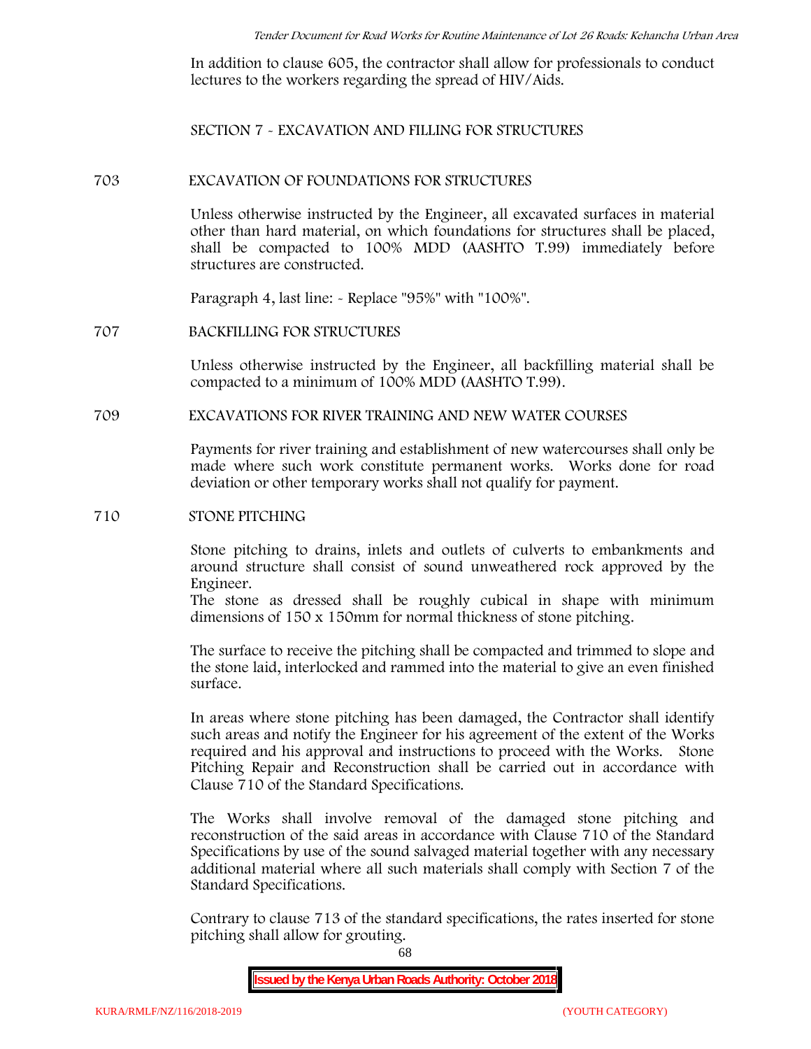In addition to clause 605, the contractor shall allow for professionals to conduct lectures to the workers regarding the spread of HIV/Aids.

## SECTION 7 - EXCAVATION AND FILLING FOR STRUCTURES

### 703 EXCAVATION OF FOUNDATIONS FOR STRUCTURES

Unless otherwise instructed by the Engineer, all excavated surfaces in material other than hard material, on which foundations for structures shall be placed, shall be compacted to 100% MDD (AASHTO T.99) immediately before structures are constructed.

Paragraph 4, last line: - Replace "95%" with "100%".

### 707 BACKFILLING FOR STRUCTURES

Unless otherwise instructed by the Engineer, all backfilling material shall be compacted to a minimum of 100% MDD (AASHTO T.99).

### 709 EXCAVATIONS FOR RIVER TRAINING AND NEW WATER COURSES

Payments for river training and establishment of new watercourses shall only be made where such work constitute permanent works. Works done for road deviation or other temporary works shall not qualify for payment.

### 710 STONE PITCHING

Stone pitching to drains, inlets and outlets of culverts to embankments and around structure shall consist of sound unweathered rock approved by the Engineer.
The stone as dressed shall be roughly cubical in shape with minimum dimensions of 150 x 150mm for normal thickness of stone pitching.

The surface to receive the pitching shall be compacted and trimmed to slope and the stone laid, interlocked and rammed into the material to give an even finished surface.

In areas where stone pitching has been damaged, the Contractor shall identify such areas and notify the Engineer for his agreement of the extent of the Works required and his approval and instructions to proceed with the Works. Stone Pitching Repair and Reconstruction shall be carried out in accordance with Clause 710 of the Standard Specifications.

The Works shall involve removal of the damaged stone pitching and reconstruction of the said areas in accordance with Clause 710 of the Standard Specifications by use of the sound salvaged material together with any necessary additional material where all such materials shall comply with Section 7 of the Standard Specifications.

Contrary to clause 713 of the standard specifications, the rates inserted for stone pitching shall allow for grouting.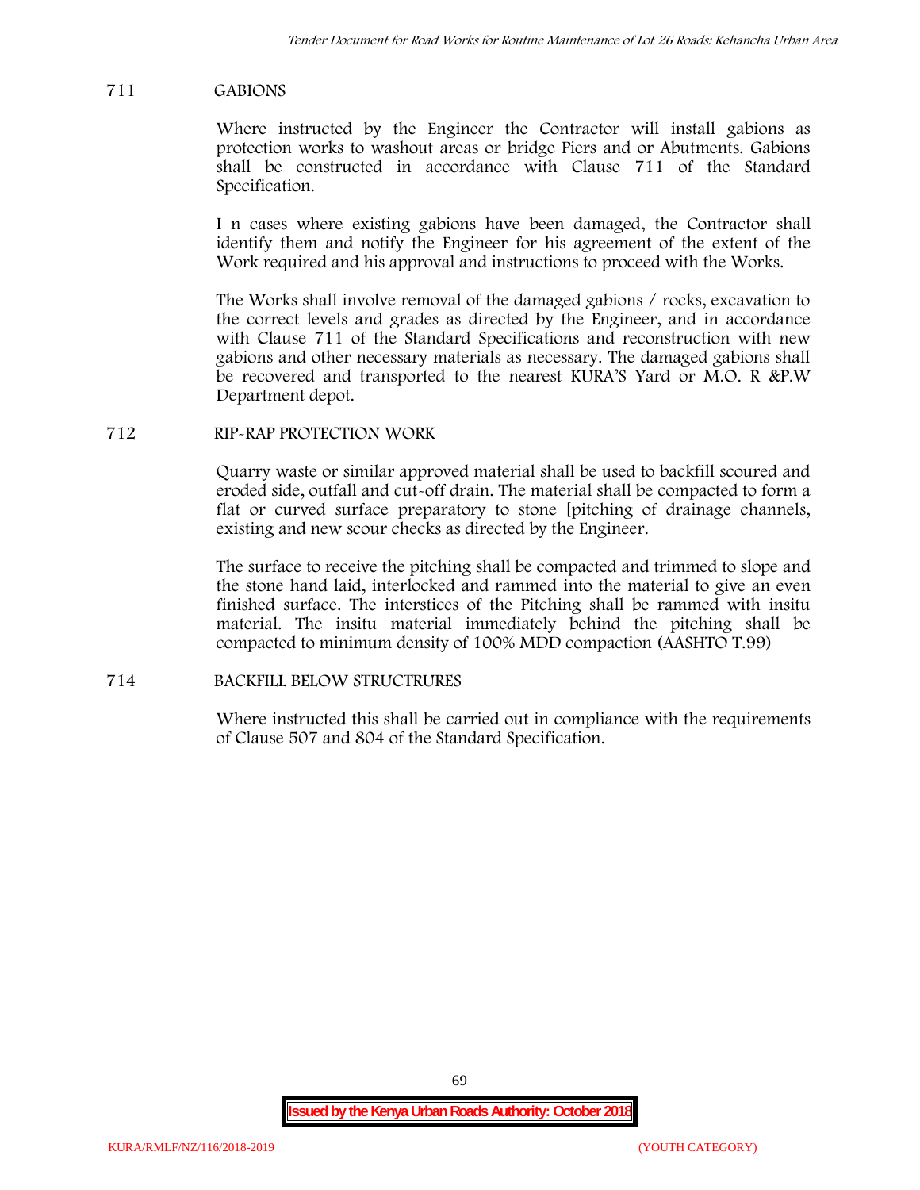## 711 GABIONS

Where instructed by the Engineer the Contractor will install gabions as protection works to washout areas or bridge Piers and or Abutments. Gabions shall be constructed in accordance with Clause 711 of the Standard Specification.

I n cases where existing gabions have been damaged, the Contractor shall identify them and notify the Engineer for his agreement of the extent of the Work required and his approval and instructions to proceed with the Works.

The Works shall involve removal of the damaged gabions / rocks, excavation to the correct levels and grades as directed by the Engineer, and in accordance with Clause 711 of the Standard Specifications and reconstruction with new gabions and other necessary materials as necessary. The damaged gabions shall be recovered and transported to the nearest KURA'S Yard or M.O. R &P.W Department depot.

## 712 RIP-RAP PROTECTION WORK

Quarry waste or similar approved material shall be used to backfill scoured and eroded side, outfall and cut-off drain. The material shall be compacted to form a flat or curved surface preparatory to stone [pitching of drainage channels, existing and new scour checks as directed by the Engineer.

The surface to receive the pitching shall be compacted and trimmed to slope and the stone hand laid, interlocked and rammed into the material to give an even finished surface. The interstices of the Pitching shall be rammed with insitu material. The insitu material immediately behind the pitching shall be compacted to minimum density of 100% MDD compaction (AASHTO T.99)

## 714 BACKFILL BELOW STRUCTRURES

Where instructed this shall be carried out in compliance with the requirements of Clause 507 and 804 of the Standard Specification.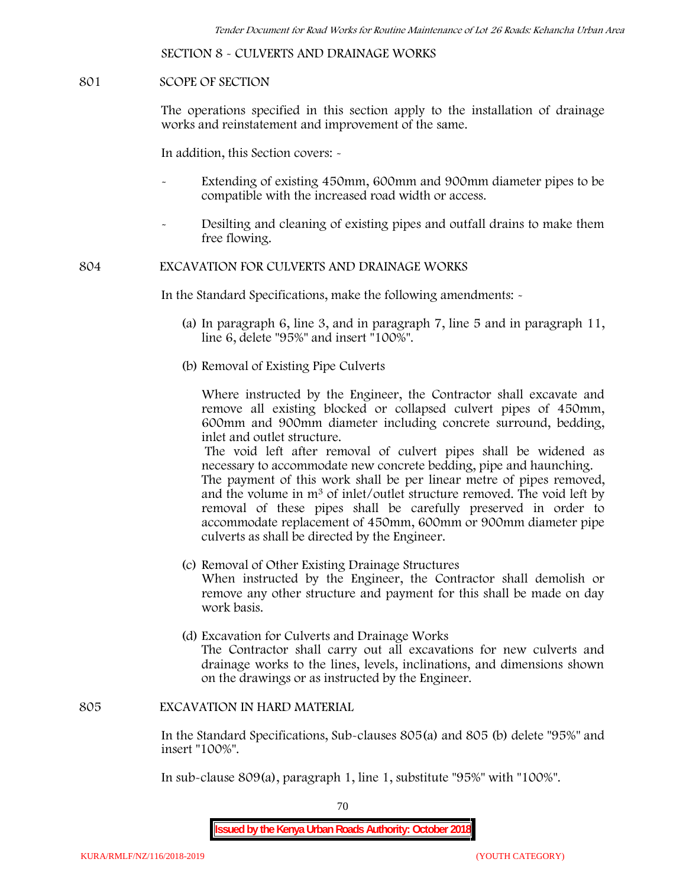## SECTION 8 - CULVERTS AND DRAINAGE WORKS

### 801 SCOPE OF SECTION

The operations specified in this section apply to the installation of drainage works and reinstatement and improvement of the same.

In addition, this Section covers: -

- Extending of existing 450mm, 600mm and 900mm diameter pipes to be compatible with the increased road width or access.
- Desilting and cleaning of existing pipes and outfall drains to make them free flowing.

### 804 EXCAVATION FOR CULVERTS AND DRAINAGE WORKS

In the Standard Specifications, make the following amendments: -

(a) In paragraph 6, line 3, and in paragraph 7, line 5 and in paragraph 11, line 6, delete "95%" and insert "100%".

(b) Removal of Existing Pipe Culverts

Where instructed by the Engineer, the Contractor shall excavate and remove all existing blocked or collapsed culvert pipes of 450mm, 600mm and 900mm diameter including concrete surround, bedding, inlet and outlet structure.

The void left after removal of culvert pipes shall be widened as necessary to accommodate new concrete bedding, pipe and haunching.

The payment of this work shall be per linear metre of pipes removed, and the volume in $m^3$ of inlet/outlet structure removed. The void left by removal of these pipes shall be carefully preserved in order to accommodate replacement of 450mm, 600mm or 900mm diameter pipe culverts as shall be directed by the Engineer.

(c) Removal of Other Existing Drainage Structures

When instructed by the Engineer, the Contractor shall demolish or remove any other structure and payment for this shall be made on day work basis.

(d) Excavation for Culverts and Drainage Works

The Contractor shall carry out all excavations for new culverts and drainage works to the lines, levels, inclinations, and dimensions shown on the drawings or as instructed by the Engineer.

### 805 EXCAVATION IN HARD MATERIAL

In the Standard Specifications, Sub-clauses 805(a) and 805 (b) delete "95%" and insert "100%".

In sub-clause 809(a), paragraph 1, line 1, substitute "95%" with "100%".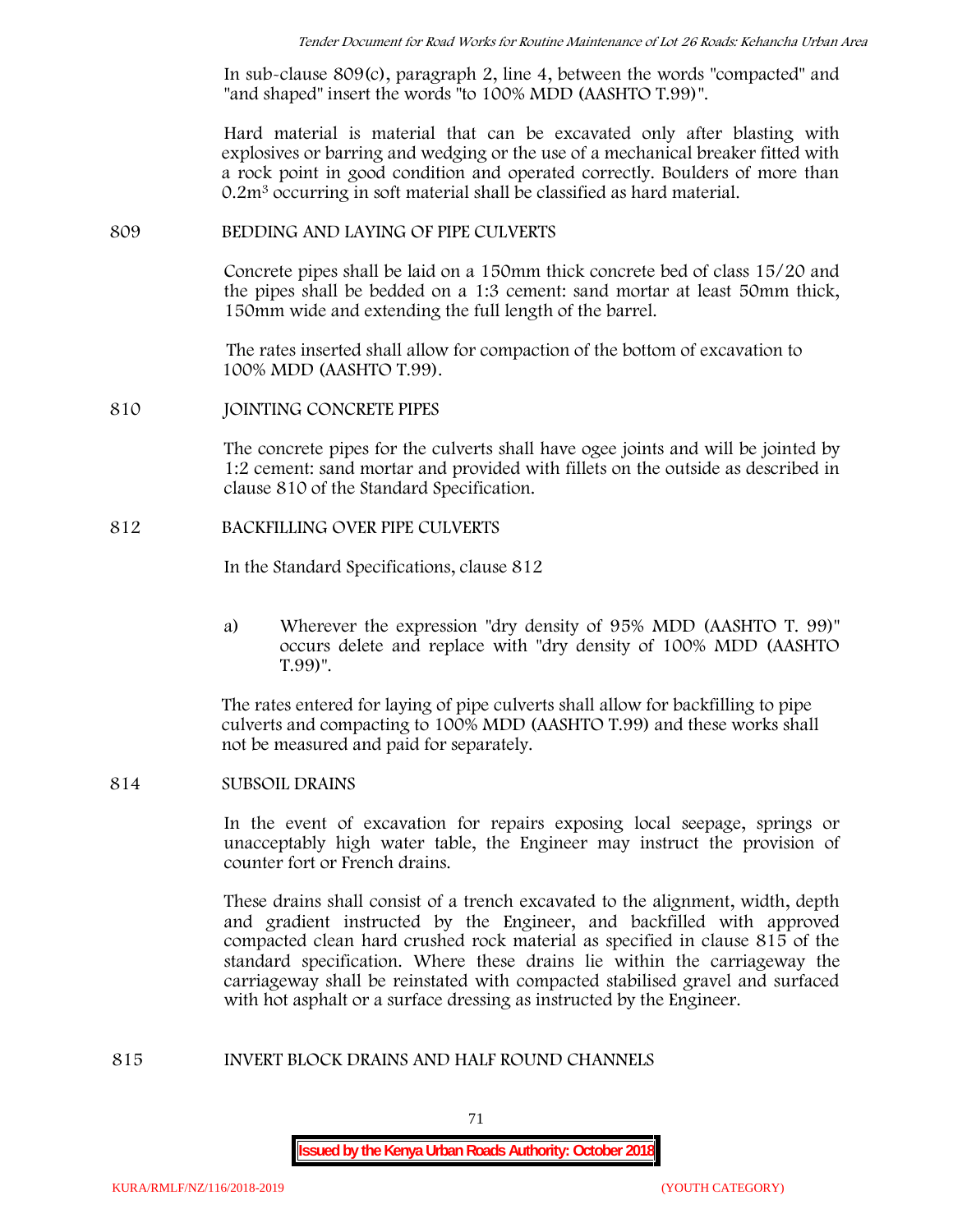In sub-clause 809(c), paragraph 2, line 4, between the words "compacted" and "and shaped" insert the words "to 100% MDD (AASHTO T.99)".

Hard material is material that can be excavated only after blasting with explosives or barring and wedging or the use of a mechanical breaker fitted with a rock point in good condition and operated correctly. Boulders of more than $0.2m^3$ occurring in soft material shall be classified as hard material.

## 809 BEDDING AND LAYING OF PIPE CULVERTS

Concrete pipes shall be laid on a 150mm thick concrete bed of class 15/20 and the pipes shall be bedded on a 1:3 cement: sand mortar at least 50mm thick, 150mm wide and extending the full length of the barrel.

The rates inserted shall allow for compaction of the bottom of excavation to 100% MDD (AASHTO T.99).

## 810 JOINTING CONCRETE PIPES

The concrete pipes for the culverts shall have ogee joints and will be jointed by 1:2 cement: sand mortar and provided with fillets on the outside as described in clause 810 of the Standard Specification.

## 812 BACKFILLING OVER PIPE CULVERTS

In the Standard Specifications, clause 812

a) Wherever the expression "dry density of 95% MDD (AASHTO T. 99)" occurs delete and replace with "dry density of 100% MDD (AASHTO T.99)".

The rates entered for laying of pipe culverts shall allow for backfilling to pipe culverts and compacting to 100% MDD (AASHTO T.99) and these works shall not be measured and paid for separately.

## 814 SUBSOIL DRAINS

In the event of excavation for repairs exposing local seepage, springs or unacceptably high water table, the Engineer may instruct the provision of counter fort or French drains.

These drains shall consist of a trench excavated to the alignment, width, depth and gradient instructed by the Engineer, and backfilled with approved compacted clean hard crushed rock material as specified in clause 815 of the standard specification. Where these drains lie within the carriageway the carriageway shall be reinstated with compacted stabilised gravel and surfaced with hot asphalt or a surface dressing as instructed by the Engineer.

## 815 INVERT BLOCK DRAINS AND HALF ROUND CHANNELS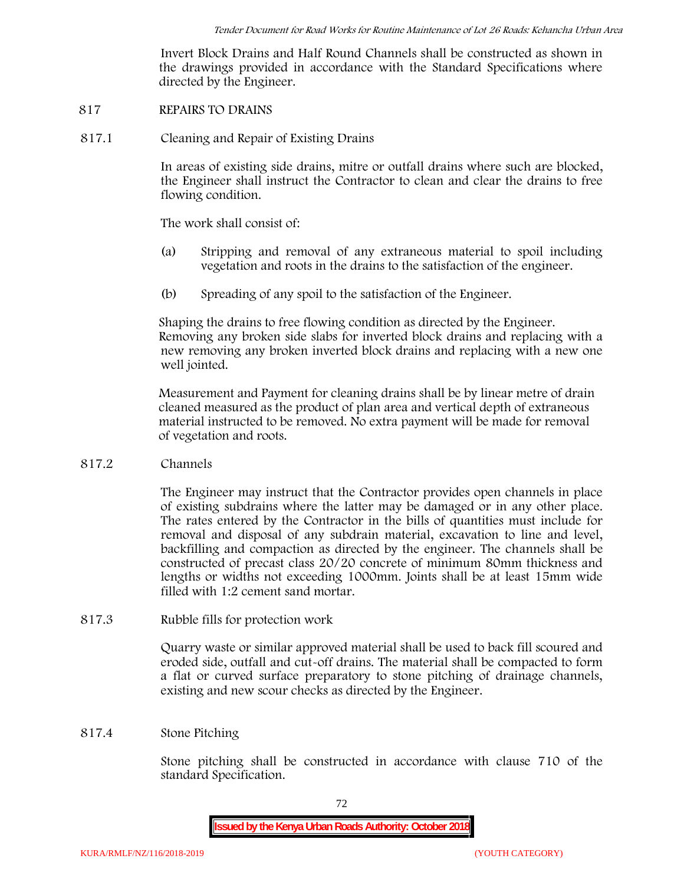Invert Block Drains and Half Round Channels shall be constructed as shown in the drawings provided in accordance with the Standard Specifications where directed by the Engineer.

## 817 REPAIRS TO DRAINS

### 817.1 Cleaning and Repair of Existing Drains

In areas of existing side drains, mitre or outfall drains where such are blocked, the Engineer shall instruct the Contractor to clean and clear the drains to free flowing condition.

The work shall consist of:

(a) Stripping and removal of any extraneous material to spoil including vegetation and roots in the drains to the satisfaction of the engineer.

(b) Spreading of any spoil to the satisfaction of the Engineer.

Shaping the drains to free flowing condition as directed by the Engineer. Removing any broken side slabs for inverted block drains and replacing with a new removing any broken inverted block drains and replacing with a new one well jointed.

Measurement and Payment for cleaning drains shall be by linear metre of drain cleaned measured as the product of plan area and vertical depth of extraneous material instructed to be removed. No extra payment will be made for removal of vegetation and roots.

### 817.2 Channels

The Engineer may instruct that the Contractor provides open channels in place of existing subdrains where the latter may be damaged or in any other place. The rates entered by the Contractor in the bills of quantities must include for removal and disposal of any subdrain material, excavation to line and level, backfilling and compaction as directed by the engineer. The channels shall be constructed of precast class 20/20 concrete of minimum 80mm thickness and lengths or widths not exceeding 1000mm. Joints shall be at least 15mm wide filled with 1:2 cement sand mortar.

### 817.3 Rubble fills for protection work

Quarry waste or similar approved material shall be used to back fill scoured and eroded side, outfall and cut-off drains. The material shall be compacted to form a flat or curved surface preparatory to stone pitching of drainage channels, existing and new scour checks as directed by the Engineer.

### 817.4 Stone Pitching

Stone pitching shall be constructed in accordance with clause 710 of the standard Specification.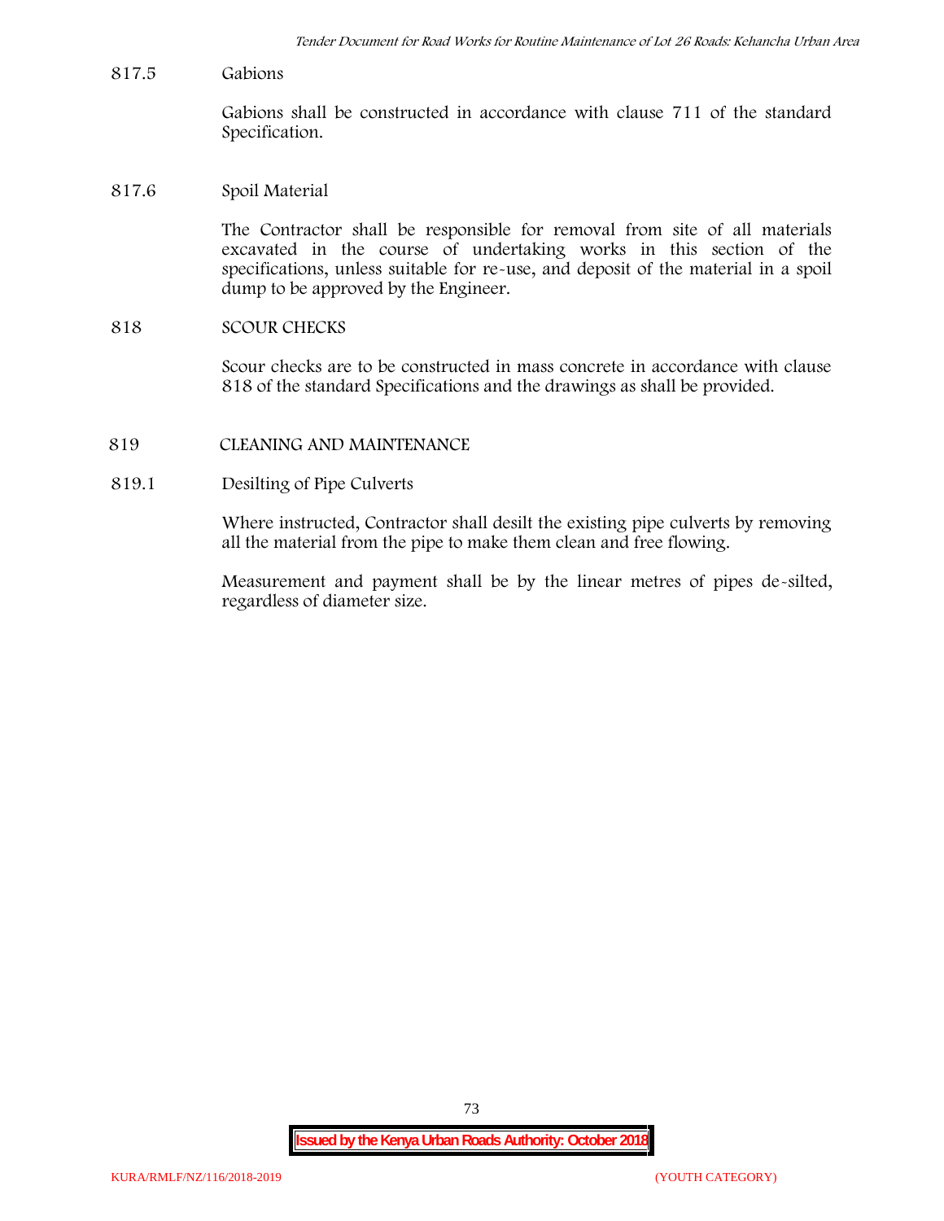817.5 Gabions

Gabions shall be constructed in accordance with clause 711 of the standard Specification.

817.6 Spoil Material

The Contractor shall be responsible for removal from site of all materials excavated in the course of undertaking works in this section of the specifications, unless suitable for re-use, and deposit of the material in a spoil dump to be approved by the Engineer.

## 818 SCOUR CHECKS

Scour checks are to be constructed in mass concrete in accordance with clause 818 of the standard Specifications and the drawings as shall be provided.

## 819 CLEANING AND MAINTENANCE

819.1 Desilting of Pipe Culverts

Where instructed, Contractor shall desilt the existing pipe culverts by removing all the material from the pipe to make them clean and free flowing.

Measurement and payment shall be by the linear metres of pipes de-silted, regardless of diameter size.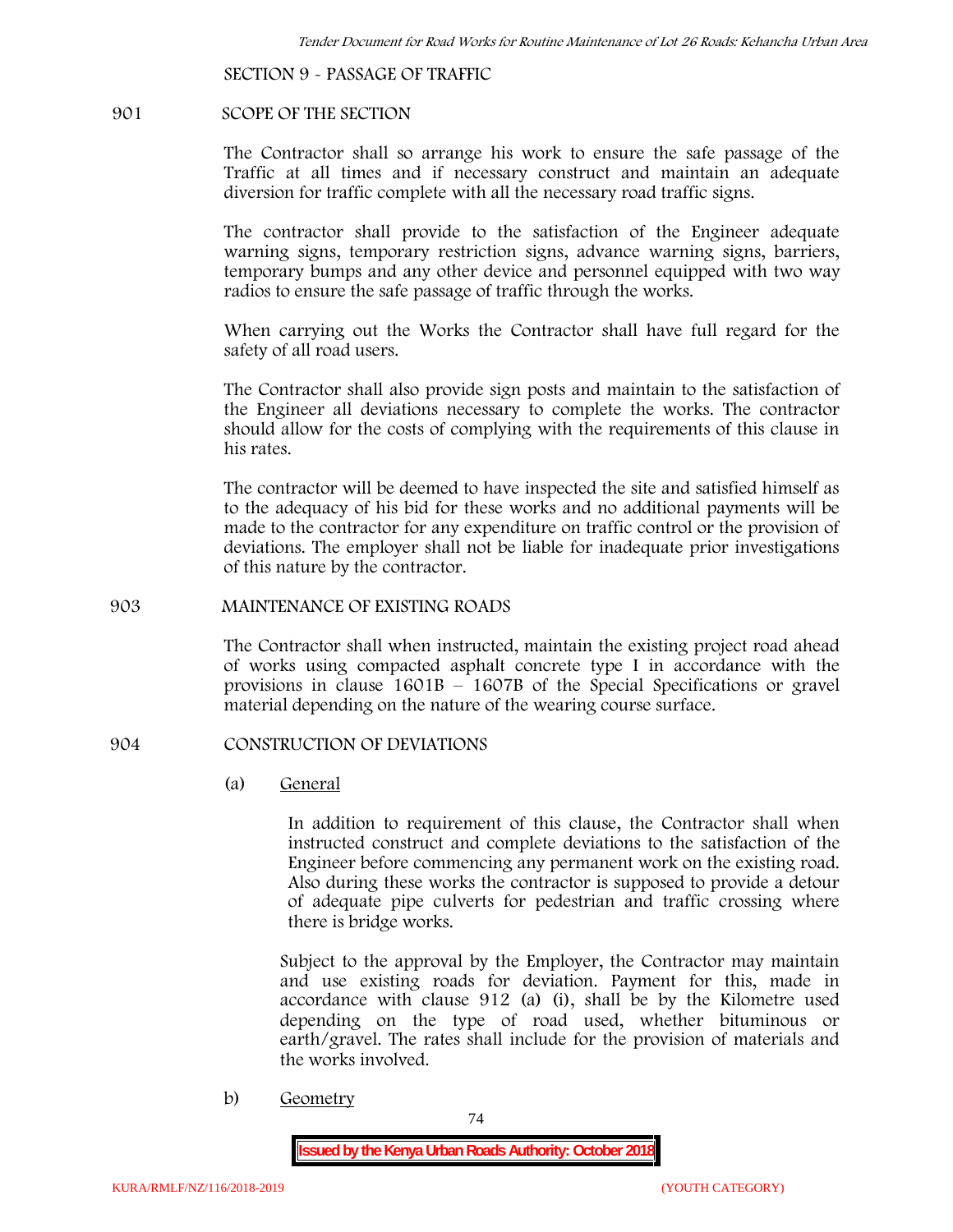SECTION 9 - PASSAGE OF TRAFFIC

## 901 SCOPE OF THE SECTION

The Contractor shall so arrange his work to ensure the safe passage of the Traffic at all times and if necessary construct and maintain an adequate diversion for traffic complete with all the necessary road traffic signs.

The contractor shall provide to the satisfaction of the Engineer adequate warning signs, temporary restriction signs, advance warning signs, barriers, temporary bumps and any other device and personnel equipped with two way radios to ensure the safe passage of traffic through the works.

When carrying out the Works the Contractor shall have full regard for the safety of all road users.

The Contractor shall also provide sign posts and maintain to the satisfaction of the Engineer all deviations necessary to complete the works. The contractor should allow for the costs of complying with the requirements of this clause in his rates.

The contractor will be deemed to have inspected the site and satisfied himself as to the adequacy of his bid for these works and no additional payments will be made to the contractor for any expenditure on traffic control or the provision of deviations. The employer shall not be liable for inadequate prior investigations of this nature by the contractor.

## 903 MAINTENANCE OF EXISTING ROADS

The Contractor shall when instructed, maintain the existing project road ahead of works using compacted asphalt concrete type I in accordance with the provisions in clause 1601B – 1607B of the Special Specifications or gravel material depending on the nature of the wearing course surface.

## 904 CONSTRUCTION OF DEVIATIONS

(a) General

In addition to requirement of this clause, the Contractor shall when instructed construct and complete deviations to the satisfaction of the Engineer before commencing any permanent work on the existing road. Also during these works the contractor is supposed to provide a detour of adequate pipe culverts for pedestrian and traffic crossing where there is bridge works.

Subject to the approval by the Employer, the Contractor may maintain and use existing roads for deviation. Payment for this, made in accordance with clause 912 (a) (i), shall be by the Kilometre used depending on the type of road used, whether bituminous or earth/gravel. The rates shall include for the provision of materials and the works involved.

b) Geometry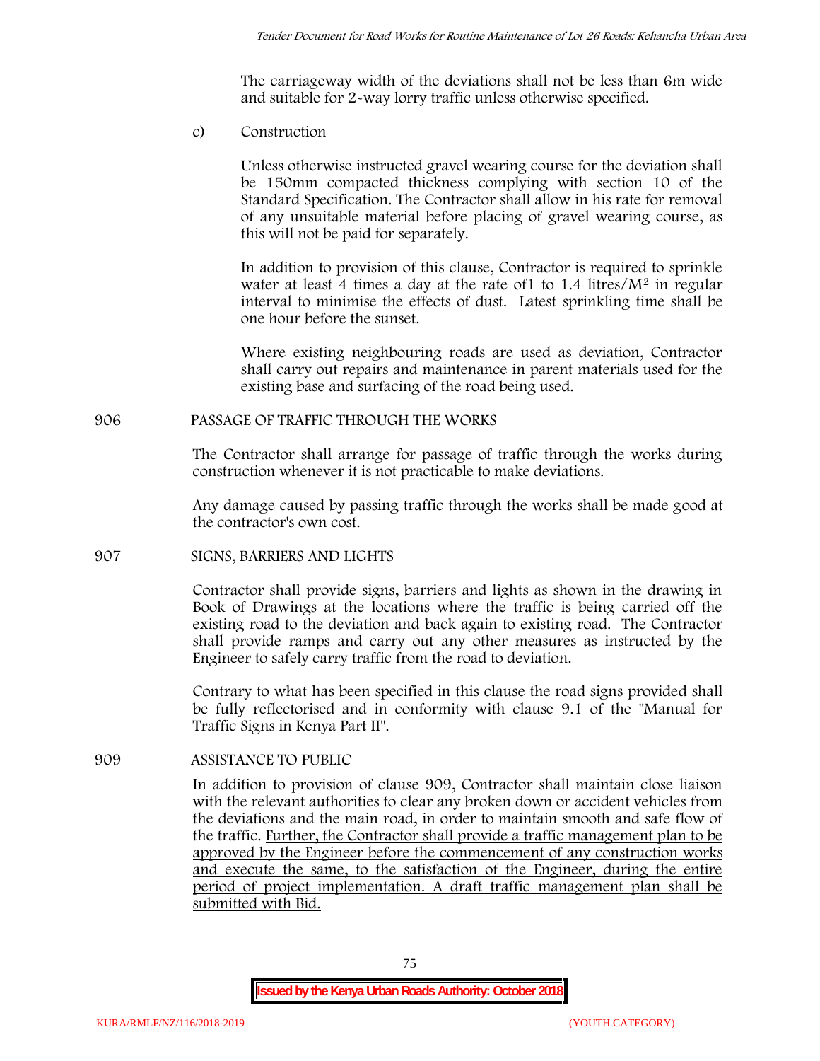The carriageway width of the deviations shall not be less than 6m wide and suitable for 2-way lorry traffic unless otherwise specified.

c) Construction

Unless otherwise instructed gravel wearing course for the deviation shall be 150mm compacted thickness complying with section 10 of the Standard Specification. The Contractor shall allow in his rate for removal of any unsuitable material before placing of gravel wearing course, as this will not be paid for separately.

In addition to provision of this clause, Contractor is required to sprinkle water at least 4 times a day at the rate of1 to 1.4 litres/$M^2$ in regular interval to minimise the effects of dust. Latest sprinkling time shall be one hour before the sunset.

Where existing neighbouring roads are used as deviation, Contractor shall carry out repairs and maintenance in parent materials used for the existing base and surfacing of the road being used.

906 PASSAGE OF TRAFFIC THROUGH THE WORKS

The Contractor shall arrange for passage of traffic through the works during construction whenever it is not practicable to make deviations.

Any damage caused by passing traffic through the works shall be made good at the contractor's own cost.

907 SIGNS, BARRIERS AND LIGHTS

Contractor shall provide signs, barriers and lights as shown in the drawing in Book of Drawings at the locations where the traffic is being carried off the existing road to the deviation and back again to existing road. The Contractor shall provide ramps and carry out any other measures as instructed by the Engineer to safely carry traffic from the road to deviation.

Contrary to what has been specified in this clause the road signs provided shall be fully reflectorised and in conformity with clause 9.1 of the "Manual for Traffic Signs in Kenya Part II".

909 ASSISTANCE TO PUBLIC

In addition to provision of clause 909, Contractor shall maintain close liaison with the relevant authorities to clear any broken down or accident vehicles from the deviations and the main road, in order to maintain smooth and safe flow of the traffic. Further, the Contractor shall provide a traffic management plan to be approved by the Engineer before the commencement of any construction works and execute the same, to the satisfaction of the Engineer, during the entire period of project implementation. A draft traffic management plan shall be submitted with Bid.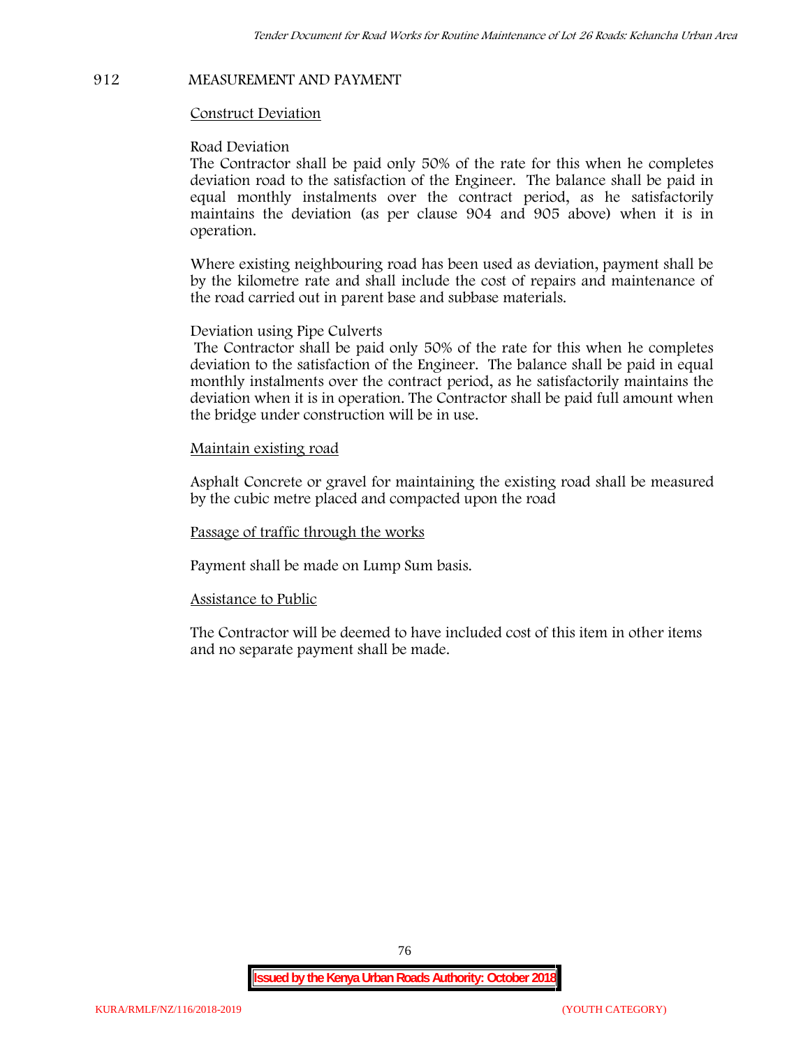## 912 MEASUREMENT AND PAYMENT

Construct Deviation

Road Deviation

The Contractor shall be paid only 50% of the rate for this when he completes deviation road to the satisfaction of the Engineer. The balance shall be paid in equal monthly instalments over the contract period, as he satisfactorily maintains the deviation (as per clause 904 and 905 above) when it is in operation.

Where existing neighbouring road has been used as deviation, payment shall be by the kilometre rate and shall include the cost of repairs and maintenance of the road carried out in parent base and subbase materials.

Deviation using Pipe Culverts

The Contractor shall be paid only 50% of the rate for this when he completes deviation to the satisfaction of the Engineer. The balance shall be paid in equal monthly instalments over the contract period, as he satisfactorily maintains the deviation when it is in operation. The Contractor shall be paid full amount when the bridge under construction will be in use.

Maintain existing road

Asphalt Concrete or gravel for maintaining the existing road shall be measured by the cubic metre placed and compacted upon the road

Passage of traffic through the works

Payment shall be made on Lump Sum basis.

Assistance to Public

The Contractor will be deemed to have included cost of this item in other items and no separate payment shall be made.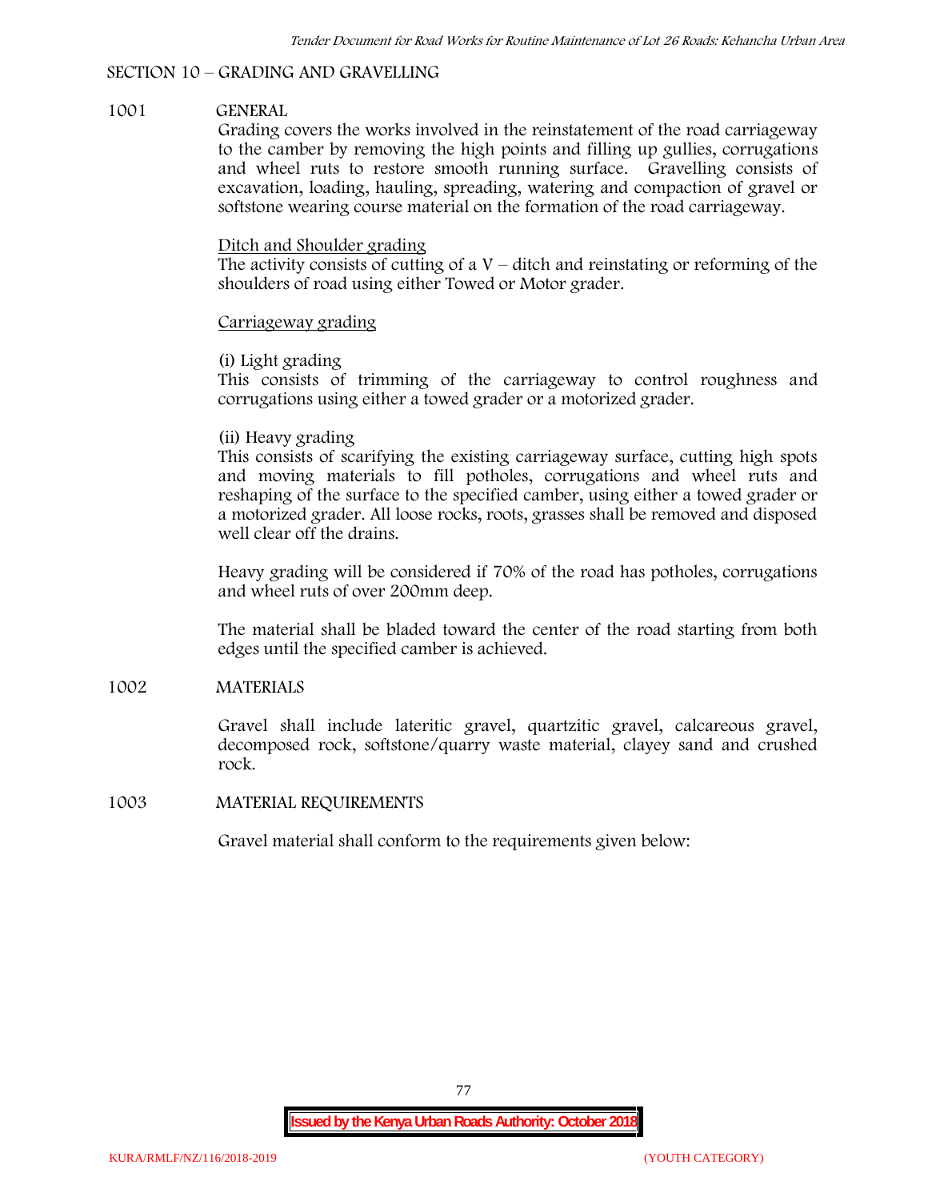## SECTION 10 – GRADING AND GRAVELLING

### 1001 GENERAL

Grading covers the works involved in the reinstatement of the road carriageway to the camber by removing the high points and filling up gullies, corrugations and wheel ruts to restore smooth running surface. Gravelling consists of excavation, loading, hauling, spreading, watering and compaction of gravel or softstone wearing course material on the formation of the road carriageway.

Ditch and Shoulder grading

The activity consists of cutting of a V – ditch and reinstating or reforming of the shoulders of road using either Towed or Motor grader.

Carriageway grading

(i) Light grading

This consists of trimming of the carriageway to control roughness and corrugations using either a towed grader or a motorized grader.

(ii) Heavy grading

This consists of scarifying the existing carriageway surface, cutting high spots and moving materials to fill potholes, corrugations and wheel ruts and reshaping of the surface to the specified camber, using either a towed grader or a motorized grader. All loose rocks, roots, grasses shall be removed and disposed well clear off the drains.

Heavy grading will be considered if 70% of the road has potholes, corrugations and wheel ruts of over 200mm deep.

The material shall be bladed toward the center of the road starting from both edges until the specified camber is achieved.

### 1002 MATERIALS

Gravel shall include lateritic gravel, quartzitic gravel, calcareous gravel, decomposed rock, softstone/quarry waste material, clayey sand and crushed rock.

### 1003 MATERIAL REQUIREMENTS

Gravel material shall conform to the requirements given below: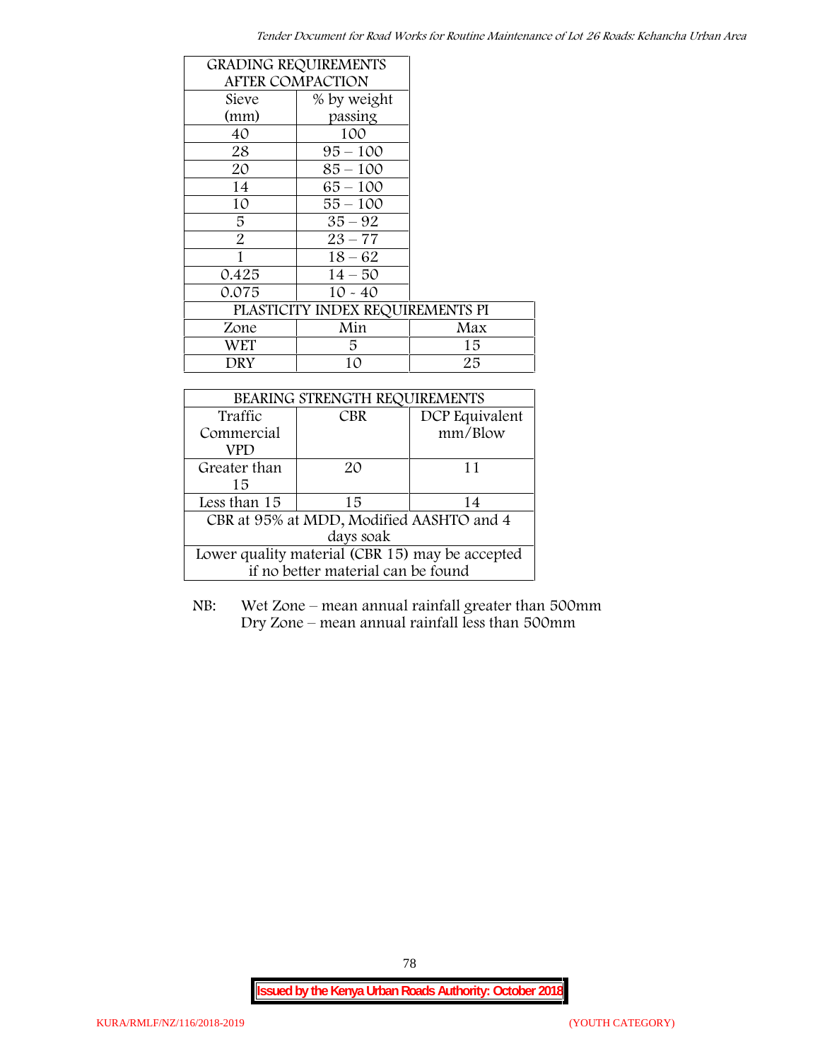| GRADING REQUIREMENTS AFTER COMPACTION | |
|---|---|
| Sieve (mm) | % by weight passing |
| 40 | 100 |
| 28 | 95 – 100 |
| 20 | 85 – 100 |
| 14 | 65 – 100 |
| 10 | 55 – 100 |
| 5 | 35 – 92 |
| 2 | 23 – 77 |
| 1 | 18 – 62 |
| 0.425 | 14 – 50 |
| 0.075 | 10 - 40 |

| PLASTICITY INDEX REQUIREMENTS PI | | |
|---|---|---|
| Zone | Min | Max |
| WET | 5 | 15 |
| DRY | 10 | 25 |

| BEARING STRENGTH REQUIREMENTS | | |
|---|---|---|
| Traffic Commercial VPD | CBR | DCP Equivalent mm/Blow |
| Greater than 15 | 20 | 11 |
| Less than 15 | 15 | 14 |
| CBR at 95% at MDD, Modified AASHTO and 4 days soak | | |
| Lower quality material (CBR 15) may be accepted if no better material can be found | | |

NB: Wet Zone – mean annual rainfall greater than 500mm
Dry Zone – mean annual rainfall less than 500mm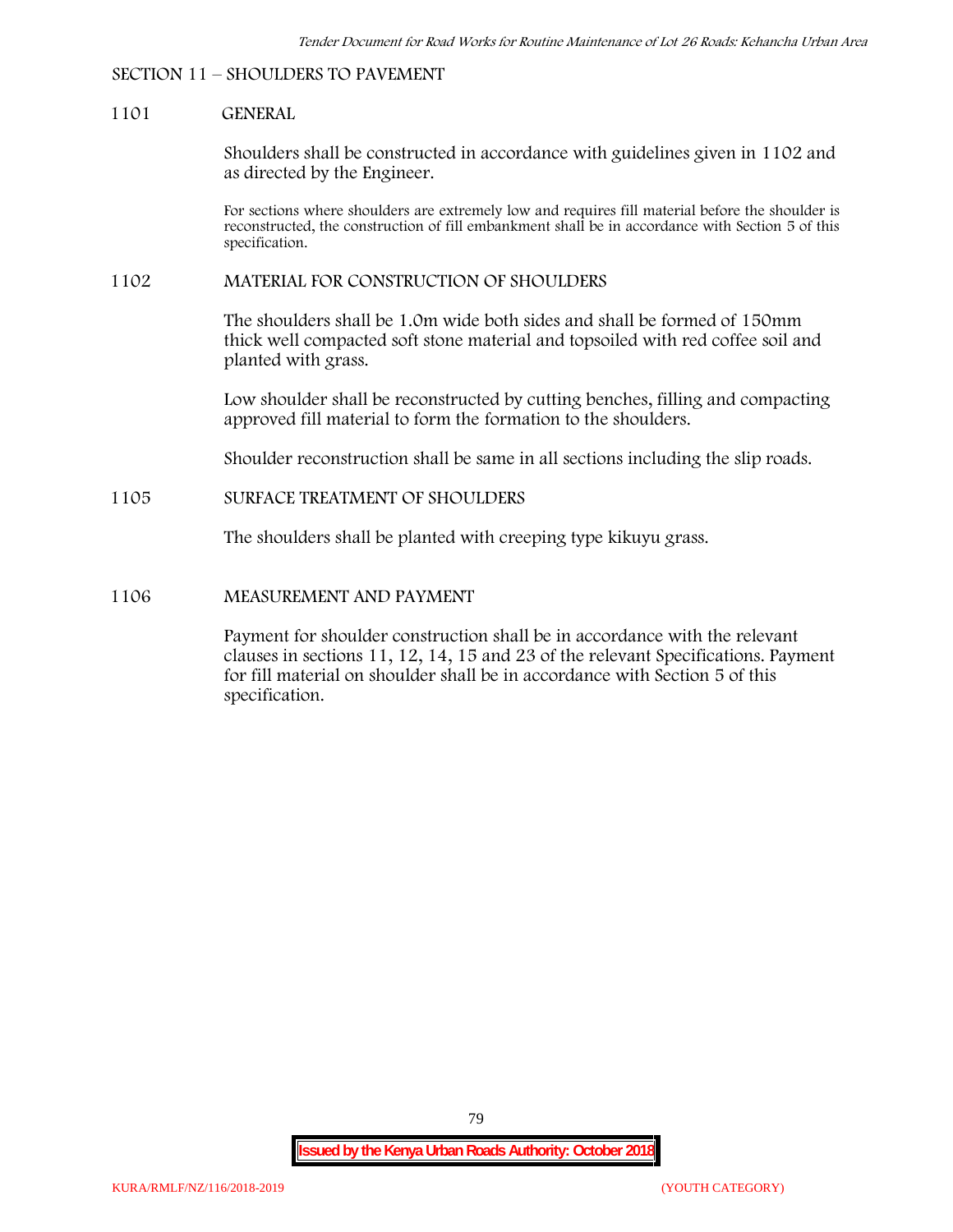## SECTION 11 – SHOULDERS TO PAVEMENT

### 1101 GENERAL

Shoulders shall be constructed in accordance with guidelines given in 1102 and as directed by the Engineer.

For sections where shoulders are extremely low and requires fill material before the shoulder is reconstructed, the construction of fill embankment shall be in accordance with Section 5 of this specification.

### 1102 MATERIAL FOR CONSTRUCTION OF SHOULDERS

The shoulders shall be 1.0m wide both sides and shall be formed of 150mm thick well compacted soft stone material and topsoiled with red coffee soil and planted with grass.

Low shoulder shall be reconstructed by cutting benches, filling and compacting approved fill material to form the formation to the shoulders.

Shoulder reconstruction shall be same in all sections including the slip roads.

### 1105 SURFACE TREATMENT OF SHOULDERS

The shoulders shall be planted with creeping type kikuyu grass.

### 1106 MEASUREMENT AND PAYMENT

Payment for shoulder construction shall be in accordance with the relevant clauses in sections 11, 12, 14, 15 and 23 of the relevant Specifications. Payment for fill material on shoulder shall be in accordance with Section 5 of this specification.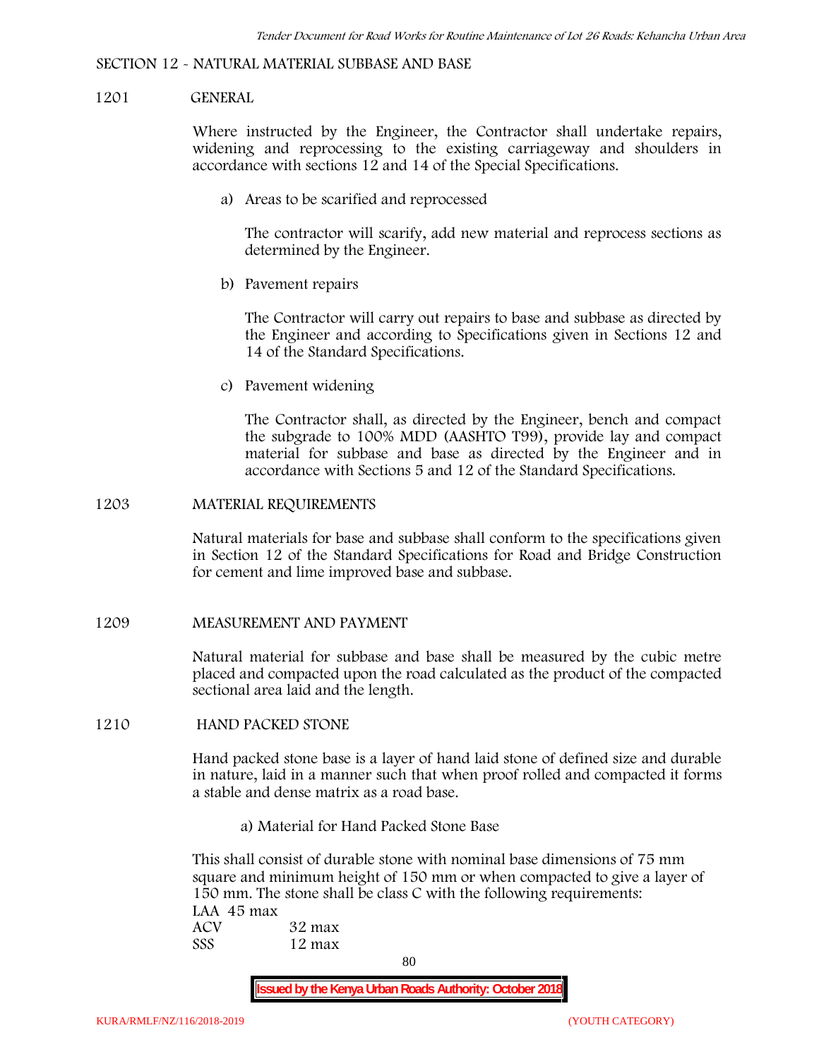## SECTION 12 - NATURAL MATERIAL SUBBASE AND BASE

### 1201 GENERAL

Where instructed by the Engineer, the Contractor shall undertake repairs, widening and reprocessing to the existing carriageway and shoulders in accordance with sections 12 and 14 of the Special Specifications.

a) Areas to be scarified and reprocessed

The contractor will scarify, add new material and reprocess sections as determined by the Engineer.

b) Pavement repairs

The Contractor will carry out repairs to base and subbase as directed by the Engineer and according to Specifications given in Sections 12 and 14 of the Standard Specifications.

c) Pavement widening

The Contractor shall, as directed by the Engineer, bench and compact the subgrade to 100% MDD (AASHTO T99), provide lay and compact material for subbase and base as directed by the Engineer and in accordance with Sections 5 and 12 of the Standard Specifications.

### 1203 MATERIAL REQUIREMENTS

Natural materials for base and subbase shall conform to the specifications given in Section 12 of the Standard Specifications for Road and Bridge Construction for cement and lime improved base and subbase.

### 1209 MEASUREMENT AND PAYMENT

Natural material for subbase and base shall be measured by the cubic metre placed and compacted upon the road calculated as the product of the compacted sectional area laid and the length.

### 1210 HAND PACKED STONE

Hand packed stone base is a layer of hand laid stone of defined size and durable in nature, laid in a manner such that when proof rolled and compacted it forms a stable and dense matrix as a road base.

a) Material for Hand Packed Stone Base

This shall consist of durable stone with nominal base dimensions of 75 mm square and minimum height of 150 mm or when compacted to give a layer of 150 mm. The stone shall be class C with the following requirements:

LAA 45 max
ACV 32 max
SSS 12 max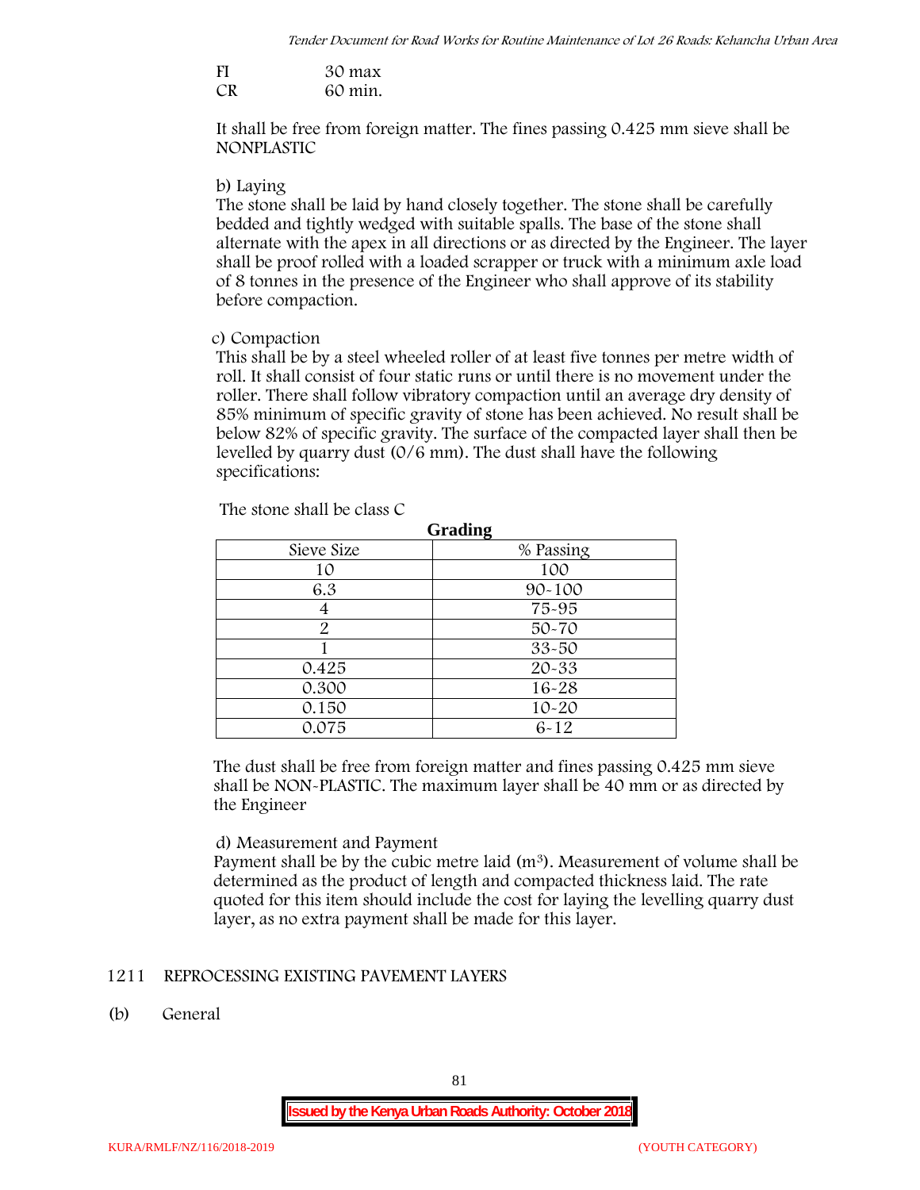FI 30 max
CR 60 min.

It shall be free from foreign matter. The fines passing 0.425 mm sieve shall be NONPLASTIC

b) Laying

The stone shall be laid by hand closely together. The stone shall be carefully bedded and tightly wedged with suitable spalls. The base of the stone shall alternate with the apex in all directions or as directed by the Engineer. The layer shall be proof rolled with a loaded scrapper or truck with a minimum axle load of 8 tonnes in the presence of the Engineer who shall approve of its stability before compaction.

c) Compaction

This shall be by a steel wheeled roller of at least five tonnes per metre width of roll. It shall consist of four static runs or until there is no movement under the roller. There shall follow vibratory compaction until an average dry density of 85% minimum of specific gravity of stone has been achieved. No result shall be below 82% of specific gravity. The surface of the compacted layer shall then be levelled by quarry dust (0/6 mm). The dust shall have the following specifications:

The stone shall be class C

**Grading**

| Sieve Size | % Passing |
|---|---|
| 10 | 100 |
| 6.3 | 90-100 |
| 4 | 75-95 |
| 2 | 50-70 |
| 1 | 33-50 |
| 0.425 | 20-33 |
| 0.300 | 16-28 |
| 0.150 | 10-20 |
| 0.075 | 6-12 |

The dust shall be free from foreign matter and fines passing 0.425 mm sieve shall be NON-PLASTIC. The maximum layer shall be 40 mm or as directed by the Engineer

d) Measurement and Payment

Payment shall be by the cubic metre laid ($m^3$). Measurement of volume shall be determined as the product of length and compacted thickness laid. The rate quoted for this item should include the cost for laying the levelling quarry dust layer, as no extra payment shall be made for this layer.

## 1211 REPROCESSING EXISTING PAVEMENT LAYERS

(b) General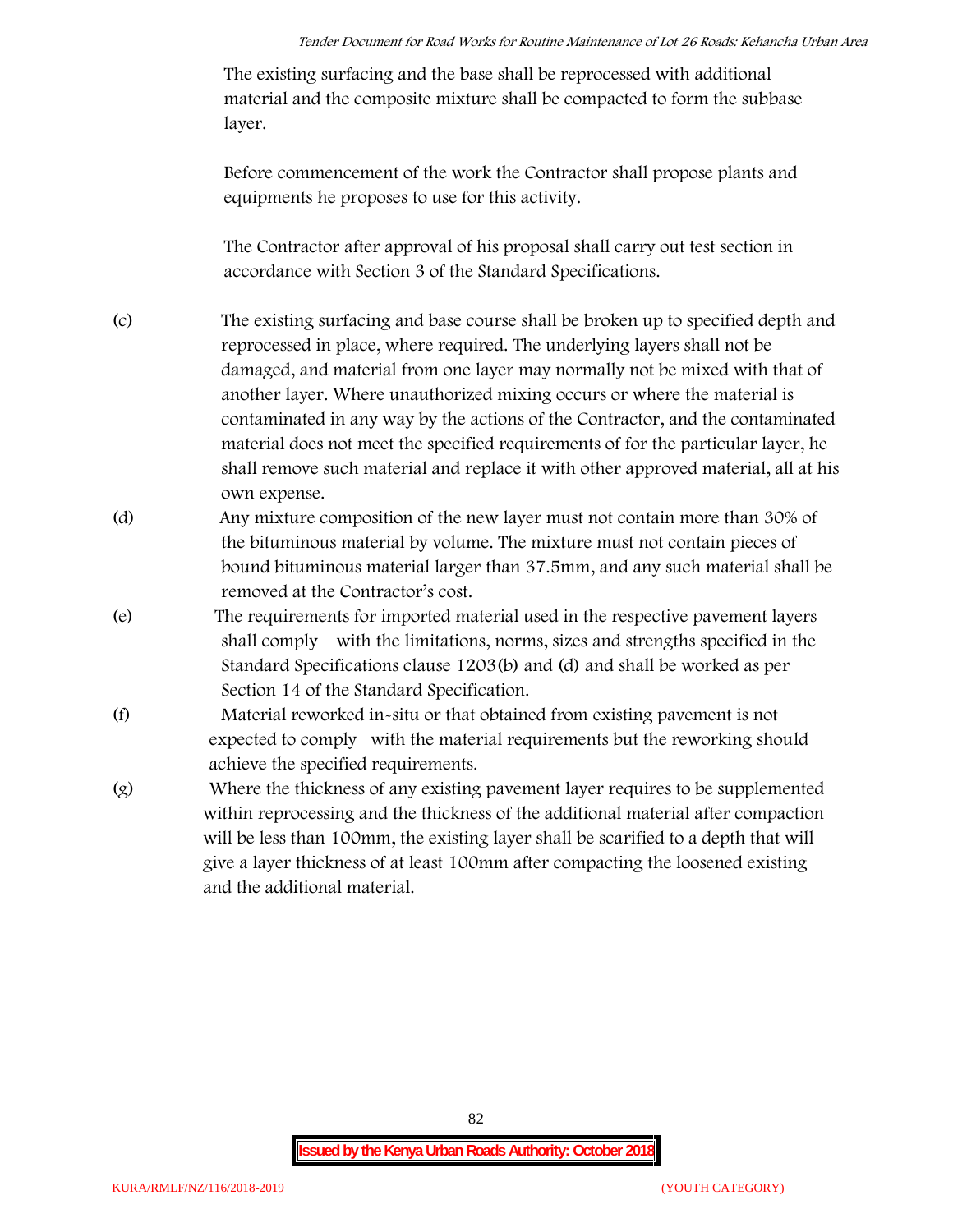The existing surfacing and the base shall be reprocessed with additional material and the composite mixture shall be compacted to form the subbase layer.

Before commencement of the work the Contractor shall propose plants and equipments he proposes to use for this activity.

The Contractor after approval of his proposal shall carry out test section in accordance with Section 3 of the Standard Specifications.

(c) The existing surfacing and base course shall be broken up to specified depth and reprocessed in place, where required. The underlying layers shall not be damaged, and material from one layer may normally not be mixed with that of another layer. Where unauthorized mixing occurs or where the material is contaminated in any way by the actions of the Contractor, and the contaminated material does not meet the specified requirements of for the particular layer, he shall remove such material and replace it with other approved material, all at his own expense.

(d) Any mixture composition of the new layer must not contain more than 30% of the bituminous material by volume. The mixture must not contain pieces of bound bituminous material larger than 37.5mm, and any such material shall be removed at the Contractor's cost.

(e) The requirements for imported material used in the respective pavement layers shall comply with the limitations, norms, sizes and strengths specified in the Standard Specifications clause 1203(b) and (d) and shall be worked as per Section 14 of the Standard Specification.

(f) Material reworked in-situ or that obtained from existing pavement is not expected to comply with the material requirements but the reworking should achieve the specified requirements.

(g) Where the thickness of any existing pavement layer requires to be supplemented within reprocessing and the thickness of the additional material after compaction will be less than 100mm, the existing layer shall be scarified to a depth that will give a layer thickness of at least 100mm after compacting the loosened existing and the additional material.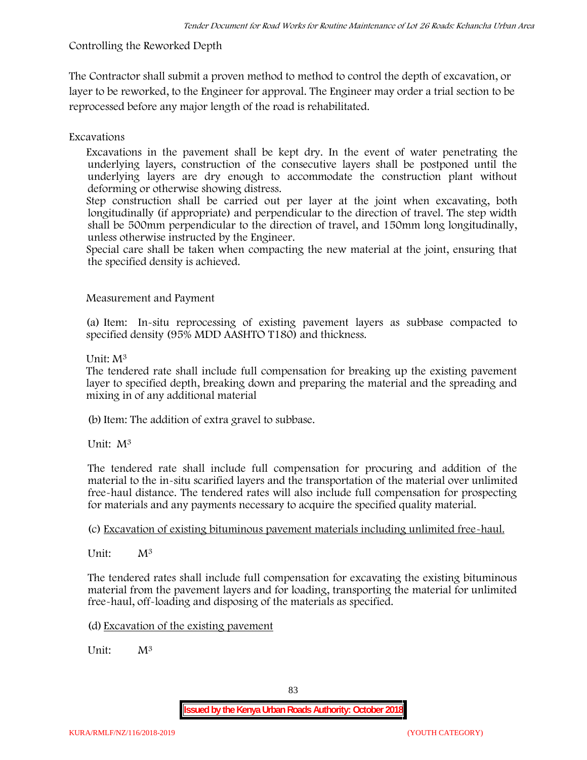Controlling the Reworked Depth

The Contractor shall submit a proven method to method to control the depth of excavation, or layer to be reworked, to the Engineer for approval. The Engineer may order a trial section to be reprocessed before any major length of the road is rehabilitated.

Excavations

Excavations in the pavement shall be kept dry. In the event of water penetrating the underlying layers, construction of the consecutive layers shall be postponed until the underlying layers are dry enough to accommodate the construction plant without deforming or otherwise showing distress.

Step construction shall be carried out per layer at the joint when excavating, both longitudinally (if appropriate) and perpendicular to the direction of travel. The step width shall be 500mm perpendicular to the direction of travel, and 150mm long longitudinally, unless otherwise instructed by the Engineer.

Special care shall be taken when compacting the new material at the joint, ensuring that the specified density is achieved.

Measurement and Payment

(a) Item: In-situ reprocessing of existing pavement layers as subbase compacted to specified density (95% MDD AASHTO T180) and thickness.

Unit: $M^3$

The tendered rate shall include full compensation for breaking up the existing pavement layer to specified depth, breaking down and preparing the material and the spreading and mixing in of any additional material

(b) Item: The addition of extra gravel to subbase.

Unit: $M^3$

The tendered rate shall include full compensation for procuring and addition of the material to the in-situ scarified layers and the transportation of the material over unlimited free-haul distance. The tendered rates will also include full compensation for prospecting for materials and any payments necessary to acquire the specified quality material.

(c) Excavation of existing bituminous pavement materials including unlimited free-haul.

Unit: $M^3$

The tendered rates shall include full compensation for excavating the existing bituminous material from the pavement layers and for loading, transporting the material for unlimited free-haul, off-loading and disposing of the materials as specified.

(d) Excavation of the existing pavement

Unit: $M^3$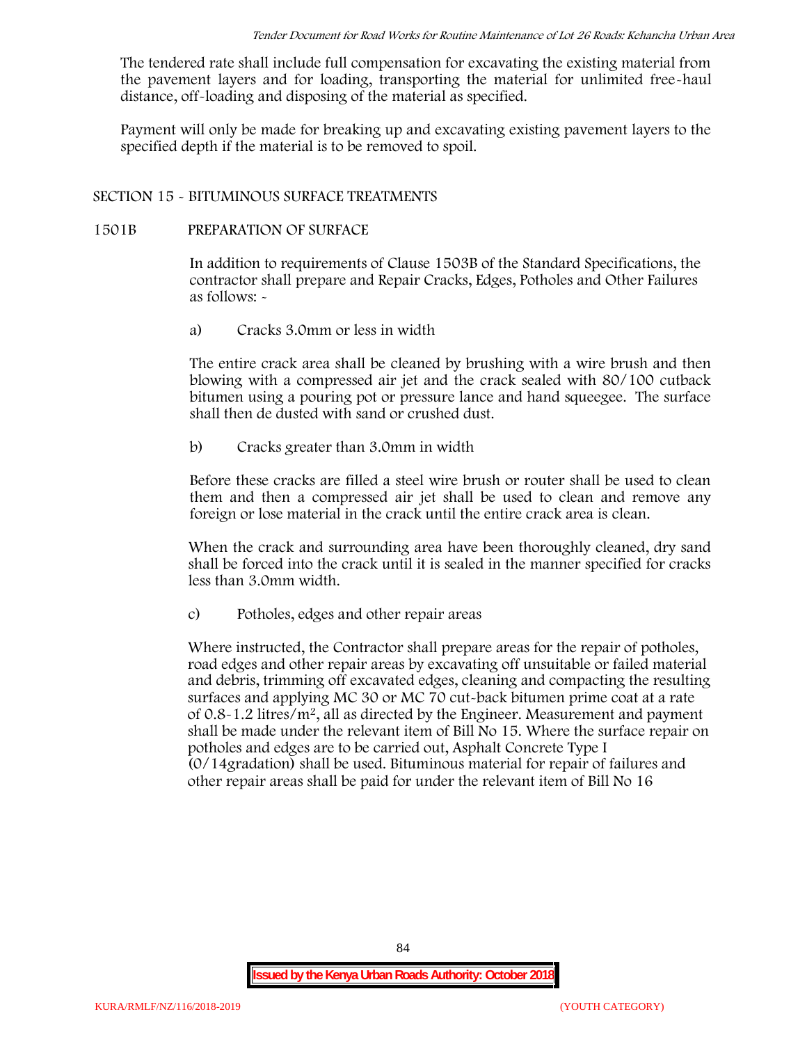The tendered rate shall include full compensation for excavating the existing material from the pavement layers and for loading, transporting the material for unlimited free-haul distance, off-loading and disposing of the material as specified.

Payment will only be made for breaking up and excavating existing pavement layers to the specified depth if the material is to be removed to spoil.

## SECTION 15 - BITUMINOUS SURFACE TREATMENTS

### 1501B PREPARATION OF SURFACE

In addition to requirements of Clause 1503B of the Standard Specifications, the contractor shall prepare and Repair Cracks, Edges, Potholes and Other Failures as follows: -

a) Cracks 3.0mm or less in width

The entire crack area shall be cleaned by brushing with a wire brush and then blowing with a compressed air jet and the crack sealed with 80/100 cutback bitumen using a pouring pot or pressure lance and hand squeegee. The surface shall then de dusted with sand or crushed dust.

b) Cracks greater than 3.0mm in width

Before these cracks are filled a steel wire brush or router shall be used to clean them and then a compressed air jet shall be used to clean and remove any foreign or lose material in the crack until the entire crack area is clean.

When the crack and surrounding area have been thoroughly cleaned, dry sand shall be forced into the crack until it is sealed in the manner specified for cracks less than 3.0mm width.

c) Potholes, edges and other repair areas

Where instructed, the Contractor shall prepare areas for the repair of potholes, road edges and other repair areas by excavating off unsuitable or failed material and debris, trimming off excavated edges, cleaning and compacting the resulting surfaces and applying MC 30 or MC 70 cut-back bitumen prime coat at a rate of 0.8-1.2 litres/$m^2$, all as directed by the Engineer. Measurement and payment shall be made under the relevant item of Bill No 15. Where the surface repair on potholes and edges are to be carried out, Asphalt Concrete Type I (0/14gradation) shall be used. Bituminous material for repair of failures and other repair areas shall be paid for under the relevant item of Bill No 16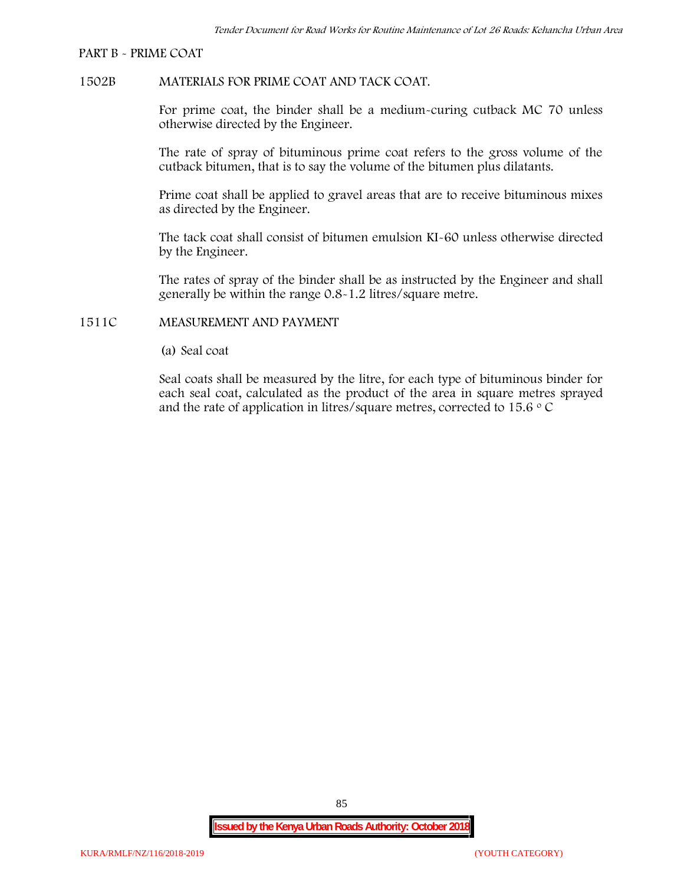PART B - PRIME COAT

1502B MATERIALS FOR PRIME COAT AND TACK COAT.

For prime coat, the binder shall be a medium-curing cutback MC 70 unless otherwise directed by the Engineer.

The rate of spray of bituminous prime coat refers to the gross volume of the cutback bitumen, that is to say the volume of the bitumen plus dilatants.

Prime coat shall be applied to gravel areas that are to receive bituminous mixes as directed by the Engineer.

The tack coat shall consist of bitumen emulsion KI-60 unless otherwise directed by the Engineer.

The rates of spray of the binder shall be as instructed by the Engineer and shall generally be within the range 0.8-1.2 litres/square metre.

1511C MEASUREMENT AND PAYMENT

(a) Seal coat

Seal coats shall be measured by the litre, for each type of bituminous binder for each seal coat, calculated as the product of the area in square metres sprayed and the rate of application in litres/square metres, corrected to 15.6 $^{o}$ C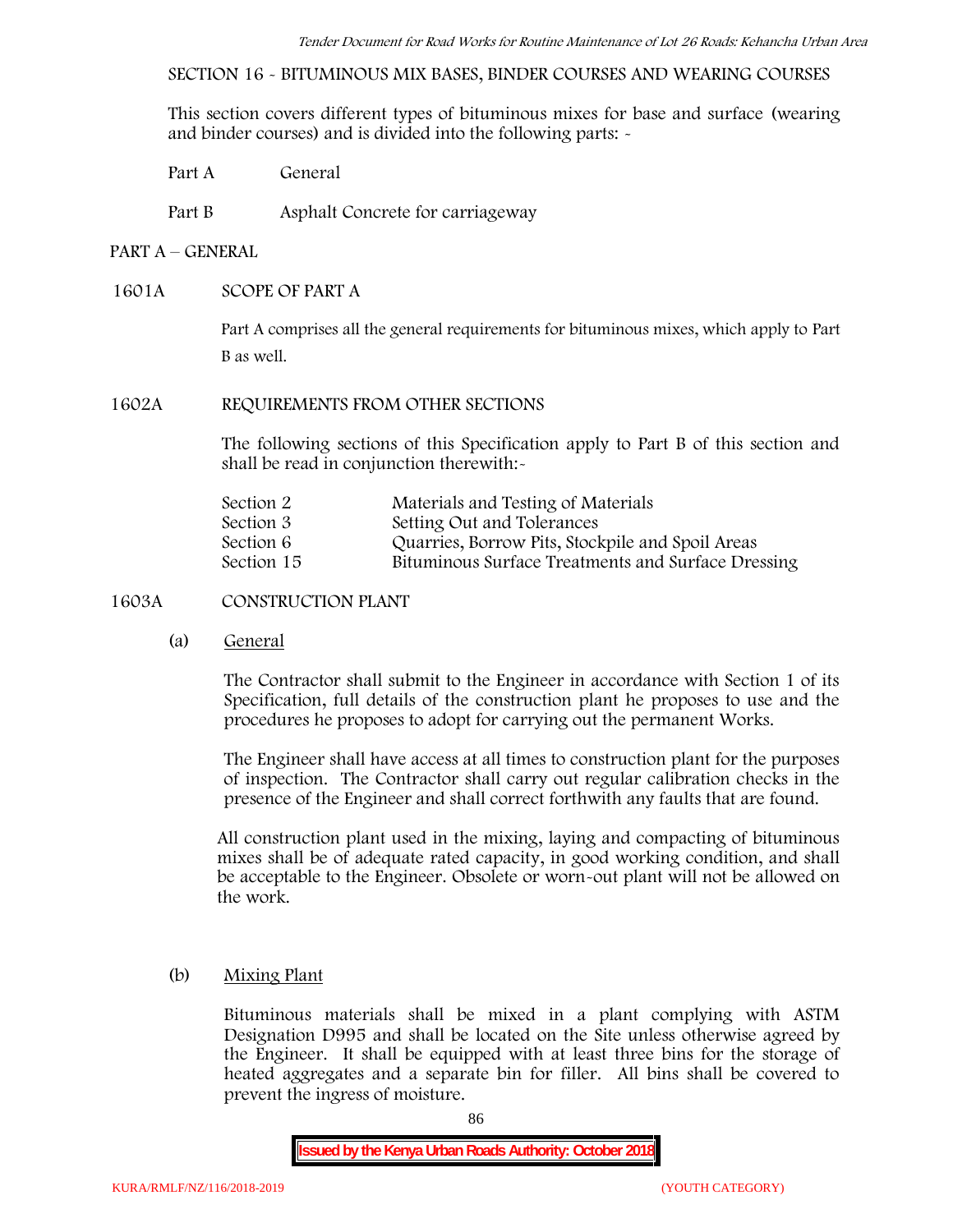SECTION 16 - BITUMINOUS MIX BASES, BINDER COURSES AND WEARING COURSES

This section covers different types of bituminous mixes for base and surface (wearing and binder courses) and is divided into the following parts: -

Part A General

Part B Asphalt Concrete for carriageway

## PART A – GENERAL

### 1601A SCOPE OF PART A

Part A comprises all the general requirements for bituminous mixes, which apply to Part B as well.

### 1602A REQUIREMENTS FROM OTHER SECTIONS

The following sections of this Specification apply to Part B of this section and shall be read in conjunction therewith:-

| | |
|---|---|
| Section 2 | Materials and Testing of Materials |
| Section 3 | Setting Out and Tolerances |
| Section 6 | Quarries, Borrow Pits, Stockpile and Spoil Areas |
| Section 15 | Bituminous Surface Treatments and Surface Dressing |

### 1603A CONSTRUCTION PLANT

(a) General

The Contractor shall submit to the Engineer in accordance with Section 1 of its Specification, full details of the construction plant he proposes to use and the procedures he proposes to adopt for carrying out the permanent Works.

The Engineer shall have access at all times to construction plant for the purposes of inspection. The Contractor shall carry out regular calibration checks in the presence of the Engineer and shall correct forthwith any faults that are found.

All construction plant used in the mixing, laying and compacting of bituminous mixes shall be of adequate rated capacity, in good working condition, and shall be acceptable to the Engineer. Obsolete or worn-out plant will not be allowed on the work.

(b) Mixing Plant

Bituminous materials shall be mixed in a plant complying with ASTM Designation D995 and shall be located on the Site unless otherwise agreed by the Engineer. It shall be equipped with at least three bins for the storage of heated aggregates and a separate bin for filler. All bins shall be covered to prevent the ingress of moisture.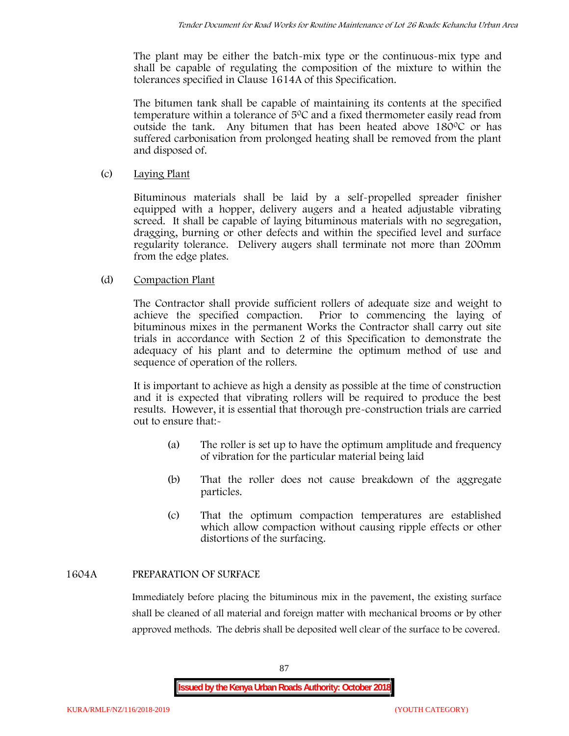The plant may be either the batch-mix type or the continuous-mix type and shall be capable of regulating the composition of the mixture to within the tolerances specified in Clause 1614A of this Specification.

The bitumen tank shall be capable of maintaining its contents at the specified temperature within a tolerance of $5^0C$ and a fixed thermometer easily read from outside the tank. Any bitumen that has been heated above $180^0C$ or has suffered carbonisation from prolonged heating shall be removed from the plant and disposed of.

(c) Laying Plant

Bituminous materials shall be laid by a self-propelled spreader finisher equipped with a hopper, delivery augers and a heated adjustable vibrating screed. It shall be capable of laying bituminous materials with no segregation, dragging, burning or other defects and within the specified level and surface regularity tolerance. Delivery augers shall terminate not more than 200mm from the edge plates.

(d) Compaction Plant

The Contractor shall provide sufficient rollers of adequate size and weight to achieve the specified compaction. Prior to commencing the laying of bituminous mixes in the permanent Works the Contractor shall carry out site trials in accordance with Section 2 of this Specification to demonstrate the adequacy of his plant and to determine the optimum method of use and sequence of operation of the rollers.

It is important to achieve as high a density as possible at the time of construction and it is expected that vibrating rollers will be required to produce the best results. However, it is essential that thorough pre-construction trials are carried out to ensure that:-

(a) The roller is set up to have the optimum amplitude and frequency of vibration for the particular material being laid

(b) That the roller does not cause breakdown of the aggregate particles.

(c) That the optimum compaction temperatures are established which allow compaction without causing ripple effects or other distortions of the surfacing.

## 1604A PREPARATION OF SURFACE

Immediately before placing the bituminous mix in the pavement, the existing surface shall be cleaned of all material and foreign matter with mechanical brooms or by other approved methods. The debris shall be deposited well clear of the surface to be covered.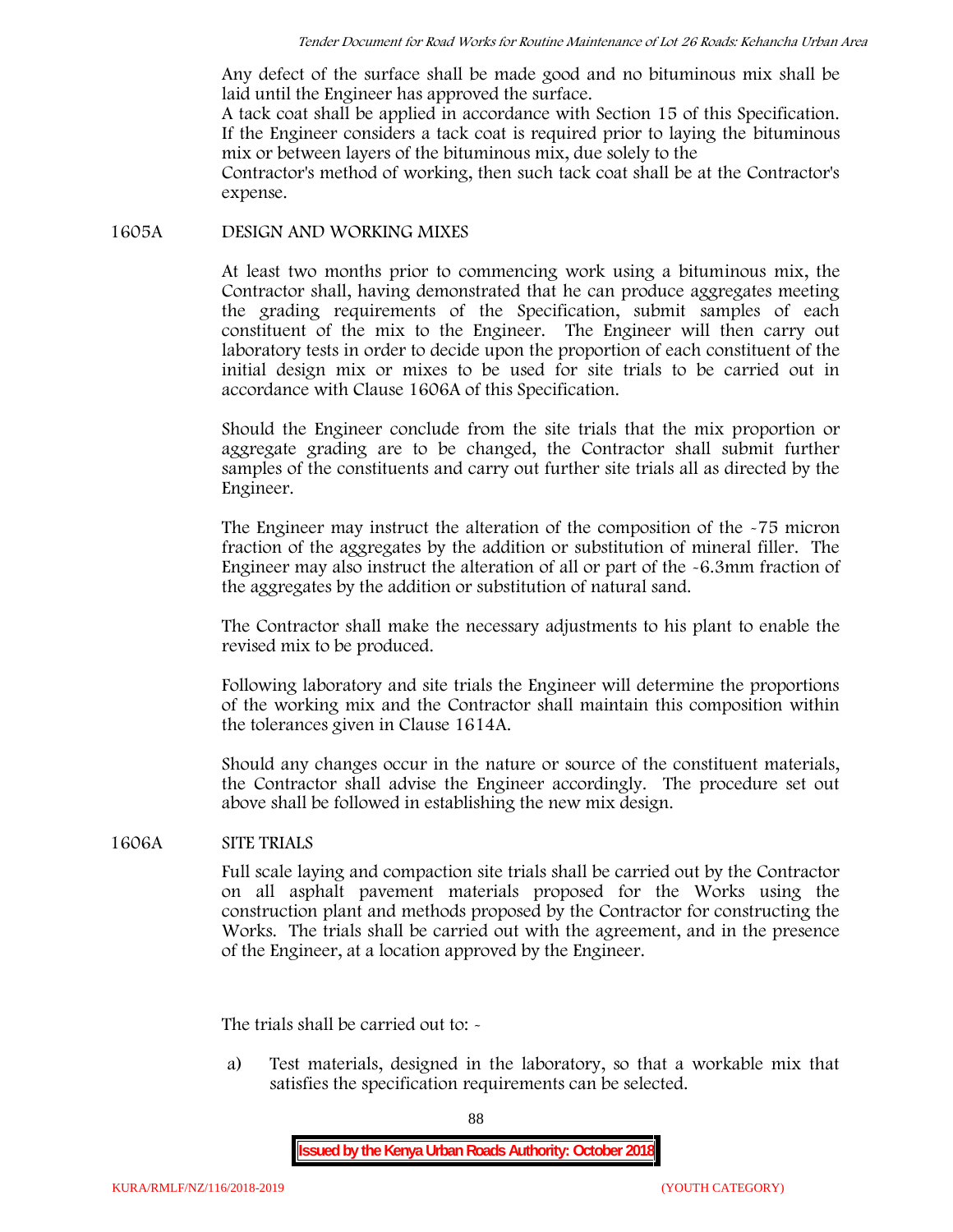Any defect of the surface shall be made good and no bituminous mix shall be laid until the Engineer has approved the surface.

A tack coat shall be applied in accordance with Section 15 of this Specification. If the Engineer considers a tack coat is required prior to laying the bituminous mix or between layers of the bituminous mix, due solely to the Contractor's method of working, then such tack coat shall be at the Contractor's expense.

## 1605A DESIGN AND WORKING MIXES

At least two months prior to commencing work using a bituminous mix, the Contractor shall, having demonstrated that he can produce aggregates meeting the grading requirements of the Specification, submit samples of each constituent of the mix to the Engineer. The Engineer will then carry out laboratory tests in order to decide upon the proportion of each constituent of the initial design mix or mixes to be used for site trials to be carried out in accordance with Clause 1606A of this Specification.

Should the Engineer conclude from the site trials that the mix proportion or aggregate grading are to be changed, the Contractor shall submit further samples of the constituents and carry out further site trials all as directed by the Engineer.

The Engineer may instruct the alteration of the composition of the -75 micron fraction of the aggregates by the addition or substitution of mineral filler. The Engineer may also instruct the alteration of all or part of the -6.3mm fraction of the aggregates by the addition or substitution of natural sand.

The Contractor shall make the necessary adjustments to his plant to enable the revised mix to be produced.

Following laboratory and site trials the Engineer will determine the proportions of the working mix and the Contractor shall maintain this composition within the tolerances given in Clause 1614A.

Should any changes occur in the nature or source of the constituent materials, the Contractor shall advise the Engineer accordingly. The procedure set out above shall be followed in establishing the new mix design.

## 1606A SITE TRIALS

Full scale laying and compaction site trials shall be carried out by the Contractor on all asphalt pavement materials proposed for the Works using the construction plant and methods proposed by the Contractor for constructing the Works. The trials shall be carried out with the agreement, and in the presence of the Engineer, at a location approved by the Engineer.

The trials shall be carried out to: -

a) Test materials, designed in the laboratory, so that a workable mix that satisfies the specification requirements can be selected.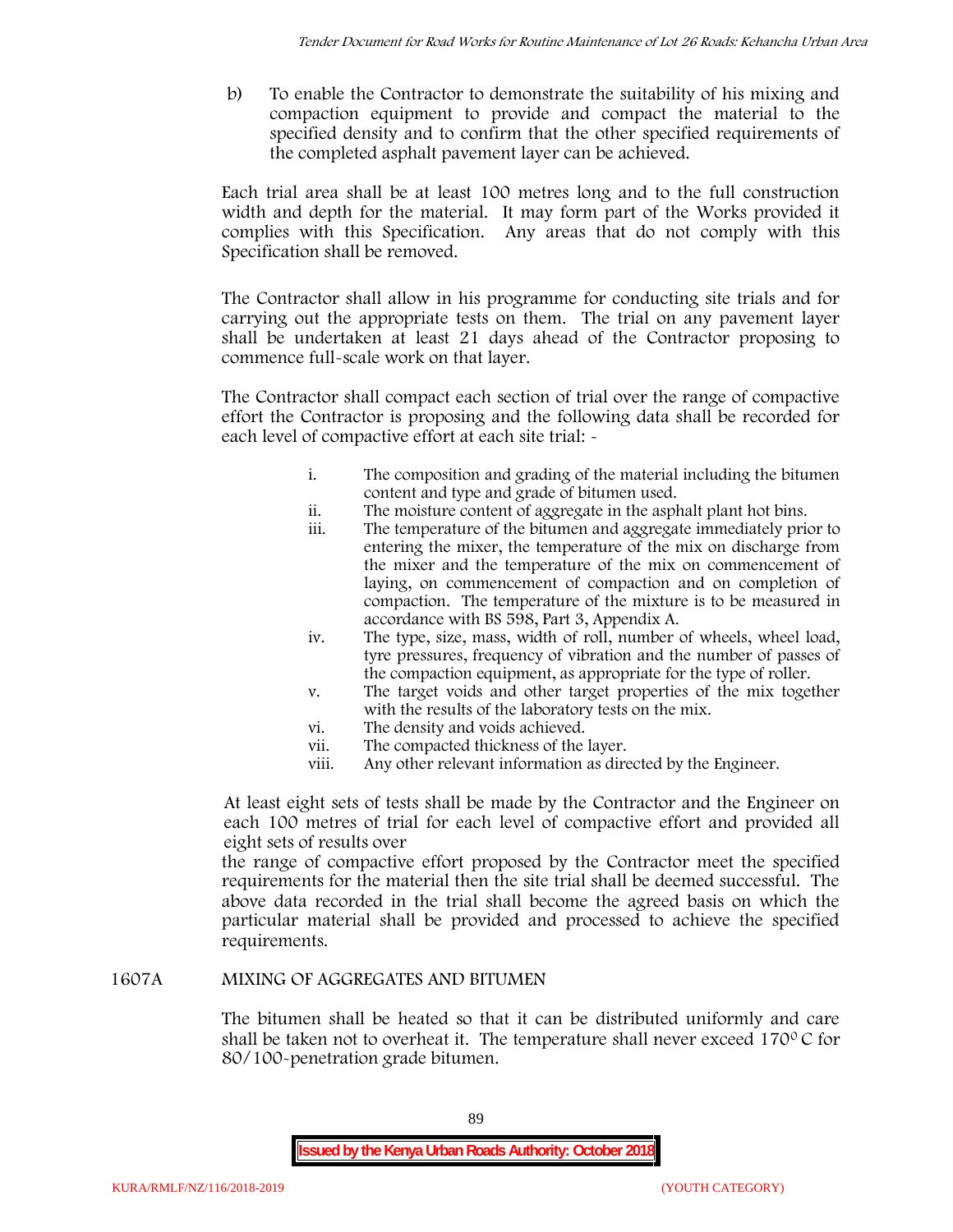b) To enable the Contractor to demonstrate the suitability of his mixing and compaction equipment to provide and compact the material to the specified density and to confirm that the other specified requirements of the completed asphalt pavement layer can be achieved.

Each trial area shall be at least 100 metres long and to the full construction width and depth for the material. It may form part of the Works provided it complies with this Specification. Any areas that do not comply with this Specification shall be removed.

The Contractor shall allow in his programme for conducting site trials and for carrying out the appropriate tests on them. The trial on any pavement layer shall be undertaken at least 21 days ahead of the Contractor proposing to commence full-scale work on that layer.

The Contractor shall compact each section of trial over the range of compactive effort the Contractor is proposing and the following data shall be recorded for each level of compactive effort at each site trial: -

i. The composition and grading of the material including the bitumen content and type and grade of bitumen used.
ii. The moisture content of aggregate in the asphalt plant hot bins.
iii. The temperature of the bitumen and aggregate immediately prior to entering the mixer, the temperature of the mix on discharge from the mixer and the temperature of the mix on commencement of laying, on commencement of compaction and on completion of compaction. The temperature of the mixture is to be measured in accordance with BS 598, Part 3, Appendix A.
iv. The type, size, mass, width of roll, number of wheels, wheel load, tyre pressures, frequency of vibration and the number of passes of the compaction equipment, as appropriate for the type of roller.
v. The target voids and other target properties of the mix together with the results of the laboratory tests on the mix.
vi. The density and voids achieved.
vii. The compacted thickness of the layer.
viii. Any other relevant information as directed by the Engineer.

At least eight sets of tests shall be made by the Contractor and the Engineer on each 100 metres of trial for each level of compactive effort and provided all eight sets of results over the range of compactive effort proposed by the Contractor meet the specified requirements for the material then the site trial shall be deemed successful. The above data recorded in the trial shall become the agreed basis on which the particular material shall be provided and processed to achieve the specified requirements.

## 1607A MIXING OF AGGREGATES AND BITUMEN

The bitumen shall be heated so that it can be distributed uniformly and care shall be taken not to overheat it. The temperature shall never exceed 170$^{0}$ C for 80/100-penetration grade bitumen.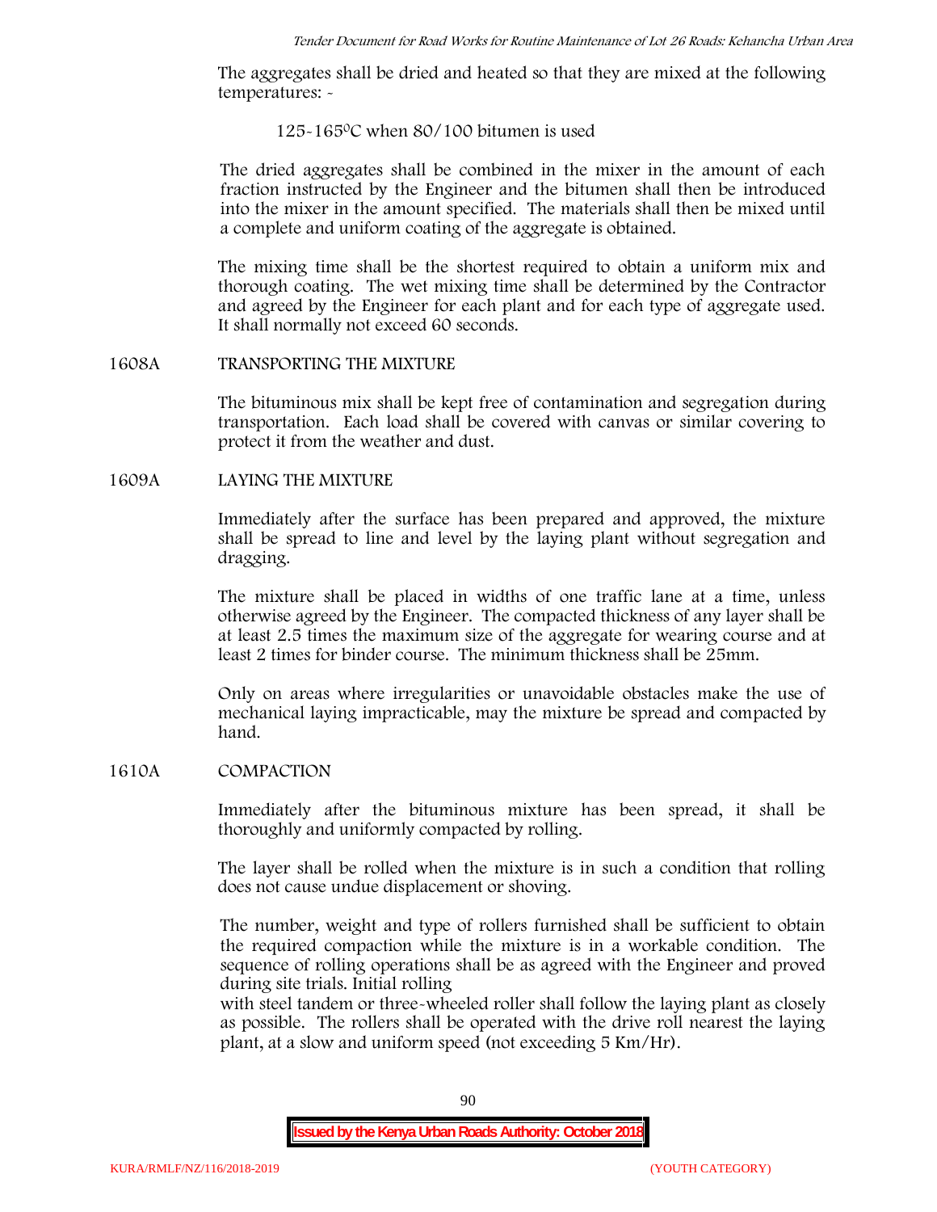The aggregates shall be dried and heated so that they are mixed at the following temperatures: -

125-165$^0$C when 80/100 bitumen is used

The dried aggregates shall be combined in the mixer in the amount of each fraction instructed by the Engineer and the bitumen shall then be introduced into the mixer in the amount specified. The materials shall then be mixed until a complete and uniform coating of the aggregate is obtained.

The mixing time shall be the shortest required to obtain a uniform mix and thorough coating. The wet mixing time shall be determined by the Contractor and agreed by the Engineer for each plant and for each type of aggregate used. It shall normally not exceed 60 seconds.

## 1608A TRANSPORTING THE MIXTURE

The bituminous mix shall be kept free of contamination and segregation during transportation. Each load shall be covered with canvas or similar covering to protect it from the weather and dust.

## 1609A LAYING THE MIXTURE

Immediately after the surface has been prepared and approved, the mixture shall be spread to line and level by the laying plant without segregation and dragging.

The mixture shall be placed in widths of one traffic lane at a time, unless otherwise agreed by the Engineer. The compacted thickness of any layer shall be at least 2.5 times the maximum size of the aggregate for wearing course and at least 2 times for binder course. The minimum thickness shall be 25mm.

Only on areas where irregularities or unavoidable obstacles make the use of mechanical laying impracticable, may the mixture be spread and compacted by hand.

## 1610A COMPACTION

Immediately after the bituminous mixture has been spread, it shall be thoroughly and uniformly compacted by rolling.

The layer shall be rolled when the mixture is in such a condition that rolling does not cause undue displacement or shoving.

The number, weight and type of rollers furnished shall be sufficient to obtain the required compaction while the mixture is in a workable condition. The sequence of rolling operations shall be as agreed with the Engineer and proved during site trials. Initial rolling with steel tandem or three-wheeled roller shall follow the laying plant as closely as possible. The rollers shall be operated with the drive roll nearest the laying plant, at a slow and uniform speed (not exceeding 5 Km/Hr).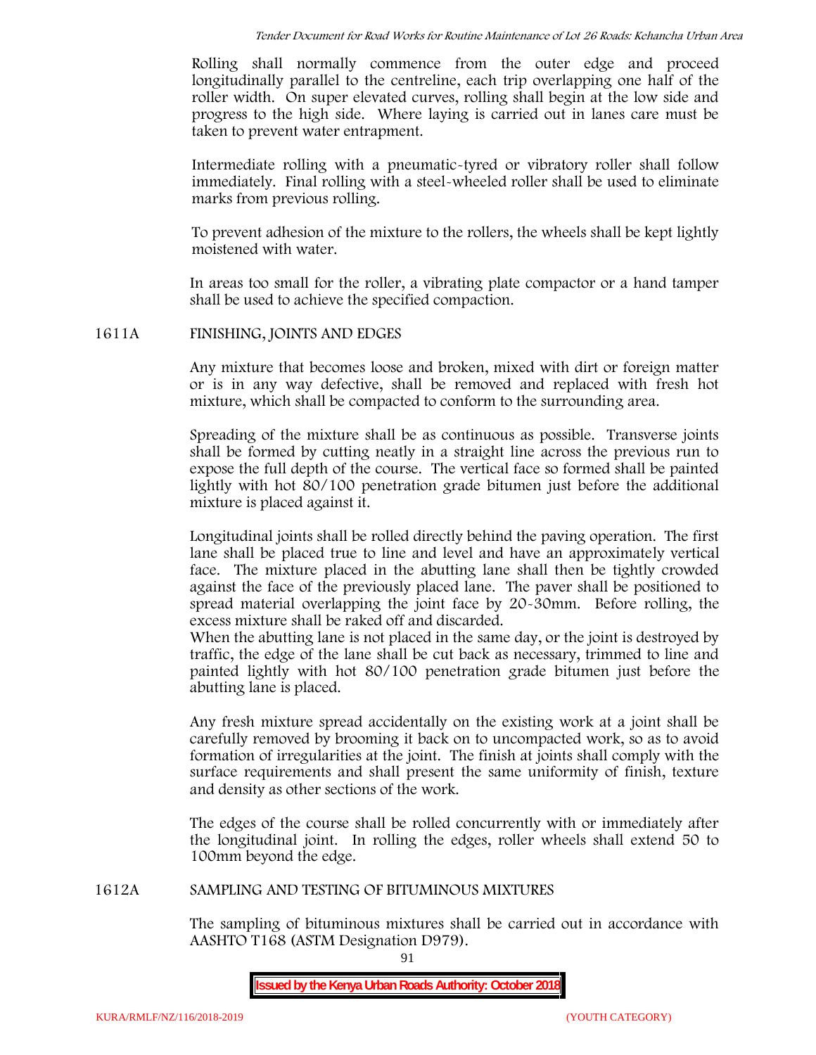Rolling shall normally commence from the outer edge and proceed longitudinally parallel to the centreline, each trip overlapping one half of the roller width. On super elevated curves, rolling shall begin at the low side and progress to the high side. Where laying is carried out in lanes care must be taken to prevent water entrapment.

Intermediate rolling with a pneumatic-tyred or vibratory roller shall follow immediately. Final rolling with a steel-wheeled roller shall be used to eliminate marks from previous rolling.

To prevent adhesion of the mixture to the rollers, the wheels shall be kept lightly moistened with water.

In areas too small for the roller, a vibrating plate compactor or a hand tamper shall be used to achieve the specified compaction.

## 1611A FINISHING, JOINTS AND EDGES

Any mixture that becomes loose and broken, mixed with dirt or foreign matter or is in any way defective, shall be removed and replaced with fresh hot mixture, which shall be compacted to conform to the surrounding area.

Spreading of the mixture shall be as continuous as possible. Transverse joints shall be formed by cutting neatly in a straight line across the previous run to expose the full depth of the course. The vertical face so formed shall be painted lightly with hot 80/100 penetration grade bitumen just before the additional mixture is placed against it.

Longitudinal joints shall be rolled directly behind the paving operation. The first lane shall be placed true to line and level and have an approximately vertical face. The mixture placed in the abutting lane shall then be tightly crowded against the face of the previously placed lane. The paver shall be positioned to spread material overlapping the joint face by 20-30mm. Before rolling, the excess mixture shall be raked off and discarded.
When the abutting lane is not placed in the same day, or the joint is destroyed by traffic, the edge of the lane shall be cut back as necessary, trimmed to line and painted lightly with hot 80/100 penetration grade bitumen just before the abutting lane is placed.

Any fresh mixture spread accidentally on the existing work at a joint shall be carefully removed by brooming it back on to uncompacted work, so as to avoid formation of irregularities at the joint. The finish at joints shall comply with the surface requirements and shall present the same uniformity of finish, texture and density as other sections of the work.

The edges of the course shall be rolled concurrently with or immediately after the longitudinal joint. In rolling the edges, roller wheels shall extend 50 to 100mm beyond the edge.

## 1612A SAMPLING AND TESTING OF BITUMINOUS MIXTURES

The sampling of bituminous mixtures shall be carried out in accordance with AASHTO T168 (ASTM Designation D979).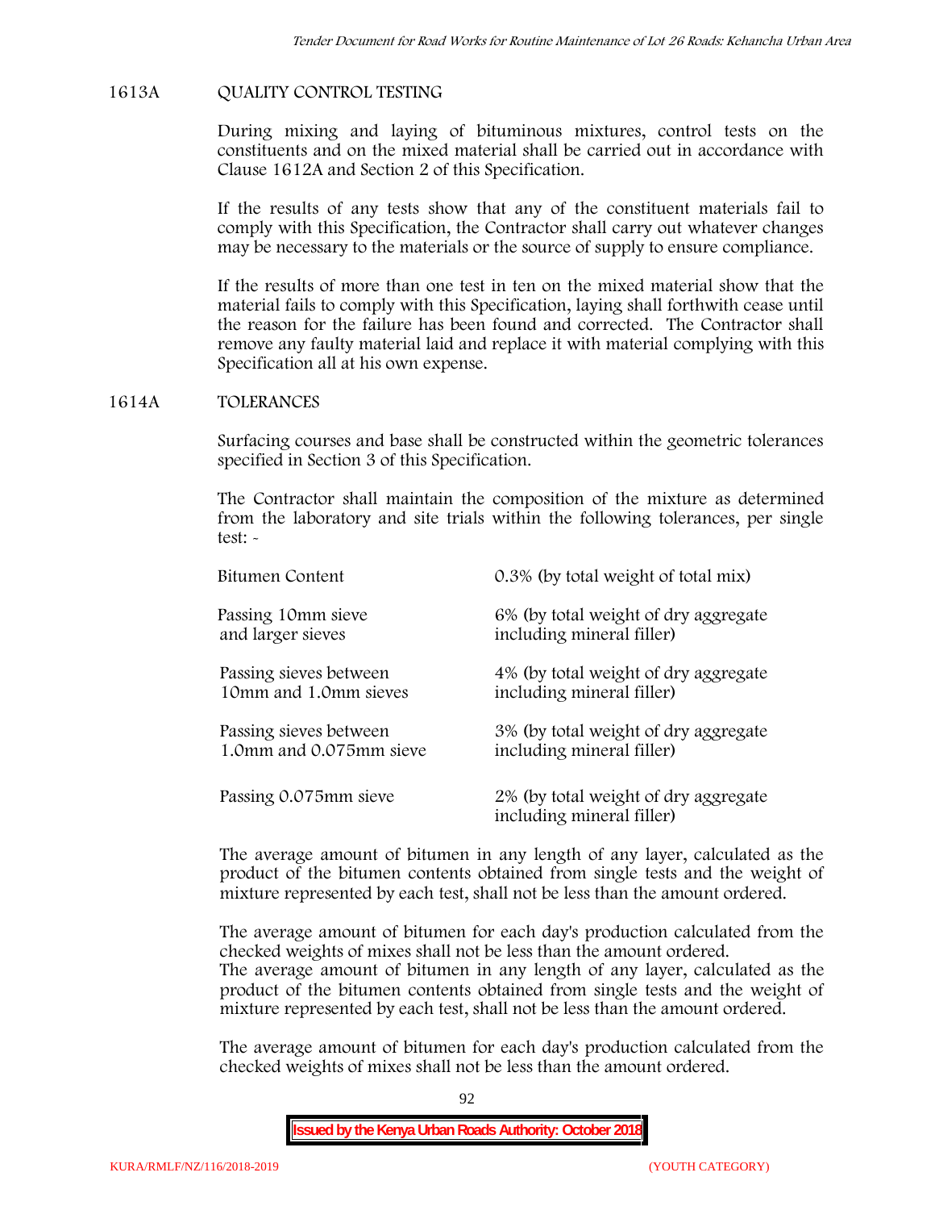## 1613A QUALITY CONTROL TESTING

During mixing and laying of bituminous mixtures, control tests on the constituents and on the mixed material shall be carried out in accordance with Clause 1612A and Section 2 of this Specification.

If the results of any tests show that any of the constituent materials fail to comply with this Specification, the Contractor shall carry out whatever changes may be necessary to the materials or the source of supply to ensure compliance.

If the results of more than one test in ten on the mixed material show that the material fails to comply with this Specification, laying shall forthwith cease until the reason for the failure has been found and corrected. The Contractor shall remove any faulty material laid and replace it with material complying with this Specification all at his own expense.

## 1614A TOLERANCES

Surfacing courses and base shall be constructed within the geometric tolerances specified in Section 3 of this Specification.

The Contractor shall maintain the composition of the mixture as determined from the laboratory and site trials within the following tolerances, per single test: -

| | |
|---|---|
| Bitumen Content | 0.3% (by total weight of total mix) |
| Passing 10mm sieve and larger sieves | 6% (by total weight of dry aggregate including mineral filler) |
| Passing sieves between 10mm and 1.0mm sieves | 4% (by total weight of dry aggregate including mineral filler) |
| Passing sieves between 1.0mm and 0.075mm sieve | 3% (by total weight of dry aggregate including mineral filler) |
| Passing 0.075mm sieve | 2% (by total weight of dry aggregate including mineral filler) |

The average amount of bitumen in any length of any layer, calculated as the product of the bitumen contents obtained from single tests and the weight of mixture represented by each test, shall not be less than the amount ordered.

The average amount of bitumen for each day's production calculated from the checked weights of mixes shall not be less than the amount ordered.
The average amount of bitumen in any length of any layer, calculated as the product of the bitumen contents obtained from single tests and the weight of mixture represented by each test, shall not be less than the amount ordered.

The average amount of bitumen for each day's production calculated from the checked weights of mixes shall not be less than the amount ordered.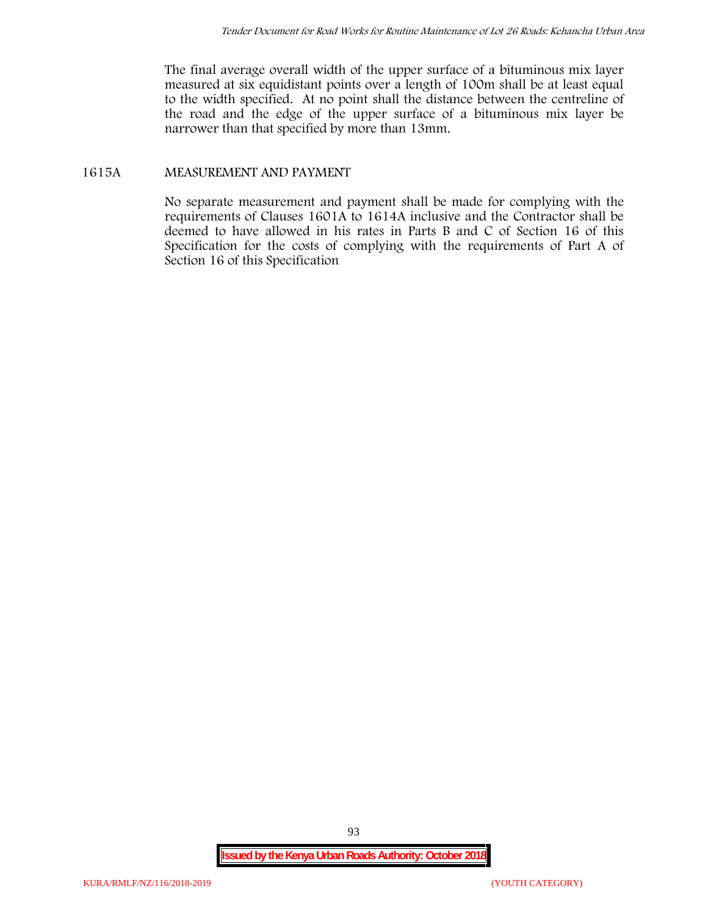The final average overall width of the upper surface of a bituminous mix layer measured at six equidistant points over a length of 100m shall be at least equal to the width specified. At no point shall the distance between the centreline of the road and the edge of the upper surface of a bituminous mix layer be narrower than that specified by more than 13mm.

## 1615A MEASUREMENT AND PAYMENT

No separate measurement and payment shall be made for complying with the requirements of Clauses 1601A to 1614A inclusive and the Contractor shall be deemed to have allowed in his rates in Parts B and C of Section 16 of this Specification for the costs of complying with the requirements of Part A of Section 16 of this Specification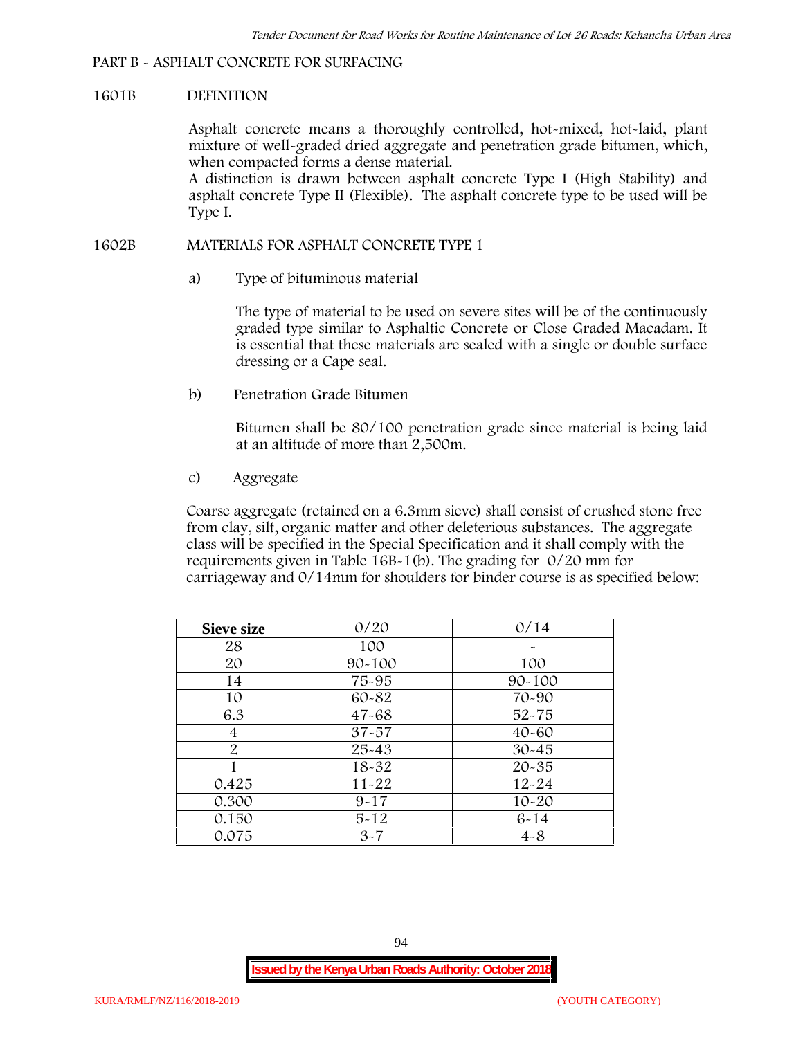## PART B - ASPHALT CONCRETE FOR SURFACING

### 1601B DEFINITION

Asphalt concrete means a thoroughly controlled, hot-mixed, hot-laid, plant mixture of well-graded dried aggregate and penetration grade bitumen, which, when compacted forms a dense material.

A distinction is drawn between asphalt concrete Type I (High Stability) and asphalt concrete Type II (Flexible). The asphalt concrete type to be used will be Type I.

### 1602B MATERIALS FOR ASPHALT CONCRETE TYPE 1

a) Type of bituminous material

The type of material to be used on severe sites will be of the continuously graded type similar to Asphaltic Concrete or Close Graded Macadam. It is essential that these materials are sealed with a single or double surface dressing or a Cape seal.

b) Penetration Grade Bitumen

Bitumen shall be 80/100 penetration grade since material is being laid at an altitude of more than 2,500m.

c) Aggregate

Coarse aggregate (retained on a 6.3mm sieve) shall consist of crushed stone free from clay, silt, organic matter and other deleterious substances. The aggregate class will be specified in the Special Specification and it shall comply with the requirements given in Table 16B-1(b). The grading for 0/20 mm for carriageway and 0/14mm for shoulders for binder course is as specified below:

| Sieve size | 0/20 | 0/14 |
|---|---|---|
| 28 | 100 | - |
| 20 | 90-100 | 100 |
| 14 | 75-95 | 90-100 |
| 10 | 60-82 | 70-90 |
| 6.3 | 47-68 | 52-75 |
| 4 | 37-57 | 40-60 |
| 2 | 25-43 | 30-45 |
| 1 | 18-32 | 20-35 |
| 0.425 | 11-22 | 12-24 |
| 0.300 | 9-17 | 10-20 |
| 0.150 | 5-12 | 6-14 |
| 0.075 | 3-7 | 4-8 |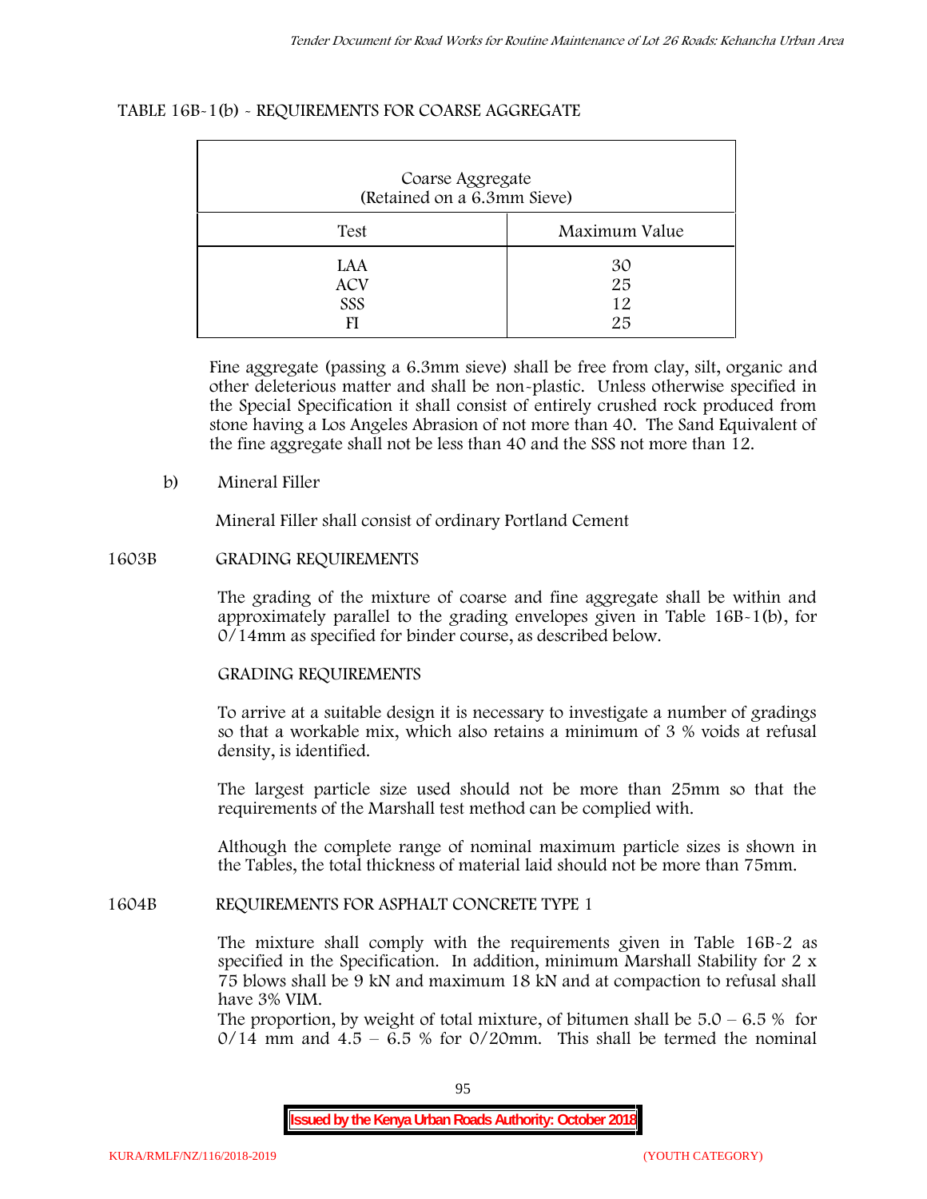TABLE 16B-1(b) - REQUIREMENTS FOR COARSE AGGREGATE

| Coarse Aggregate (Retained on a 6.3mm Sieve) | |
|---|---|
| Test | Maximum Value |
| LAA | 30 |
| ACV | 25 |
| SSS | 12 |
| FI | 25 |

Fine aggregate (passing a 6.3mm sieve) shall be free from clay, silt, organic and other deleterious matter and shall be non-plastic. Unless otherwise specified in the Special Specification it shall consist of entirely crushed rock produced from stone having a Los Angeles Abrasion of not more than 40. The Sand Equivalent of the fine aggregate shall not be less than 40 and the SSS not more than 12.

b) Mineral Filler

Mineral Filler shall consist of ordinary Portland Cement

1603B GRADING REQUIREMENTS

The grading of the mixture of coarse and fine aggregate shall be within and approximately parallel to the grading envelopes given in Table 16B-1(b), for 0/14mm as specified for binder course, as described below.

GRADING REQUIREMENTS

To arrive at a suitable design it is necessary to investigate a number of gradings so that a workable mix, which also retains a minimum of 3 % voids at refusal density, is identified.

The largest particle size used should not be more than 25mm so that the requirements of the Marshall test method can be complied with.

Although the complete range of nominal maximum particle sizes is shown in the Tables, the total thickness of material laid should not be more than 75mm.

1604B REQUIREMENTS FOR ASPHALT CONCRETE TYPE 1

The mixture shall comply with the requirements given in Table 16B-2 as specified in the Specification. In addition, minimum Marshall Stability for 2 x 75 blows shall be 9 kN and maximum 18 kN and at compaction to refusal shall have 3% VIM.

The proportion, by weight of total mixture, of bitumen shall be 5.0 – 6.5 % for 0/14 mm and 4.5 – 6.5 % for 0/20mm. This shall be termed the nominal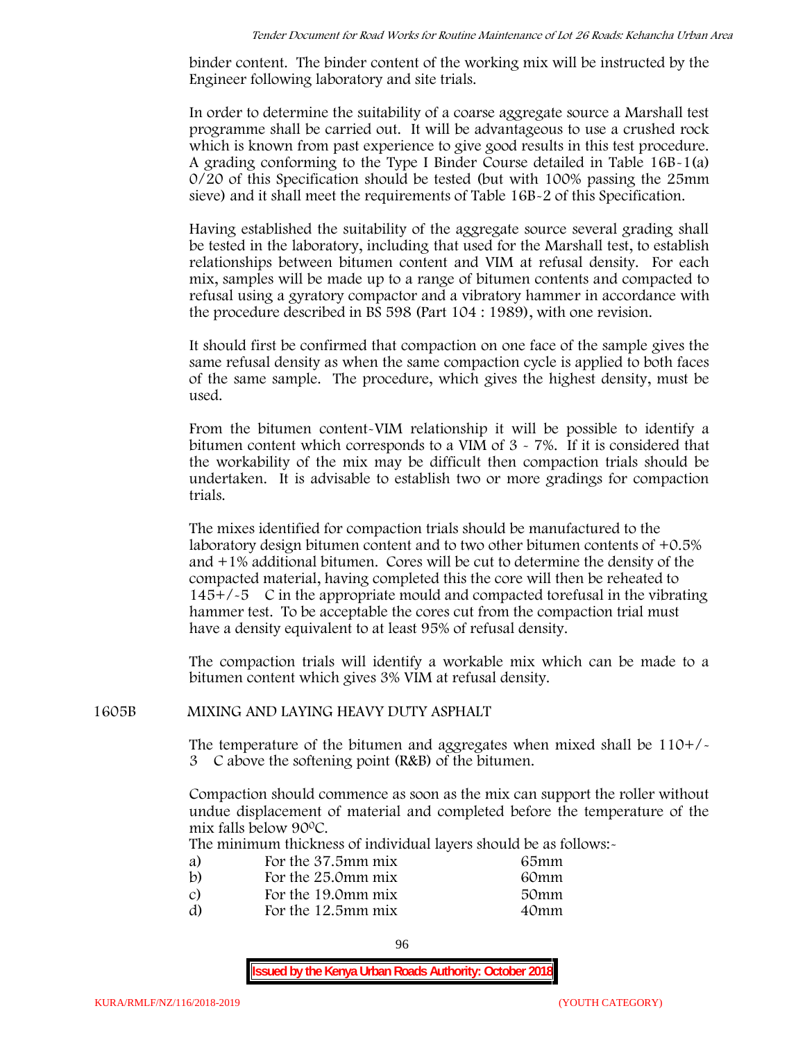binder content. The binder content of the working mix will be instructed by the Engineer following laboratory and site trials.

In order to determine the suitability of a coarse aggregate source a Marshall test programme shall be carried out. It will be advantageous to use a crushed rock which is known from past experience to give good results in this test procedure. A grading conforming to the Type I Binder Course detailed in Table 16B-1(a) 0/20 of this Specification should be tested (but with 100% passing the 25mm sieve) and it shall meet the requirements of Table 16B-2 of this Specification.

Having established the suitability of the aggregate source several grading shall be tested in the laboratory, including that used for the Marshall test, to establish relationships between bitumen content and VIM at refusal density. For each mix, samples will be made up to a range of bitumen contents and compacted to refusal using a gyratory compactor and a vibratory hammer in accordance with the procedure described in BS 598 (Part 104 : 1989), with one revision.

It should first be confirmed that compaction on one face of the sample gives the same refusal density as when the same compaction cycle is applied to both faces of the same sample. The procedure, which gives the highest density, must be used.

From the bitumen content-VIM relationship it will be possible to identify a bitumen content which corresponds to a VIM of 3 - 7%. If it is considered that the workability of the mix may be difficult then compaction trials should be undertaken. It is advisable to establish two or more gradings for compaction trials.

The mixes identified for compaction trials should be manufactured to the laboratory design bitumen content and to two other bitumen contents of +0.5% and +1% additional bitumen. Cores will be cut to determine the density of the compacted material, having completed this the core will then be reheated to 145+/-5 C in the appropriate mould and compacted torefusal in the vibrating hammer test. To be acceptable the cores cut from the compaction trial must have a density equivalent to at least 95% of refusal density.

The compaction trials will identify a workable mix which can be made to a bitumen content which gives 3% VIM at refusal density.

## 1605B MIXING AND LAYING HEAVY DUTY ASPHALT

The temperature of the bitumen and aggregates when mixed shall be 110+/-3 C above the softening point (R&B) of the bitumen.

Compaction should commence as soon as the mix can support the roller without undue displacement of material and completed before the temperature of the mix falls below 90$^{0}$C.

The minimum thickness of individual layers should be as follows:-

| | | |
|---|---|---|
| a) | For the 37.5mm mix | 65mm |
| b) | For the 25.0mm mix | 60mm |
| c) | For the 19.0mm mix | 50mm |
| d) | For the 12.5mm mix | 40mm |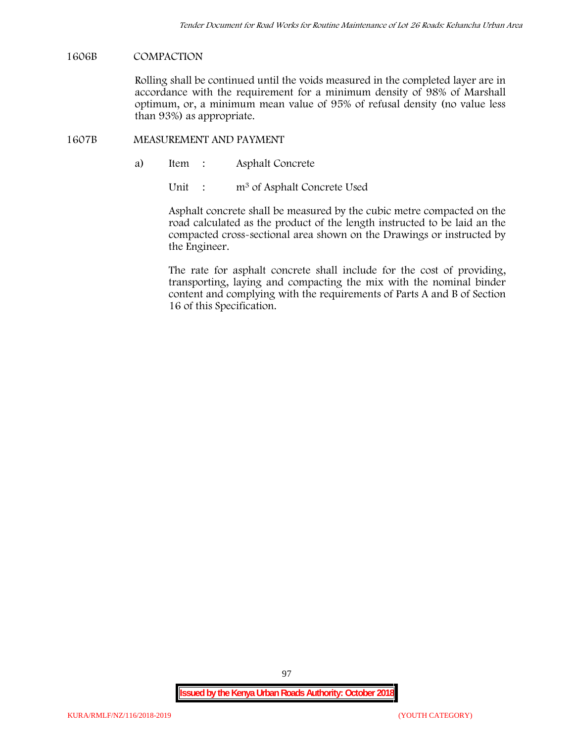### 1606B COMPACTION

Rolling shall be continued until the voids measured in the completed layer are in accordance with the requirement for a minimum density of 98% of Marshall optimum, or, a minimum mean value of 95% of refusal density (no value less than 93%) as appropriate.

### 1607B MEASUREMENT AND PAYMENT

a) Item : Asphalt Concrete

Unit : $m^3$ of Asphalt Concrete Used

Asphalt concrete shall be measured by the cubic metre compacted on the road calculated as the product of the length instructed to be laid an the compacted cross-sectional area shown on the Drawings or instructed by the Engineer.

The rate for asphalt concrete shall include for the cost of providing, transporting, laying and compacting the mix with the nominal binder content and complying with the requirements of Parts A and B of Section 16 of this Specification.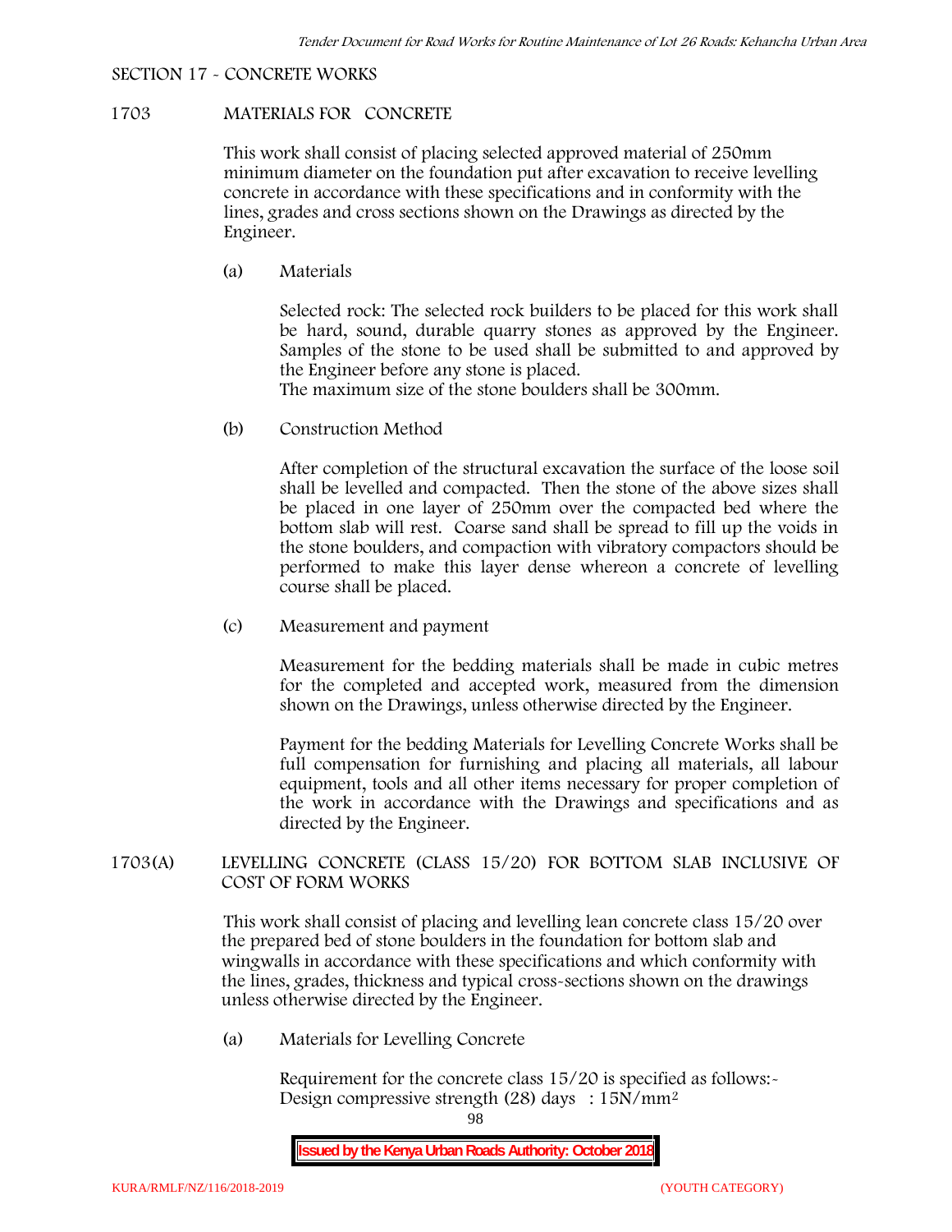SECTION 17 - CONCRETE WORKS

## 1703 MATERIALS FOR CONCRETE

This work shall consist of placing selected approved material of 250mm minimum diameter on the foundation put after excavation to receive levelling concrete in accordance with these specifications and in conformity with the lines, grades and cross sections shown on the Drawings as directed by the Engineer.

(a) Materials

Selected rock: The selected rock builders to be placed for this work shall be hard, sound, durable quarry stones as approved by the Engineer. Samples of the stone to be used shall be submitted to and approved by the Engineer before any stone is placed.
The maximum size of the stone boulders shall be 300mm.

(b) Construction Method

After completion of the structural excavation the surface of the loose soil shall be levelled and compacted. Then the stone of the above sizes shall be placed in one layer of 250mm over the compacted bed where the bottom slab will rest. Coarse sand shall be spread to fill up the voids in the stone boulders, and compaction with vibratory compactors should be performed to make this layer dense whereon a concrete of levelling course shall be placed.

(c) Measurement and payment

Measurement for the bedding materials shall be made in cubic metres for the completed and accepted work, measured from the dimension shown on the Drawings, unless otherwise directed by the Engineer.

Payment for the bedding Materials for Levelling Concrete Works shall be full compensation for furnishing and placing all materials, all labour equipment, tools and all other items necessary for proper completion of the work in accordance with the Drawings and specifications and as directed by the Engineer.

## 1703(A) LEVELLING CONCRETE (CLASS 15/20) FOR BOTTOM SLAB INCLUSIVE OF COST OF FORM WORKS

This work shall consist of placing and levelling lean concrete class 15/20 over the prepared bed of stone boulders in the foundation for bottom slab and wingwalls in accordance with these specifications and which conformity with the lines, grades, thickness and typical cross-sections shown on the drawings unless otherwise directed by the Engineer.

(a) Materials for Levelling Concrete

Requirement for the concrete class 15/20 is specified as follows:-
Design compressive strength (28) days : 15N/mm$^2$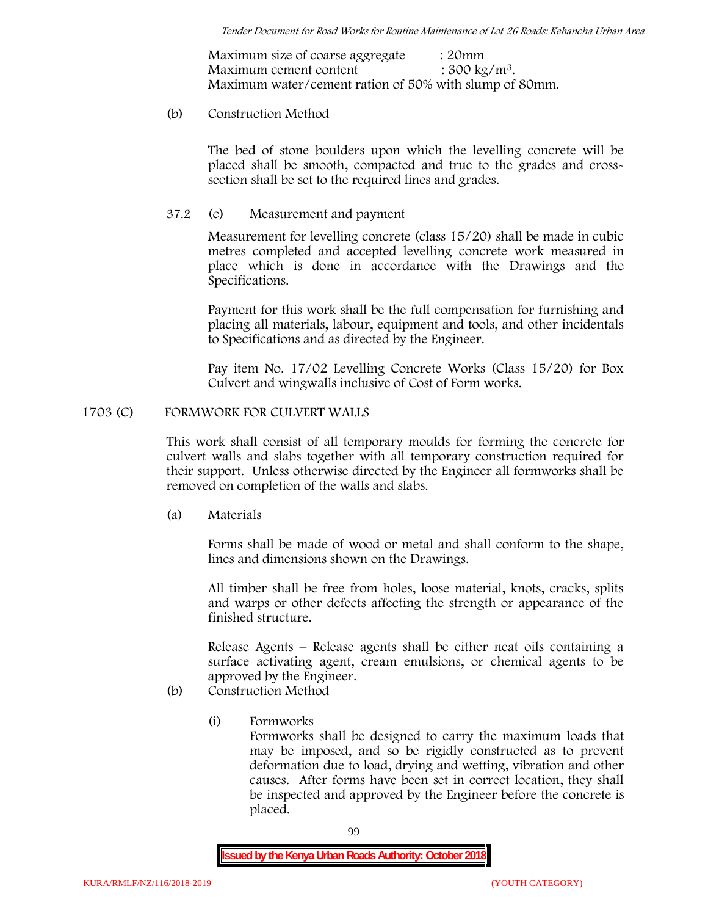Maximum size of coarse aggregate : 20mm
Maximum cement content : 300 kg/m³.
Maximum water/cement ration of 50% with slump of 80mm.

(b) Construction Method

The bed of stone boulders upon which the levelling concrete will be placed shall be smooth, compacted and true to the grades and cross-section shall be set to the required lines and grades.

37.2 (c) Measurement and payment

Measurement for levelling concrete (class 15/20) shall be made in cubic metres completed and accepted levelling concrete work measured in place which is done in accordance with the Drawings and the Specifications.

Payment for this work shall be the full compensation for furnishing and placing all materials, labour, equipment and tools, and other incidentals to Specifications and as directed by the Engineer.

Pay item No. 17/02 Levelling Concrete Works (Class 15/20) for Box Culvert and wingwalls inclusive of Cost of Form works.

1703 (C) FORMWORK FOR CULVERT WALLS

This work shall consist of all temporary moulds for forming the concrete for culvert walls and slabs together with all temporary construction required for their support. Unless otherwise directed by the Engineer all formworks shall be removed on completion of the walls and slabs.

(a) Materials

Forms shall be made of wood or metal and shall conform to the shape, lines and dimensions shown on the Drawings.

All timber shall be free from holes, loose material, knots, cracks, splits and warps or other defects affecting the strength or appearance of the finished structure.

Release Agents – Release agents shall be either neat oils containing a surface activating agent, cream emulsions, or chemical agents to be approved by the Engineer.

(b) Construction Method

(i) Formworks
Formworks shall be designed to carry the maximum loads that may be imposed, and so be rigidly constructed as to prevent deformation due to load, drying and wetting, vibration and other causes. After forms have been set in correct location, they shall be inspected and approved by the Engineer before the concrete is placed.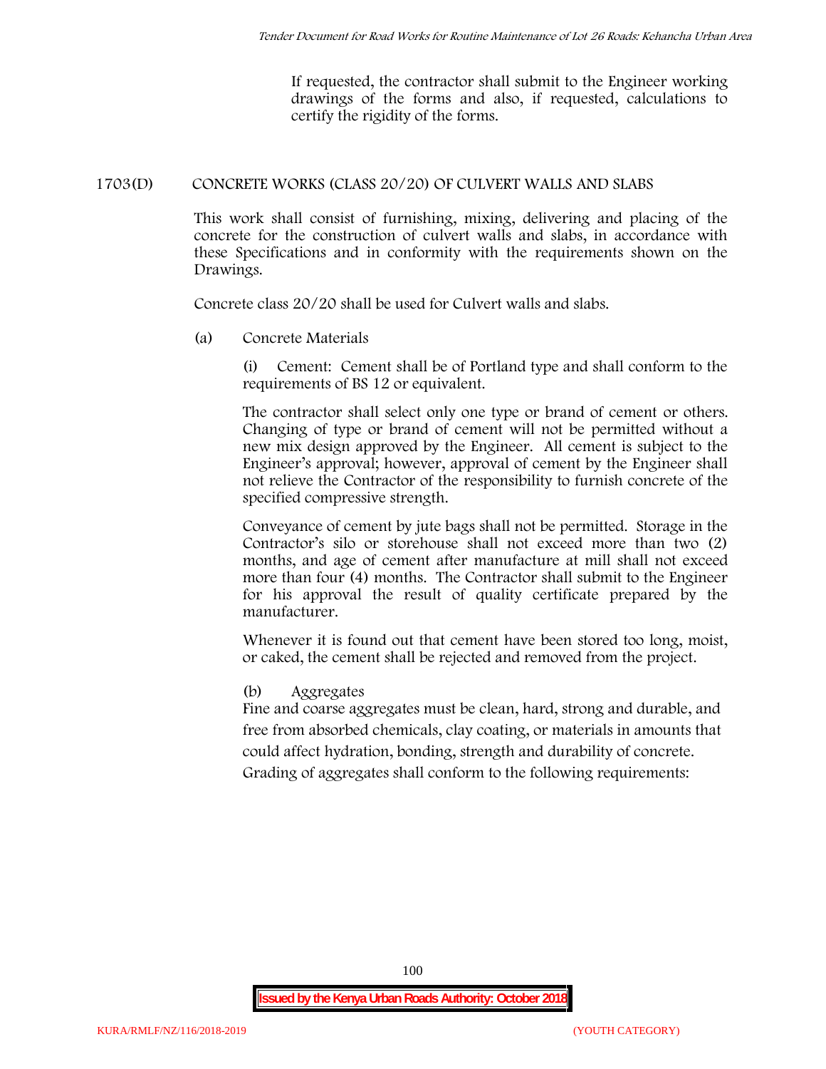If requested, the contractor shall submit to the Engineer working drawings of the forms and also, if requested, calculations to certify the rigidity of the forms.

## 1703(D) CONCRETE WORKS (CLASS 20/20) OF CULVERT WALLS AND SLABS

This work shall consist of furnishing, mixing, delivering and placing of the concrete for the construction of culvert walls and slabs, in accordance with these Specifications and in conformity with the requirements shown on the Drawings.

Concrete class 20/20 shall be used for Culvert walls and slabs.

(a) Concrete Materials

(i) Cement: Cement shall be of Portland type and shall conform to the requirements of BS 12 or equivalent.

The contractor shall select only one type or brand of cement or others. Changing of type or brand of cement will not be permitted without a new mix design approved by the Engineer. All cement is subject to the Engineer's approval; however, approval of cement by the Engineer shall not relieve the Contractor of the responsibility to furnish concrete of the specified compressive strength.

Conveyance of cement by jute bags shall not be permitted. Storage in the Contractor's silo or storehouse shall not exceed more than two (2) months, and age of cement after manufacture at mill shall not exceed more than four (4) months. The Contractor shall submit to the Engineer for his approval the result of quality certificate prepared by the manufacturer.

Whenever it is found out that cement have been stored too long, moist, or caked, the cement shall be rejected and removed from the project.

(b) Aggregates

Fine and coarse aggregates must be clean, hard, strong and durable, and free from absorbed chemicals, clay coating, or materials in amounts that could affect hydration, bonding, strength and durability of concrete. Grading of aggregates shall conform to the following requirements: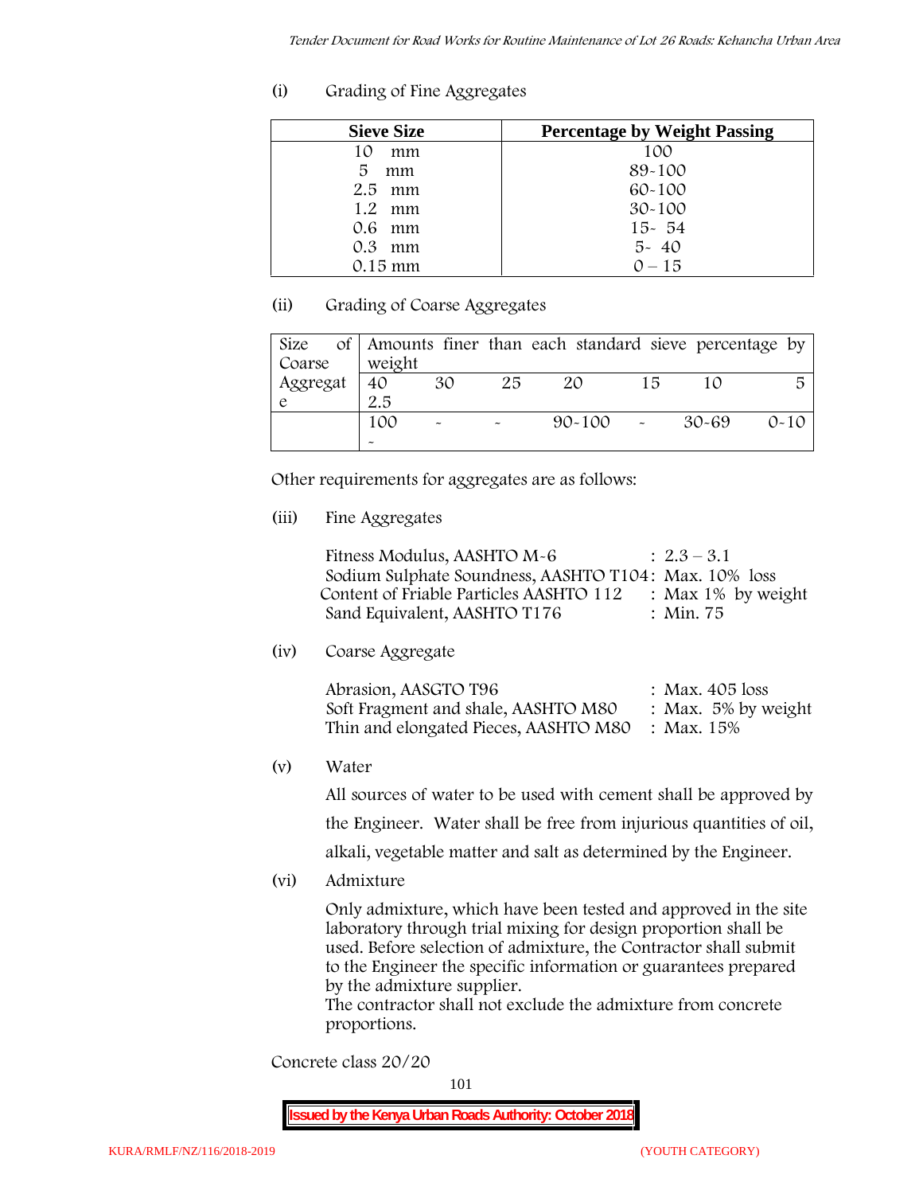(i) Grading of Fine Aggregates

| Sieve Size | Percentage by Weight Passing |
|---|---|
| 10 mm | 100 |
| 5 mm | 89-100 |
| 2.5 mm | 60-100 |
| 1.2 mm | 30-100 |
| 0.6 mm | 15- 54 |
| 0.3 mm | 5- 40 |
| 0.15 mm | 0 – 15 |

(ii) Grading of Coarse Aggregates

| Size of Coarse Aggregate | Amounts finer than each standard sieve percentage by weight | | | | | | |
|---|---|---|---|---|---|---|---|
| | 40 2.5 | 30 | 25 | 20 | 15 | 10 | 5 |
| | 100 - | - | - | 90-100 | - | 30-69 | 0-10 |

Other requirements for aggregates are as follows:

(iii) Fine Aggregates

Fitness Modulus, AASHTO M-6 : 2.3 – 3.1
Sodium Sulphate Soundness, AASHTO T104: Max. 10% loss
Content of Friable Particles AASHTO 112 : Max 1% by weight
Sand Equivalent, AASHTO T176 : Min. 75

(iv) Coarse Aggregate

Abrasion, AASGTO T96 : Max. 405 loss
Soft Fragment and shale, AASHTO M80 : Max. 5% by weight
Thin and elongated Pieces, AASHTO M80 : Max. 15%

(v) Water

All sources of water to be used with cement shall be approved by the Engineer. Water shall be free from injurious quantities of oil, alkali, vegetable matter and salt as determined by the Engineer.

(vi) Admixture

Only admixture, which have been tested and approved in the site laboratory through trial mixing for design proportion shall be used. Before selection of admixture, the Contractor shall submit to the Engineer the specific information or guarantees prepared by the admixture supplier.
The contractor shall not exclude the admixture from concrete proportions.

Concrete class 20/20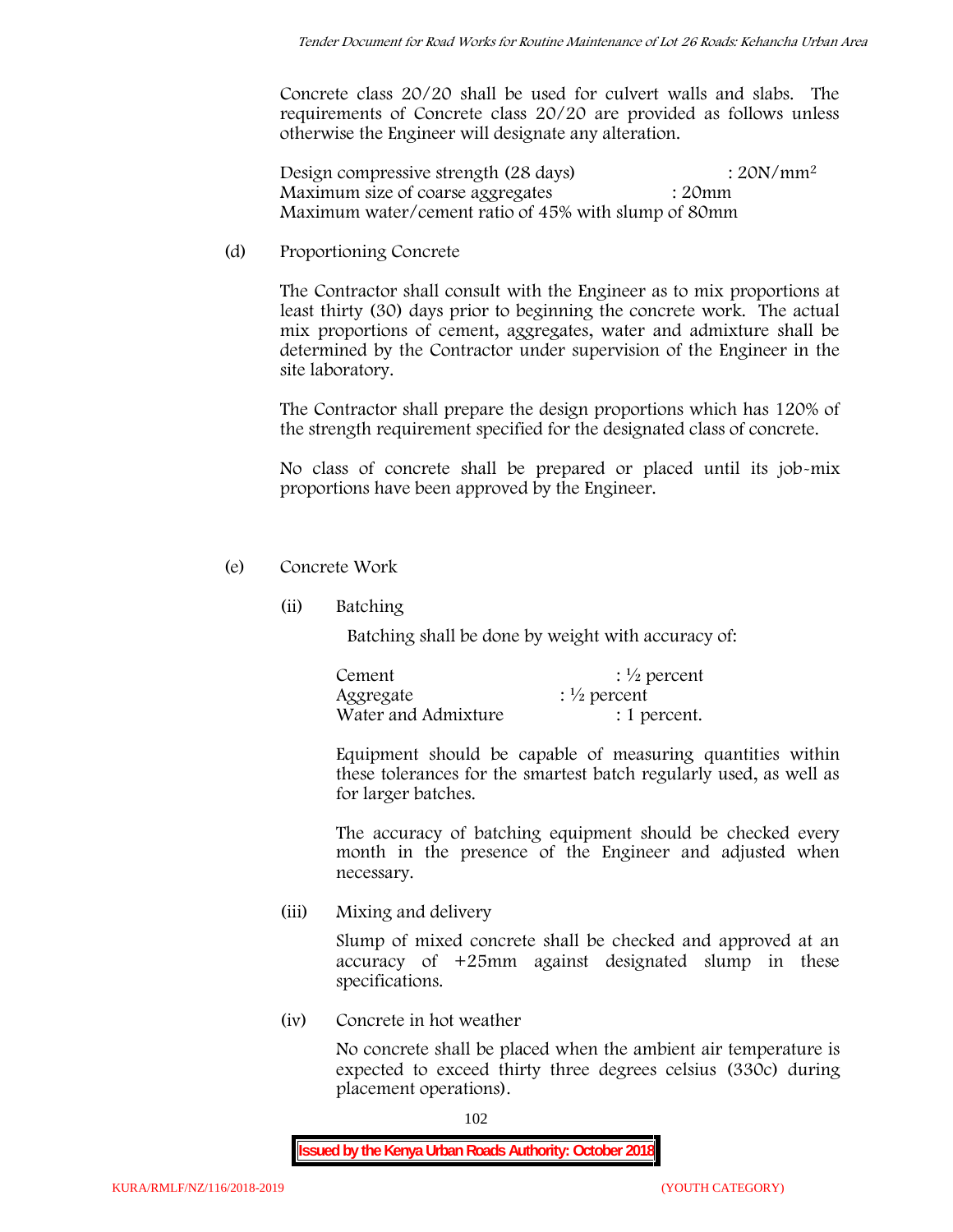Concrete class 20/20 shall be used for culvert walls and slabs. The requirements of Concrete class 20/20 are provided as follows unless otherwise the Engineer will designate any alteration.

| | |
|---|---|
| Design compressive strength (28 days) | : 20N/mm$^2$ |
| Maximum size of coarse aggregates | : 20mm |

Maximum water/cement ratio of 45% with slump of 80mm

(d) Proportioning Concrete

The Contractor shall consult with the Engineer as to mix proportions at least thirty (30) days prior to beginning the concrete work. The actual mix proportions of cement, aggregates, water and admixture shall be determined by the Contractor under supervision of the Engineer in the site laboratory.

The Contractor shall prepare the design proportions which has 120% of the strength requirement specified for the designated class of concrete.

No class of concrete shall be prepared or placed until its job-mix proportions have been approved by the Engineer.

(e) Concrete Work

(ii) Batching

Batching shall be done by weight with accuracy of:

| | |
|---|---|
| Cement | : ½ percent |
| Aggregate | : ½ percent |
| Water and Admixture | : 1 percent. |

Equipment should be capable of measuring quantities within these tolerances for the smartest batch regularly used, as well as for larger batches.

The accuracy of batching equipment should be checked every month in the presence of the Engineer and adjusted when necessary.

(iii) Mixing and delivery

Slump of mixed concrete shall be checked and approved at an accuracy of +25mm against designated slump in these specifications.

(iv) Concrete in hot weather

No concrete shall be placed when the ambient air temperature is expected to exceed thirty three degrees celsius (330c) during placement operations).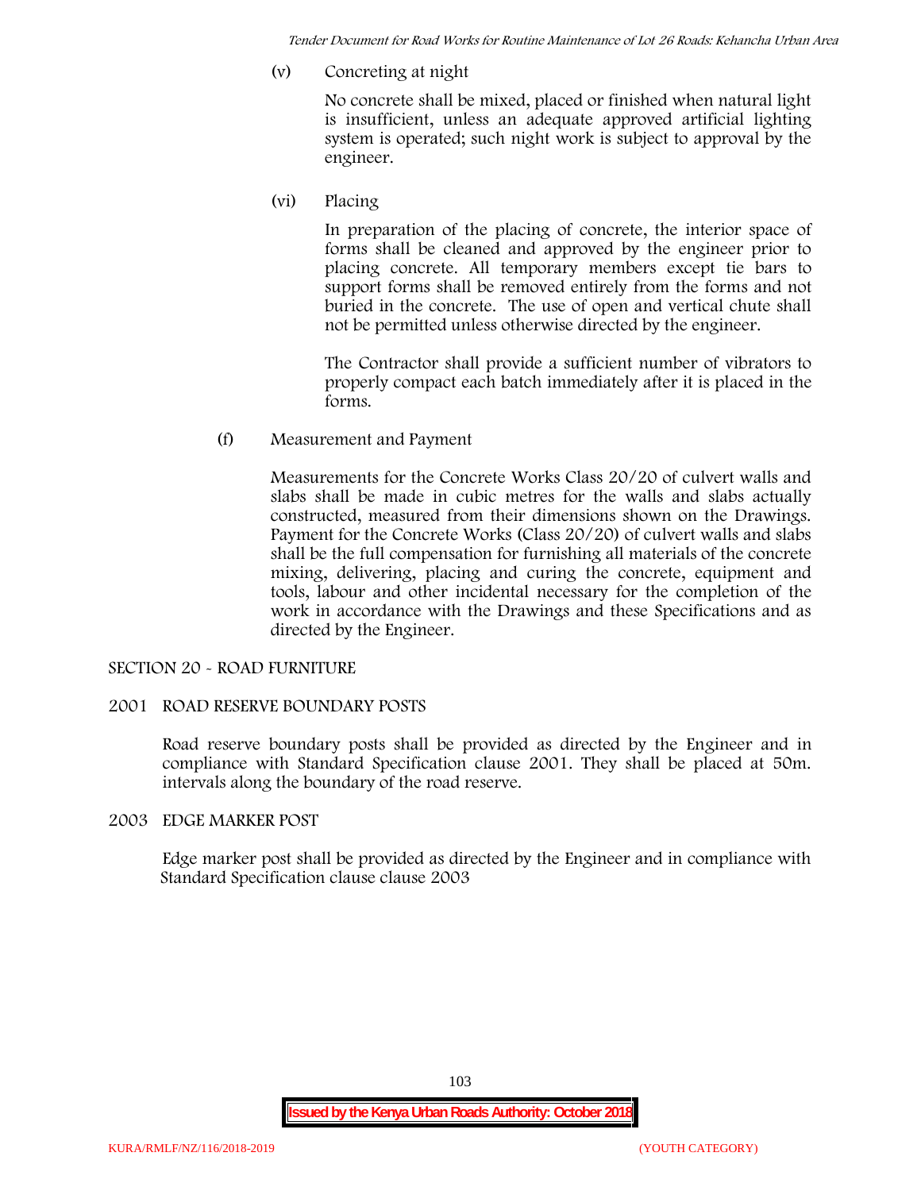(v) Concreting at night

No concrete shall be mixed, placed or finished when natural light is insufficient, unless an adequate approved artificial lighting system is operated; such night work is subject to approval by the engineer.

(vi) Placing

In preparation of the placing of concrete, the interior space of forms shall be cleaned and approved by the engineer prior to placing concrete. All temporary members except tie bars to support forms shall be removed entirely from the forms and not buried in the concrete. The use of open and vertical chute shall not be permitted unless otherwise directed by the engineer.

The Contractor shall provide a sufficient number of vibrators to properly compact each batch immediately after it is placed in the forms.

(f) Measurement and Payment

Measurements for the Concrete Works Class 20/20 of culvert walls and slabs shall be made in cubic metres for the walls and slabs actually constructed, measured from their dimensions shown on the Drawings. Payment for the Concrete Works (Class 20/20) of culvert walls and slabs shall be the full compensation for furnishing all materials of the concrete mixing, delivering, placing and curing the concrete, equipment and tools, labour and other incidental necessary for the completion of the work in accordance with the Drawings and these Specifications and as directed by the Engineer.

## SECTION 20 - ROAD FURNITURE

### 2001 ROAD RESERVE BOUNDARY POSTS

Road reserve boundary posts shall be provided as directed by the Engineer and in compliance with Standard Specification clause 2001. They shall be placed at 50m. intervals along the boundary of the road reserve.

### 2003 EDGE MARKER POST

Edge marker post shall be provided as directed by the Engineer and in compliance with Standard Specification clause clause 2003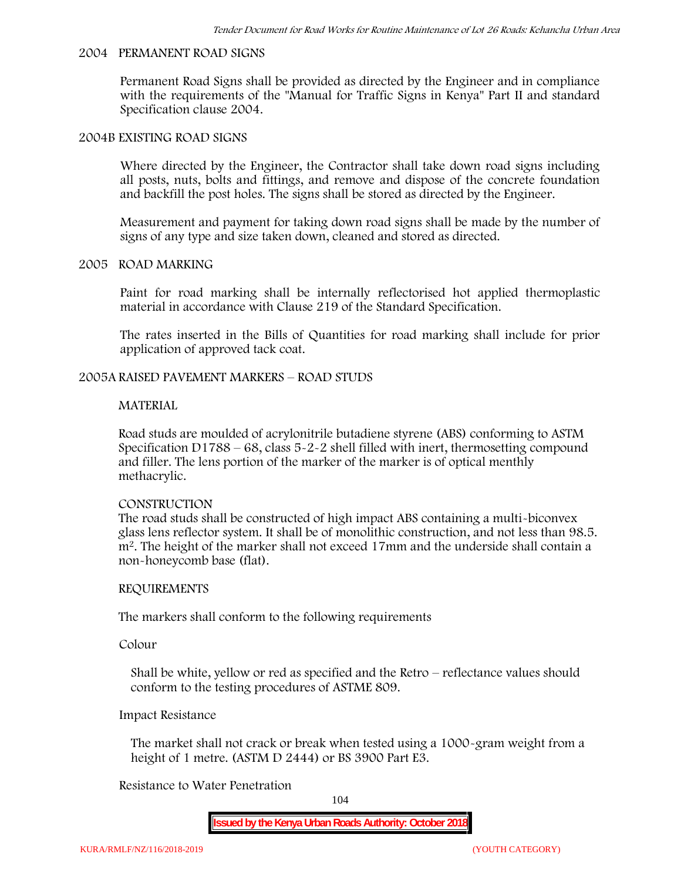## 2004 PERMANENT ROAD SIGNS

Permanent Road Signs shall be provided as directed by the Engineer and in compliance with the requirements of the "Manual for Traffic Signs in Kenya" Part II and standard Specification clause 2004.

## 2004B EXISTING ROAD SIGNS

Where directed by the Engineer, the Contractor shall take down road signs including all posts, nuts, bolts and fittings, and remove and dispose of the concrete foundation and backfill the post holes. The signs shall be stored as directed by the Engineer.

Measurement and payment for taking down road signs shall be made by the number of signs of any type and size taken down, cleaned and stored as directed.

## 2005 ROAD MARKING

Paint for road marking shall be internally reflectorised hot applied thermoplastic material in accordance with Clause 219 of the Standard Specification.

The rates inserted in the Bills of Quantities for road marking shall include for prior application of approved tack coat.

## 2005A RAISED PAVEMENT MARKERS – ROAD STUDS

### MATERIAL

Road studs are moulded of acrylonitrile butadiene styrene (ABS) conforming to ASTM Specification D1788 – 68, class 5-2-2 shell filled with inert, thermosetting compound and filler. The lens portion of the marker of the marker is of optical menthly methacrylic.

### CONSTRUCTION

The road studs shall be constructed of high impact ABS containing a multi-biconvex glass lens reflector system. It shall be of monolithic construction, and not less than 98.5. $m^2$. The height of the marker shall not exceed 17mm and the underside shall contain a non-honeycomb base (flat).

### REQUIREMENTS

The markers shall conform to the following requirements

Colour

Shall be white, yellow or red as specified and the Retro – reflectance values should conform to the testing procedures of ASTME 809.

Impact Resistance

The market shall not crack or break when tested using a 1000-gram weight from a height of 1 metre. (ASTM D 2444) or BS 3900 Part E3.

Resistance to Water Penetration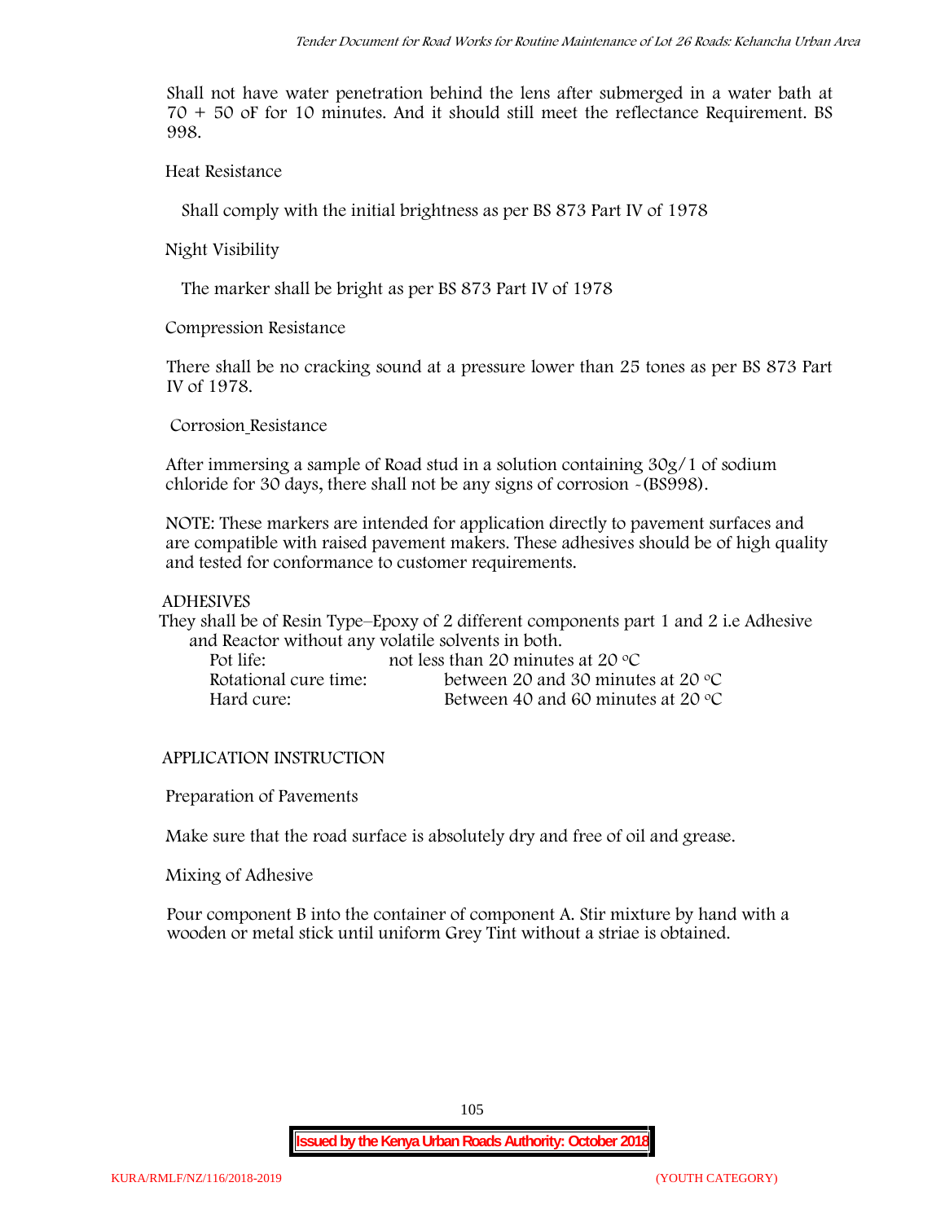Shall not have water penetration behind the lens after submerged in a water bath at 70 + 50 oF for 10 minutes. And it should still meet the reflectance Requirement. BS 998.

Heat Resistance

Shall comply with the initial brightness as per BS 873 Part IV of 1978

Night Visibility

The marker shall be bright as per BS 873 Part IV of 1978

Compression Resistance

There shall be no cracking sound at a pressure lower than 25 tones as per BS 873 Part IV of 1978.

Corrosion Resistance

After immersing a sample of Road stud in a solution containing 30g/1 of sodium chloride for 30 days, there shall not be any signs of corrosion -(BS998).

NOTE: These markers are intended for application directly to pavement surfaces and are compatible with raised pavement makers. These adhesives should be of high quality and tested for conformance to customer requirements.

ADHESIVES

They shall be of Resin Type–Epoxy of 2 different components part 1 and 2 i.e Adhesive and Reactor without any volatile solvents in both.

| | |
|---|---|
| Pot life: | not less than 20 minutes at 20 °C |
| Rotational cure time: | between 20 and 30 minutes at 20 °C |
| Hard cure: | Between 40 and 60 minutes at 20 °C |

APPLICATION INSTRUCTION

Preparation of Pavements

Make sure that the road surface is absolutely dry and free of oil and grease.

Mixing of Adhesive

Pour component B into the container of component A. Stir mixture by hand with a wooden or metal stick until uniform Grey Tint without a striae is obtained.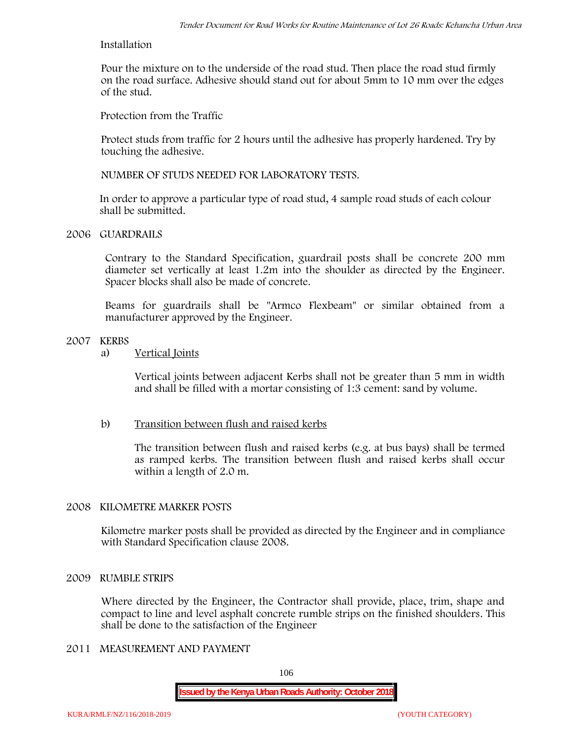Installation

Pour the mixture on to the underside of the road stud. Then place the road stud firmly on the road surface. Adhesive should stand out for about 5mm to 10 mm over the edges of the stud.

Protection from the Traffic

Protect studs from traffic for 2 hours until the adhesive has properly hardened. Try by touching the adhesive.

NUMBER OF STUDS NEEDED FOR LABORATORY TESTS.

In order to approve a particular type of road stud, 4 sample road studs of each colour shall be submitted.

## 2006 GUARDRAILS

Contrary to the Standard Specification, guardrail posts shall be concrete 200 mm diameter set vertically at least 1.2m into the shoulder as directed by the Engineer. Spacer blocks shall also be made of concrete.

Beams for guardrails shall be "Armco Flexbeam" or similar obtained from a manufacturer approved by the Engineer.

## 2007 KERBS

a) Vertical Joints

Vertical joints between adjacent Kerbs shall not be greater than 5 mm in width and shall be filled with a mortar consisting of 1:3 cement: sand by volume.

b) Transition between flush and raised kerbs

The transition between flush and raised kerbs (e.g. at bus bays) shall be termed as ramped kerbs. The transition between flush and raised kerbs shall occur within a length of 2.0 m.

## 2008 KILOMETRE MARKER POSTS

Kilometre marker posts shall be provided as directed by the Engineer and in compliance with Standard Specification clause 2008.

## 2009 RUMBLE STRIPS

Where directed by the Engineer, the Contractor shall provide, place, trim, shape and compact to line and level asphalt concrete rumble strips on the finished shoulders. This shall be done to the satisfaction of the Engineer

## 2011 MEASUREMENT AND PAYMENT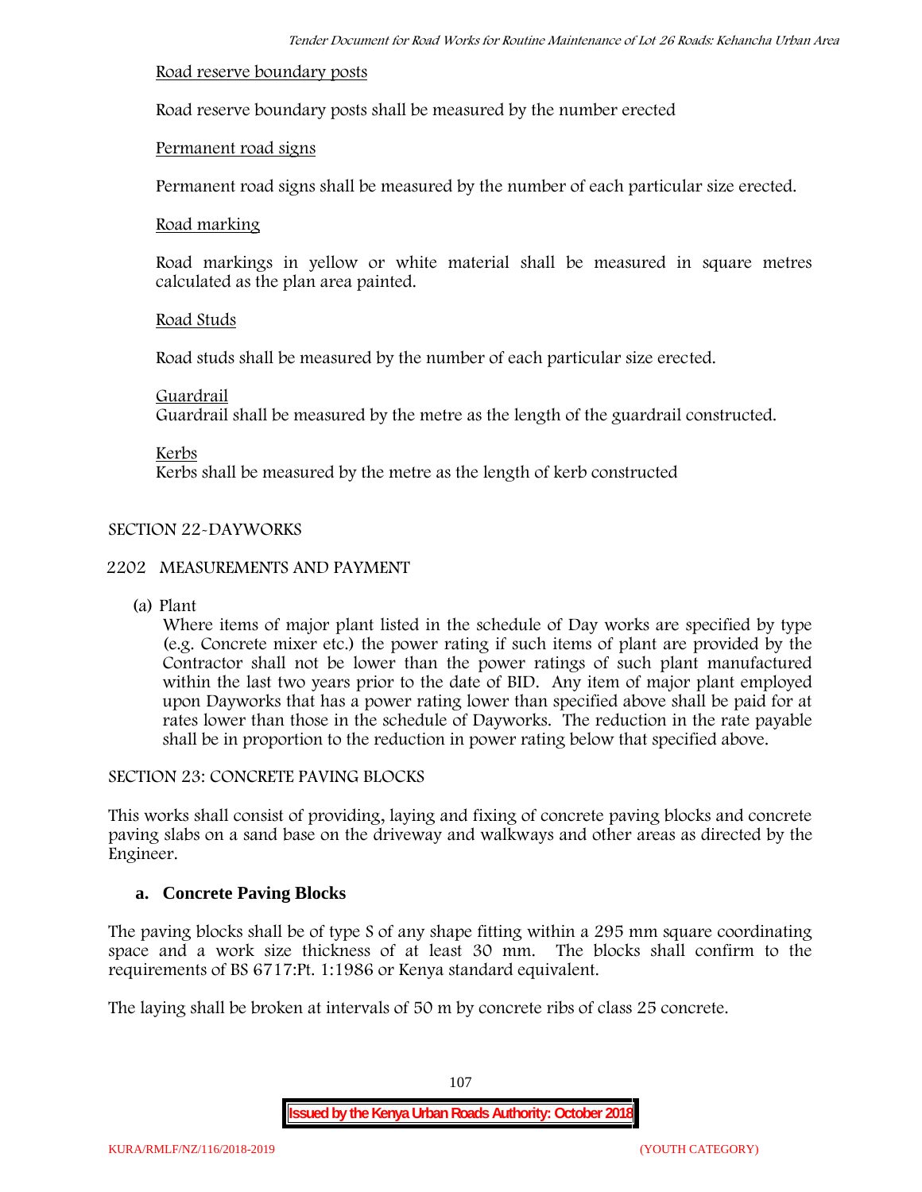Road reserve boundary posts

Road reserve boundary posts shall be measured by the number erected

Permanent road signs

Permanent road signs shall be measured by the number of each particular size erected.

Road marking

Road markings in yellow or white material shall be measured in square metres calculated as the plan area painted.

Road Studs

Road studs shall be measured by the number of each particular size erected.

Guardrail

Guardrail shall be measured by the metre as the length of the guardrail constructed.

Kerbs

Kerbs shall be measured by the metre as the length of kerb constructed

SECTION 22-DAYWORKS

2202 MEASUREMENTS AND PAYMENT

(a) Plant

Where items of major plant listed in the schedule of Day works are specified by type (e.g. Concrete mixer etc.) the power rating if such items of plant are provided by the Contractor shall not be lower than the power ratings of such plant manufactured within the last two years prior to the date of BID. Any item of major plant employed upon Dayworks that has a power rating lower than specified above shall be paid for at rates lower than those in the schedule of Dayworks. The reduction in the rate payable shall be in proportion to the reduction in power rating below that specified above.

SECTION 23: CONCRETE PAVING BLOCKS

This works shall consist of providing, laying and fixing of concrete paving blocks and concrete paving slabs on a sand base on the driveway and walkways and other areas as directed by the Engineer.

## a. Concrete Paving Blocks

The paving blocks shall be of type S of any shape fitting within a 295 mm square coordinating space and a work size thickness of at least 30 mm. The blocks shall confirm to the requirements of BS 6717:Pt. 1:1986 or Kenya standard equivalent.

The laying shall be broken at intervals of 50 m by concrete ribs of class 25 concrete.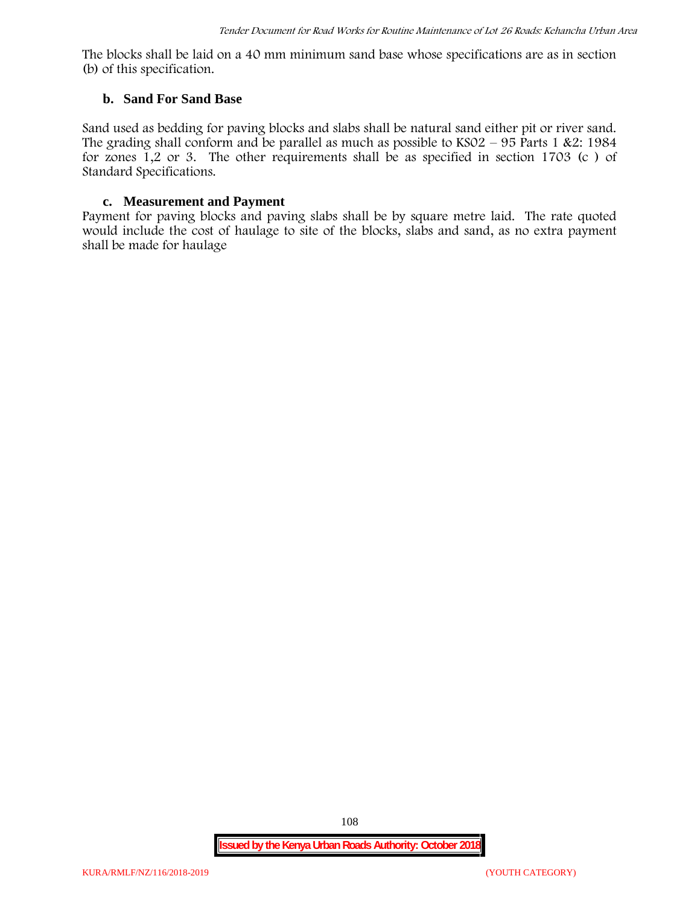The blocks shall be laid on a 40 mm minimum sand base whose specifications are as in section (b) of this specification.

### b. Sand For Sand Base

Sand used as bedding for paving blocks and slabs shall be natural sand either pit or river sand. The grading shall conform and be parallel as much as possible to KS02 – 95 Parts 1 &2: 1984 for zones 1,2 or 3. The other requirements shall be as specified in section 1703 (c ) of Standard Specifications.

### c. Measurement and Payment

Payment for paving blocks and paving slabs shall be by square metre laid. The rate quoted would include the cost of haulage to site of the blocks, slabs and sand, as no extra payment shall be made for haulage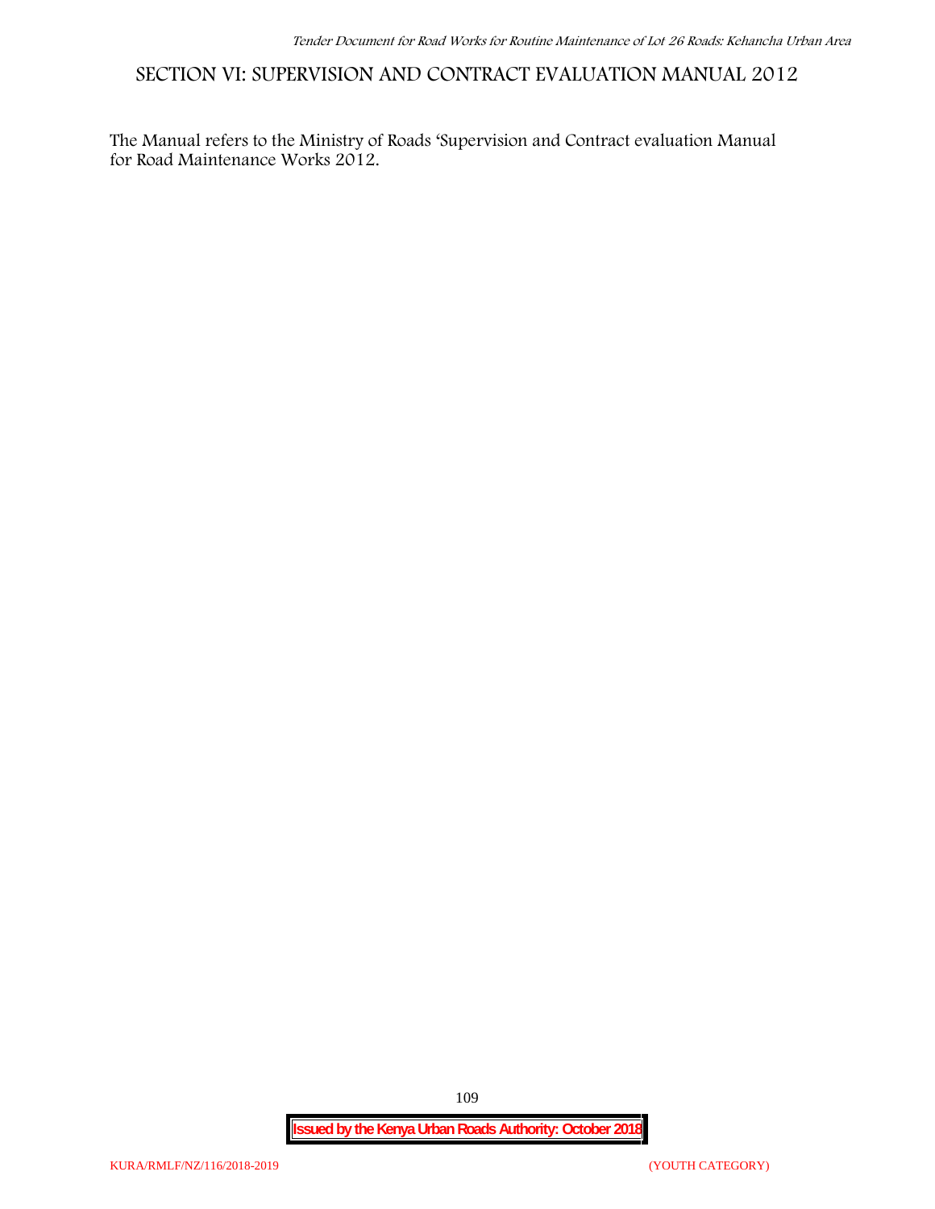# SECTION VI: SUPERVISION AND CONTRACT EVALUATION MANUAL 2012

The Manual refers to the Ministry of Roads 'Supervision and Contract evaluation Manual for Road Maintenance Works 2012.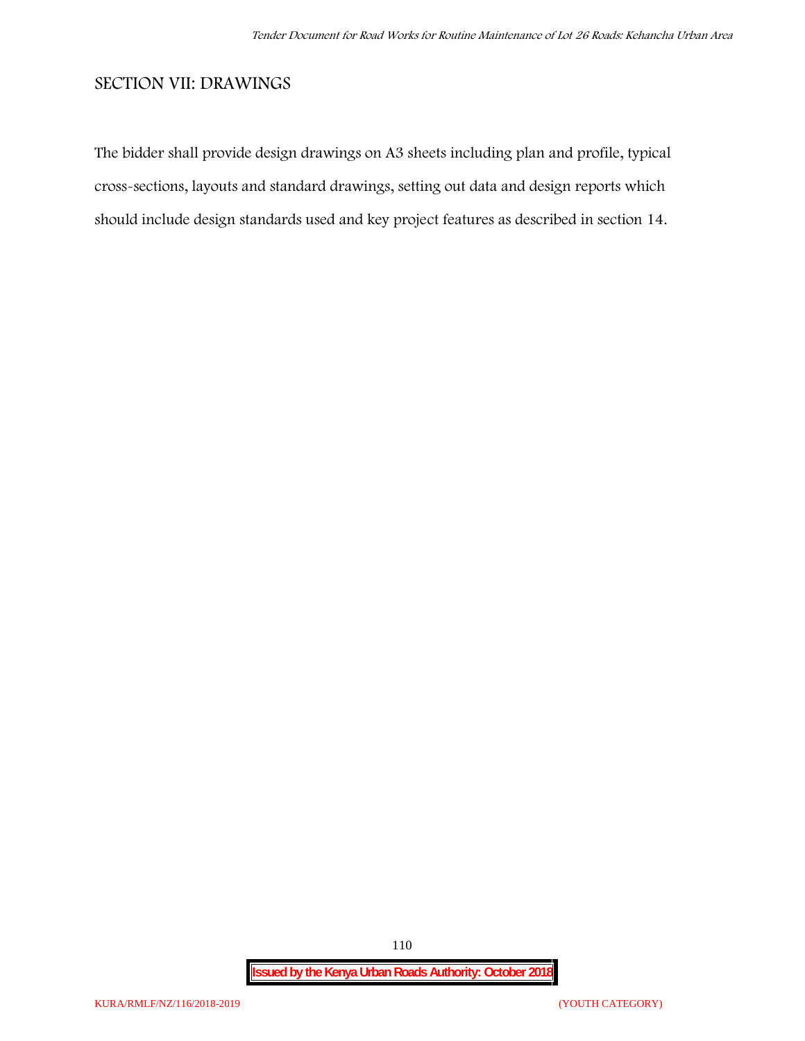## SECTION VII: DRAWINGS

The bidder shall provide design drawings on A3 sheets including plan and profile, typical cross-sections, layouts and standard drawings, setting out data and design reports which should include design standards used and key project features as described in section 14.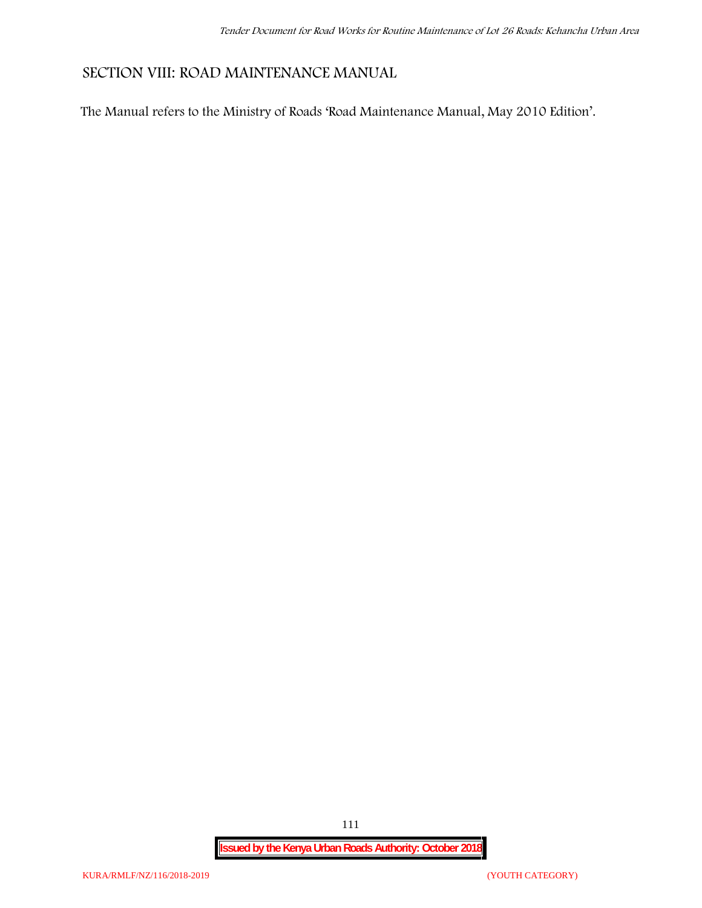# SECTION VIII: ROAD MAINTENANCE MANUAL

The Manual refers to the Ministry of Roads 'Road Maintenance Manual, May 2010 Edition'.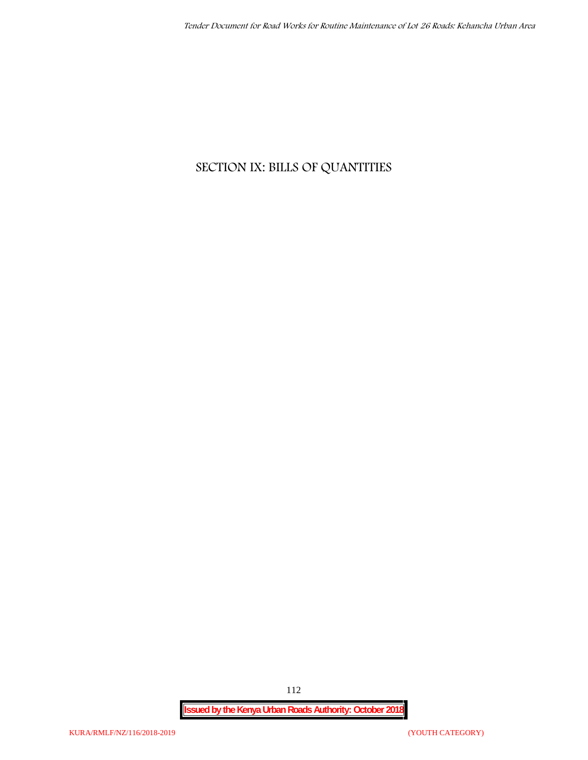# SECTION IX: BILLS OF QUANTITIES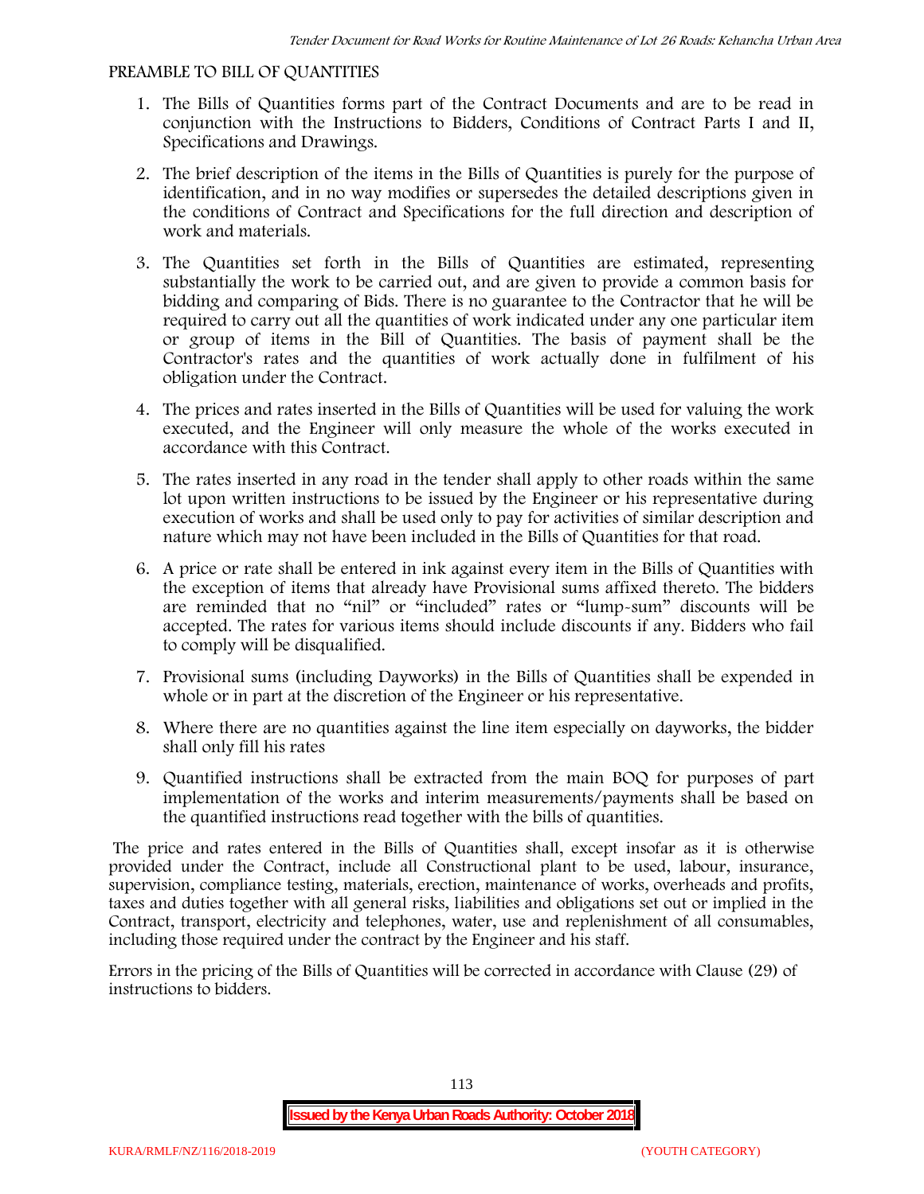PREAMBLE TO BILL OF QUANTITIES

1. The Bills of Quantities forms part of the Contract Documents and are to be read in conjunction with the Instructions to Bidders, Conditions of Contract Parts I and II, Specifications and Drawings.
2. The brief description of the items in the Bills of Quantities is purely for the purpose of identification, and in no way modifies or supersedes the detailed descriptions given in the conditions of Contract and Specifications for the full direction and description of work and materials.
3. The Quantities set forth in the Bills of Quantities are estimated, representing substantially the work to be carried out, and are given to provide a common basis for bidding and comparing of Bids. There is no guarantee to the Contractor that he will be required to carry out all the quantities of work indicated under any one particular item or group of items in the Bill of Quantities. The basis of payment shall be the Contractor's rates and the quantities of work actually done in fulfilment of his obligation under the Contract.
4. The prices and rates inserted in the Bills of Quantities will be used for valuing the work executed, and the Engineer will only measure the whole of the works executed in accordance with this Contract.
5. The rates inserted in any road in the tender shall apply to other roads within the same lot upon written instructions to be issued by the Engineer or his representative during execution of works and shall be used only to pay for activities of similar description and nature which may not have been included in the Bills of Quantities for that road.
6. A price or rate shall be entered in ink against every item in the Bills of Quantities with the exception of items that already have Provisional sums affixed thereto. The bidders are reminded that no "nil" or "included" rates or "lump-sum" discounts will be accepted. The rates for various items should include discounts if any. Bidders who fail to comply will be disqualified.
7. Provisional sums (including Dayworks) in the Bills of Quantities shall be expended in whole or in part at the discretion of the Engineer or his representative.
8. Where there are no quantities against the line item especially on dayworks, the bidder shall only fill his rates
9. Quantified instructions shall be extracted from the main BOQ for purposes of part implementation of the works and interim measurements/payments shall be based on the quantified instructions read together with the bills of quantities.

The price and rates entered in the Bills of Quantities shall, except insofar as it is otherwise provided under the Contract, include all Constructional plant to be used, labour, insurance, supervision, compliance testing, materials, erection, maintenance of works, overheads and profits, taxes and duties together with all general risks, liabilities and obligations set out or implied in the Contract, transport, electricity and telephones, water, use and replenishment of all consumables, including those required under the contract by the Engineer and his staff.

Errors in the pricing of the Bills of Quantities will be corrected in accordance with Clause (29) of instructions to bidders.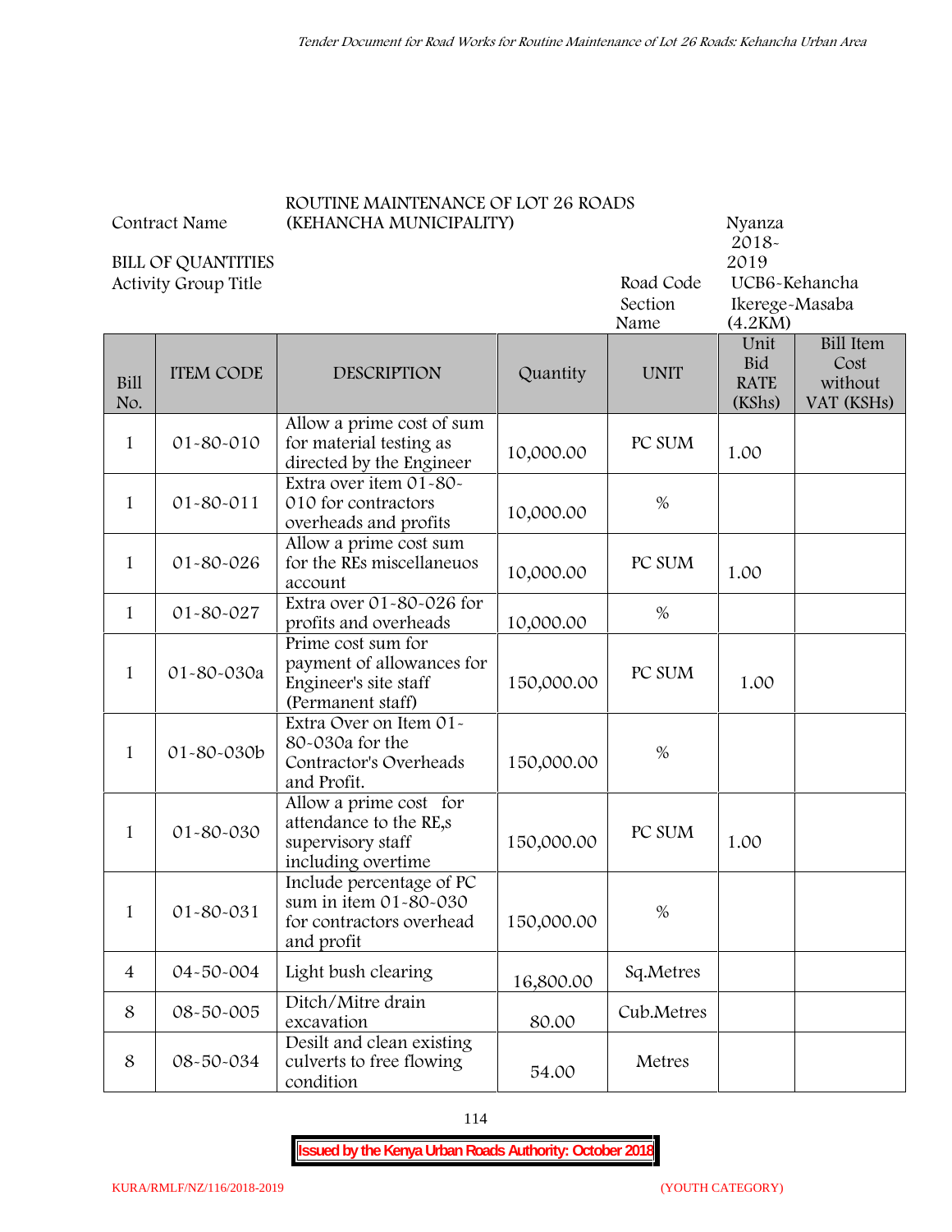| | | | |
|---|---|---|---|
| Contract Name | ROUTINE MAINTENANCE OF LOT 26 ROADS (KEHANCHA MUNICIPALITY) | | Nyanza 2018-2019 |
| BILL OF QUANTITIES | | | |
| Activity Group Title | | Road Code | UCB6-Kehancha |
| | | Section Name | Ikerege-Masaba (4.2KM) |

| Bill No. | ITEM CODE | DESCRIPTION | Quantity | UNIT | Unit Bid RATE (KShs) | Bill Item Cost without VAT (KSHs) |
|---|---|---|---|---|---|---|
| 1 | 01-80-010 | Allow a prime cost of sum for material testing as directed by the Engineer | 10,000.00 | PC SUM | 1.00 | |
| 1 | 01-80-011 | Extra over item 01-80-010 for contractors overheads and profits | 10,000.00 | % | | |
| 1 | 01-80-026 | Allow a prime cost sum for the REs miscellaneuos account | 10,000.00 | PC SUM | 1.00 | |
| 1 | 01-80-027 | Extra over 01-80-026 for profits and overheads | 10,000.00 | % | | |
| 1 | 01-80-030a | Prime cost sum for payment of allowances for Engineer's site staff (Permanent staff) | 150,000.00 | PC SUM | 1.00 | |
| 1 | 01-80-030b | Extra Over on Item 01-80-030a for the Contractor's Overheads and Profit. | 150,000.00 | % | | |
| 1 | 01-80-030 | Allow a prime cost for attendance to the RE,s supervisory staff including overtime | 150,000.00 | PC SUM | 1.00 | |
| 1 | 01-80-031 | Include percentage of PC sum in item 01-80-030 for contractors overhead and profit | 150,000.00 | % | | |
| 4 | 04-50-004 | Light bush clearing | 16,800.00 | Sq.Metres | | |
| 8 | 08-50-005 | Ditch/Mitre drain excavation | 80.00 | Cub.Metres | | |
| 8 | 08-50-034 | Desilt and clean existing culverts to free flowing condition | 54.00 | Metres | | |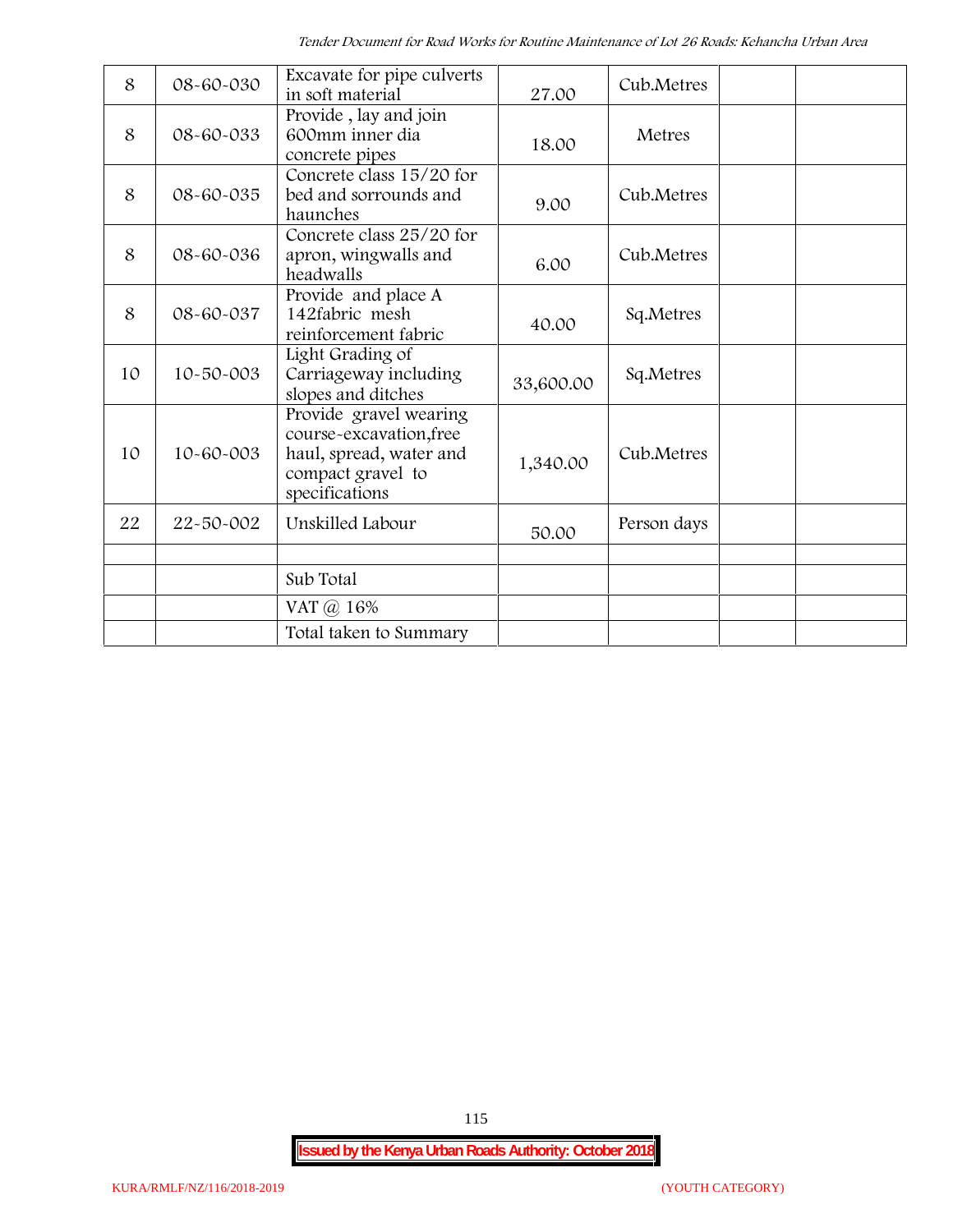| 8 | 08-60-030 | Excavate for pipe culverts in soft material | 27.00 | Cub.Metres | | |
|---|---|---|---|---|---|---|
| 8 | 08-60-033 | Provide , lay and join 600mm inner dia concrete pipes | 18.00 | Metres | | |
| 8 | 08-60-035 | Concrete class 15/20 for bed and sorrounds and haunches | 9.00 | Cub.Metres | | |
| 8 | 08-60-036 | Concrete class 25/20 for apron, wingwalls and headwalls | 6.00 | Cub.Metres | | |
| 8 | 08-60-037 | Provide and place A 142fabric mesh reinforcement fabric | 40.00 | Sq.Metres | | |
| 10 | 10-50-003 | Light Grading of Carriageway including slopes and ditches | 33,600.00 | Sq.Metres | | |
| 10 | 10-60-003 | Provide gravel wearing course-excavation,free haul, spread, water and compact gravel to specifications | 1,340.00 | Cub.Metres | | |
| 22 | 22-50-002 | Unskilled Labour | 50.00 | Person days | | |
| | | | | | | |
| | | Sub Total | | | | |
| | | VAT @ 16% | | | | |
| | | Total taken to Summary | | | | |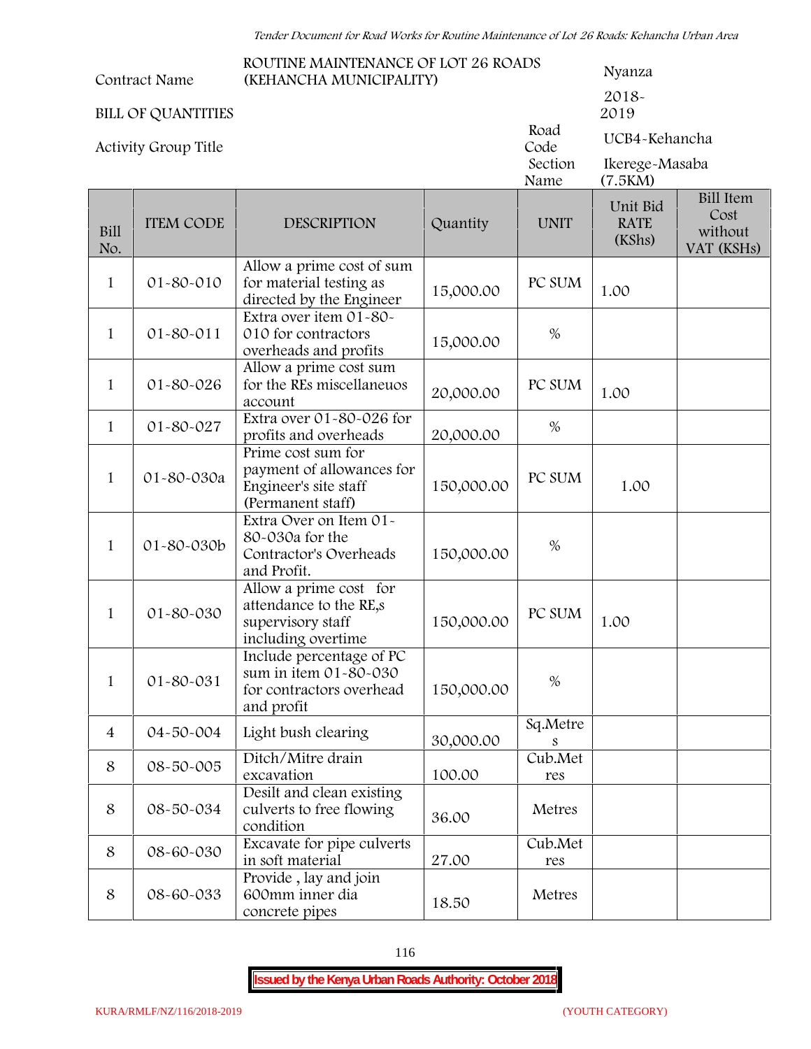| | | | |
|---|---|---|---|
| Contract Name | ROUTINE MAINTENANCE OF LOT 26 ROADS (KEHANCHA MUNICIPALITY) | | Nyanza |
| BILL OF QUANTITIES | | | 2018-2019 |
| Activity Group Title | | Road Code | UCB4-Kehancha |
| | | Section Name | Ikerege-Masaba (7.5KM) |

| Bill No. | ITEM CODE | DESCRIPTION | Quantity | UNIT | Unit Bid RATE (KShs) | Bill Item Cost without VAT (KSHs) |
|---|---|---|---|---|---|---|
| 1 | 01-80-010 | Allow a prime cost of sum for material testing as directed by the Engineer | 15,000.00 | PC SUM | 1.00 | |
| 1 | 01-80-011 | Extra over item 01-80-010 for contractors overheads and profits | 15,000.00 | % | | |
| 1 | 01-80-026 | Allow a prime cost sum for the REs miscellaneuos account | 20,000.00 | PC SUM | 1.00 | |
| 1 | 01-80-027 | Extra over 01-80-026 for profits and overheads | 20,000.00 | % | | |
| 1 | 01-80-030a | Prime cost sum for payment of allowances for Engineer's site staff (Permanent staff) | 150,000.00 | PC SUM | 1.00 | |
| 1 | 01-80-030b | Extra Over on Item 01-80-030a for the Contractor's Overheads and Profit. | 150,000.00 | % | | |
| 1 | 01-80-030 | Allow a prime cost for attendance to the RE,s supervisory staff including overtime | 150,000.00 | PC SUM | 1.00 | |
| 1 | 01-80-031 | Include percentage of PC sum in item 01-80-030 for contractors overhead and profit | 150,000.00 | % | | |
| 4 | 04-50-004 | Light bush clearing | 30,000.00 | Sq.Metres | | |
| 8 | 08-50-005 | Ditch/Mitre drain excavation | 100.00 | Cub.Metres | | |
| 8 | 08-50-034 | Desilt and clean existing culverts to free flowing condition | 36.00 | Metres | | |
| 8 | 08-60-030 | Excavate for pipe culverts in soft material | 27.00 | Cub.Metres | | |
| 8 | 08-60-033 | Provide , lay and join 600mm inner dia concrete pipes | 18.50 | Metres | | |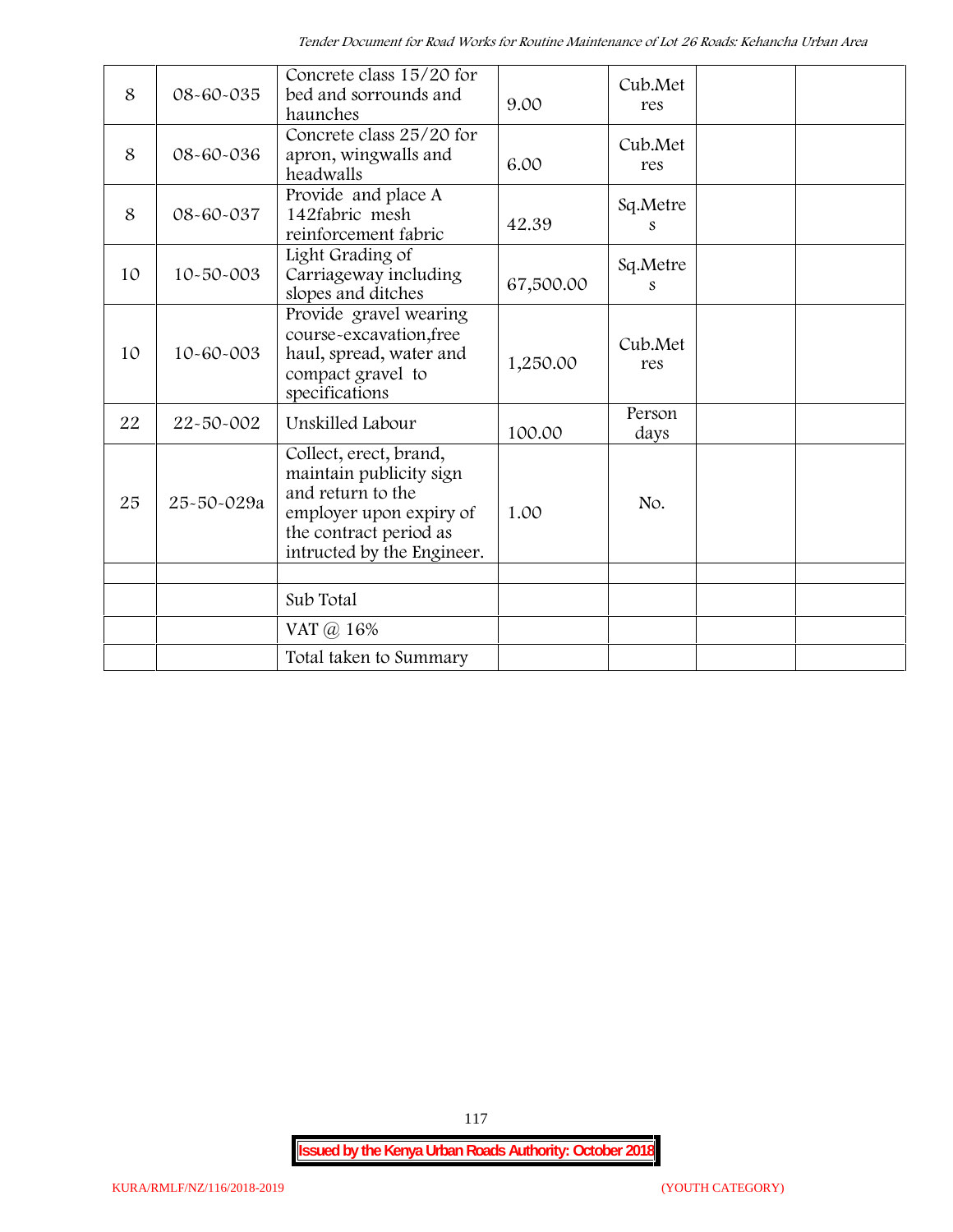| | | | | | | |
|---|---|---|---|---|---|---|
| 8 | 08-60-035 | Concrete class 15/20 for bed and sorrounds and haunches | 9.00 | Cub.Metres | | |
| 8 | 08-60-036 | Concrete class 25/20 for apron, wingwalls and headwalls | 6.00 | Cub.Metres | | |
| 8 | 08-60-037 | Provide and place A 142fabric mesh reinforcement fabric | 42.39 | Sq.Metres | | |
| 10 | 10-50-003 | Light Grading of Carriageway including slopes and ditches | 67,500.00 | Sq.Metres | | |
| 10 | 10-60-003 | Provide gravel wearing course-excavation,free haul, spread, water and compact gravel to specifications | 1,250.00 | Cub.Metres | | |
| 22 | 22-50-002 | Unskilled Labour | 100.00 | Person days | | |
| 25 | 25-50-029a | Collect, erect, brand, maintain publicity sign and return to the employer upon expiry of the contract period as intructed by the Engineer. | 1.00 | No. | | |
| | | | | | | |
| | | Sub Total | | | | |
| | | VAT @ 16% | | | | |
| | | Total taken to Summary | | | | |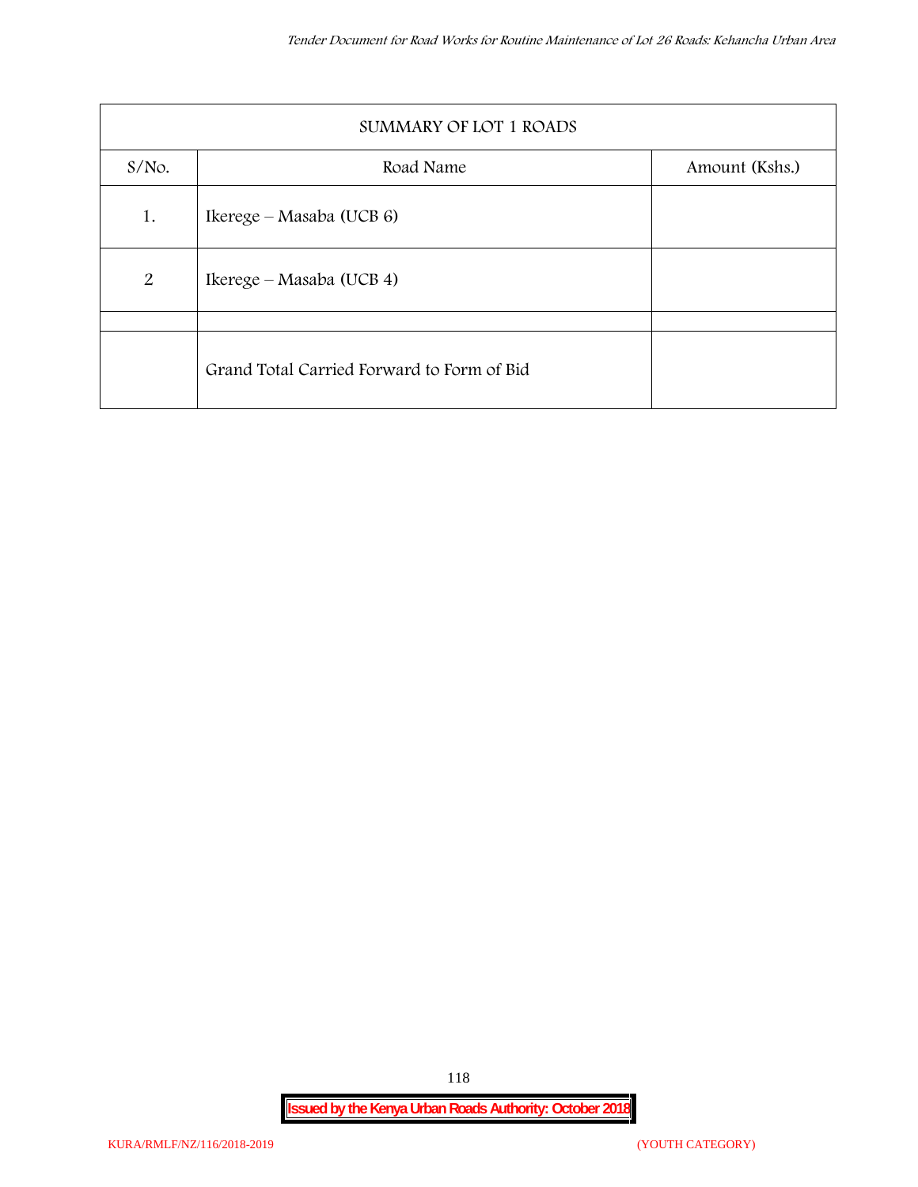| SUMMARY OF LOT 1 ROADS | | |
|---|---|---|
| S/No. | Road Name | Amount (Kshs.) |
| 1. | Ikerege – Masaba (UCB 6) | |
| 2 | Ikerege – Masaba (UCB 4) | |
| | | |
| | Grand Total Carried Forward to Form of Bid | |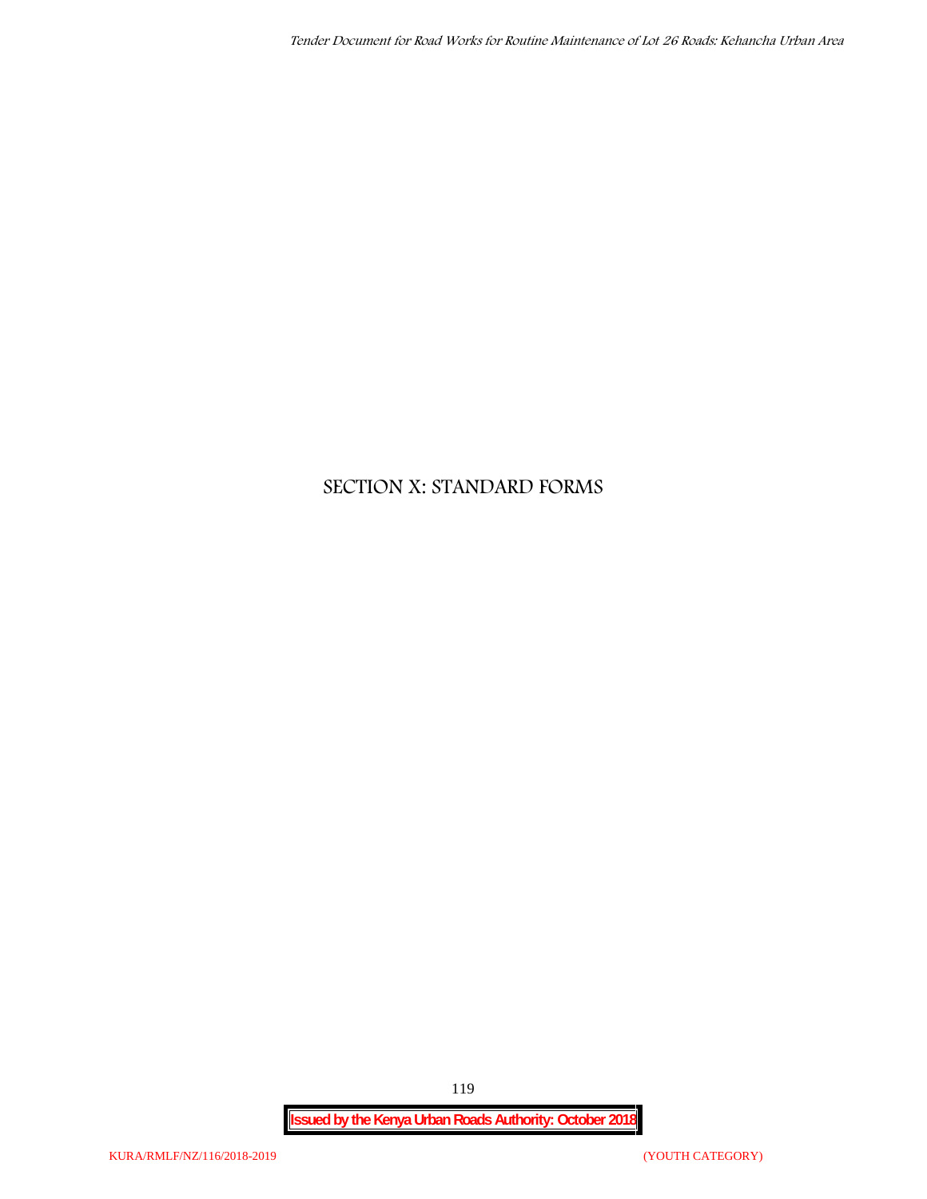# SECTION X: STANDARD FORMS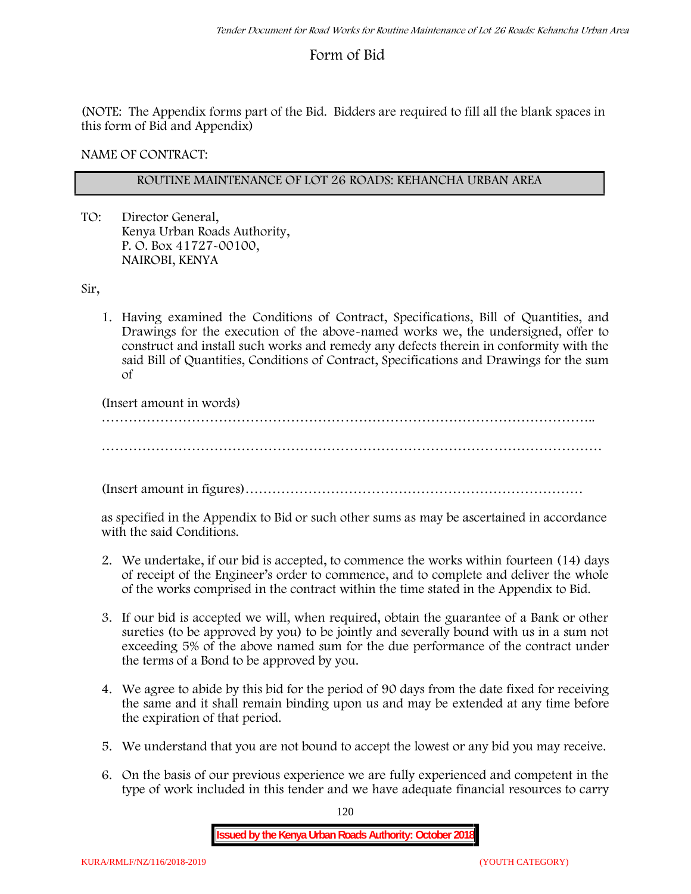# Form of Bid

(NOTE: The Appendix forms part of the Bid. Bidders are required to fill all the blank spaces in this form of Bid and Appendix)

NAME OF CONTRACT:

| ROUTINE MAINTENANCE OF LOT 26 ROADS: KEHANCHA URBAN AREA |
|---|

TO: Director General,
Kenya Urban Roads Authority,
P. O. Box 41727-00100,
NAIROBI, KENYA

Sir,

1. Having examined the Conditions of Contract, Specifications, Bill of Quantities, and Drawings for the execution of the above-named works we, the undersigned, offer to construct and install such works and remedy any defects therein in conformity with the said Bill of Quantities, Conditions of Contract, Specifications and Drawings for the sum of

   (Insert amount in words)
   ………………………………………………………………………………………………..
   …………………………………………………………………………………………………

   (Insert amount in figures)…………………………………………………………………

   as specified in the Appendix to Bid or such other sums as may be ascertained in accordance with the said Conditions.

2. We undertake, if our bid is accepted, to commence the works within fourteen (14) days of receipt of the Engineer's order to commence, and to complete and deliver the whole of the works comprised in the contract within the time stated in the Appendix to Bid.

3. If our bid is accepted we will, when required, obtain the guarantee of a Bank or other sureties (to be approved by you) to be jointly and severally bound with us in a sum not exceeding 5% of the above named sum for the due performance of the contract under the terms of a Bond to be approved by you.

4. We agree to abide by this bid for the period of 90 days from the date fixed for receiving the same and it shall remain binding upon us and may be extended at any time before the expiration of that period.

5. We understand that you are not bound to accept the lowest or any bid you may receive.

6. On the basis of our previous experience we are fully experienced and competent in the type of work included in this tender and we have adequate financial resources to carry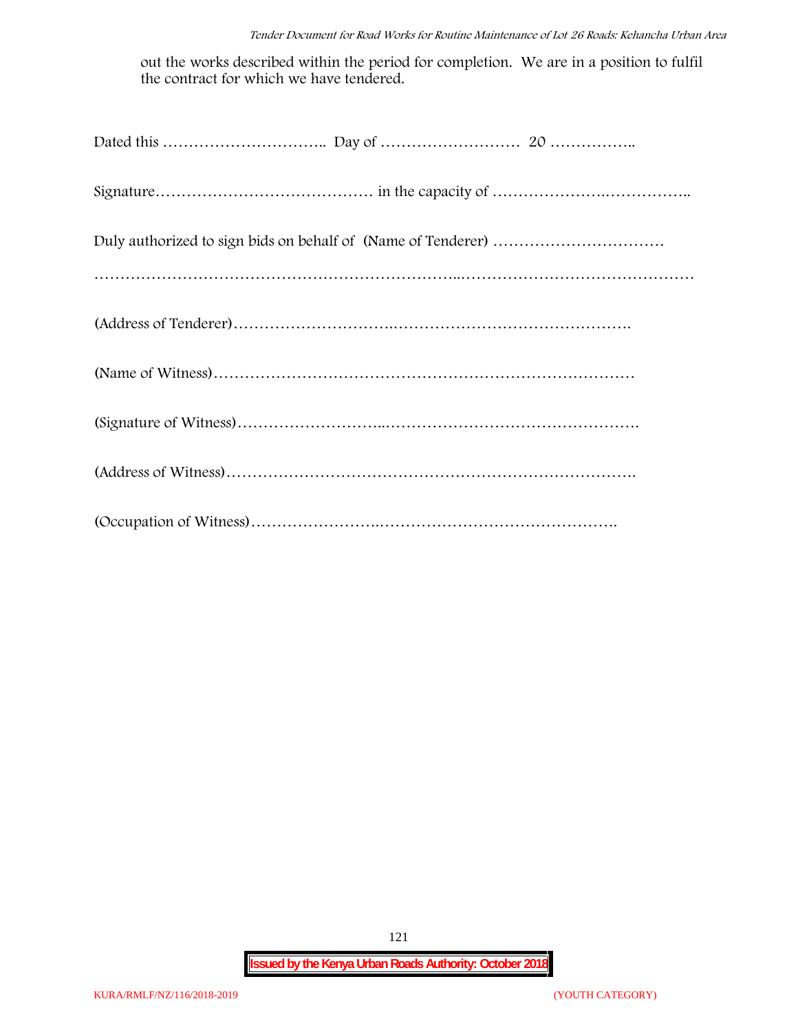out the works described within the period for completion. We are in a position to fulfil the contract for which we have tendered.

Dated this ………………………….. Day of ……………………… 20 ……………..

Signature…………………………………… in the capacity of ………………….……………..

Duly authorized to sign bids on behalf of (Name of Tenderer) ……………………………

……………………………………………………….………………………………………

(Address of Tenderer)………………………….……………………………………….

(Name of Witness)………………………………………………………………………

(Signature of Witness)………………………..………………………………………….

(Address of Witness)………………………………………………………………….

(Occupation of Witness)…………………….……………………………………….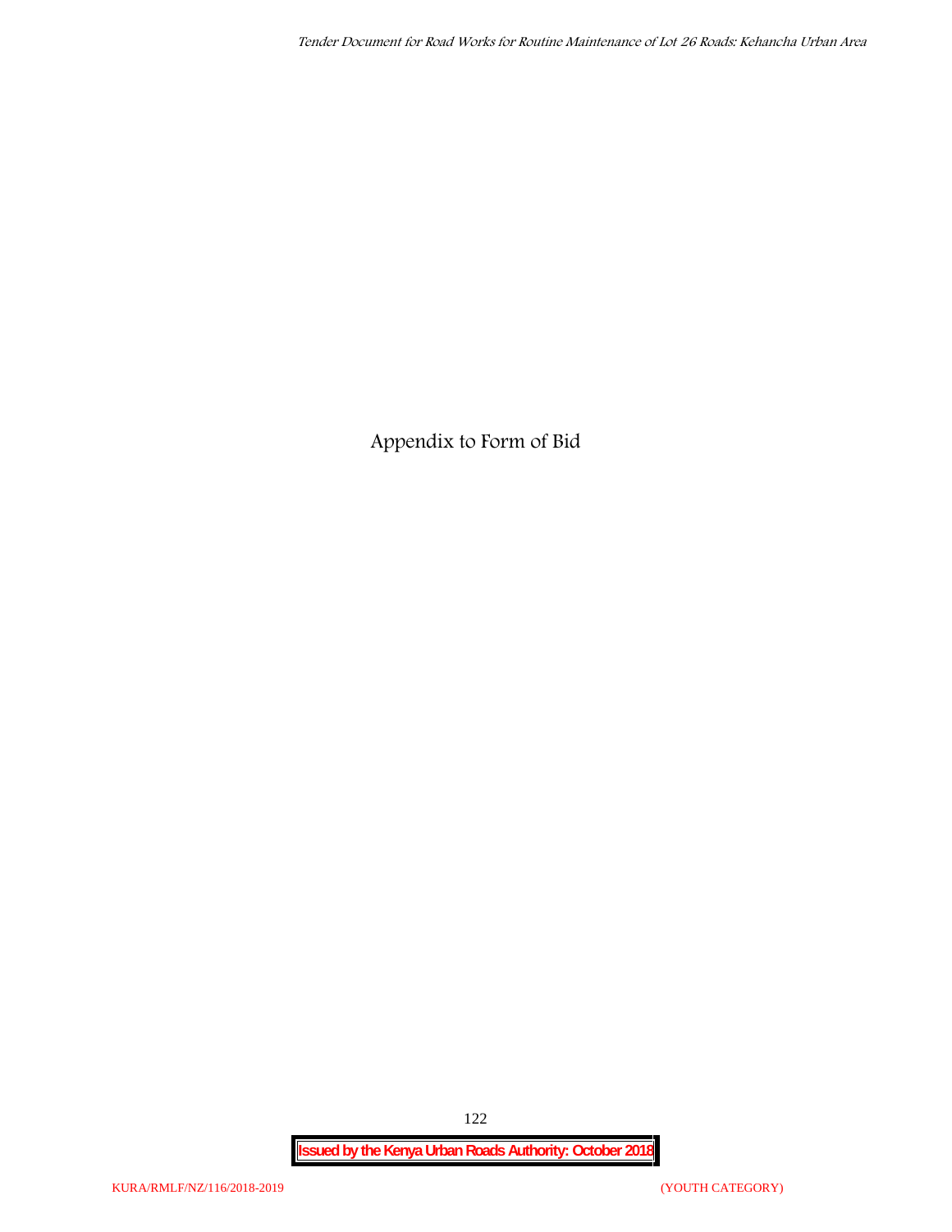# Appendix to Form of Bid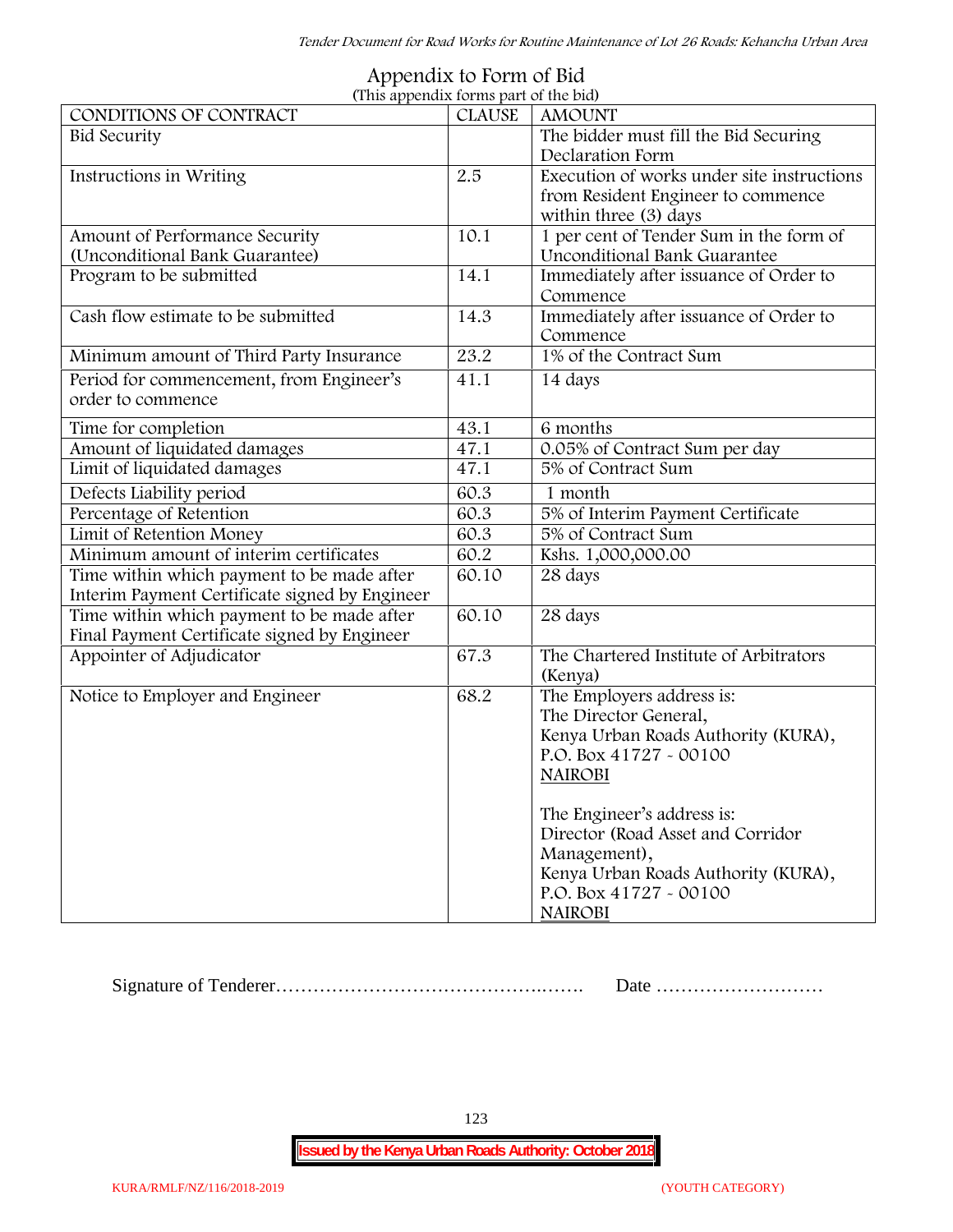# Appendix to Form of Bid

(This appendix forms part of the bid)

| CONDITIONS OF CONTRACT | CLAUSE | AMOUNT |
|---|---|---|
| Bid Security | | The bidder must fill the Bid Securing Declaration Form |
| Instructions in Writing | 2.5 | Execution of works under site instructions from Resident Engineer to commence within three (3) days |
| Amount of Performance Security (Unconditional Bank Guarantee) | 10.1 | 1 per cent of Tender Sum in the form of Unconditional Bank Guarantee |
| Program to be submitted | 14.1 | Immediately after issuance of Order to Commence |
| Cash flow estimate to be submitted | 14.3 | Immediately after issuance of Order to Commence |
| Minimum amount of Third Party Insurance | 23.2 | 1% of the Contract Sum |
| Period for commencement, from Engineer's order to commence | 41.1 | 14 days |
| Time for completion | 43.1 | 6 months |
| Amount of liquidated damages | 47.1 | 0.05% of Contract Sum per day |
| Limit of liquidated damages | 47.1 | 5% of Contract Sum |
| Defects Liability period | 60.3 | 1 month |
| Percentage of Retention | 60.3 | 5% of Interim Payment Certificate |
| Limit of Retention Money | 60.3 | 5% of Contract Sum |
| Minimum amount of interim certificates | 60.2 | Kshs. 1,000,000.00 |
| Time within which payment to be made after Interim Payment Certificate signed by Engineer | 60.10 | 28 days |
| Time within which payment to be made after Final Payment Certificate signed by Engineer | 60.10 | 28 days |
| Appointer of Adjudicator | 67.3 | The Chartered Institute of Arbitrators (Kenya) |
| Notice to Employer and Engineer | 68.2 | The Employers address is:<br>The Director General,<br>Kenya Urban Roads Authority (KURA),<br>P.O. Box 41727 - 00100<br>NAIROBI<br><br>The Engineer's address is:<br>Director (Road Asset and Corridor Management),<br>Kenya Urban Roads Authority (KURA),<br>P.O. Box 41727 - 00100<br>NAIROBI |

Signature of Tenderer……………………………………..……. Date ………………………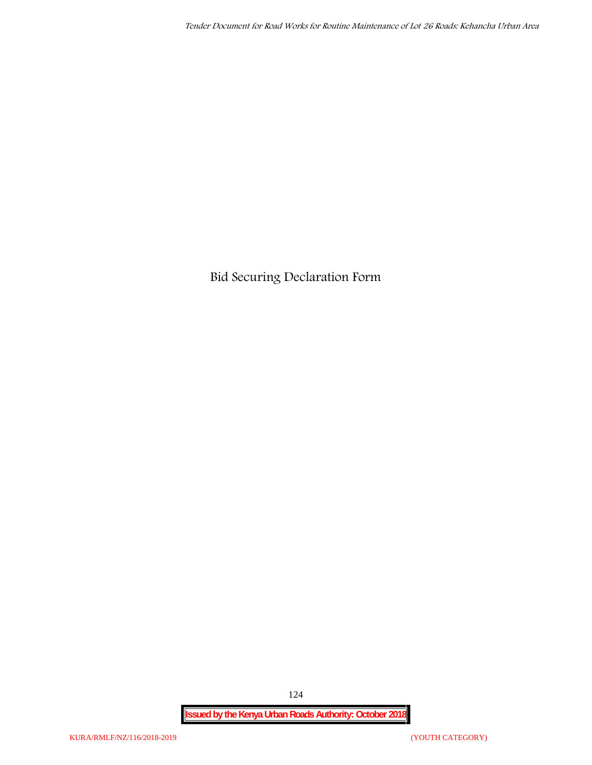# Bid Securing Declaration Form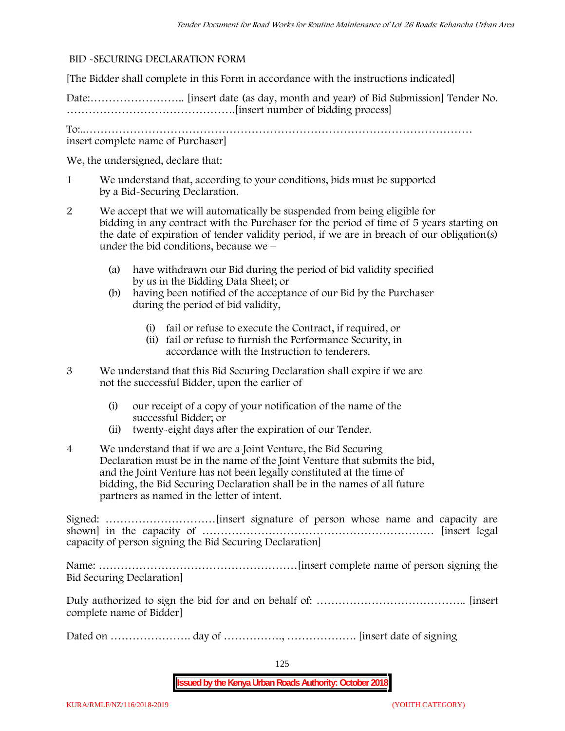## BID -SECURING DECLARATION FORM

[The Bidder shall complete in this Form in accordance with the instructions indicated]

Date:…………………….. [insert date (as day, month and year) of Bid Submission] Tender No. ……………………………………….[insert number of bidding process]

To:..…………………………………………………………………………………………
insert complete name of Purchaser]

We, the undersigned, declare that:

1 We understand that, according to your conditions, bids must be supported by a Bid-Securing Declaration.

2 We accept that we will automatically be suspended from being eligible for bidding in any contract with the Purchaser for the period of time of 5 years starting on the date of expiration of tender validity period, if we are in breach of our obligation(s) under the bid conditions, because we –

   (a) have withdrawn our Bid during the period of bid validity specified by us in the Bidding Data Sheet; or
   (b) having been notified of the acceptance of our Bid by the Purchaser during the period of bid validity,

      (i) fail or refuse to execute the Contract, if required, or
      (ii) fail or refuse to furnish the Performance Security, in accordance with the Instruction to tenderers.

3 We understand that this Bid Securing Declaration shall expire if we are not the successful Bidder, upon the earlier of

   (i) our receipt of a copy of your notification of the name of the successful Bidder; or
   (ii) twenty-eight days after the expiration of our Tender.

4 We understand that if we are a Joint Venture, the Bid Securing Declaration must be in the name of the Joint Venture that submits the bid, and the Joint Venture has not been legally constituted at the time of bidding, the Bid Securing Declaration shall be in the names of all future partners as named in the letter of intent.

Signed: …………………………[insert signature of person whose name and capacity are shown] in the capacity of ……………………………………………………… [insert legal capacity of person signing the Bid Securing Declaration]

Name: ………………………………………………[insert complete name of person signing the Bid Securing Declaration]

Duly authorized to sign the bid for and on behalf of: ………………………………….. [insert complete name of Bidder]

Dated on …………………. day of ……………., ………………. [insert date of signing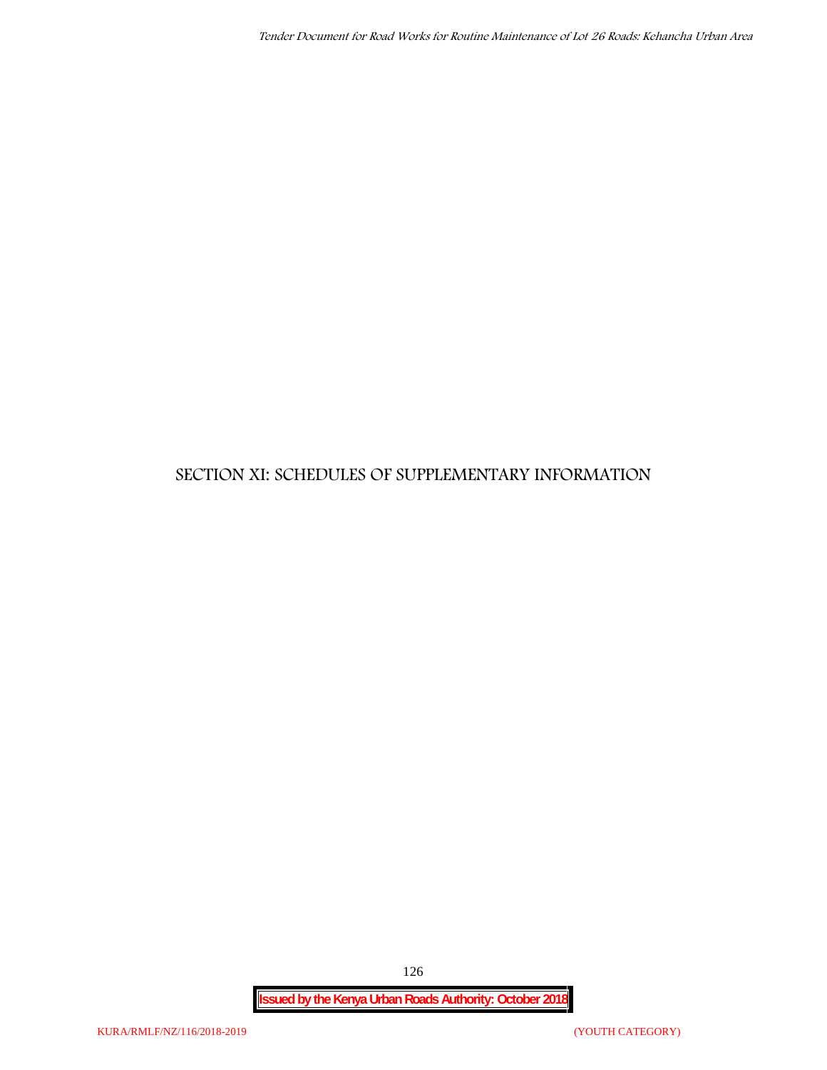# SECTION XI: SCHEDULES OF SUPPLEMENTARY INFORMATION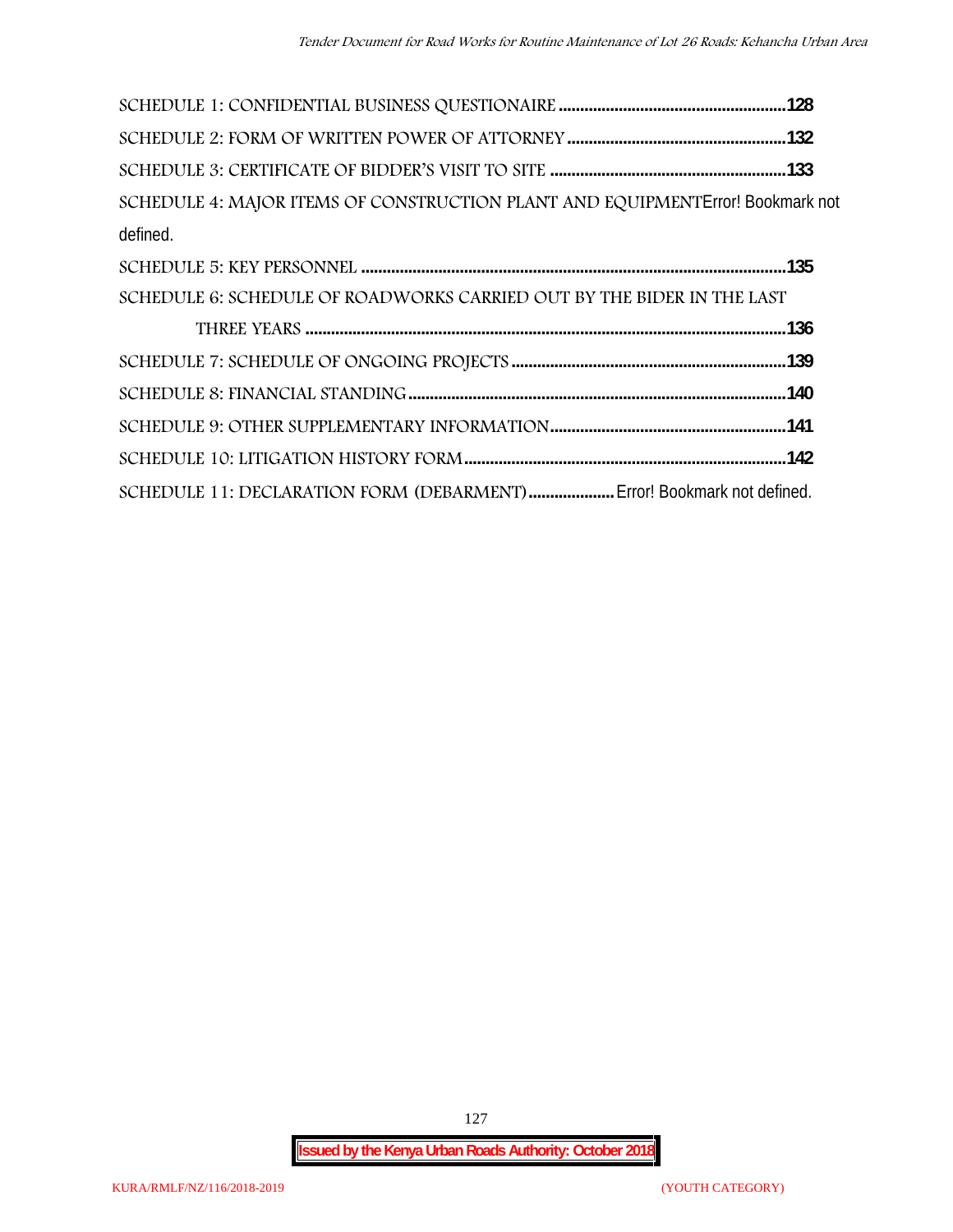SCHEDULE 1: CONFIDENTIAL BUSINESS QUESTIONAIRE ....................................................128

SCHEDULE 2: FORM OF WRITTEN POWER OF ATTORNEY ..................................................132

SCHEDULE 3: CERTIFICATE OF BIDDER'S VISIT TO SITE ......................................................133

SCHEDULE 4: MAJOR ITEMS OF CONSTRUCTION PLANT AND EQUIPMENTError! Bookmark not defined.

SCHEDULE 5: KEY PERSONNEL ..................................................................................................135

SCHEDULE 6: SCHEDULE OF ROADWORKS CARRIED OUT BY THE BIDER IN THE LAST THREE YEARS ................................................................................................................136

SCHEDULE 7: SCHEDULE OF ONGOING PROJECTS ................................................................139

SCHEDULE 8: FINANCIAL STANDING .......................................................................................140

SCHEDULE 9: OTHER SUPPLEMENTARY INFORMATION......................................................141

SCHEDULE 10: LITIGATION HISTORY FORM ..........................................................................142

SCHEDULE 11: DECLARATION FORM (DEBARMENT) .................... Error! Bookmark not defined.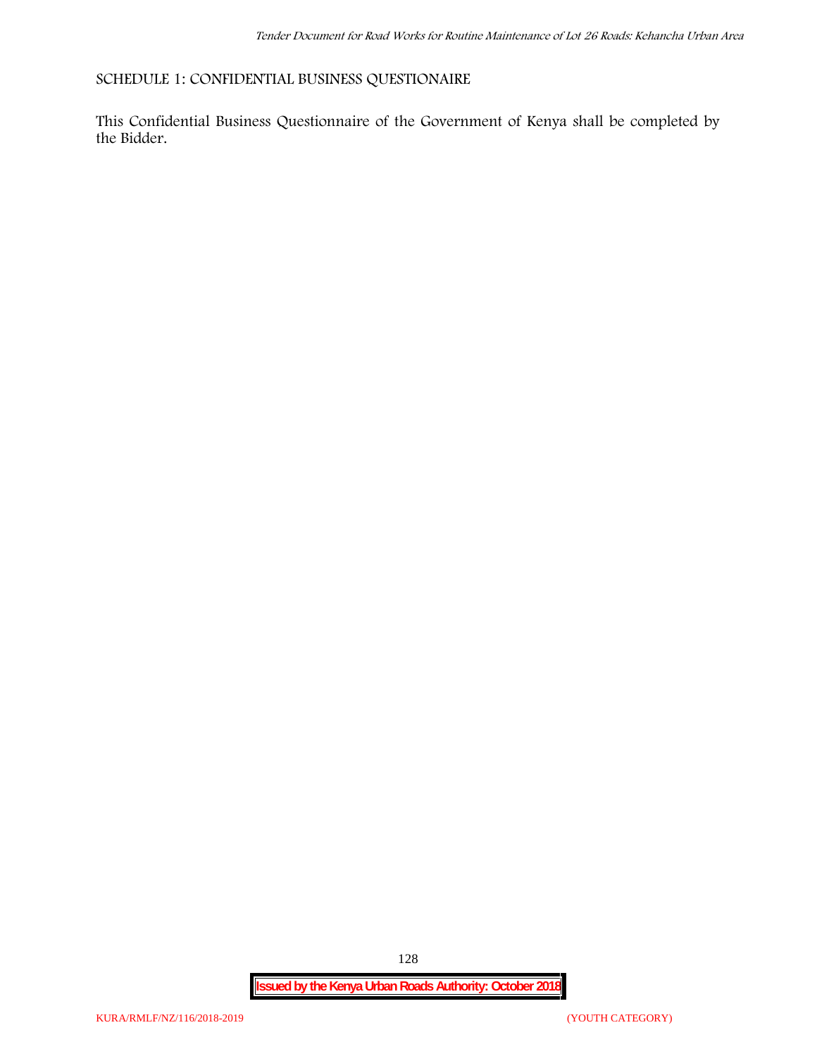## SCHEDULE 1: CONFIDENTIAL BUSINESS QUESTIONAIRE

This Confidential Business Questionnaire of the Government of Kenya shall be completed by the Bidder.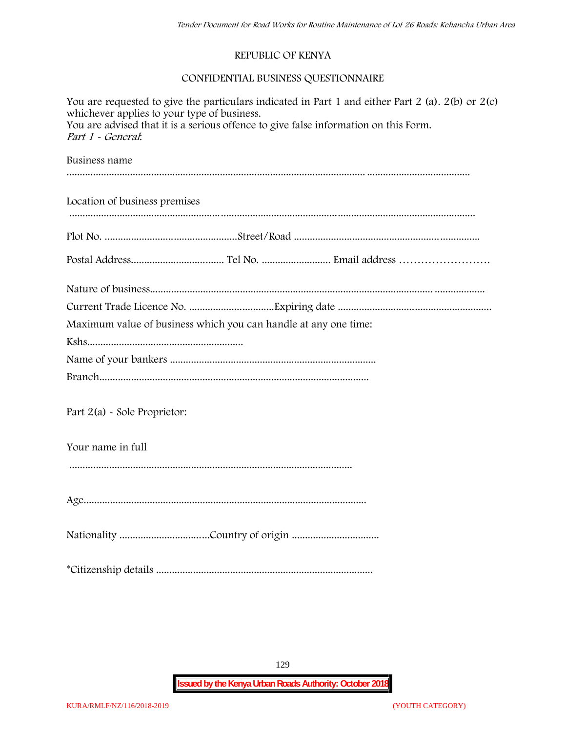REPUBLIC OF KENYA

CONFIDENTIAL BUSINESS QUESTIONNAIRE

You are requested to give the particulars indicated in Part 1 and either Part 2 (a). 2(b) or 2(c) whichever applies to your type of business.
You are advised that it is a serious offence to give false information on this Form.
*Part 1 - General*:

Business name

.................................................................................................................. ......................................

Location of business premises

........................................................................................................................................................

Plot No. ..................................................Street/Road ...............................................................

Postal Address.................................. Tel No. ......................... Email address …………………….

Nature of business.................................................................................................... ..................

Current Trade Licence No. ...............................Expiring date ........................................................

Maximum value of business which you can handle at any one time:

Kshs..........................................................

Name of your bankers ............................................................................

Branch....................................................................................................

Part 2(a) - Sole Proprietor:

Your name in full

.........................................................................................................

Age........................................................................................................

Nationality ................................Country of origin ................................

*Citizenship details ................................................................................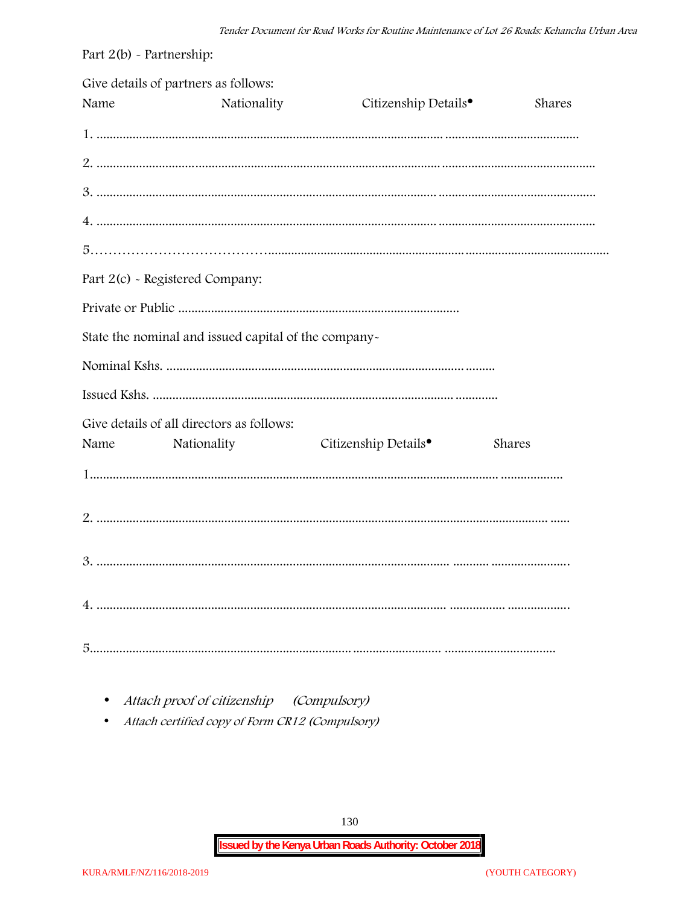Part 2(b) - Partnership:

Give details of partners as follows:

| Name | Nationality | Citizenship Details• | Shares |
|---|---|---|---|
| 1. ....................................................................................................................... ........................................ | | | |
| 2. ....................................................................................................................... .............................................. | | | |
| 3. ....................................................................................................................... .............................................. | | | |
| 4. ....................................................................................................................... .............................................. | | | |
| 5………………………………….......................................................................................................................... | | | |

Part 2(c) - Registered Company:

Private or Public .....................................................................................

State the nominal and issued capital of the company-

Nominal Kshs. ....................................................................................... .........

Issued Kshs. ........................................................................................... .............

Give details of all directors as follows:

| Name | Nationality | Citizenship Details• | Shares |
|---|---|---|---|
| 1............................................................................................................................... .................. | | | |
| 2. ......................................................................................................................................... ...... | | | |
| 3. ......................................................................................................... .......... ....................... | | | |
| 4. ......................................................................................................... ................. .................. | | | |
| 5............................................................................ ........................... ................................. | | | |

- *Attach proof of citizenship (Compulsory)*
- *Attach certified copy of Form CR12 (Compulsory)*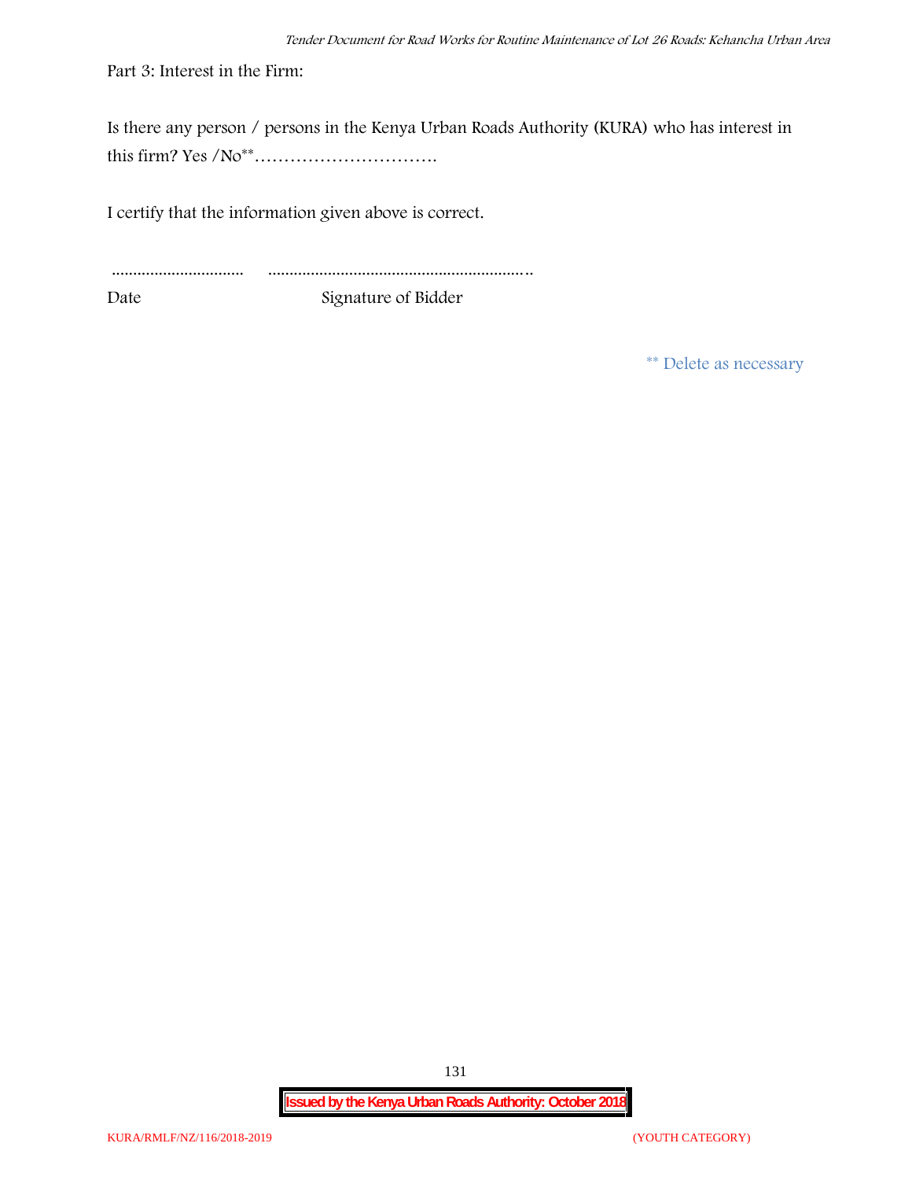Part 3: Interest in the Firm:

Is there any person / persons in the Kenya Urban Roads Authority (KURA) who has interest in this firm? Yes /No** ………………………….

I certify that the information given above is correct.

............................... ……………………………………………………..

Date Signature of Bidder

** Delete as necessary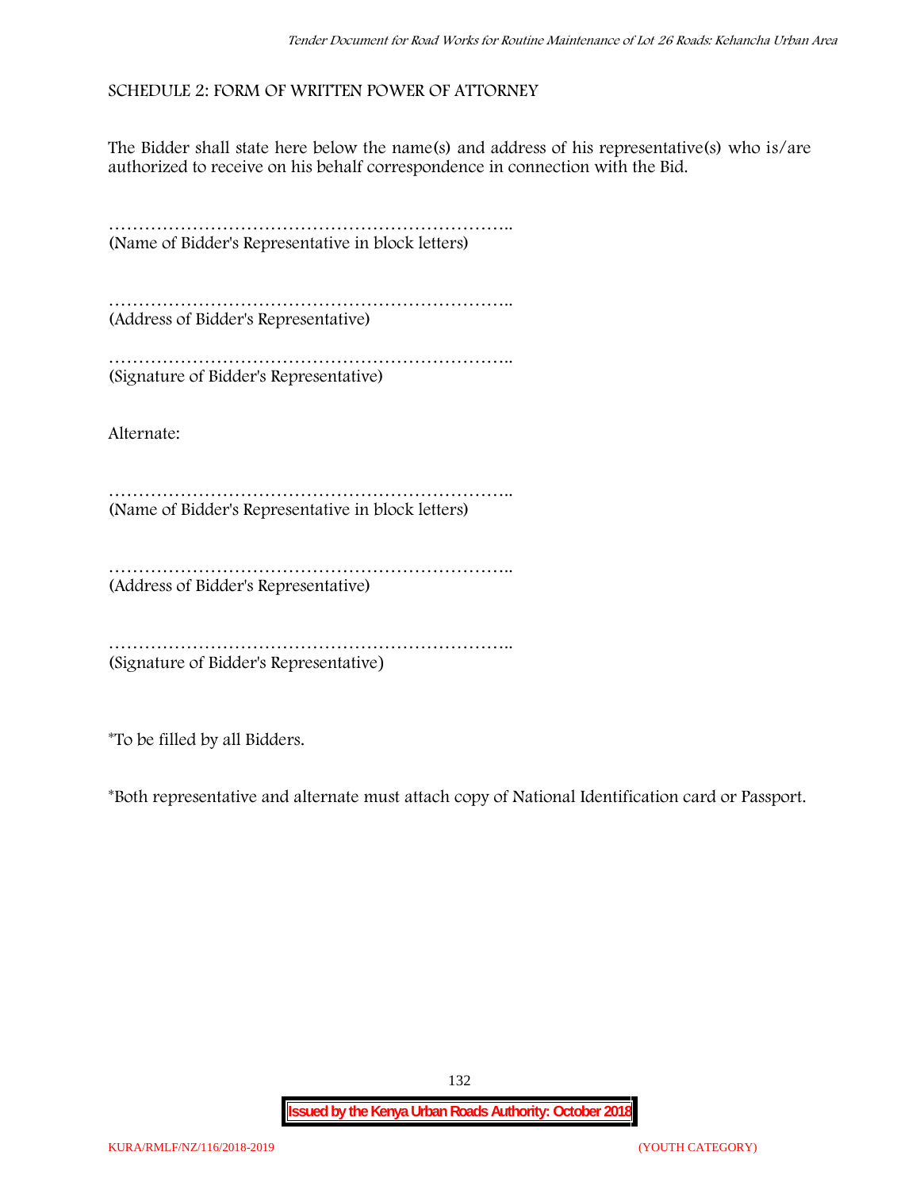SCHEDULE 2: FORM OF WRITTEN POWER OF ATTORNEY

The Bidder shall state here below the name(s) and address of his representative(s) who is/are authorized to receive on his behalf correspondence in connection with the Bid.

…………………………………………………………..
(Name of Bidder's Representative in block letters)

…………………………………………………………..
(Address of Bidder's Representative)

…………………………………………………………..
(Signature of Bidder's Representative)

Alternate:

…………………………………………………………..
(Name of Bidder's Representative in block letters)

…………………………………………………………..
(Address of Bidder's Representative)

…………………………………………………………..
(Signature of Bidder's Representative)

*To be filled by all Bidders.

*Both representative and alternate must attach copy of National Identification card or Passport.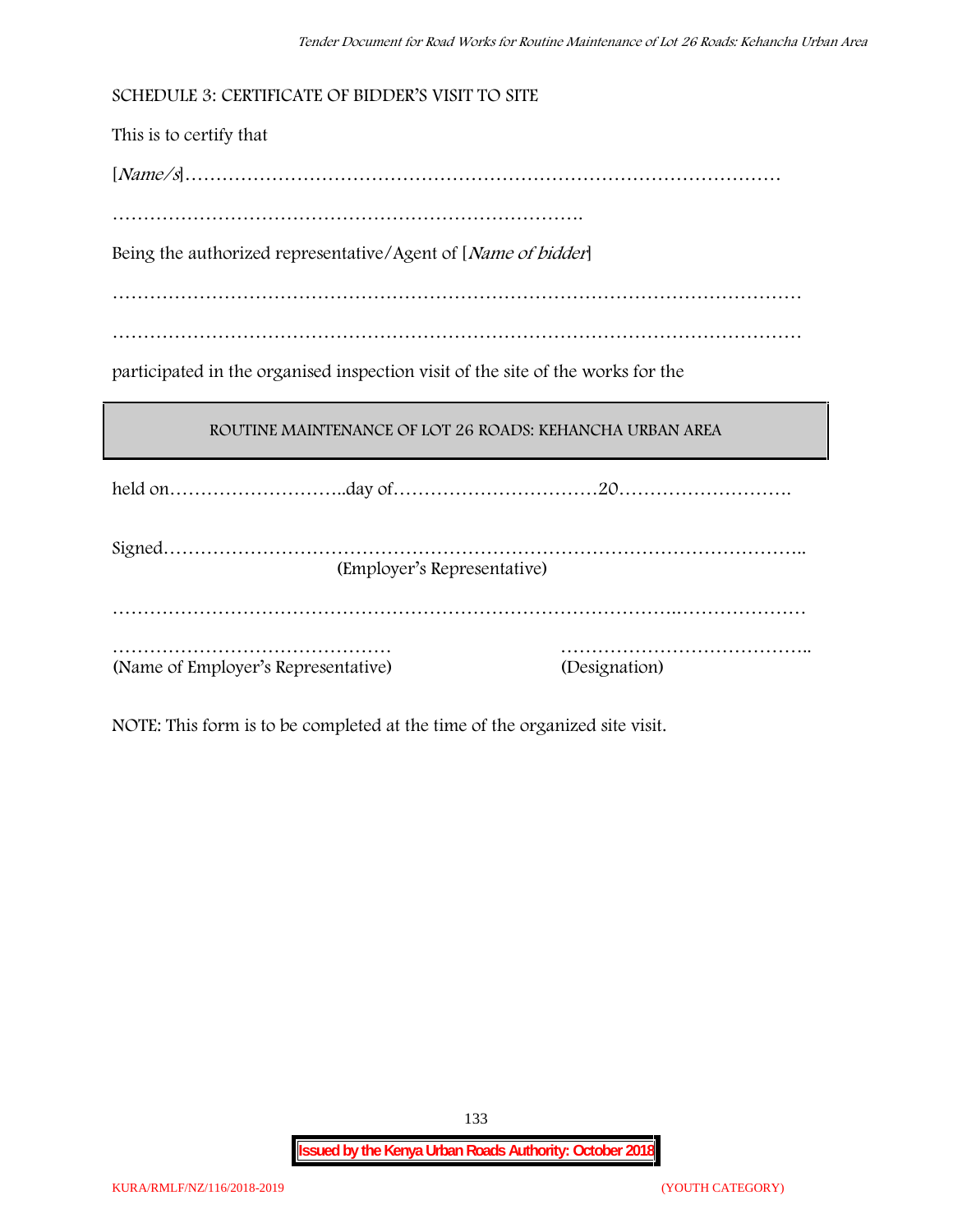SCHEDULE 3: CERTIFICATE OF BIDDER'S VISIT TO SITE

This is to certify that

[*Name/s*]…………………………………………………………………………………

………………………………………………………………….

Being the authorized representative/Agent of [*Name of bidder*]

…………………………………………………………………………………………………

…………………………………………………………………………………………………

participated in the organised inspection visit of the site of the works for the

| ROUTINE MAINTENANCE OF LOT 26 ROADS: KEHANCHA URBAN AREA |
|---|

held on………………………..day of……………………………20……………………….

Signed……………………………………………………………………………………….. (Employer's Representative)

……………………………………………………………………………..…………………

……………………………………… (Name of Employer's Representative)

………………………………….. (Designation)

NOTE: This form is to be completed at the time of the organized site visit.

**Issued by the Kenya Urban Roads Authority: October 2018**

KURA/RMLF/NZ/116/2018-2019 (YOUTH CATEGORY)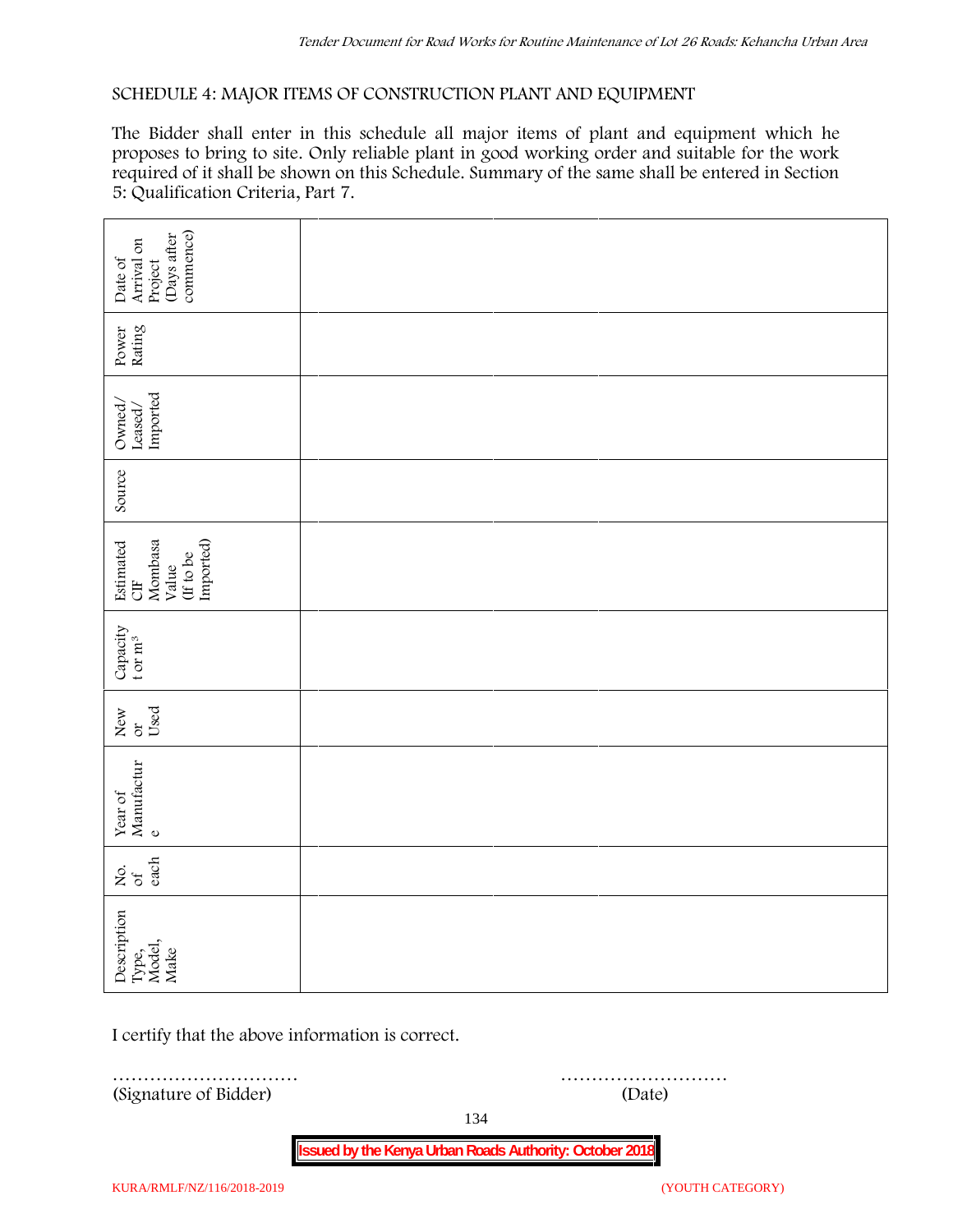SCHEDULE 4: MAJOR ITEMS OF CONSTRUCTION PLANT AND EQUIPMENT

The Bidder shall enter in this schedule all major items of plant and equipment which he proposes to bring to site. Only reliable plant in good working order and suitable for the work required of it shall be shown on this Schedule. Summary of the same shall be entered in Section 5: Qualification Criteria, Part 7.

| Description Type, Model, Make | No. of each | Year of Manufacture | New or Used | Capacity t or $m^3$ | Estimated CIF Mombasa Value (If to be Imported) | Source | Owned/ Leased/ Imported | Power Rating | Date of Arrival on Project (Days after commence) |
|---|---|---|---|---|---|---|---|---|---|
| | | | | | | | | | |
| | | | | | | | | | |
| | | | | | | | | | |

I certify that the above information is correct.

………………………… ………………………

(Signature of Bidder) (Date)

**Issued by the Kenya Urban Roads Authority: October 2018**

KURA/RMLF/NZ/116/2018-2019 (YOUTH CATEGORY)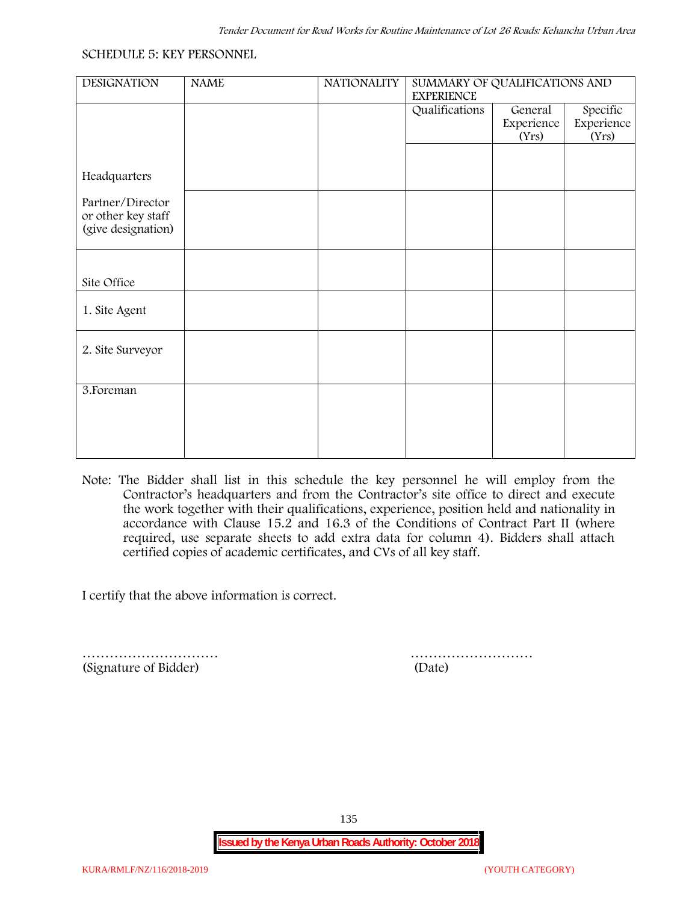SCHEDULE 5: KEY PERSONNEL

| DESIGNATION | NAME | NATIONALITY | SUMMARY OF QUALIFICATIONS AND EXPERIENCE | | |
|---|---|---|---|---|---|
| | | | Qualifications | General Experience (Yrs) | Specific Experience (Yrs) |
| Headquarters | | | | | |
| Partner/Director or other key staff (give designation) | | | | | |
| Site Office | | | | | |
| 1. Site Agent | | | | | |
| 2. Site Surveyor | | | | | |
| 3.Foreman | | | | | |

Note: The Bidder shall list in this schedule the key personnel he will employ from the Contractor's headquarters and from the Contractor's site office to direct and execute the work together with their qualifications, experience, position held and nationality in accordance with Clause 15.2 and 16.3 of the Conditions of Contract Part II (where required, use separate sheets to add extra data for column 4). Bidders shall attach certified copies of academic certificates, and CVs of all key staff.

I certify that the above information is correct.

………………………… (Signature of Bidder)

……………………… (Date)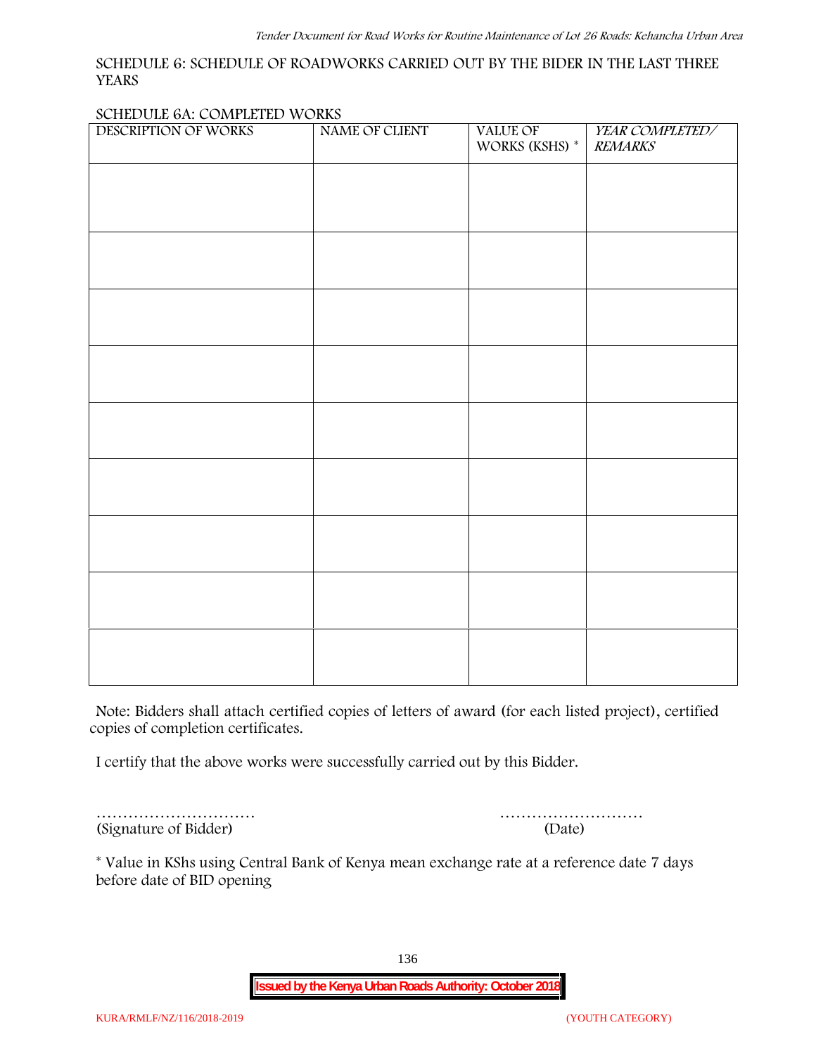SCHEDULE 6: SCHEDULE OF ROADWORKS CARRIED OUT BY THE BIDER IN THE LAST THREE YEARS

SCHEDULE 6A: COMPLETED WORKS

| DESCRIPTION OF WORKS | NAME OF CLIENT | VALUE OF WORKS (KSHS) * | *YEAR COMPLETED/ REMARKS* |
|---|---|---|---|
| | | | |
| | | | |
| | | | |
| | | | |
| | | | |
| | | | |
| | | | |
| | | | |
| | | | |

Note: Bidders shall attach certified copies of letters of award (for each listed project), certified copies of completion certificates.

I certify that the above works were successfully carried out by this Bidder.

………………………… ………………………
(Signature of Bidder) (Date)

* Value in KShs using Central Bank of Kenya mean exchange rate at a reference date 7 days before date of BID opening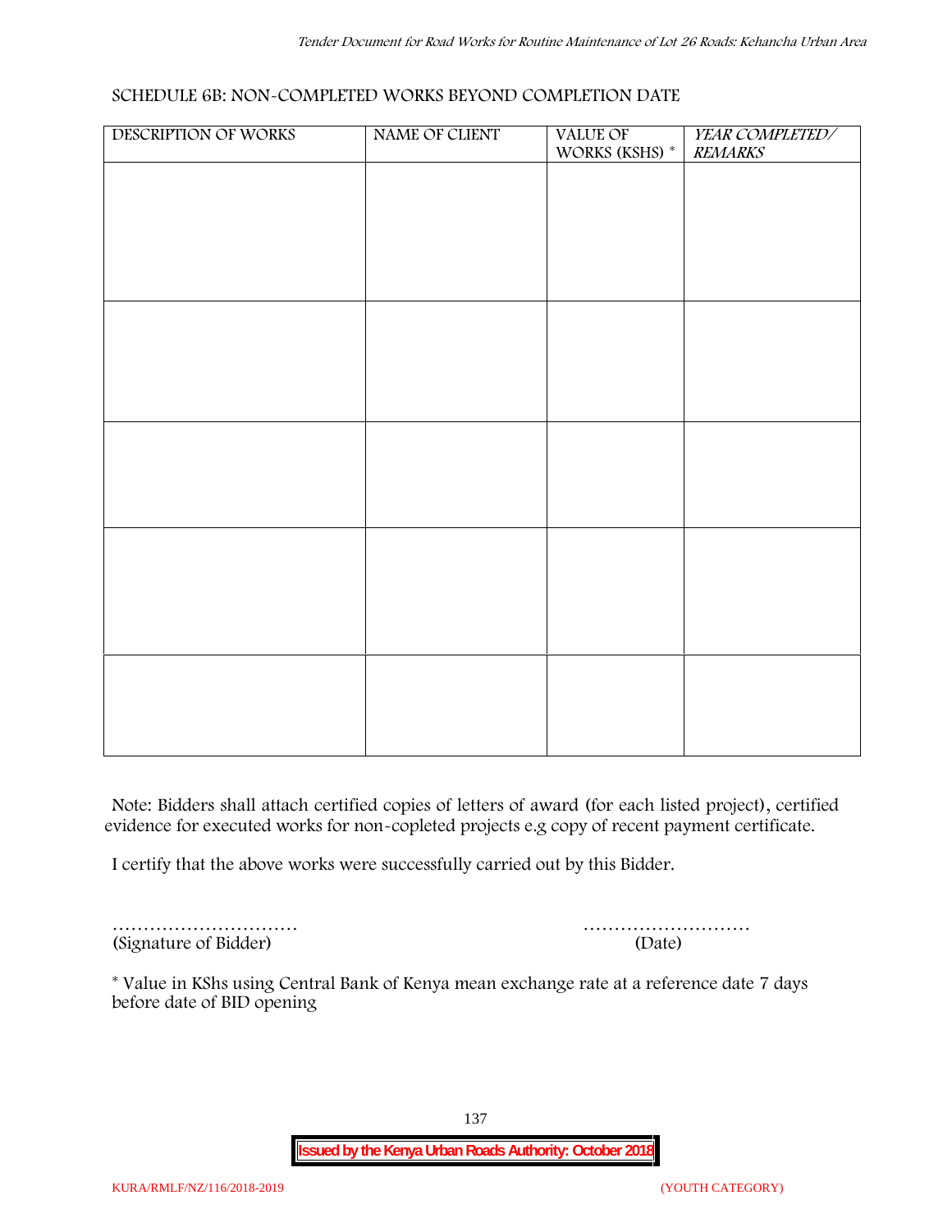SCHEDULE 6B: NON-COMPLETED WORKS BEYOND COMPLETION DATE

| DESCRIPTION OF WORKS | NAME OF CLIENT | VALUE OF WORKS (KSHS) * | *YEAR COMPLETED/ REMARKS* |
|---|---|---|---|
| | | | |
| | | | |
| | | | |
| | | | |
| | | | |

Note: Bidders shall attach certified copies of letters of award (for each listed project), certified evidence for executed works for non-copleted projects e.g copy of recent payment certificate.

I certify that the above works were successfully carried out by this Bidder.

………………………… (Signature of Bidder)

……………………… (Date)

* Value in KShs using Central Bank of Kenya mean exchange rate at a reference date 7 days before date of BID opening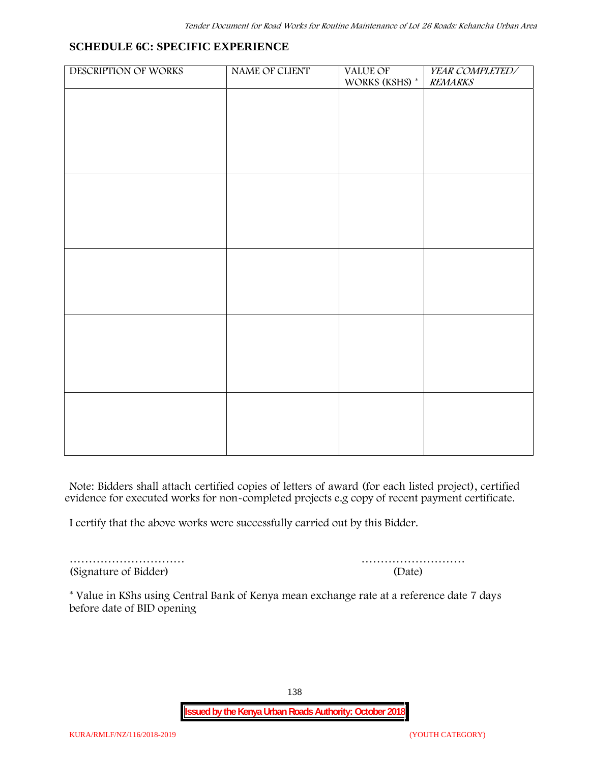## SCHEDULE 6C: SPECIFIC EXPERIENCE

| DESCRIPTION OF WORKS | NAME OF CLIENT | VALUE OF WORKS (KSHS) * | *YEAR COMPLETED/ REMARKS* |
|---|---|---|---|
| | | | |
| | | | |
| | | | |
| | | | |
| | | | |

Note: Bidders shall attach certified copies of letters of award (for each listed project), certified evidence for executed works for non-completed projects e.g copy of recent payment certificate.

I certify that the above works were successfully carried out by this Bidder.

………………………… ………………………
(Signature of Bidder) (Date)

* Value in KShs using Central Bank of Kenya mean exchange rate at a reference date 7 days before date of BID opening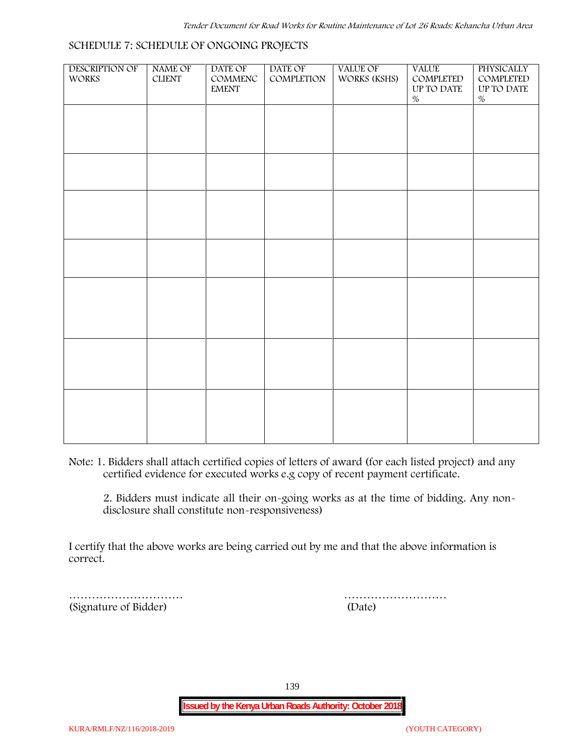## SCHEDULE 7: SCHEDULE OF ONGOING PROJECTS

| DESCRIPTION OF WORKS | NAME OF CLIENT | DATE OF COMMENCEMENT | DATE OF COMPLETION | VALUE OF WORKS (KSHS) | VALUE COMPLETED UP TO DATE % | PHYSICALLY COMPLETED UP TO DATE % |
|---|---|---|---|---|---|---|
| | | | | | | |
| | | | | | | |
| | | | | | | |
| | | | | | | |
| | | | | | | |
| | | | | | | |
| | | | | | | |

Note: 1. Bidders shall attach certified copies of letters of award (for each listed project) and any certified evidence for executed works e.g copy of recent payment certificate.

2. Bidders must indicate all their on-going works as at the time of bidding. Any non-disclosure shall constitute non-responsiveness)

I certify that the above works are being carried out by me and that the above information is correct.

………………………… ………………………
(Signature of Bidder) (Date)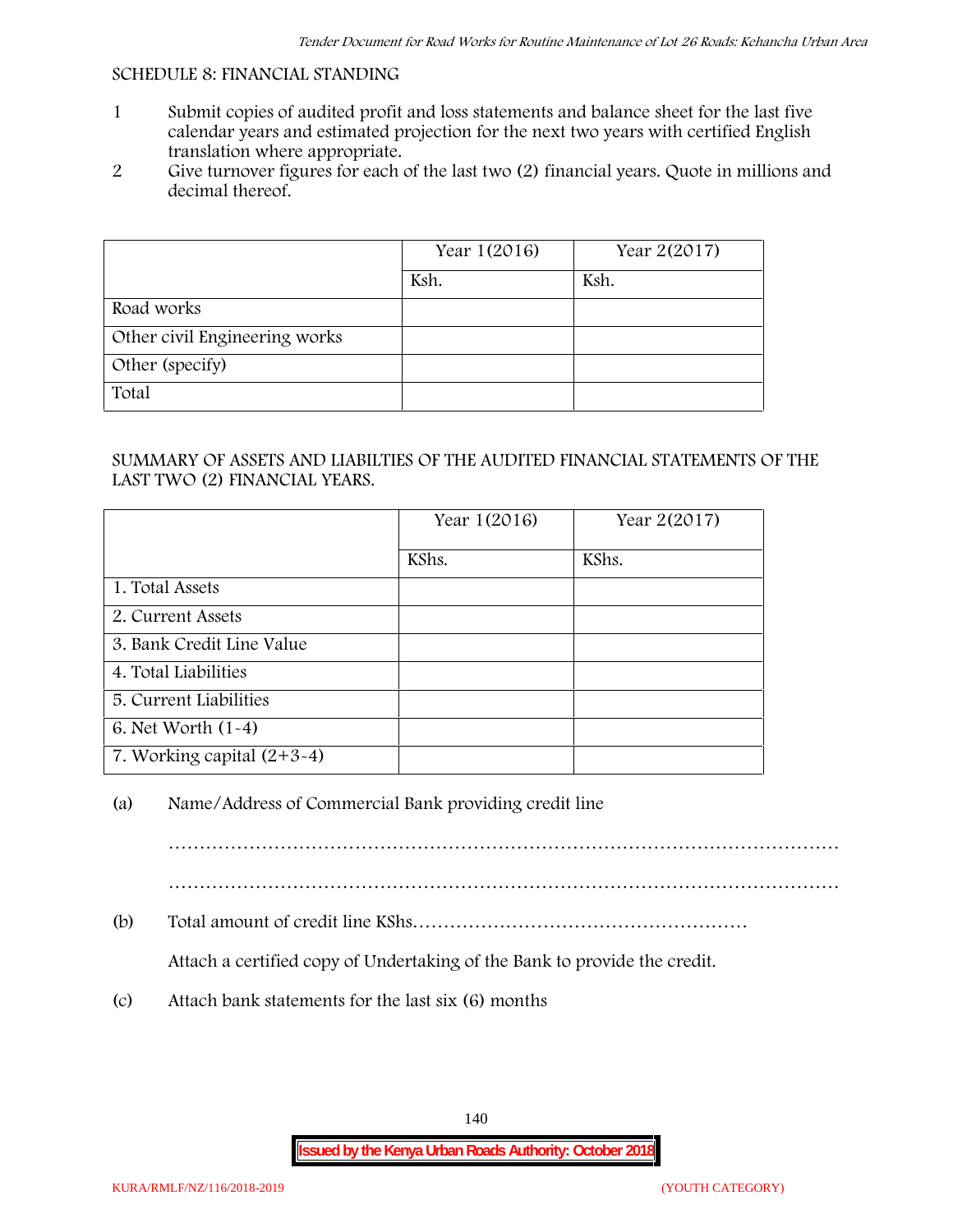SCHEDULE 8: FINANCIAL STANDING

1. Submit copies of audited profit and loss statements and balance sheet for the last five calendar years and estimated projection for the next two years with certified English translation where appropriate.
2. Give turnover figures for each of the last two (2) financial years. Quote in millions and decimal thereof.

| | Year 1(2016) | Year 2(2017) |
|---|---|---|
| | Ksh. | Ksh. |
| Road works | | |
| Other civil Engineering works | | |
| Other (specify) | | |
| Total | | |

SUMMARY OF ASSETS AND LIABILTIES OF THE AUDITED FINANCIAL STATEMENTS OF THE LAST TWO (2) FINANCIAL YEARS.

| | Year 1(2016) | Year 2(2017) |
|---|---|---|
| | KShs. | KShs. |
| 1. Total Assets | | |
| 2. Current Assets | | |
| 3. Bank Credit Line Value | | |
| 4. Total Liabilities | | |
| 5. Current Liabilities | | |
| 6. Net Worth (1-4) | | |
| 7. Working capital (2+3-4) | | |

(a) Name/Address of Commercial Bank providing credit line

……………………………………………………………………………………………

……………………………………………………………………………………………

(b) Total amount of credit line KShs………………………………………………

Attach a certified copy of Undertaking of the Bank to provide the credit.

(c) Attach bank statements for the last six (6) months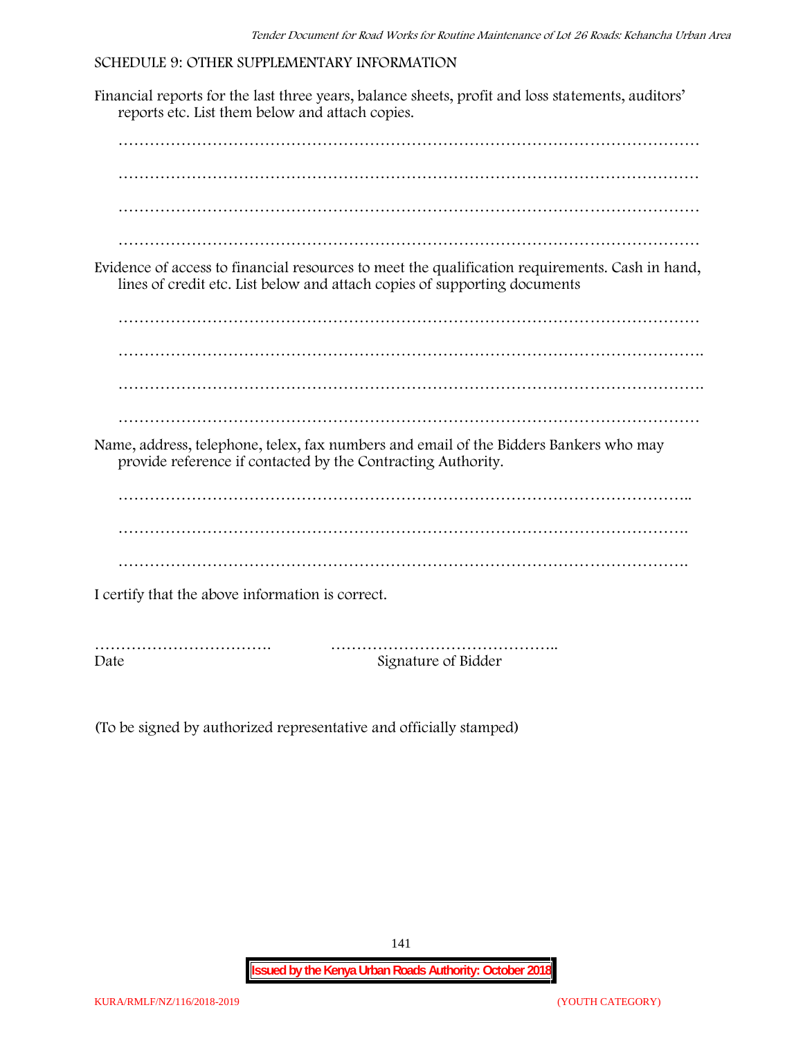## SCHEDULE 9: OTHER SUPPLEMENTARY INFORMATION

Financial reports for the last three years, balance sheets, profit and loss statements, auditors' reports etc. List them below and attach copies.

…………………………………………………………………………………………………

…………………………………………………………………………………………………

…………………………………………………………………………………………………

…………………………………………………………………………………………………

Evidence of access to financial resources to meet the qualification requirements. Cash in hand, lines of credit etc. List below and attach copies of supporting documents

…………………………………………………………………………………………………

…………………………………………………………………………………………………

…………………………………………………………………………………………………

…………………………………………………………………………………………………

Name, address, telephone, telex, fax numbers and email of the Bidders Bankers who may provide reference if contacted by the Contracting Authority.

…………………………………………………………………………………………………

…………………………………………………………………………………………………

…………………………………………………………………………………………………

I certify that the above information is correct.

……………………………. ……………………………………..

Date Signature of Bidder

(To be signed by authorized representative and officially stamped)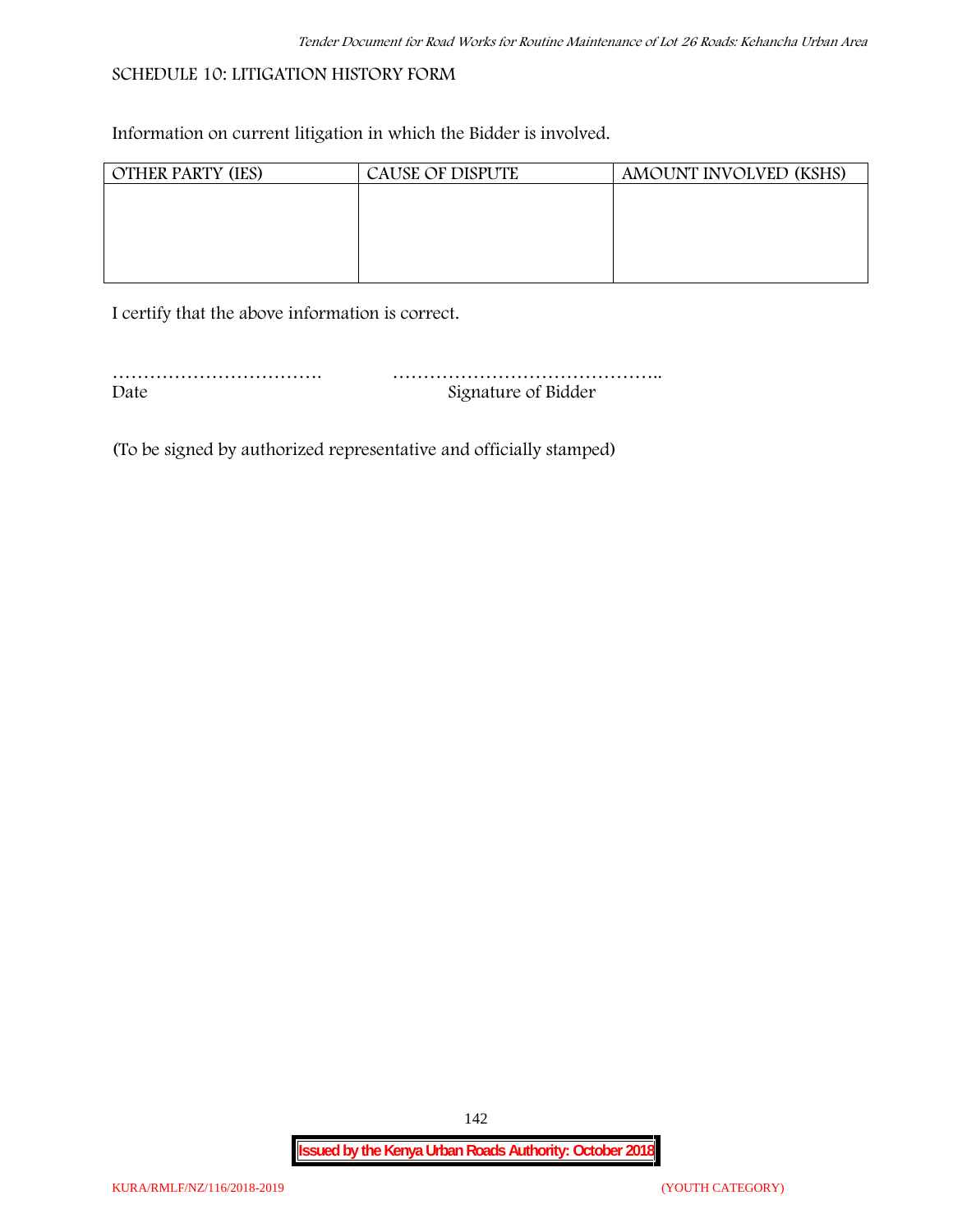SCHEDULE 10: LITIGATION HISTORY FORM

Information on current litigation in which the Bidder is involved.

| OTHER PARTY (IES) | CAUSE OF DISPUTE | AMOUNT INVOLVED (KSHS) |
| --- | --- | --- |
| | | |

I certify that the above information is correct.

……………………………. ……………………………………..

Date Signature of Bidder

(To be signed by authorized representative and officially stamped)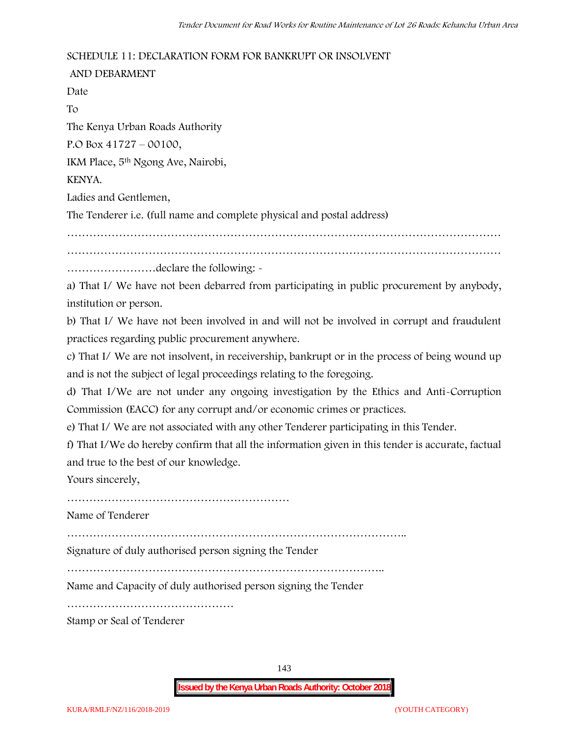SCHEDULE 11: DECLARATION FORM FOR BANKRUPT OR INSOLVENT AND DEBARMENT

Date

To

The Kenya Urban Roads Authority

P.O Box 41727 – 00100,

IKM Place, 5th Ngong Ave, Nairobi,

KENYA.

Ladies and Gentlemen,

The Tenderer i.e. (full name and complete physical and postal address)

……………………………………………………………………………………………………………

……………………………………………………………………………………………………………

……………………declare the following: -

a) That I/ We have not been debarred from participating in public procurement by anybody, institution or person.

b) That I/ We have not been involved in and will not be involved in corrupt and fraudulent practices regarding public procurement anywhere.

c) That I/ We are not insolvent, in receivership, bankrupt or in the process of being wound up and is not the subject of legal proceedings relating to the foregoing.

d) That I/We are not under any ongoing investigation by the Ethics and Anti-Corruption Commission (EACC) for any corrupt and/or economic crimes or practices.

e) That I/ We are not associated with any other Tenderer participating in this Tender.

f) That I/We do hereby confirm that all the information given in this tender is accurate, factual and true to the best of our knowledge.

Yours sincerely,

……………………………………………………

Name of Tenderer

………………………………………………………………………………..

Signature of duly authorised person signing the Tender

…………………………………………………………………………..

Name and Capacity of duly authorised person signing the Tender

………………………………………

Stamp or Seal of Tenderer

KURA/RMLF/NZ/116/2018-2019 (YOUTH CATEGORY)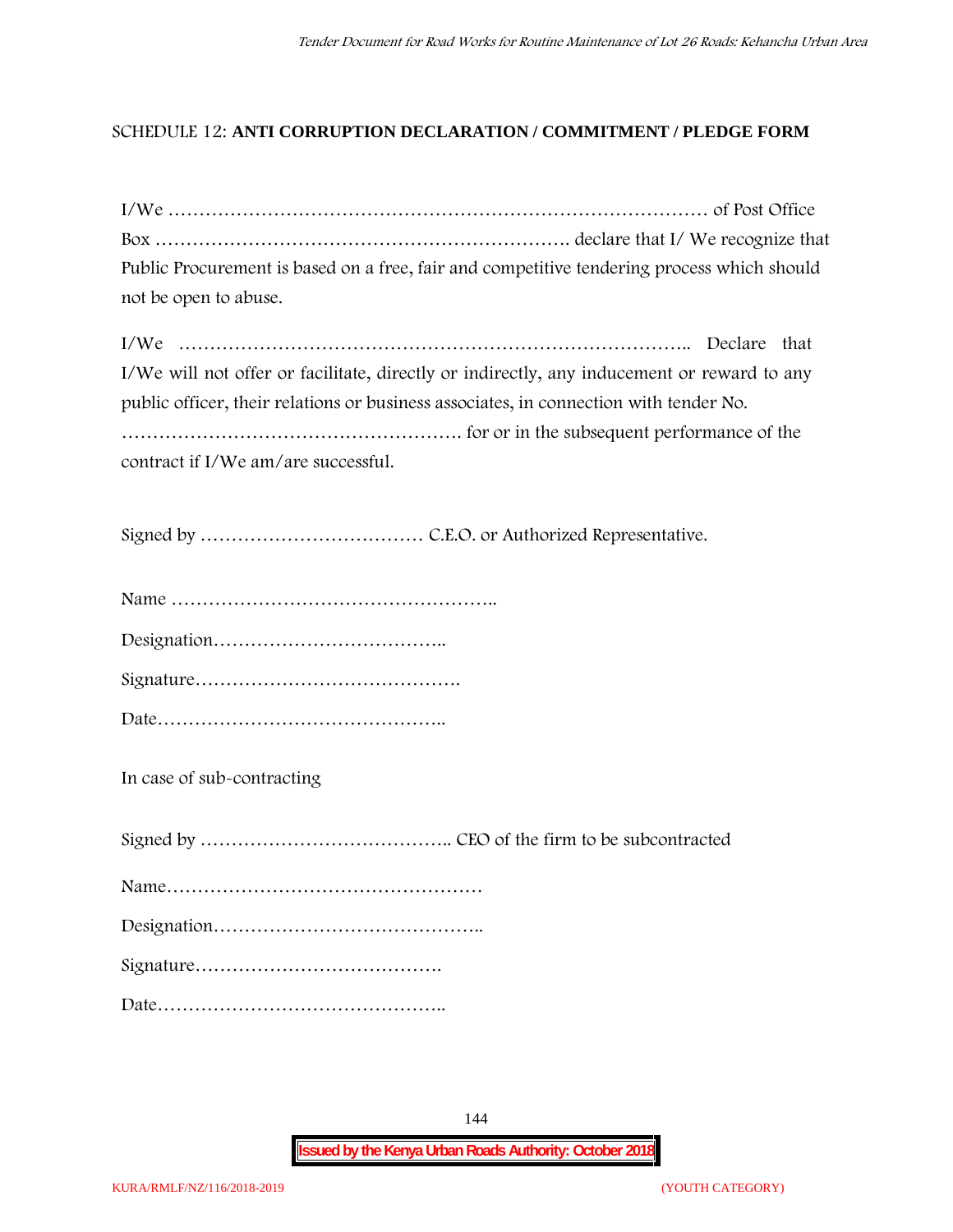SCHEDULE 12: **ANTI CORRUPTION DECLARATION / COMMITMENT / PLEDGE FORM**

I/We ……………………………………………………………………………… of Post Office Box ………………………………………………………… declare that I/ We recognize that Public Procurement is based on a free, fair and competitive tendering process which should not be open to abuse.

I/We ……………………………………………………………………….. Declare that I/We will not offer or facilitate, directly or indirectly, any inducement or reward to any public officer, their relations or business associates, in connection with tender No. ………………………………………………. for or in the subsequent performance of the contract if I/We am/are successful.

Signed by ……………………………… C.E.O. or Authorized Representative.

Name ……………………………………………..

Designation………………………………..

Signature…………………………………….

Date………………………………………..

In case of sub-contracting

Signed by ………………………………….. CEO of the firm to be subcontracted

Name……………………………………………

Designation……………………………………..

Signature………………………………….

Date………………………………………..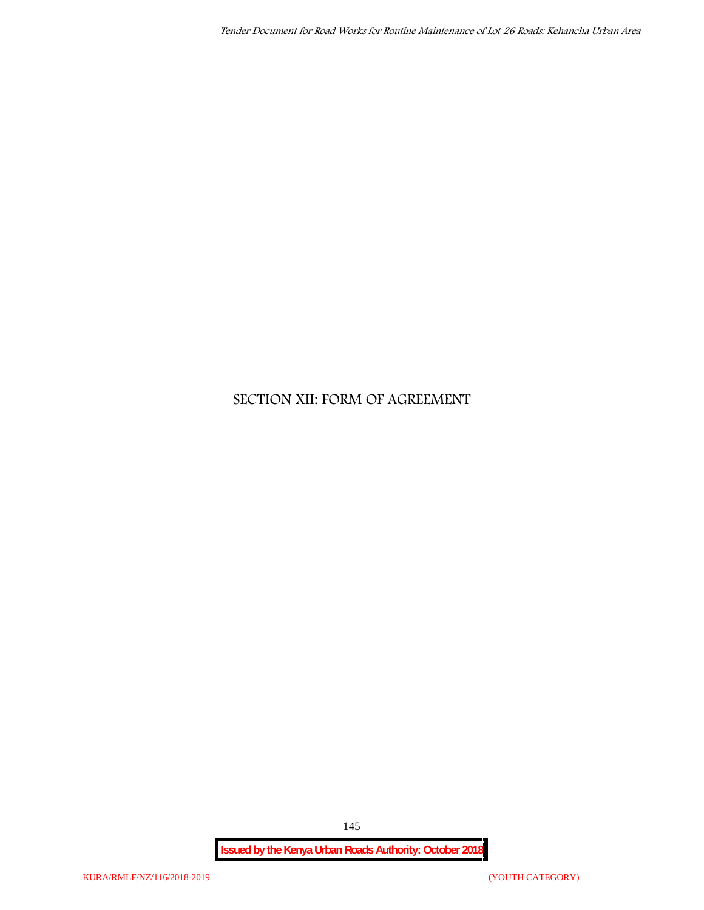# SECTION XII: FORM OF AGREEMENT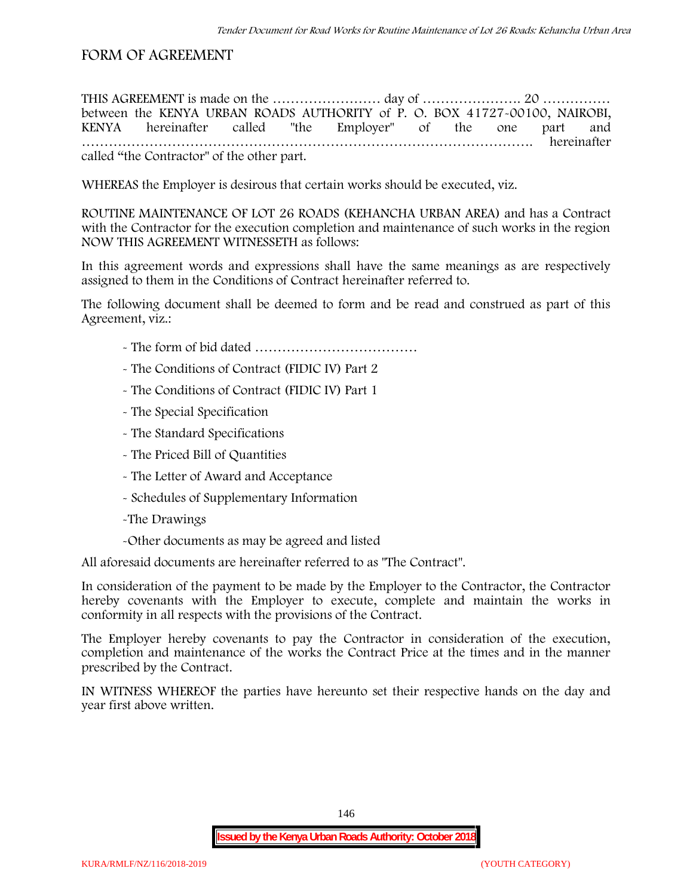# FORM OF AGREEMENT

THIS AGREEMENT is made on the …………………… day of …………………. 20 …………… between the KENYA URBAN ROADS AUTHORITY of P. O. BOX 41727-00100, NAIROBI, KENYA hereinafter called "the Employer" of the one part and ………………………………………………………………………………. hereinafter called "the Contractor" of the other part.

WHEREAS the Employer is desirous that certain works should be executed, viz.

ROUTINE MAINTENANCE OF LOT 26 ROADS (KEHANCHA URBAN AREA) and has a Contract with the Contractor for the execution completion and maintenance of such works in the region NOW THIS AGREEMENT WITNESSETH as follows:

In this agreement words and expressions shall have the same meanings as are respectively assigned to them in the Conditions of Contract hereinafter referred to.

The following document shall be deemed to form and be read and construed as part of this Agreement, viz.:

- The form of bid dated ………………………………
- The Conditions of Contract (FIDIC IV) Part 2
- The Conditions of Contract (FIDIC IV) Part 1
- The Special Specification
- The Standard Specifications
- The Priced Bill of Quantities
- The Letter of Award and Acceptance
- Schedules of Supplementary Information
- The Drawings
- Other documents as may be agreed and listed

All aforesaid documents are hereinafter referred to as "The Contract".

In consideration of the payment to be made by the Employer to the Contractor, the Contractor hereby covenants with the Employer to execute, complete and maintain the works in conformity in all respects with the provisions of the Contract.

The Employer hereby covenants to pay the Contractor in consideration of the execution, completion and maintenance of the works the Contract Price at the times and in the manner prescribed by the Contract.

IN WITNESS WHEREOF the parties have hereunto set their respective hands on the day and year first above written.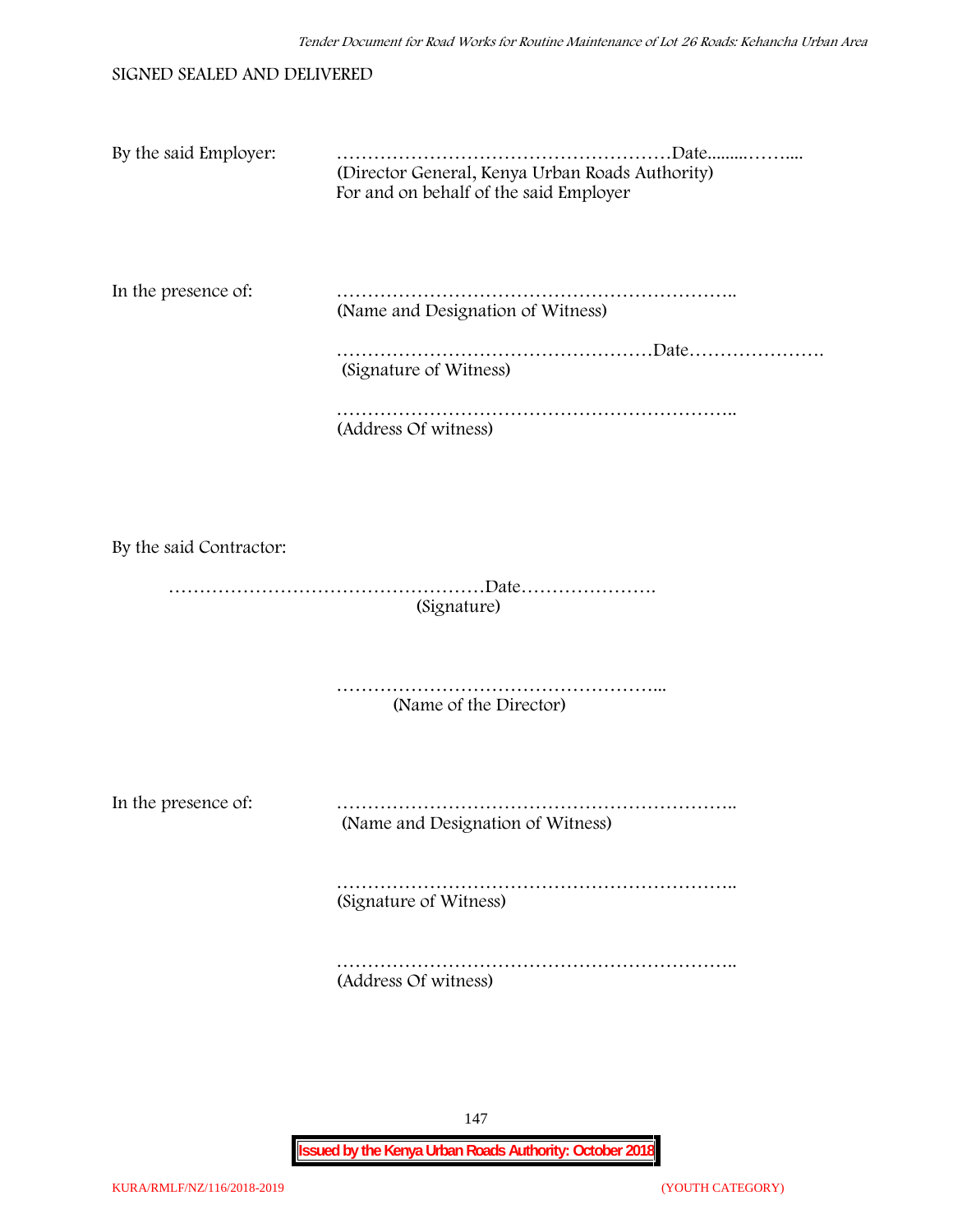SIGNED SEALED AND DELIVERED

By the said Employer: ………………………………………………Date.........……....
(Director General, Kenya Urban Roads Authority)
For and on behalf of the said Employer

In the presence of: ………………………………………………………..
(Name and Designation of Witness)

……………………………………………Date………………….
(Signature of Witness)

………………………………………………………..
(Address Of witness)

By the said Contractor:

……………………………………………Date………………….
(Signature)

……………………………………………...
(Name of the Director)

In the presence of: ………………………………………………………..
(Name and Designation of Witness)

………………………………………………………..
(Signature of Witness)

………………………………………………………..
(Address Of witness)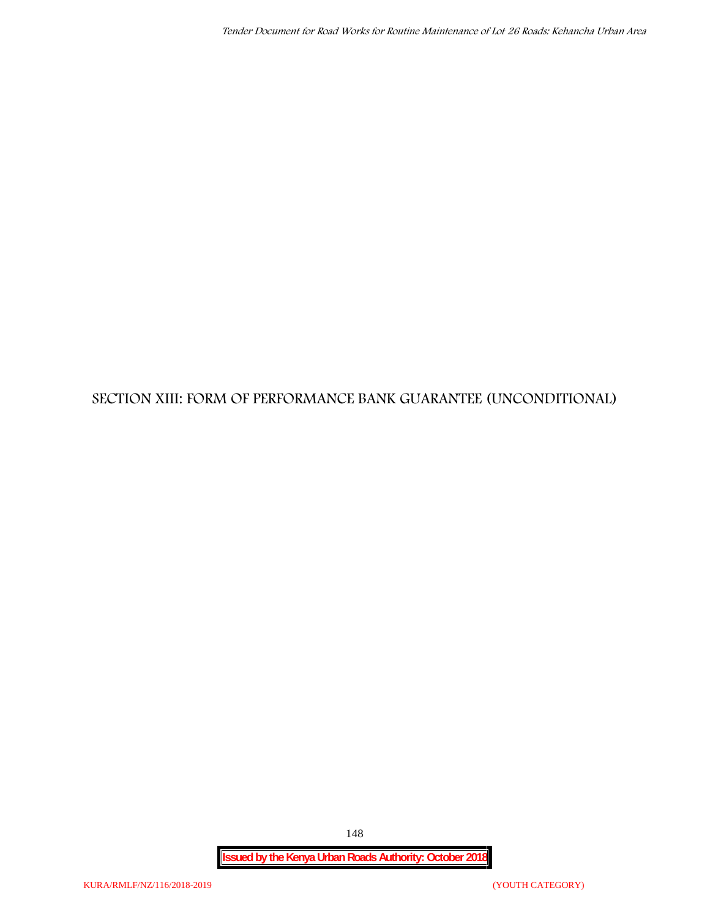# SECTION XIII: FORM OF PERFORMANCE BANK GUARANTEE (UNCONDITIONAL)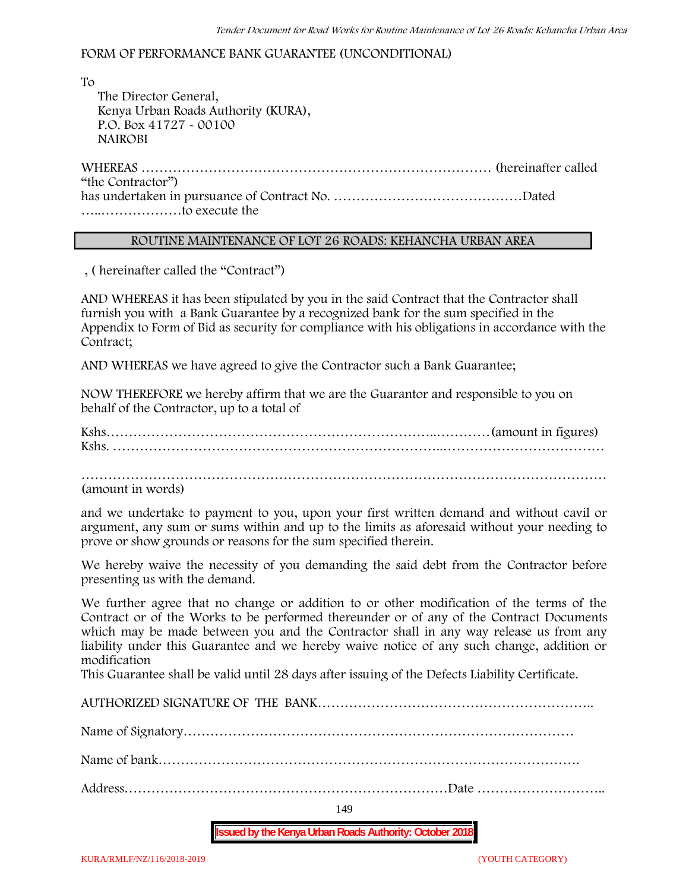FORM OF PERFORMANCE BANK GUARANTEE (UNCONDITIONAL)

To

The Director General,
Kenya Urban Roads Authority (KURA),
P.O. Box 41727 - 00100
NAIROBI

WHEREAS …………………………………………………………………… (hereinafter called "the Contractor")
has undertaken in pursuance of Contract No. ……………………………………Dated …..………………to execute the

ROUTINE MAINTENANCE OF LOT 26 ROADS: KEHANCHA URBAN AREA

, ( hereinafter called the "Contract")

AND WHEREAS it has been stipulated by you in the said Contract that the Contractor shall furnish you with a Bank Guarantee by a recognized bank for the sum specified in the Appendix to Form of Bid as security for compliance with his obligations in accordance with the Contract;

AND WHEREAS we have agreed to give the Contractor such a Bank Guarantee;

NOW THEREFORE we hereby affirm that we are the Guarantor and responsible to you on behalf of the Contractor, up to a total of

Kshs……………………………………………………………..…………(amount in figures)
Kshs. ……………………………………………………………..………………………………

…………………………………………………………………………………………………………
(amount in words)

and we undertake to payment to you, upon your first written demand and without cavil or argument, any sum or sums within and up to the limits as aforesaid without your needing to prove or show grounds or reasons for the sum specified therein.

We hereby waive the necessity of you demanding the said debt from the Contractor before presenting us with the demand.

We further agree that no change or addition to or other modification of the terms of the Contract or of the Works to be performed thereunder or of any of the Contract Documents which may be made between you and the Contractor shall in any way release us from any liability under this Guarantee and we hereby waive notice of any such change, addition or modification
This Guarantee shall be valid until 28 days after issuing of the Defects Liability Certificate.

AUTHORIZED SIGNATURE OF THE BANK……………………………………………………..

Name of Signatory……………………………………………………………………………

Name of bank…………………………………………………………………………………….

Address………………………………………………………………Date ………………………..